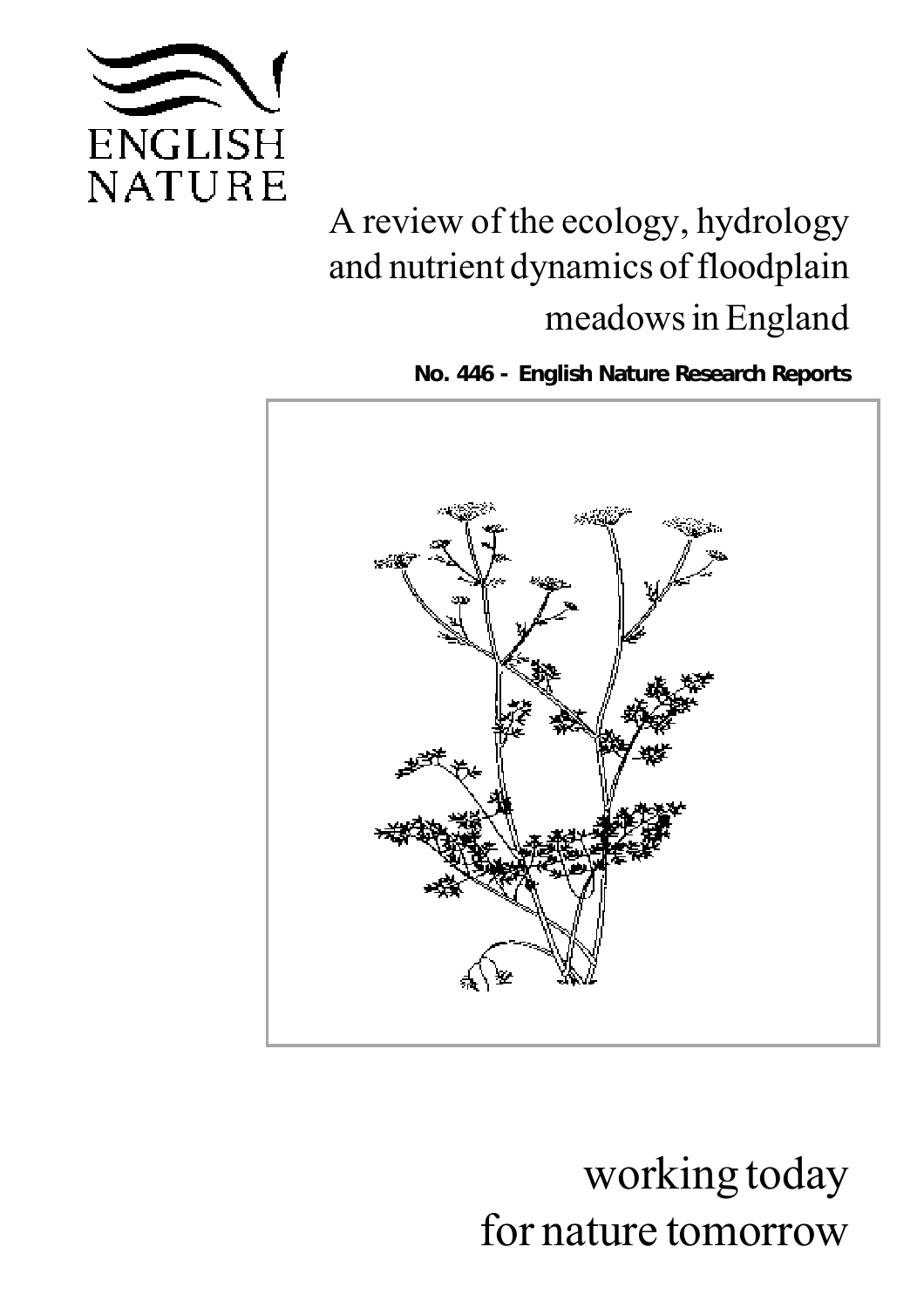ENGLISH NATURE

# A review of the ecology, hydrology and nutrient dynamics of floodplain meadows in England

**No. 446 - English Nature Research Reports**

working today for nature tomorrow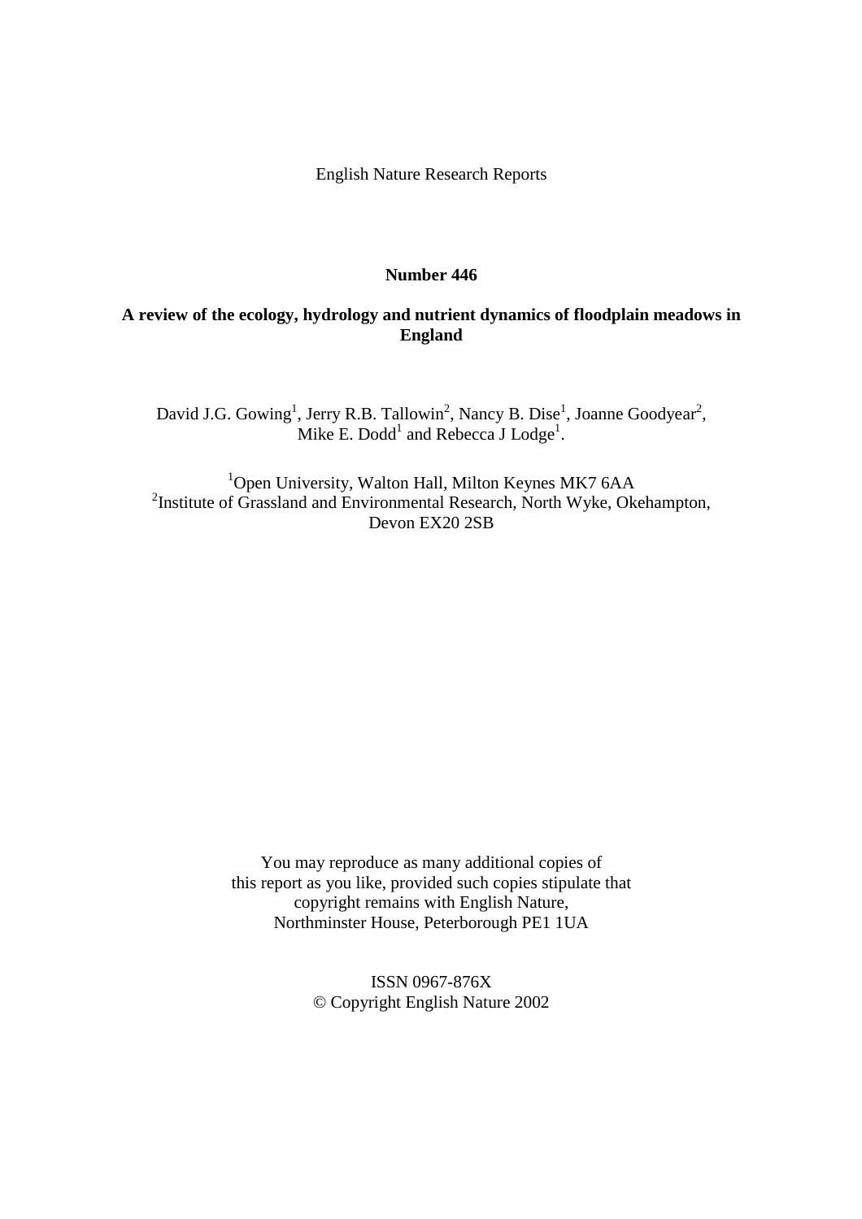English Nature Research Reports

**Number 446**

**A review of the ecology, hydrology and nutrient dynamics of floodplain meadows in England**

David J.G. Gowing[1], Jerry R.B. Tallowin[2], Nancy B. Dise[1], Joanne Goodyear[2], Mike E. Dodd[1] and Rebecca J Lodge[1].

[1]Open University, Walton Hall, Milton Keynes MK7 6AA
[2]Institute of Grassland and Environmental Research, North Wyke, Okehampton, Devon EX20 2SB

You may reproduce as many additional copies of this report as you like, provided such copies stipulate that copyright remains with English Nature, Northminster House, Peterborough PE1 1UA

ISSN 0967-876X
© Copyright English Nature 2002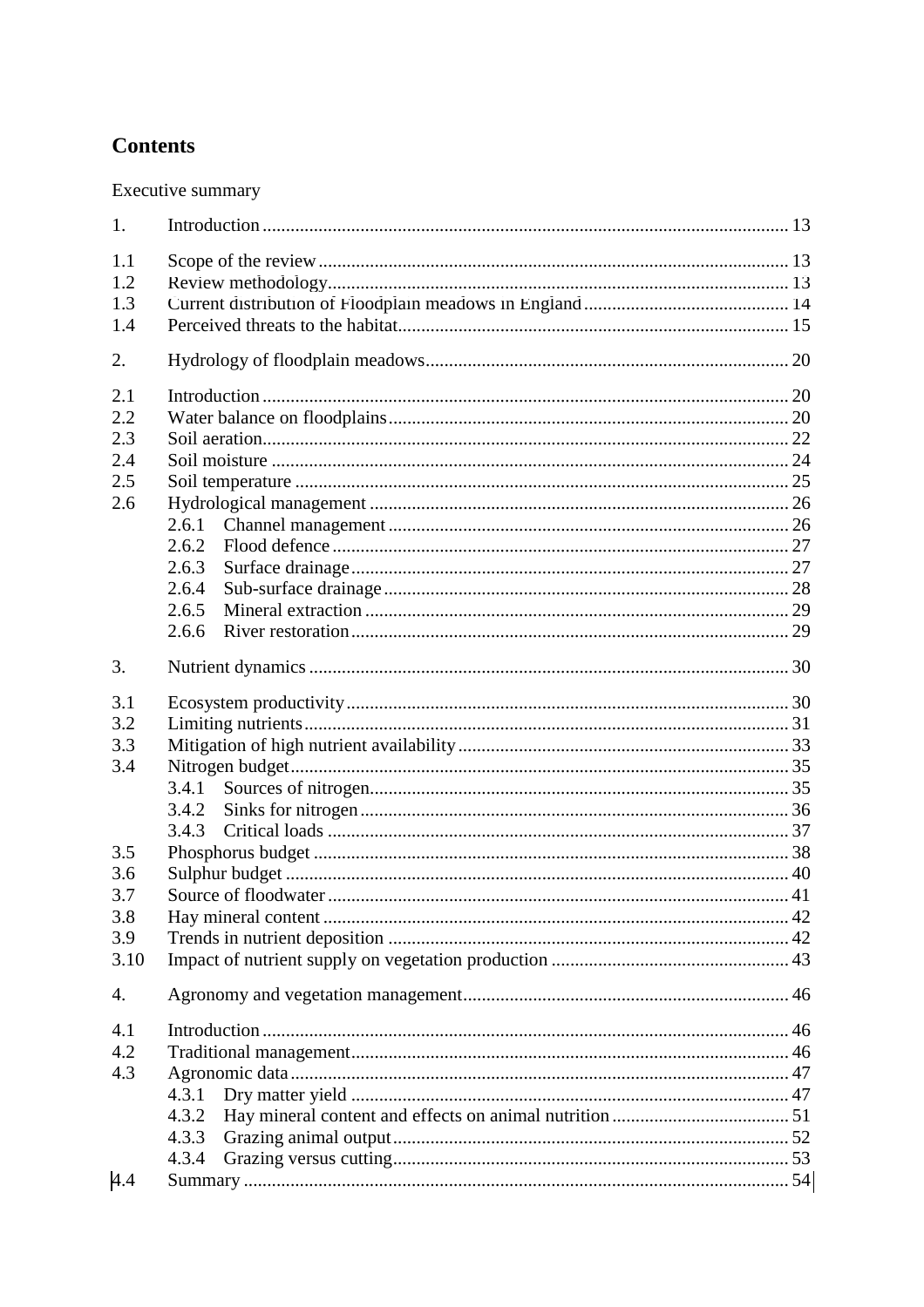# Contents

Executive summary

| | | |
|---|---|---|
| 1. | Introduction | 13 |
| 1.1 | Scope of the review | 13 |
| 1.2 | Review methodology | 13 |
| 1.3 | Current distribution of Floodplain meadows in England | 14 |
| 1.4 | Perceived threats to the habitat | 15 |
| 2. | Hydrology of floodplain meadows | 20 |
| 2.1 | Introduction | 20 |
| 2.2 | Water balance on floodplains | 20 |
| 2.3 | Soil aeration | 22 |
| 2.4 | Soil moisture | 24 |
| 2.5 | Soil temperature | 25 |
| 2.6 | Hydrological management | 26 |
| | 2.6.1 Channel management | 26 |
| | 2.6.2 Flood defence | 27 |
| | 2.6.3 Surface drainage | 27 |
| | 2.6.4 Sub-surface drainage | 28 |
| | 2.6.5 Mineral extraction | 29 |
| | 2.6.6 River restoration | 29 |
| 3. | Nutrient dynamics | 30 |
| 3.1 | Ecosystem productivity | 30 |
| 3.2 | Limiting nutrients | 31 |
| 3.3 | Mitigation of high nutrient availability | 33 |
| 3.4 | Nitrogen budget | 35 |
| | 3.4.1 Sources of nitrogen | 35 |
| | 3.4.2 Sinks for nitrogen | 36 |
| | 3.4.3 Critical loads | 37 |
| 3.5 | Phosphorus budget | 38 |
| 3.6 | Sulphur budget | 40 |
| 3.7 | Source of floodwater | 41 |
| 3.8 | Hay mineral content | 42 |
| 3.9 | Trends in nutrient deposition | 42 |
| 3.10 | Impact of nutrient supply on vegetation production | 43 |
| 4. | Agronomy and vegetation management | 46 |
| 4.1 | Introduction | 46 |
| 4.2 | Traditional management | 46 |
| 4.3 | Agronomic data | 47 |
| | 4.3.1 Dry matter yield | 47 |
| | 4.3.2 Hay mineral content and effects on animal nutrition | 51 |
| | 4.3.3 Grazing animal output | 52 |
| | 4.3.4 Grazing versus cutting | 53 |
| 4.4 | Summary | 54 |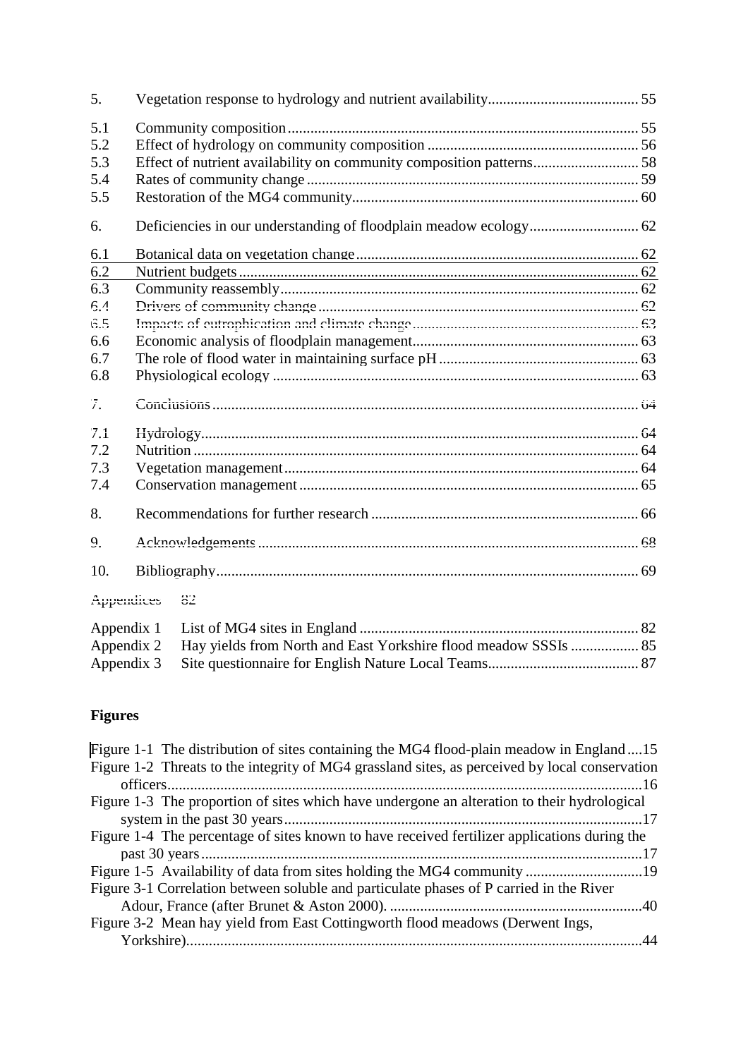| | | |
|---|---|---|
| 5. | Vegetation response to hydrology and nutrient availability | 55 |
| 5.1 | Community composition | 55 |
| 5.2 | Effect of hydrology on community composition | 56 |
| 5.3 | Effect of nutrient availability on community composition patterns | 58 |
| 5.4 | Rates of community change | 59 |
| 5.5 | Restoration of the MG4 community | 60 |
| 6. | Deficiencies in our understanding of floodplain meadow ecology | 62 |
| 6.1 | Botanical data on vegetation change | 62 |
| 6.2 | Nutrient budgets | 62 |
| 6.3 | Community reassembly | 62 |
| 6.4 | Drivers of community change | 62 |
| 6.5 | Impacts of eutrophication and climate change | 63 |
| 6.6 | Economic analysis of floodplain management | 63 |
| 6.7 | The role of flood water in maintaining surface pH | 63 |
| 6.8 | Physiological ecology | 63 |
| 7. | Conclusions | 64 |
| 7.1 | Hydrology | 64 |
| 7.2 | Nutrition | 64 |
| 7.3 | Vegetation management | 64 |
| 7.4 | Conservation management | 65 |
| 8. | Recommendations for further research | 66 |
| 9. | Acknowledgements | 68 |
| 10. | Bibliography | 69 |
| Appendices | | 82 |
| Appendix 1 | List of MG4 sites in England | 82 |
| Appendix 2 | Hay yields from North and East Yorkshire flood meadow SSSIs | 85 |
| Appendix 3 | Site questionnaire for English Nature Local Teams | 87 |

## Figures

Figure 1-1 The distribution of sites containing the MG4 flood-plain meadow in England .... 15

Figure 1-2 Threats to the integrity of MG4 grassland sites, as perceived by local conservation officers .... 16

Figure 1-3 The proportion of sites which have undergone an alteration to their hydrological system in the past 30 years .... 17

Figure 1-4 The percentage of sites known to have received fertilizer applications during the past 30 years .... 17

Figure 1-5 Availability of data from sites holding the MG4 community .... 19

Figure 3-1 Correlation between soluble and particulate phases of P carried in the River Adour, France (after Brunet & Aston 2000). .... 40

Figure 3-2 Mean hay yield from East Cottingworth flood meadows (Derwent Ings, Yorkshire) .... 44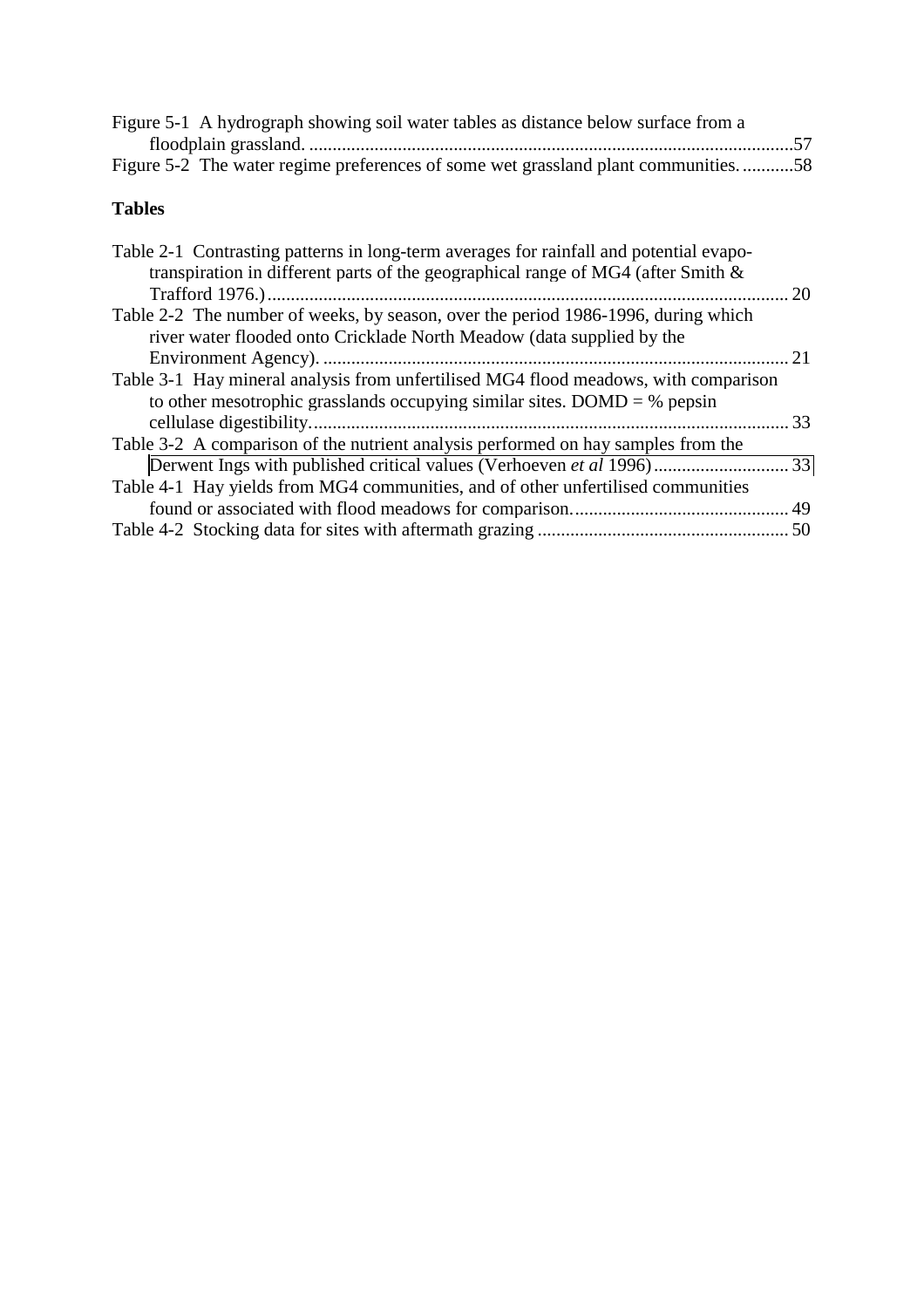Figure 5-1 A hydrograph showing soil water tables as distance below surface from a floodplain grassland. ....................................................................................................57

Figure 5-2 The water regime preferences of some wet grassland plant communities. ...........58

**Tables**

Table 2-1 Contrasting patterns in long-term averages for rainfall and potential evapo-transpiration in different parts of the geographical range of MG4 (after Smith & Trafford 1976.) ................................................................................................................ 20

Table 2-2 The number of weeks, by season, over the period 1986-1996, during which river water flooded onto Cricklade North Meadow (data supplied by the Environment Agency). .................................................................................................... 21

Table 3-1 Hay mineral analysis from unfertilised MG4 flood meadows, with comparison to other mesotrophic grasslands occupying similar sites. DOMD = % pepsin cellulase digestibility. ...................................................................................................... 33

Table 3-2 A comparison of the nutrient analysis performed on hay samples from the Derwent Ings with published critical values (Verhoeven *et al* 1996) ............................. 33

Table 4-1 Hay yields from MG4 communities, and of other unfertilised communities found or associated with flood meadows for comparison. .............................................. 49

Table 4-2 Stocking data for sites with aftermath grazing ...................................................... 50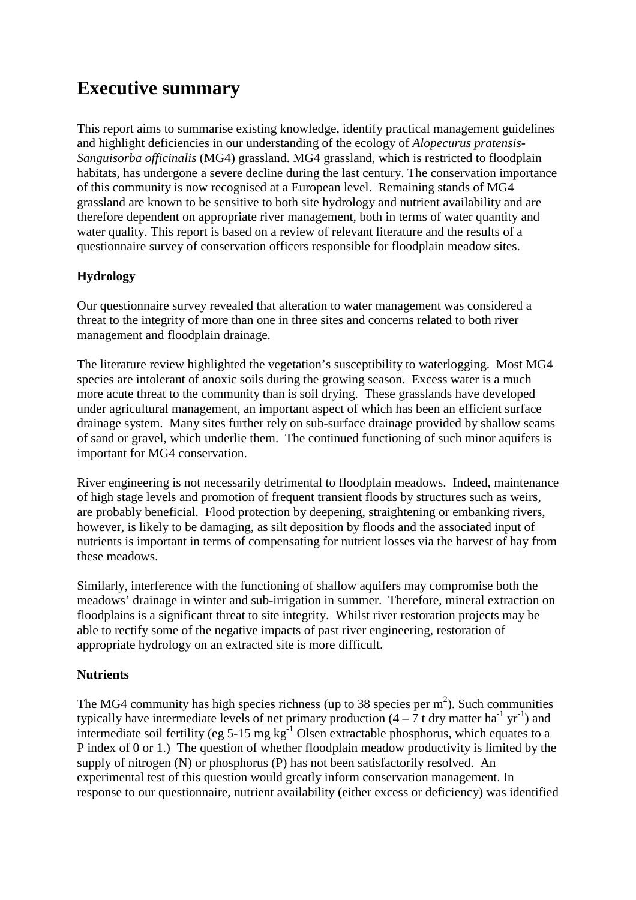# Executive summary

This report aims to summarise existing knowledge, identify practical management guidelines and highlight deficiencies in our understanding of the ecology of *Alopecurus pratensis-Sanguisorba officinalis* (MG4) grassland. MG4 grassland, which is restricted to floodplain habitats, has undergone a severe decline during the last century. The conservation importance of this community is now recognised at a European level. Remaining stands of MG4 grassland are known to be sensitive to both site hydrology and nutrient availability and are therefore dependent on appropriate river management, both in terms of water quantity and water quality. This report is based on a review of relevant literature and the results of a questionnaire survey of conservation officers responsible for floodplain meadow sites.

### Hydrology

Our questionnaire survey revealed that alteration to water management was considered a threat to the integrity of more than one in three sites and concerns related to both river management and floodplain drainage.

The literature review highlighted the vegetation's susceptibility to waterlogging. Most MG4 species are intolerant of anoxic soils during the growing season. Excess water is a much more acute threat to the community than is soil drying. These grasslands have developed under agricultural management, an important aspect of which has been an efficient surface drainage system. Many sites further rely on sub-surface drainage provided by shallow seams of sand or gravel, which underlie them. The continued functioning of such minor aquifers is important for MG4 conservation.

River engineering is not necessarily detrimental to floodplain meadows. Indeed, maintenance of high stage levels and promotion of frequent transient floods by structures such as weirs, are probably beneficial. Flood protection by deepening, straightening or embanking rivers, however, is likely to be damaging, as silt deposition by floods and the associated input of nutrients is important in terms of compensating for nutrient losses via the harvest of hay from these meadows.

Similarly, interference with the functioning of shallow aquifers may compromise both the meadows' drainage in winter and sub-irrigation in summer. Therefore, mineral extraction on floodplains is a significant threat to site integrity. Whilst river restoration projects may be able to rectify some of the negative impacts of past river engineering, restoration of appropriate hydrology on an extracted site is more difficult.

### Nutrients

The MG4 community has high species richness (up to 38 species per $m^2$). Such communities typically have intermediate levels of net primary production (4 – 7 t dry matter $ha^{-1}$ $yr^{-1}$) and intermediate soil fertility (eg 5-15 mg $kg^{-1}$ Olsen extractable phosphorus, which equates to a P index of 0 or 1.) The question of whether floodplain meadow productivity is limited by the supply of nitrogen (N) or phosphorus (P) has not been satisfactorily resolved. An experimental test of this question would greatly inform conservation management. In response to our questionnaire, nutrient availability (either excess or deficiency) was identified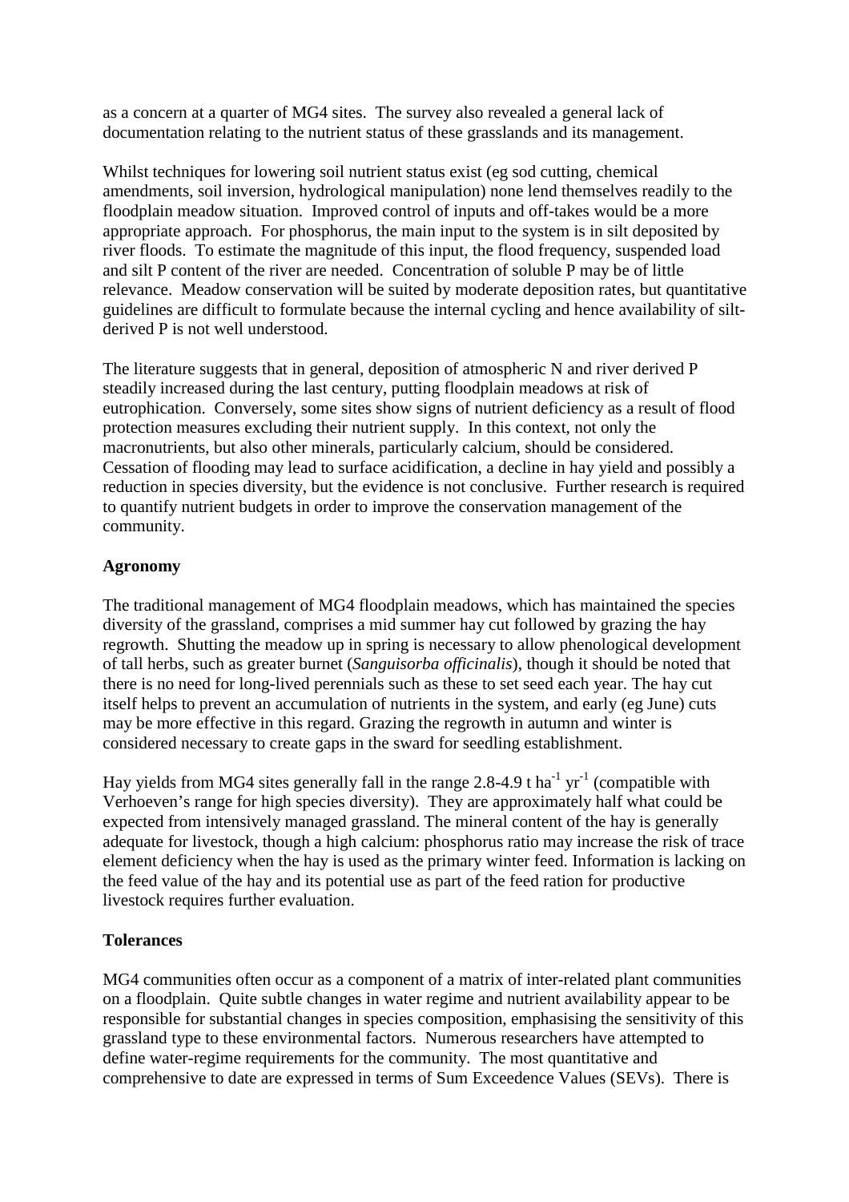as a concern at a quarter of MG4 sites. The survey also revealed a general lack of documentation relating to the nutrient status of these grasslands and its management.

Whilst techniques for lowering soil nutrient status exist (eg sod cutting, chemical amendments, soil inversion, hydrological manipulation) none lend themselves readily to the floodplain meadow situation. Improved control of inputs and off-takes would be a more appropriate approach. For phosphorus, the main input to the system is in silt deposited by river floods. To estimate the magnitude of this input, the flood frequency, suspended load and silt P content of the river are needed. Concentration of soluble P may be of little relevance. Meadow conservation will be suited by moderate deposition rates, but quantitative guidelines are difficult to formulate because the internal cycling and hence availability of silt-derived P is not well understood.

The literature suggests that in general, deposition of atmospheric N and river derived P steadily increased during the last century, putting floodplain meadows at risk of eutrophication. Conversely, some sites show signs of nutrient deficiency as a result of flood protection measures excluding their nutrient supply. In this context, not only the macronutrients, but also other minerals, particularly calcium, should be considered. Cessation of flooding may lead to surface acidification, a decline in hay yield and possibly a reduction in species diversity, but the evidence is not conclusive. Further research is required to quantify nutrient budgets in order to improve the conservation management of the community.

**Agronomy**

The traditional management of MG4 floodplain meadows, which has maintained the species diversity of the grassland, comprises a mid summer hay cut followed by grazing the hay regrowth. Shutting the meadow up in spring is necessary to allow phenological development of tall herbs, such as greater burnet (*Sanguisorba officinalis*), though it should be noted that there is no need for long-lived perennials such as these to set seed each year. The hay cut itself helps to prevent an accumulation of nutrients in the system, and early (eg June) cuts may be more effective in this regard. Grazing the regrowth in autumn and winter is considered necessary to create gaps in the sward for seedling establishment.

Hay yields from MG4 sites generally fall in the range 2.8-4.9 t $ha^{-1}$ $yr^{-1}$ (compatible with Verhoeven's range for high species diversity). They are approximately half what could be expected from intensively managed grassland. The mineral content of the hay is generally adequate for livestock, though a high calcium: phosphorus ratio may increase the risk of trace element deficiency when the hay is used as the primary winter feed. Information is lacking on the feed value of the hay and its potential use as part of the feed ration for productive livestock requires further evaluation.

**Tolerances**

MG4 communities often occur as a component of a matrix of inter-related plant communities on a floodplain. Quite subtle changes in water regime and nutrient availability appear to be responsible for substantial changes in species composition, emphasising the sensitivity of this grassland type to these environmental factors. Numerous researchers have attempted to define water-regime requirements for the community. The most quantitative and comprehensive to date are expressed in terms of Sum Exceedence Values (SEVs). There is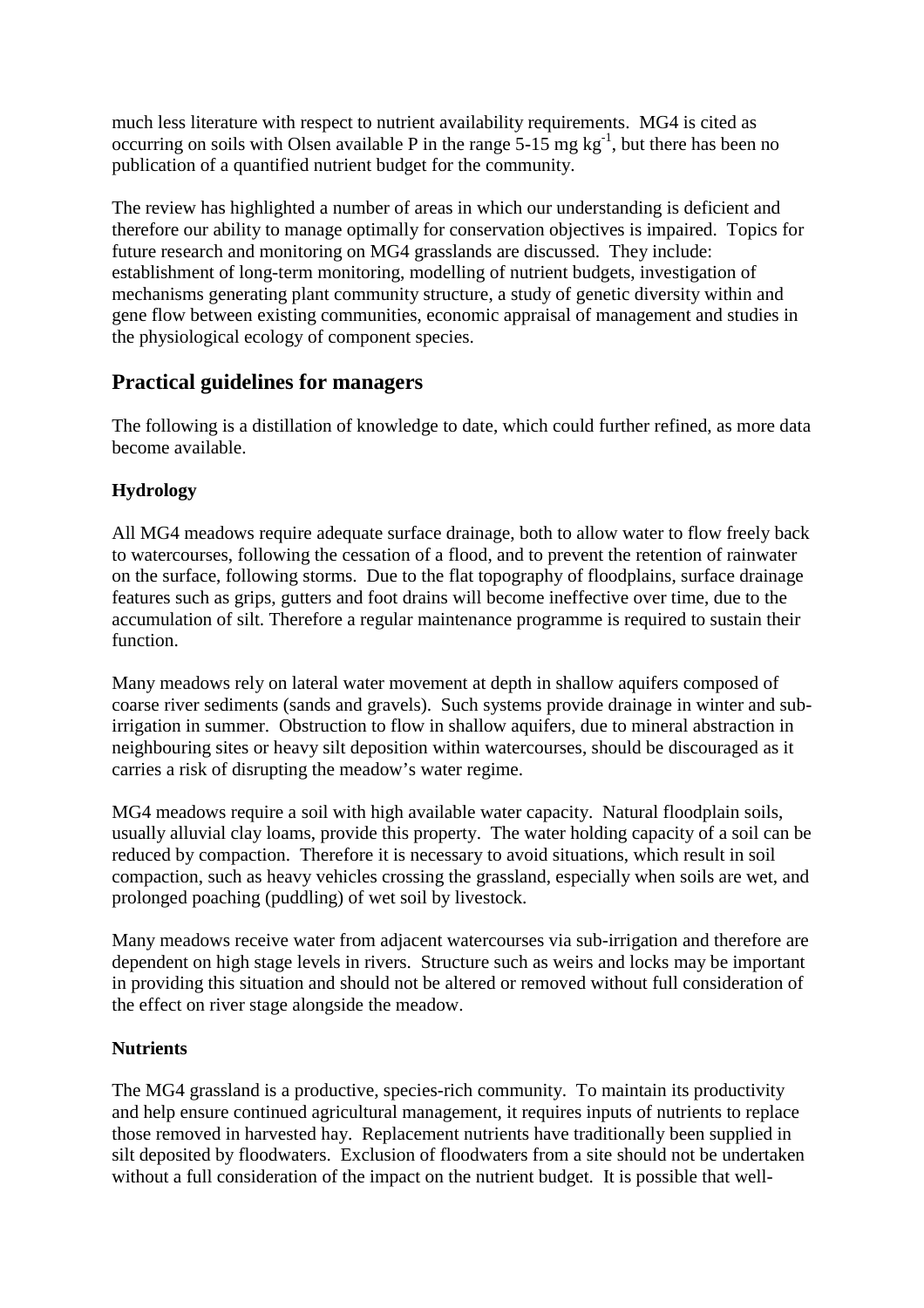much less literature with respect to nutrient availability requirements. MG4 is cited as occurring on soils with Olsen available P in the range 5-15 mg $kg^{-1}$, but there has been no publication of a quantified nutrient budget for the community.

The review has highlighted a number of areas in which our understanding is deficient and therefore our ability to manage optimally for conservation objectives is impaired. Topics for future research and monitoring on MG4 grasslands are discussed. They include: establishment of long-term monitoring, modelling of nutrient budgets, investigation of mechanisms generating plant community structure, a study of genetic diversity within and gene flow between existing communities, economic appraisal of management and studies in the physiological ecology of component species.

## Practical guidelines for managers

The following is a distillation of knowledge to date, which could further refined, as more data become available.

### Hydrology

All MG4 meadows require adequate surface drainage, both to allow water to flow freely back to watercourses, following the cessation of a flood, and to prevent the retention of rainwater on the surface, following storms. Due to the flat topography of floodplains, surface drainage features such as grips, gutters and foot drains will become ineffective over time, due to the accumulation of silt. Therefore a regular maintenance programme is required to sustain their function.

Many meadows rely on lateral water movement at depth in shallow aquifers composed of coarse river sediments (sands and gravels). Such systems provide drainage in winter and sub-irrigation in summer. Obstruction to flow in shallow aquifers, due to mineral abstraction in neighbouring sites or heavy silt deposition within watercourses, should be discouraged as it carries a risk of disrupting the meadow's water regime.

MG4 meadows require a soil with high available water capacity. Natural floodplain soils, usually alluvial clay loams, provide this property. The water holding capacity of a soil can be reduced by compaction. Therefore it is necessary to avoid situations, which result in soil compaction, such as heavy vehicles crossing the grassland, especially when soils are wet, and prolonged poaching (puddling) of wet soil by livestock.

Many meadows receive water from adjacent watercourses via sub-irrigation and therefore are dependent on high stage levels in rivers. Structure such as weirs and locks may be important in providing this situation and should not be altered or removed without full consideration of the effect on river stage alongside the meadow.

### Nutrients

The MG4 grassland is a productive, species-rich community. To maintain its productivity and help ensure continued agricultural management, it requires inputs of nutrients to replace those removed in harvested hay. Replacement nutrients have traditionally been supplied in silt deposited by floodwaters. Exclusion of floodwaters from a site should not be undertaken without a full consideration of the impact on the nutrient budget. It is possible that well-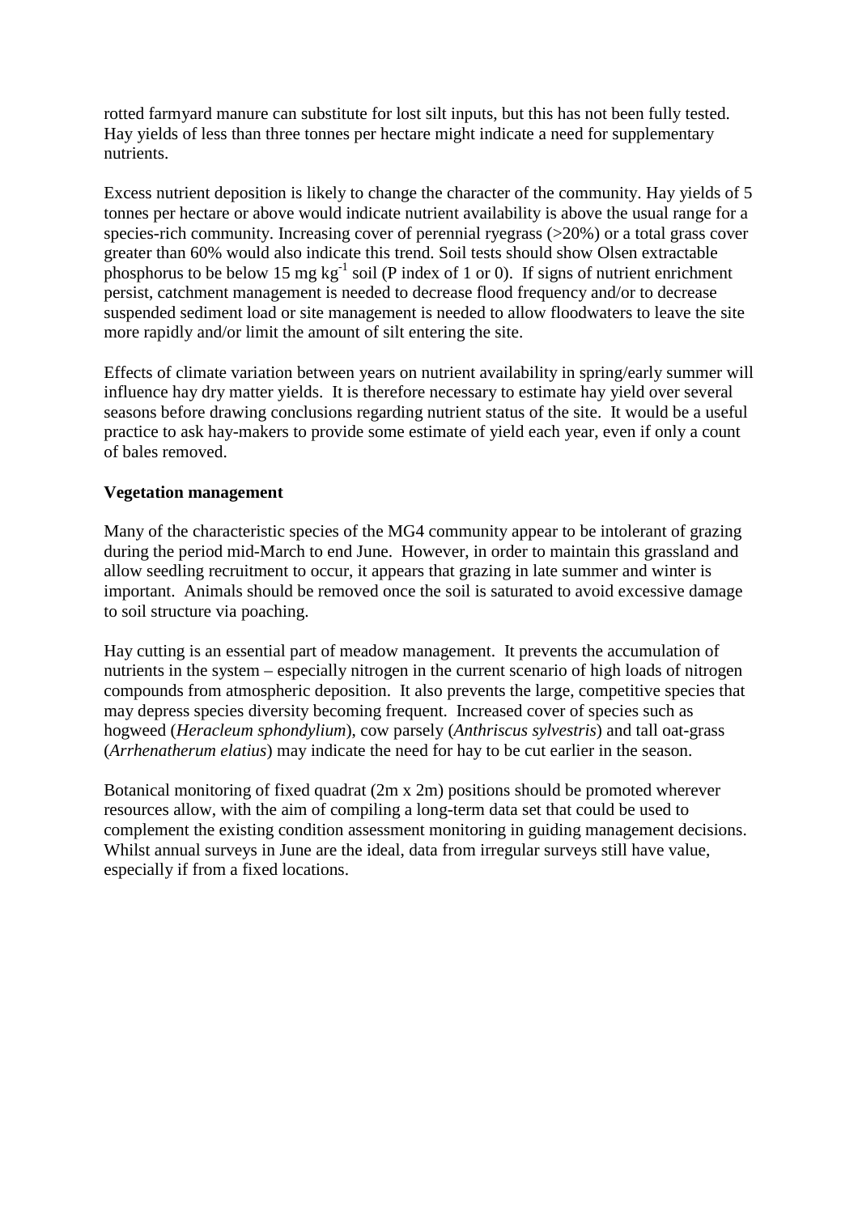rotted farmyard manure can substitute for lost silt inputs, but this has not been fully tested. Hay yields of less than three tonnes per hectare might indicate a need for supplementary nutrients.

Excess nutrient deposition is likely to change the character of the community. Hay yields of 5 tonnes per hectare or above would indicate nutrient availability is above the usual range for a species-rich community. Increasing cover of perennial ryegrass (>20%) or a total grass cover greater than 60% would also indicate this trend. Soil tests should show Olsen extractable phosphorus to be below 15 mg $kg^{-1}$ soil (P index of 1 or 0). If signs of nutrient enrichment persist, catchment management is needed to decrease flood frequency and/or to decrease suspended sediment load or site management is needed to allow floodwaters to leave the site more rapidly and/or limit the amount of silt entering the site.

Effects of climate variation between years on nutrient availability in spring/early summer will influence hay dry matter yields. It is therefore necessary to estimate hay yield over several seasons before drawing conclusions regarding nutrient status of the site. It would be a useful practice to ask hay-makers to provide some estimate of yield each year, even if only a count of bales removed.

**Vegetation management**

Many of the characteristic species of the MG4 community appear to be intolerant of grazing during the period mid-March to end June. However, in order to maintain this grassland and allow seedling recruitment to occur, it appears that grazing in late summer and winter is important. Animals should be removed once the soil is saturated to avoid excessive damage to soil structure via poaching.

Hay cutting is an essential part of meadow management. It prevents the accumulation of nutrients in the system – especially nitrogen in the current scenario of high loads of nitrogen compounds from atmospheric deposition. It also prevents the large, competitive species that may depress species diversity becoming frequent. Increased cover of species such as hogweed (*Heracleum sphondylium*), cow parsely (*Anthriscus sylvestris*) and tall oat-grass (*Arrhenatherum elatius*) may indicate the need for hay to be cut earlier in the season.

Botanical monitoring of fixed quadrat (2m x 2m) positions should be promoted wherever resources allow, with the aim of compiling a long-term data set that could be used to complement the existing condition assessment monitoring in guiding management decisions. Whilst annual surveys in June are the ideal, data from irregular surveys still have value, especially if from a fixed locations.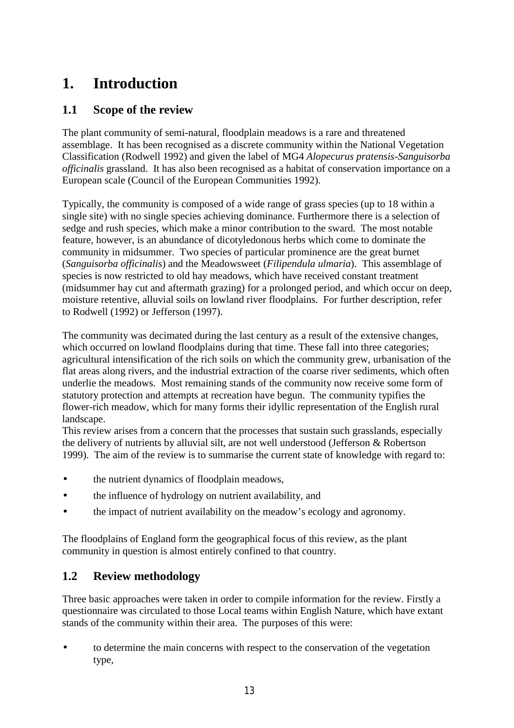# 1. Introduction

## 1.1 Scope of the review

The plant community of semi-natural, floodplain meadows is a rare and threatened assemblage. It has been recognised as a discrete community within the National Vegetation Classification (Rodwell 1992) and given the label of MG4 *Alopecurus pratensis-Sanguisorba officinalis* grassland. It has also been recognised as a habitat of conservation importance on a European scale (Council of the European Communities 1992).

Typically, the community is composed of a wide range of grass species (up to 18 within a single site) with no single species achieving dominance. Furthermore there is a selection of sedge and rush species, which make a minor contribution to the sward. The most notable feature, however, is an abundance of dicotyledonous herbs which come to dominate the community in midsummer. Two species of particular prominence are the great burnet (*Sanguisorba officinalis*) and the Meadowsweet (*Filipendula ulmaria*). This assemblage of species is now restricted to old hay meadows, which have received constant treatment (midsummer hay cut and aftermath grazing) for a prolonged period, and which occur on deep, moisture retentive, alluvial soils on lowland river floodplains. For further description, refer to Rodwell (1992) or Jefferson (1997).

The community was decimated during the last century as a result of the extensive changes, which occurred on lowland floodplains during that time. These fall into three categories; agricultural intensification of the rich soils on which the community grew, urbanisation of the flat areas along rivers, and the industrial extraction of the coarse river sediments, which often underlie the meadows. Most remaining stands of the community now receive some form of statutory protection and attempts at recreation have begun. The community typifies the flower-rich meadow, which for many forms their idyllic representation of the English rural landscape.

This review arises from a concern that the processes that sustain such grasslands, especially the delivery of nutrients by alluvial silt, are not well understood (Jefferson & Robertson 1999). The aim of the review is to summarise the current state of knowledge with regard to:

- the nutrient dynamics of floodplain meadows,
- the influence of hydrology on nutrient availability, and
- the impact of nutrient availability on the meadow's ecology and agronomy.

The floodplains of England form the geographical focus of this review, as the plant community in question is almost entirely confined to that country.

## 1.2 Review methodology

Three basic approaches were taken in order to compile information for the review. Firstly a questionnaire was circulated to those Local teams within English Nature, which have extant stands of the community within their area. The purposes of this were:

- to determine the main concerns with respect to the conservation of the vegetation type,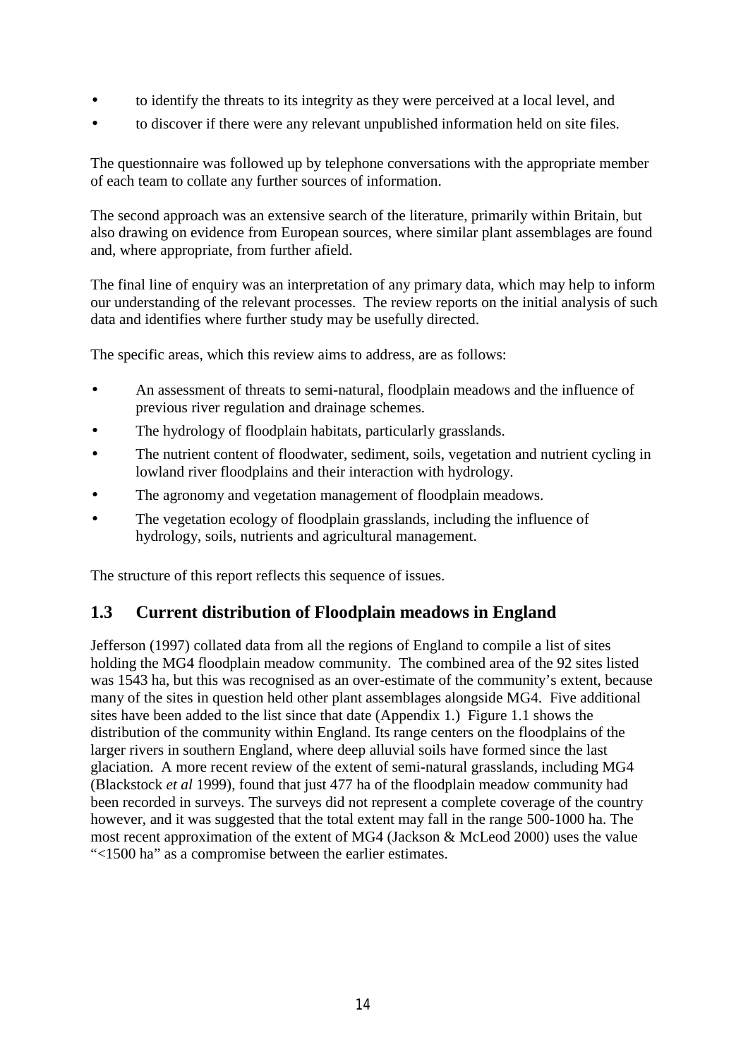- to identify the threats to its integrity as they were perceived at a local level, and
- to discover if there were any relevant unpublished information held on site files.

The questionnaire was followed up by telephone conversations with the appropriate member of each team to collate any further sources of information.

The second approach was an extensive search of the literature, primarily within Britain, but also drawing on evidence from European sources, where similar plant assemblages are found and, where appropriate, from further afield.

The final line of enquiry was an interpretation of any primary data, which may help to inform our understanding of the relevant processes. The review reports on the initial analysis of such data and identifies where further study may be usefully directed.

The specific areas, which this review aims to address, are as follows:

- An assessment of threats to semi-natural, floodplain meadows and the influence of previous river regulation and drainage schemes.
- The hydrology of floodplain habitats, particularly grasslands.
- The nutrient content of floodwater, sediment, soils, vegetation and nutrient cycling in lowland river floodplains and their interaction with hydrology.
- The agronomy and vegetation management of floodplain meadows.
- The vegetation ecology of floodplain grasslands, including the influence of hydrology, soils, nutrients and agricultural management.

The structure of this report reflects this sequence of issues.

## 1.3 Current distribution of Floodplain meadows in England

Jefferson (1997) collated data from all the regions of England to compile a list of sites holding the MG4 floodplain meadow community. The combined area of the 92 sites listed was 1543 ha, but this was recognised as an over-estimate of the community's extent, because many of the sites in question held other plant assemblages alongside MG4. Five additional sites have been added to the list since that date (Appendix 1.) Figure 1.1 shows the distribution of the community within England. Its range centers on the floodplains of the larger rivers in southern England, where deep alluvial soils have formed since the last glaciation. A more recent review of the extent of semi-natural grasslands, including MG4 (Blackstock *et al* 1999), found that just 477 ha of the floodplain meadow community had been recorded in surveys. The surveys did not represent a complete coverage of the country however, and it was suggested that the total extent may fall in the range 500-1000 ha. The most recent approximation of the extent of MG4 (Jackson & McLeod 2000) uses the value "<1500 ha" as a compromise between the earlier estimates.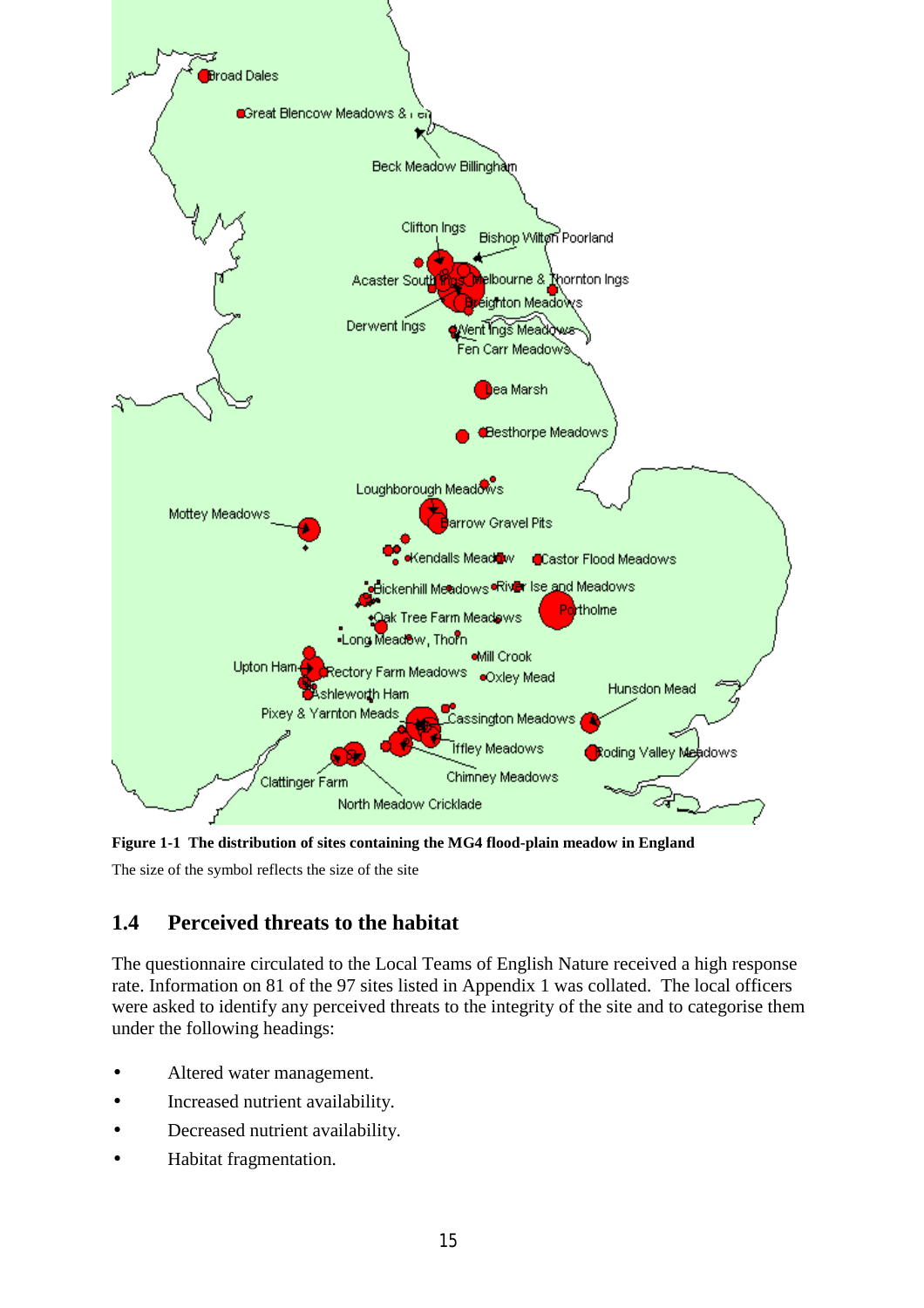**Figure 1-1 The distribution of sites containing the MG4 flood-plain meadow in England**

The size of the symbol reflects the size of the site

## 1.4 Perceived threats to the habitat

The questionnaire circulated to the Local Teams of English Nature received a high response rate. Information on 81 of the 97 sites listed in Appendix 1 was collated. The local officers were asked to identify any perceived threats to the integrity of the site and to categorise them under the following headings:

- Altered water management.
- Increased nutrient availability.
- Decreased nutrient availability.
- Habitat fragmentation.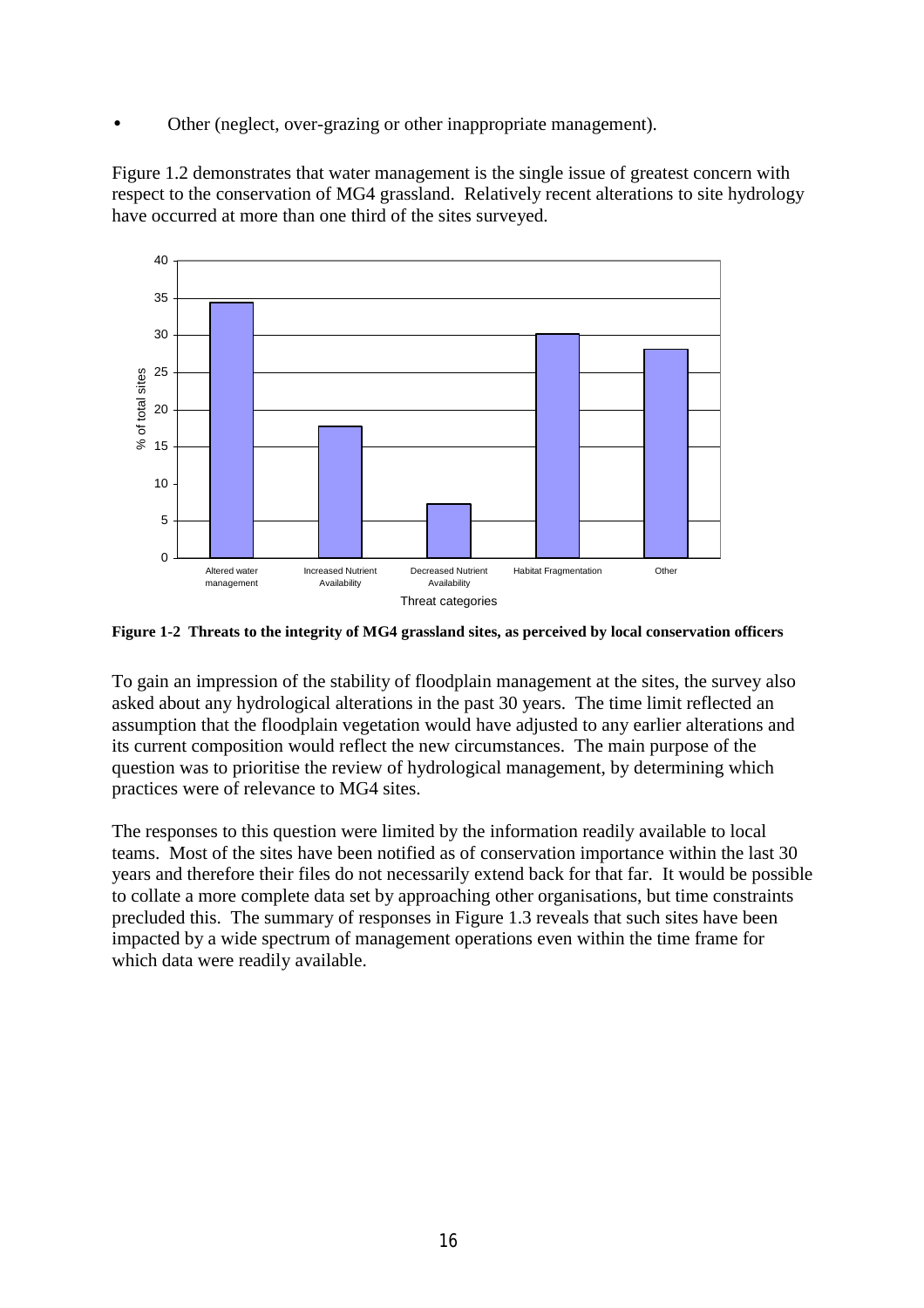- Other (neglect, over-grazing or other inappropriate management).

Figure 1.2 demonstrates that water management is the single issue of greatest concern with respect to the conservation of MG4 grassland. Relatively recent alterations to site hydrology have occurred at more than one third of the sites surveyed.

**Figure 1-2 Threats to the integrity of MG4 grassland sites, as perceived by local conservation officers**

To gain an impression of the stability of floodplain management at the sites, the survey also asked about any hydrological alterations in the past 30 years. The time limit reflected an assumption that the floodplain vegetation would have adjusted to any earlier alterations and its current composition would reflect the new circumstances. The main purpose of the question was to prioritise the review of hydrological management, by determining which practices were of relevance to MG4 sites.

The responses to this question were limited by the information readily available to local teams. Most of the sites have been notified as of conservation importance within the last 30 years and therefore their files do not necessarily extend back for that far. It would be possible to collate a more complete data set by approaching other organisations, but time constraints precluded this. The summary of responses in Figure 1.3 reveals that such sites have been impacted by a wide spectrum of management operations even within the time frame for which data were readily available.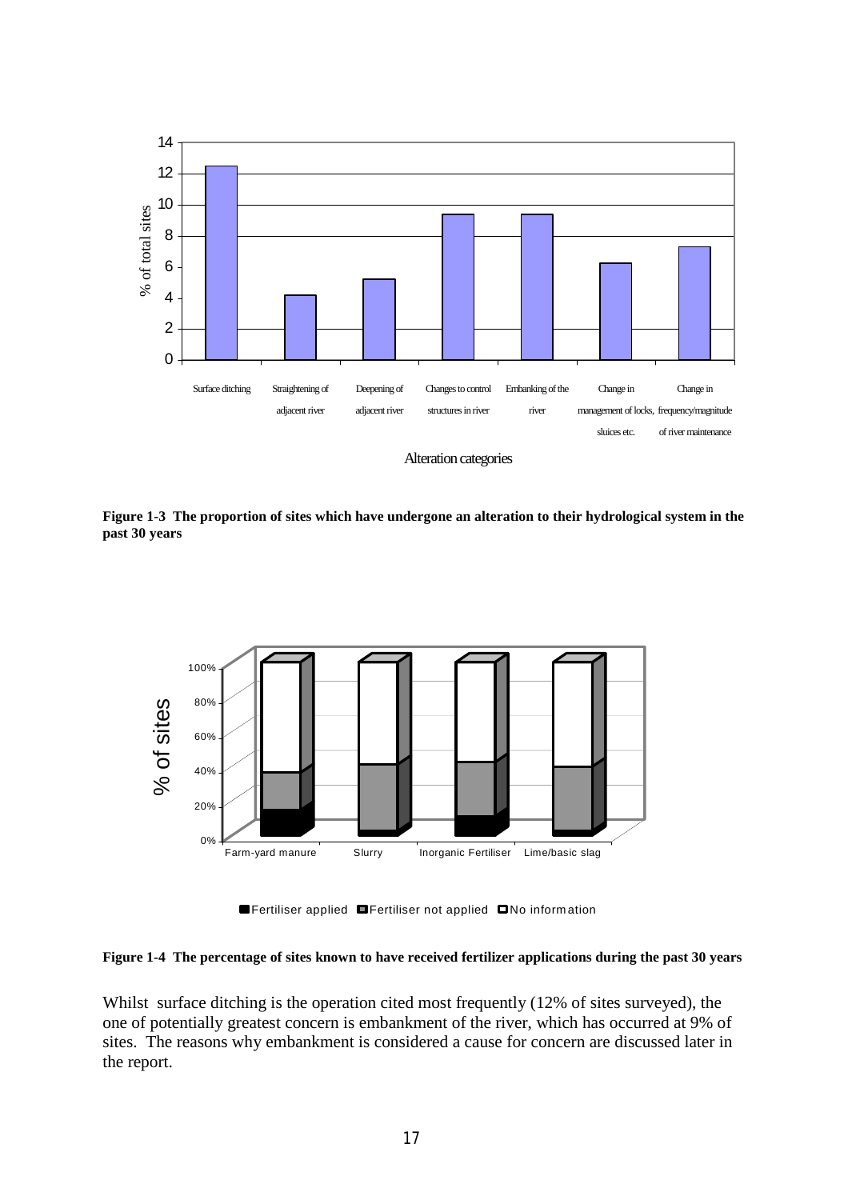**Figure 1-3 The proportion of sites which have undergone an alteration to their hydrological system in the past 30 years**

**Figure 1-4 The percentage of sites known to have received fertilizer applications during the past 30 years**

Whilst surface ditching is the operation cited most frequently (12% of sites surveyed), the one of potentially greatest concern is embankment of the river, which has occurred at 9% of sites. The reasons why embankment is considered a cause for concern are discussed later in the report.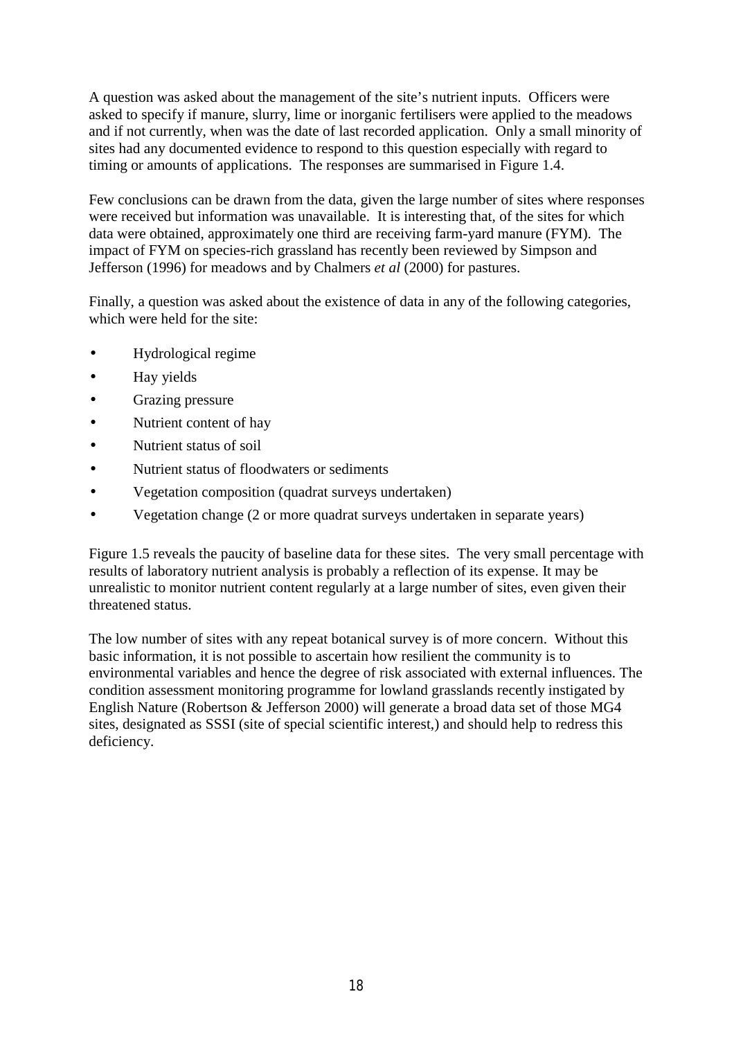A question was asked about the management of the site's nutrient inputs. Officers were asked to specify if manure, slurry, lime or inorganic fertilisers were applied to the meadows and if not currently, when was the date of last recorded application. Only a small minority of sites had any documented evidence to respond to this question especially with regard to timing or amounts of applications. The responses are summarised in Figure 1.4.

Few conclusions can be drawn from the data, given the large number of sites where responses were received but information was unavailable. It is interesting that, of the sites for which data were obtained, approximately one third are receiving farm-yard manure (FYM). The impact of FYM on species-rich grassland has recently been reviewed by Simpson and Jefferson (1996) for meadows and by Chalmers *et al* (2000) for pastures.

Finally, a question was asked about the existence of data in any of the following categories, which were held for the site:

- Hydrological regime
- Hay yields
- Grazing pressure
- Nutrient content of hay
- Nutrient status of soil
- Nutrient status of floodwaters or sediments
- Vegetation composition (quadrat surveys undertaken)
- Vegetation change (2 or more quadrat surveys undertaken in separate years)

Figure 1.5 reveals the paucity of baseline data for these sites. The very small percentage with results of laboratory nutrient analysis is probably a reflection of its expense. It may be unrealistic to monitor nutrient content regularly at a large number of sites, even given their threatened status.

The low number of sites with any repeat botanical survey is of more concern. Without this basic information, it is not possible to ascertain how resilient the community is to environmental variables and hence the degree of risk associated with external influences. The condition assessment monitoring programme for lowland grasslands recently instigated by English Nature (Robertson & Jefferson 2000) will generate a broad data set of those MG4 sites, designated as SSSI (site of special scientific interest,) and should help to redress this deficiency.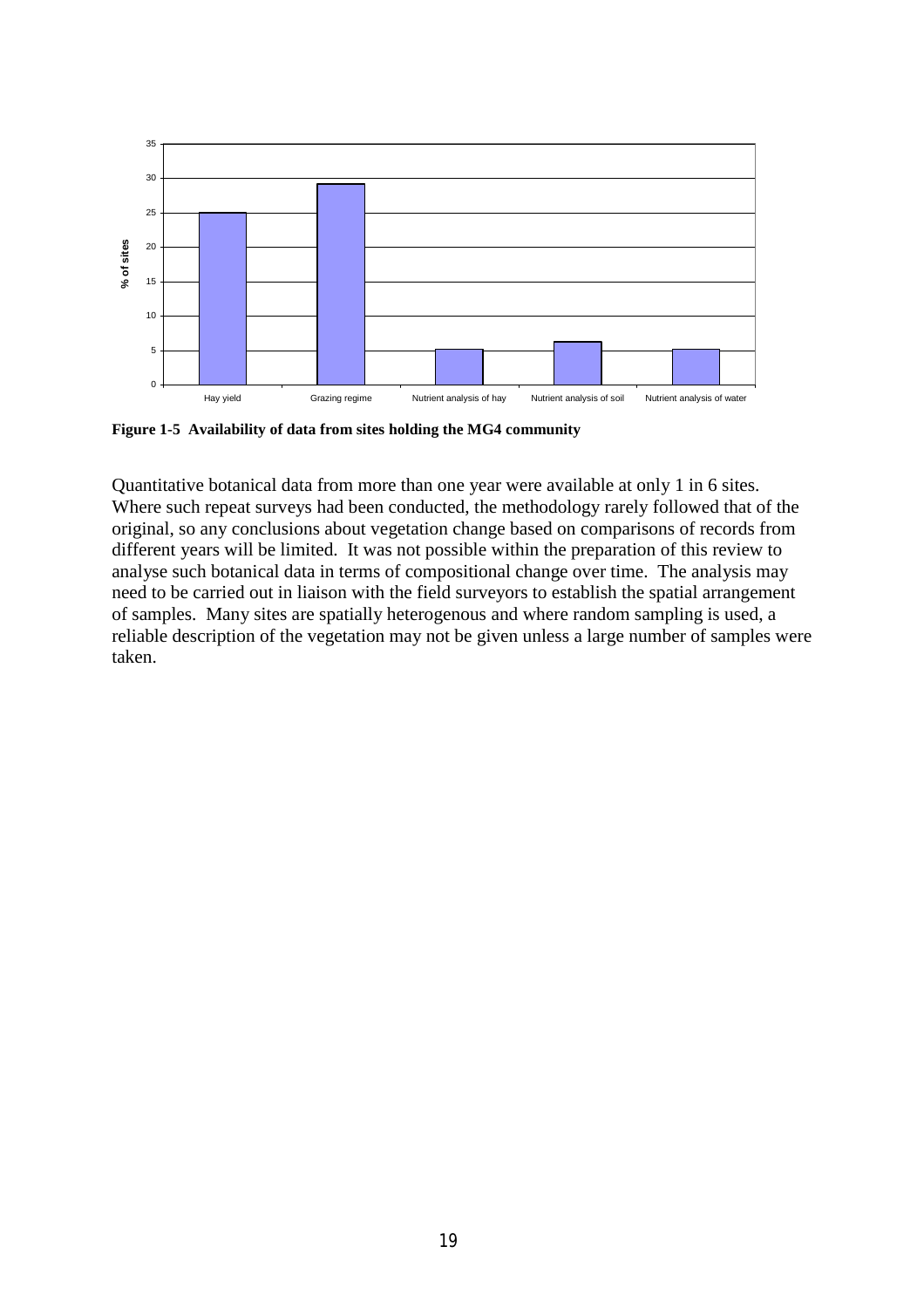**Figure 1-5 Availability of data from sites holding the MG4 community**

Quantitative botanical data from more than one year were available at only 1 in 6 sites. Where such repeat surveys had been conducted, the methodology rarely followed that of the original, so any conclusions about vegetation change based on comparisons of records from different years will be limited. It was not possible within the preparation of this review to analyse such botanical data in terms of compositional change over time. The analysis may need to be carried out in liaison with the field surveyors to establish the spatial arrangement of samples. Many sites are spatially heterogenous and where random sampling is used, a reliable description of the vegetation may not be given unless a large number of samples were taken.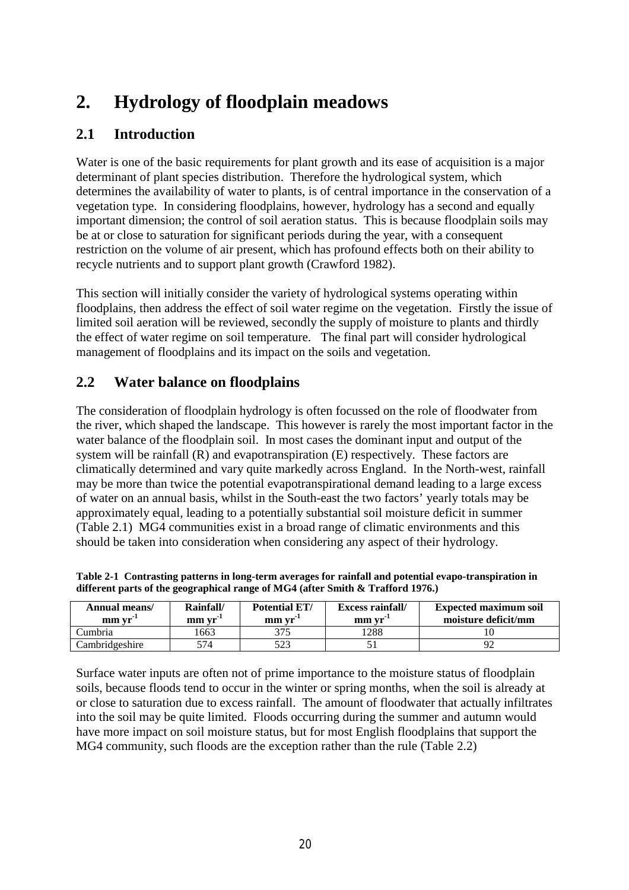# 2. Hydrology of floodplain meadows

## 2.1 Introduction

Water is one of the basic requirements for plant growth and its ease of acquisition is a major determinant of plant species distribution. Therefore the hydrological system, which determines the availability of water to plants, is of central importance in the conservation of a vegetation type. In considering floodplains, however, hydrology has a second and equally important dimension; the control of soil aeration status. This is because floodplain soils may be at or close to saturation for significant periods during the year, with a consequent restriction on the volume of air present, which has profound effects both on their ability to recycle nutrients and to support plant growth (Crawford 1982).

This section will initially consider the variety of hydrological systems operating within floodplains, then address the effect of soil water regime on the vegetation. Firstly the issue of limited soil aeration will be reviewed, secondly the supply of moisture to plants and thirdly the effect of water regime on soil temperature. The final part will consider hydrological management of floodplains and its impact on the soils and vegetation.

## 2.2 Water balance on floodplains

The consideration of floodplain hydrology is often focussed on the role of floodwater from the river, which shaped the landscape. This however is rarely the most important factor in the water balance of the floodplain soil. In most cases the dominant input and output of the system will be rainfall (R) and evapotranspiration (E) respectively. These factors are climatically determined and vary quite markedly across England. In the North-west, rainfall may be more than twice the potential evapotranspirational demand leading to a large excess of water on an annual basis, whilst in the South-east the two factors' yearly totals may be approximately equal, leading to a potentially substantial soil moisture deficit in summer (Table 2.1) MG4 communities exist in a broad range of climatic environments and this should be taken into consideration when considering any aspect of their hydrology.

**Table 2-1 Contrasting patterns in long-term averages for rainfall and potential evapo-transpiration in different parts of the geographical range of MG4 (after Smith & Trafford 1976.)**

| Annual means/ mm $yr^{-1}$ | Rainfall/ mm $yr^{-1}$ | Potential ET/ mm $yr^{-1}$ | Excess rainfall/ mm $yr^{-1}$ | Expected maximum soil moisture deficit/mm |
|---|---|---|---|---|
| Cumbria | 1663 | 375 | 1288 | 10 |
| Cambridgeshire | 574 | 523 | 51 | 92 |

Surface water inputs are often not of prime importance to the moisture status of floodplain soils, because floods tend to occur in the winter or spring months, when the soil is already at or close to saturation due to excess rainfall. The amount of floodwater that actually infiltrates into the soil may be quite limited. Floods occurring during the summer and autumn would have more impact on soil moisture status, but for most English floodplains that support the MG4 community, such floods are the exception rather than the rule (Table 2.2)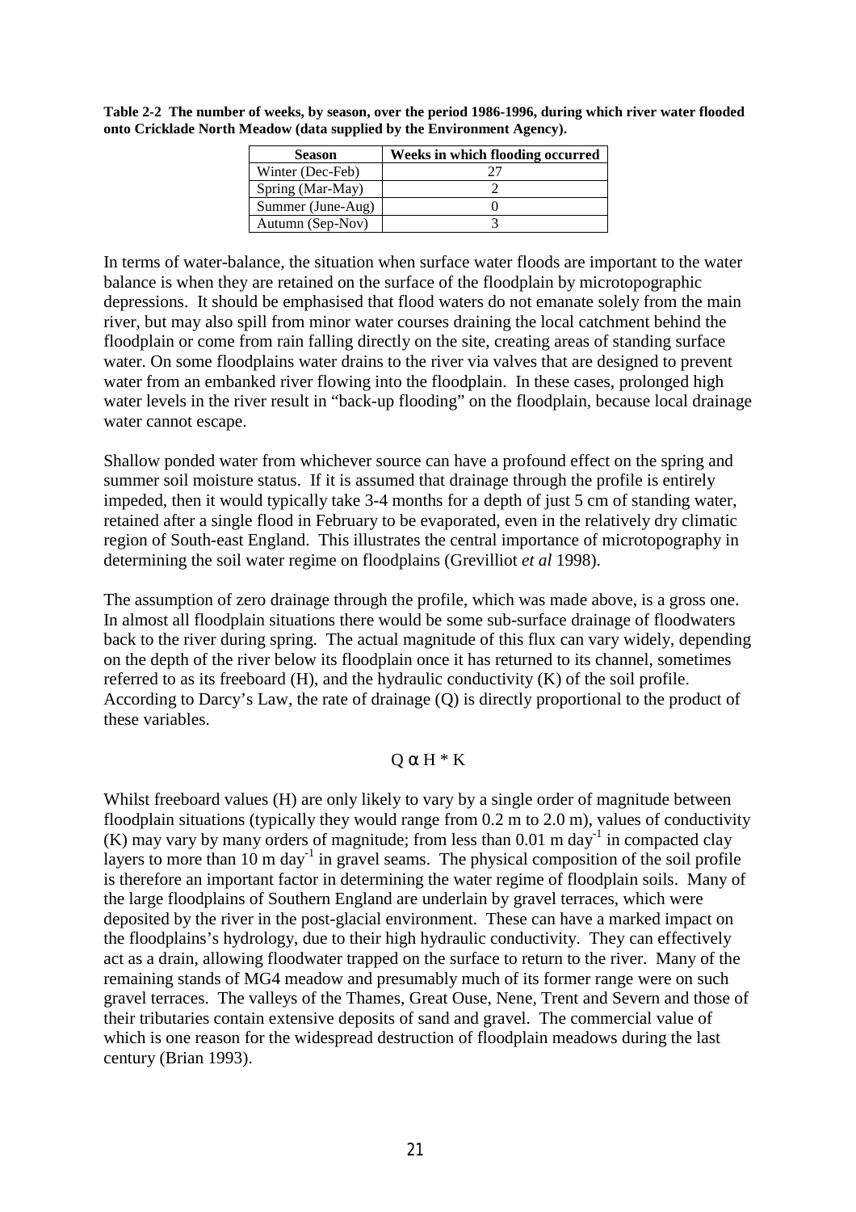**Table 2-2 The number of weeks, by season, over the period 1986-1996, during which river water flooded onto Cricklade North Meadow (data supplied by the Environment Agency).**

| Season | Weeks in which flooding occurred |
|---|---|
| Winter (Dec-Feb) | 27 |
| Spring (Mar-May) | 2 |
| Summer (June-Aug) | 0 |
| Autumn (Sep-Nov) | 3 |

In terms of water-balance, the situation when surface water floods are important to the water balance is when they are retained on the surface of the floodplain by microtopographic depressions. It should be emphasised that flood waters do not emanate solely from the main river, but may also spill from minor water courses draining the local catchment behind the floodplain or come from rain falling directly on the site, creating areas of standing surface water. On some floodplains water drains to the river via valves that are designed to prevent water from an embanked river flowing into the floodplain. In these cases, prolonged high water levels in the river result in "back-up flooding" on the floodplain, because local drainage water cannot escape.

Shallow ponded water from whichever source can have a profound effect on the spring and summer soil moisture status. If it is assumed that drainage through the profile is entirely impeded, then it would typically take 3-4 months for a depth of just 5 cm of standing water, retained after a single flood in February to be evaporated, even in the relatively dry climatic region of South-east England. This illustrates the central importance of microtopography in determining the soil water regime on floodplains (Grevilliot *et al* 1998).

The assumption of zero drainage through the profile, which was made above, is a gross one. In almost all floodplain situations there would be some sub-surface drainage of floodwaters back to the river during spring. The actual magnitude of this flux can vary widely, depending on the depth of the river below its floodplain once it has returned to its channel, sometimes referred to as its freeboard (H), and the hydraulic conductivity (K) of the soil profile. According to Darcy's Law, the rate of drainage (Q) is directly proportional to the product of these variables.

$$Q \propto H * K$$

Whilst freeboard values (H) are only likely to vary by a single order of magnitude between floodplain situations (typically they would range from 0.2 m to 2.0 m), values of conductivity (K) may vary by many orders of magnitude; from less than 0.01 m $day^{-1}$ in compacted clay layers to more than 10 m $day^{-1}$ in gravel seams. The physical composition of the soil profile is therefore an important factor in determining the water regime of floodplain soils. Many of the large floodplains of Southern England are underlain by gravel terraces, which were deposited by the river in the post-glacial environment. These can have a marked impact on the floodplains's hydrology, due to their high hydraulic conductivity. They can effectively act as a drain, allowing floodwater trapped on the surface to return to the river. Many of the remaining stands of MG4 meadow and presumably much of its former range were on such gravel terraces. The valleys of the Thames, Great Ouse, Nene, Trent and Severn and those of their tributaries contain extensive deposits of sand and gravel. The commercial value of which is one reason for the widespread destruction of floodplain meadows during the last century (Brian 1993).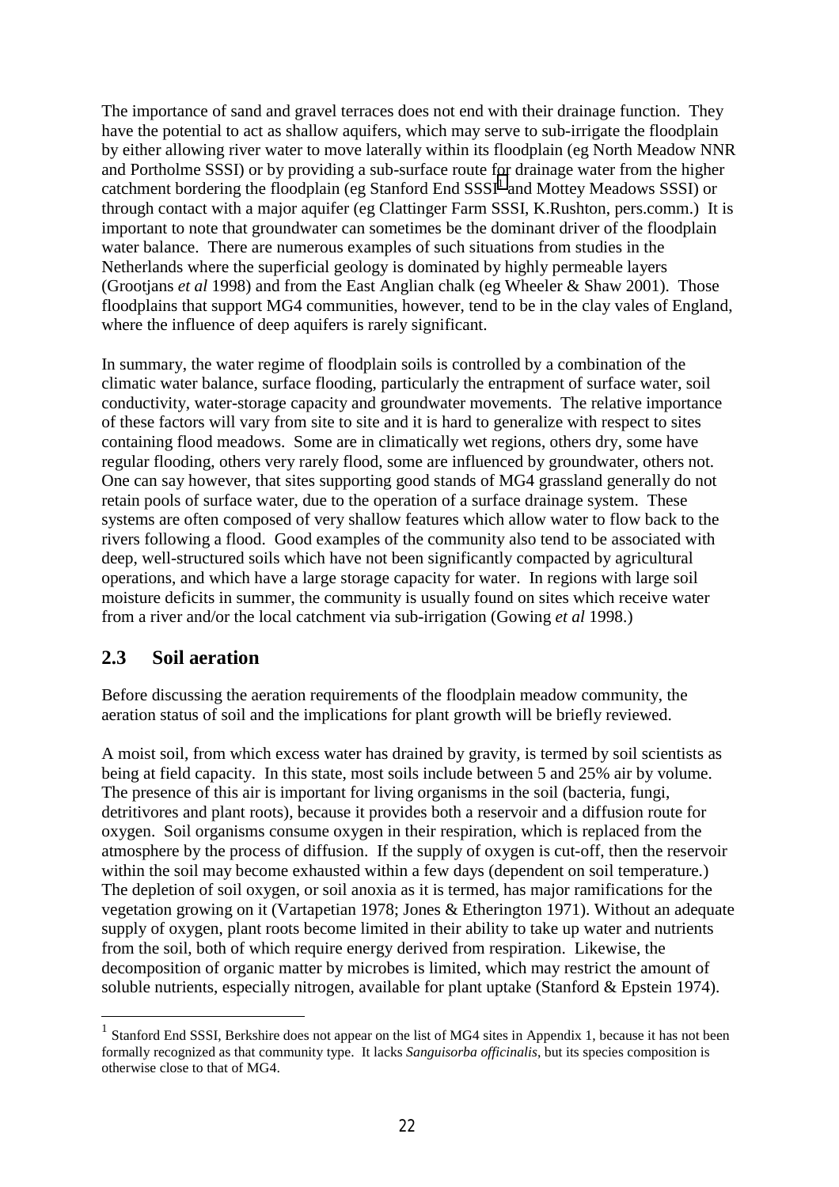The importance of sand and gravel terraces does not end with their drainage function. They have the potential to act as shallow aquifers, which may serve to sub-irrigate the floodplain by either allowing river water to move laterally within its floodplain (eg North Meadow NNR and Portholme SSSI) or by providing a sub-surface route for drainage water from the higher catchment bordering the floodplain (eg Stanford End SSSI[1] and Mottey Meadows SSSI) or through contact with a major aquifer (eg Clattinger Farm SSSI, K.Rushton, pers.comm.) It is important to note that groundwater can sometimes be the dominant driver of the floodplain water balance. There are numerous examples of such situations from studies in the Netherlands where the superficial geology is dominated by highly permeable layers (Grootjans *et al* 1998) and from the East Anglian chalk (eg Wheeler & Shaw 2001). Those floodplains that support MG4 communities, however, tend to be in the clay vales of England, where the influence of deep aquifers is rarely significant.

In summary, the water regime of floodplain soils is controlled by a combination of the climatic water balance, surface flooding, particularly the entrapment of surface water, soil conductivity, water-storage capacity and groundwater movements. The relative importance of these factors will vary from site to site and it is hard to generalize with respect to sites containing flood meadows. Some are in climatically wet regions, others dry, some have regular flooding, others very rarely flood, some are influenced by groundwater, others not. One can say however, that sites supporting good stands of MG4 grassland generally do not retain pools of surface water, due to the operation of a surface drainage system. These systems are often composed of very shallow features which allow water to flow back to the rivers following a flood. Good examples of the community also tend to be associated with deep, well-structured soils which have not been significantly compacted by agricultural operations, and which have a large storage capacity for water. In regions with large soil moisture deficits in summer, the community is usually found on sites which receive water from a river and/or the local catchment via sub-irrigation (Gowing *et al* 1998.)

## 2.3 Soil aeration

Before discussing the aeration requirements of the floodplain meadow community, the aeration status of soil and the implications for plant growth will be briefly reviewed.

A moist soil, from which excess water has drained by gravity, is termed by soil scientists as being at field capacity. In this state, most soils include between 5 and 25% air by volume. The presence of this air is important for living organisms in the soil (bacteria, fungi, detritivores and plant roots), because it provides both a reservoir and a diffusion route for oxygen. Soil organisms consume oxygen in their respiration, which is replaced from the atmosphere by the process of diffusion. If the supply of oxygen is cut-off, then the reservoir within the soil may become exhausted within a few days (dependent on soil temperature.) The depletion of soil oxygen, or soil anoxia as it is termed, has major ramifications for the vegetation growing on it (Vartapetian 1978; Jones & Etherington 1971). Without an adequate supply of oxygen, plant roots become limited in their ability to take up water and nutrients from the soil, both of which require energy derived from respiration. Likewise, the decomposition of organic matter by microbes is limited, which may restrict the amount of soluble nutrients, especially nitrogen, available for plant uptake (Stanford & Epstein 1974).

---

[1] Stanford End SSSI, Berkshire does not appear on the list of MG4 sites in Appendix 1, because it has not been formally recognized as that community type. It lacks *Sanguisorba officinalis*, but its species composition is otherwise close to that of MG4.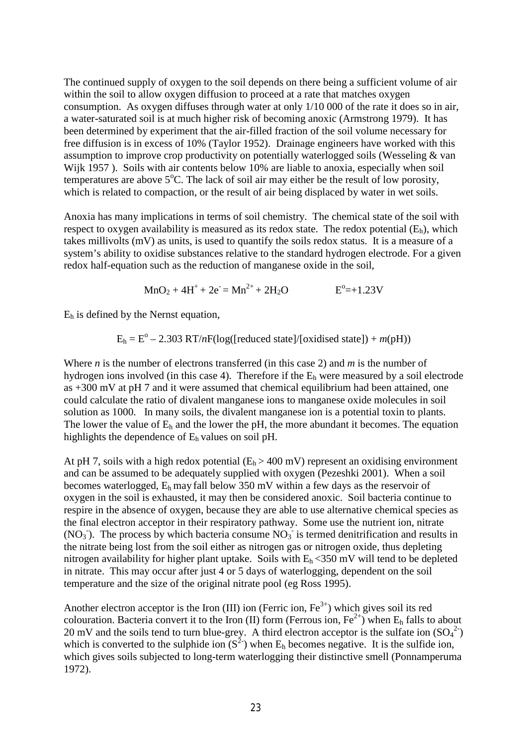The continued supply of oxygen to the soil depends on there being a sufficient volume of air within the soil to allow oxygen diffusion to proceed at a rate that matches oxygen consumption. As oxygen diffuses through water at only 1/10 000 of the rate it does so in air, a water-saturated soil is at much higher risk of becoming anoxic (Armstrong 1979). It has been determined by experiment that the air-filled fraction of the soil volume necessary for free diffusion is in excess of 10% (Taylor 1952). Drainage engineers have worked with this assumption to improve crop productivity on potentially waterlogged soils (Wesseling & van Wijk 1957 ). Soils with air contents below 10% are liable to anoxia, especially when soil temperatures are above 5°C. The lack of soil air may either be the result of low porosity, which is related to compaction, or the result of air being displaced by water in wet soils.

Anoxia has many implications in terms of soil chemistry. The chemical state of the soil with respect to oxygen availability is measured as its redox state. The redox potential ($E_h$), which takes millivolts (mV) as units, is used to quantify the soils redox status. It is a measure of a system's ability to oxidise substances relative to the standard hydrogen electrode. For a given redox half-equation such as the reduction of manganese oxide in the soil,

$$MnO_2 + 4H^+ + 2e^- = Mn^{2+} + 2H_2O \qquad E^o = +1.23V$$

$E_h$ is defined by the Nernst equation,

$$E_h = E^o - 2.303\ RT/nF(\log([\text{reduced state}]/[\text{oxidised state}]) + m(\text{pH}))$$

Where $n$ is the number of electrons transferred (in this case 2) and $m$ is the number of hydrogen ions involved (in this case 4). Therefore if the $E_h$ were measured by a soil electrode as +300 mV at pH 7 and it were assumed that chemical equilibrium had been attained, one could calculate the ratio of divalent manganese ions to manganese oxide molecules in soil solution as 1000. In many soils, the divalent manganese ion is a potential toxin to plants. The lower the value of $E_h$ and the lower the pH, the more abundant it becomes. The equation highlights the dependence of $E_h$ values on soil pH.

At pH 7, soils with a high redox potential ($E_h > 400$ mV) represent an oxidising environment and can be assumed to be adequately supplied with oxygen (Pezeshki 2001). When a soil becomes waterlogged, $E_h$ may fall below 350 mV within a few days as the reservoir of oxygen in the soil is exhausted, it may then be considered anoxic. Soil bacteria continue to respire in the absence of oxygen, because they are able to use alternative chemical species as the final electron acceptor in their respiratory pathway. Some use the nutrient ion, nitrate ($NO_3^-$). The process by which bacteria consume $NO_3^-$ is termed denitrification and results in the nitrate being lost from the soil either as nitrogen gas or nitrogen oxide, thus depleting nitrogen availability for higher plant uptake. Soils with $E_h < 350$ mV will tend to be depleted in nitrate. This may occur after just 4 or 5 days of waterlogging, dependent on the soil temperature and the size of the original nitrate pool (eg Ross 1995).

Another electron acceptor is the Iron (III) ion (Ferric ion, $Fe^{3+}$) which gives soil its red colouration. Bacteria convert it to the Iron (II) form (Ferrous ion, $Fe^{2+}$) when $E_h$ falls to about 20 mV and the soils tend to turn blue-grey. A third electron acceptor is the sulfate ion ($SO_4^{2-}$) which is converted to the sulphide ion ($S^{2-}$) when $E_h$ becomes negative. It is the sulfide ion, which gives soils subjected to long-term waterlogging their distinctive smell (Ponnamperuma 1972).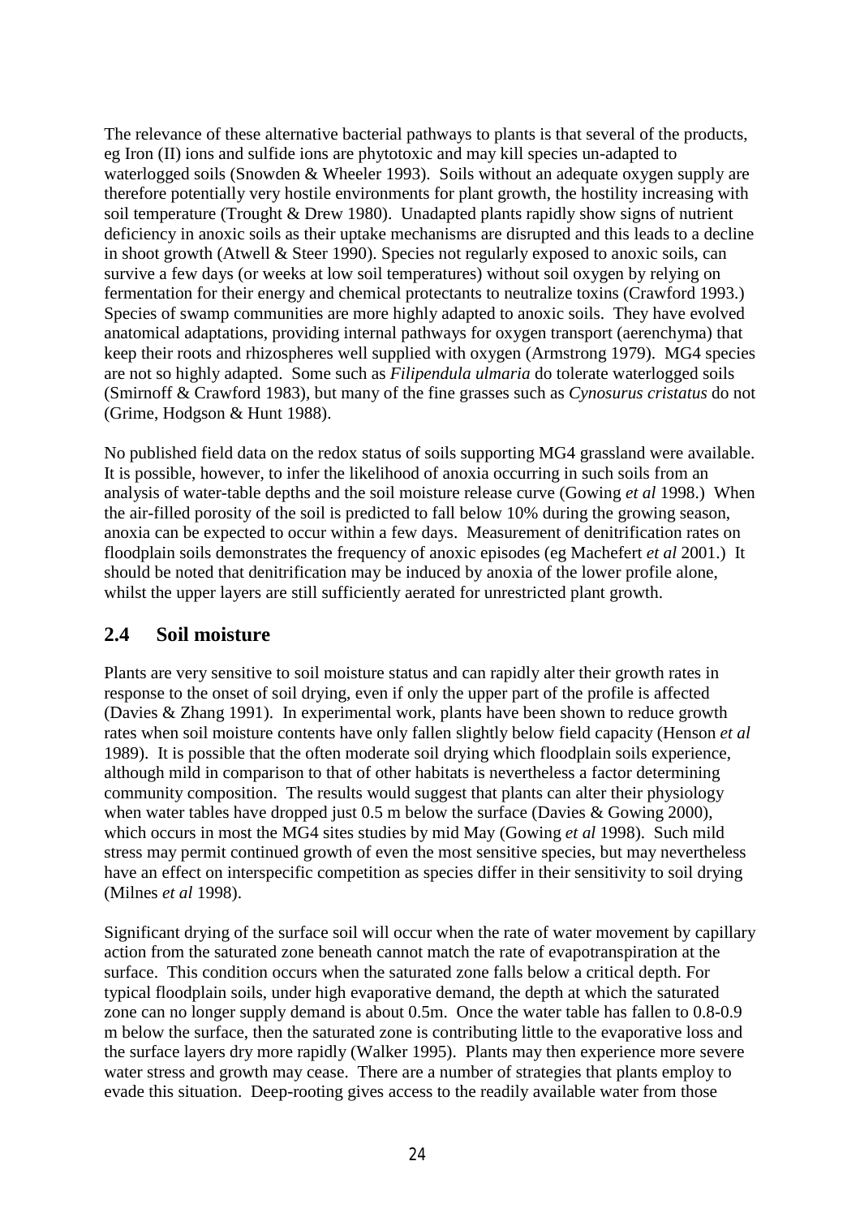The relevance of these alternative bacterial pathways to plants is that several of the products, eg Iron (II) ions and sulfide ions are phytotoxic and may kill species un-adapted to waterlogged soils (Snowden & Wheeler 1993). Soils without an adequate oxygen supply are therefore potentially very hostile environments for plant growth, the hostility increasing with soil temperature (Trought & Drew 1980). Unadapted plants rapidly show signs of nutrient deficiency in anoxic soils as their uptake mechanisms are disrupted and this leads to a decline in shoot growth (Atwell & Steer 1990). Species not regularly exposed to anoxic soils, can survive a few days (or weeks at low soil temperatures) without soil oxygen by relying on fermentation for their energy and chemical protectants to neutralize toxins (Crawford 1993.) Species of swamp communities are more highly adapted to anoxic soils. They have evolved anatomical adaptations, providing internal pathways for oxygen transport (aerenchyma) that keep their roots and rhizospheres well supplied with oxygen (Armstrong 1979). MG4 species are not so highly adapted. Some such as *Filipendula ulmaria* do tolerate waterlogged soils (Smirnoff & Crawford 1983), but many of the fine grasses such as *Cynosurus cristatus* do not (Grime, Hodgson & Hunt 1988).

No published field data on the redox status of soils supporting MG4 grassland were available. It is possible, however, to infer the likelihood of anoxia occurring in such soils from an analysis of water-table depths and the soil moisture release curve (Gowing *et al* 1998.) When the air-filled porosity of the soil is predicted to fall below 10% during the growing season, anoxia can be expected to occur within a few days. Measurement of denitrification rates on floodplain soils demonstrates the frequency of anoxic episodes (eg Machefert *et al* 2001.) It should be noted that denitrification may be induced by anoxia of the lower profile alone, whilst the upper layers are still sufficiently aerated for unrestricted plant growth.

## 2.4 Soil moisture

Plants are very sensitive to soil moisture status and can rapidly alter their growth rates in response to the onset of soil drying, even if only the upper part of the profile is affected (Davies & Zhang 1991). In experimental work, plants have been shown to reduce growth rates when soil moisture contents have only fallen slightly below field capacity (Henson *et al* 1989). It is possible that the often moderate soil drying which floodplain soils experience, although mild in comparison to that of other habitats is nevertheless a factor determining community composition. The results would suggest that plants can alter their physiology when water tables have dropped just 0.5 m below the surface (Davies & Gowing 2000), which occurs in most the MG4 sites studies by mid May (Gowing *et al* 1998). Such mild stress may permit continued growth of even the most sensitive species, but may nevertheless have an effect on interspecific competition as species differ in their sensitivity to soil drying (Milnes *et al* 1998).

Significant drying of the surface soil will occur when the rate of water movement by capillary action from the saturated zone beneath cannot match the rate of evapotranspiration at the surface. This condition occurs when the saturated zone falls below a critical depth. For typical floodplain soils, under high evaporative demand, the depth at which the saturated zone can no longer supply demand is about 0.5m. Once the water table has fallen to 0.8-0.9 m below the surface, then the saturated zone is contributing little to the evaporative loss and the surface layers dry more rapidly (Walker 1995). Plants may then experience more severe water stress and growth may cease. There are a number of strategies that plants employ to evade this situation. Deep-rooting gives access to the readily available water from those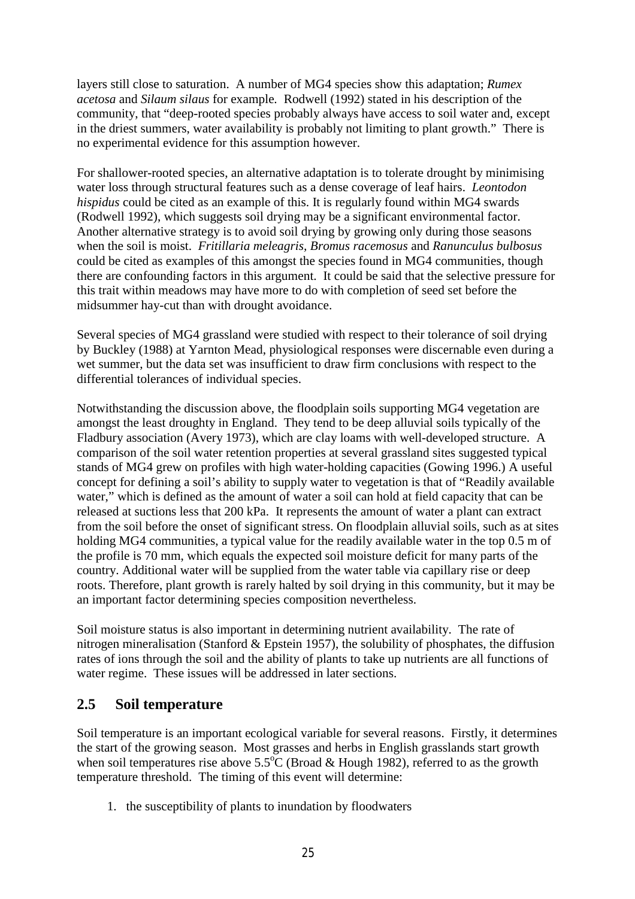layers still close to saturation. A number of MG4 species show this adaptation; *Rumex acetosa* and *Silaum silaus* for example. Rodwell (1992) stated in his description of the community, that "deep-rooted species probably always have access to soil water and, except in the driest summers, water availability is probably not limiting to plant growth." There is no experimental evidence for this assumption however.

For shallower-rooted species, an alternative adaptation is to tolerate drought by minimising water loss through structural features such as a dense coverage of leaf hairs. *Leontodon hispidus* could be cited as an example of this. It is regularly found within MG4 swards (Rodwell 1992), which suggests soil drying may be a significant environmental factor. Another alternative strategy is to avoid soil drying by growing only during those seasons when the soil is moist. *Fritillaria meleagris*, *Bromus racemosus* and *Ranunculus bulbosus* could be cited as examples of this amongst the species found in MG4 communities, though there are confounding factors in this argument. It could be said that the selective pressure for this trait within meadows may have more to do with completion of seed set before the midsummer hay-cut than with drought avoidance.

Several species of MG4 grassland were studied with respect to their tolerance of soil drying by Buckley (1988) at Yarnton Mead, physiological responses were discernable even during a wet summer, but the data set was insufficient to draw firm conclusions with respect to the differential tolerances of individual species.

Notwithstanding the discussion above, the floodplain soils supporting MG4 vegetation are amongst the least droughty in England. They tend to be deep alluvial soils typically of the Fladbury association (Avery 1973), which are clay loams with well-developed structure. A comparison of the soil water retention properties at several grassland sites suggested typical stands of MG4 grew on profiles with high water-holding capacities (Gowing 1996.) A useful concept for defining a soil's ability to supply water to vegetation is that of "Readily available water," which is defined as the amount of water a soil can hold at field capacity that can be released at suctions less that 200 kPa. It represents the amount of water a plant can extract from the soil before the onset of significant stress. On floodplain alluvial soils, such as at sites holding MG4 communities, a typical value for the readily available water in the top 0.5 m of the profile is 70 mm, which equals the expected soil moisture deficit for many parts of the country. Additional water will be supplied from the water table via capillary rise or deep roots. Therefore, plant growth is rarely halted by soil drying in this community, but it may be an important factor determining species composition nevertheless.

Soil moisture status is also important in determining nutrient availability. The rate of nitrogen mineralisation (Stanford & Epstein 1957), the solubility of phosphates, the diffusion rates of ions through the soil and the ability of plants to take up nutrients are all functions of water regime. These issues will be addressed in later sections.

## 2.5 Soil temperature

Soil temperature is an important ecological variable for several reasons. Firstly, it determines the start of the growing season. Most grasses and herbs in English grasslands start growth when soil temperatures rise above 5.5$^{o}$C (Broad & Hough 1982), referred to as the growth temperature threshold. The timing of this event will determine:

1. the susceptibility of plants to inundation by floodwaters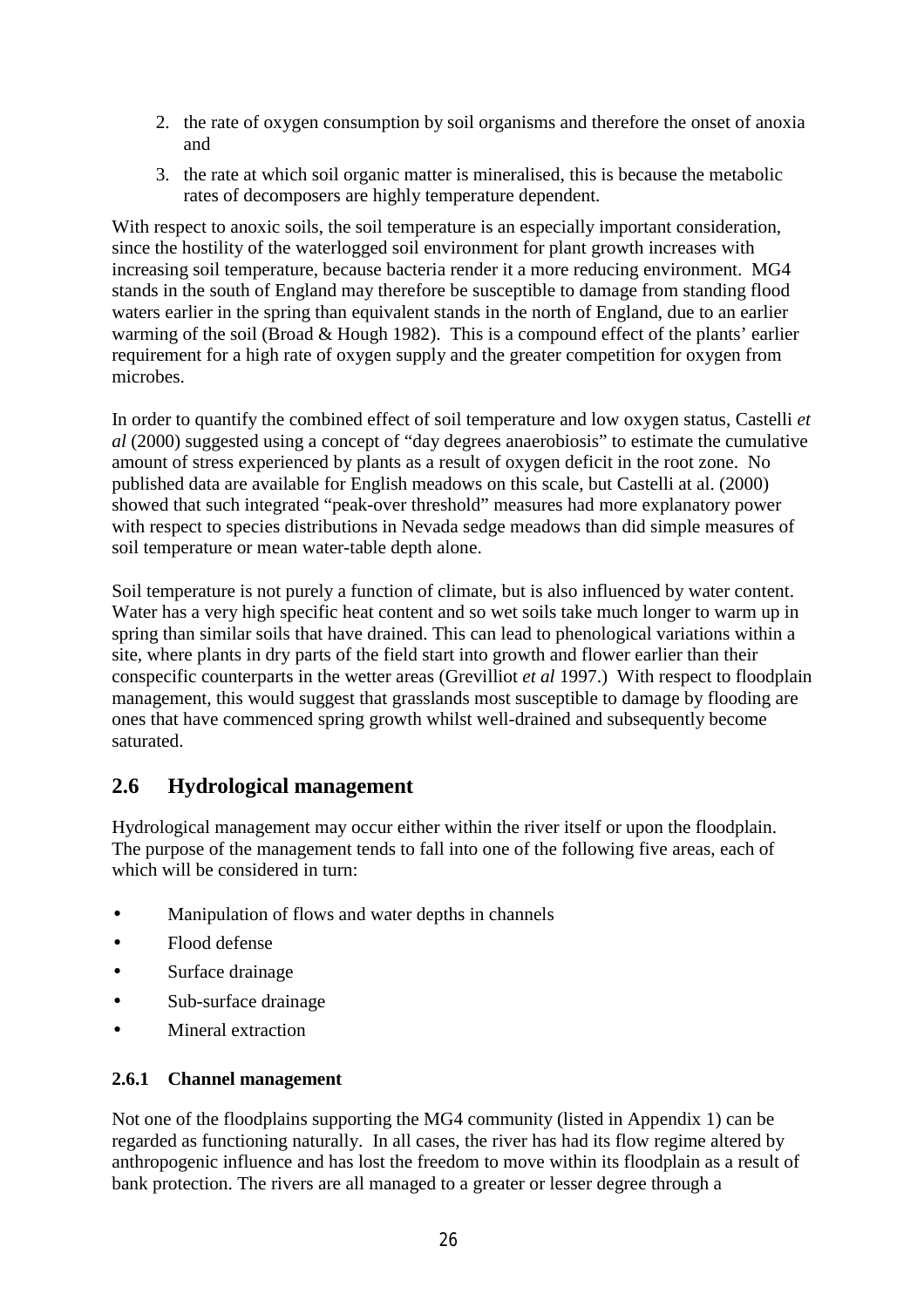2. the rate of oxygen consumption by soil organisms and therefore the onset of anoxia and
3. the rate at which soil organic matter is mineralised, this is because the metabolic rates of decomposers are highly temperature dependent.

With respect to anoxic soils, the soil temperature is an especially important consideration, since the hostility of the waterlogged soil environment for plant growth increases with increasing soil temperature, because bacteria render it a more reducing environment. MG4 stands in the south of England may therefore be susceptible to damage from standing flood waters earlier in the spring than equivalent stands in the north of England, due to an earlier warming of the soil (Broad & Hough 1982). This is a compound effect of the plants' earlier requirement for a high rate of oxygen supply and the greater competition for oxygen from microbes.

In order to quantify the combined effect of soil temperature and low oxygen status, Castelli *et al* (2000) suggested using a concept of "day degrees anaerobiosis" to estimate the cumulative amount of stress experienced by plants as a result of oxygen deficit in the root zone. No published data are available for English meadows on this scale, but Castelli at al. (2000) showed that such integrated "peak-over threshold" measures had more explanatory power with respect to species distributions in Nevada sedge meadows than did simple measures of soil temperature or mean water-table depth alone.

Soil temperature is not purely a function of climate, but is also influenced by water content. Water has a very high specific heat content and so wet soils take much longer to warm up in spring than similar soils that have drained. This can lead to phenological variations within a site, where plants in dry parts of the field start into growth and flower earlier than their conspecific counterparts in the wetter areas (Grevilliot *et al* 1997.) With respect to floodplain management, this would suggest that grasslands most susceptible to damage by flooding are ones that have commenced spring growth whilst well-drained and subsequently become saturated.

## 2.6 Hydrological management

Hydrological management may occur either within the river itself or upon the floodplain. The purpose of the management tends to fall into one of the following five areas, each of which will be considered in turn:

- Manipulation of flows and water depths in channels
- Flood defense
- Surface drainage
- Sub-surface drainage
- Mineral extraction

### 2.6.1 Channel management

Not one of the floodplains supporting the MG4 community (listed in Appendix 1) can be regarded as functioning naturally. In all cases, the river has had its flow regime altered by anthropogenic influence and has lost the freedom to move within its floodplain as a result of bank protection. The rivers are all managed to a greater or lesser degree through a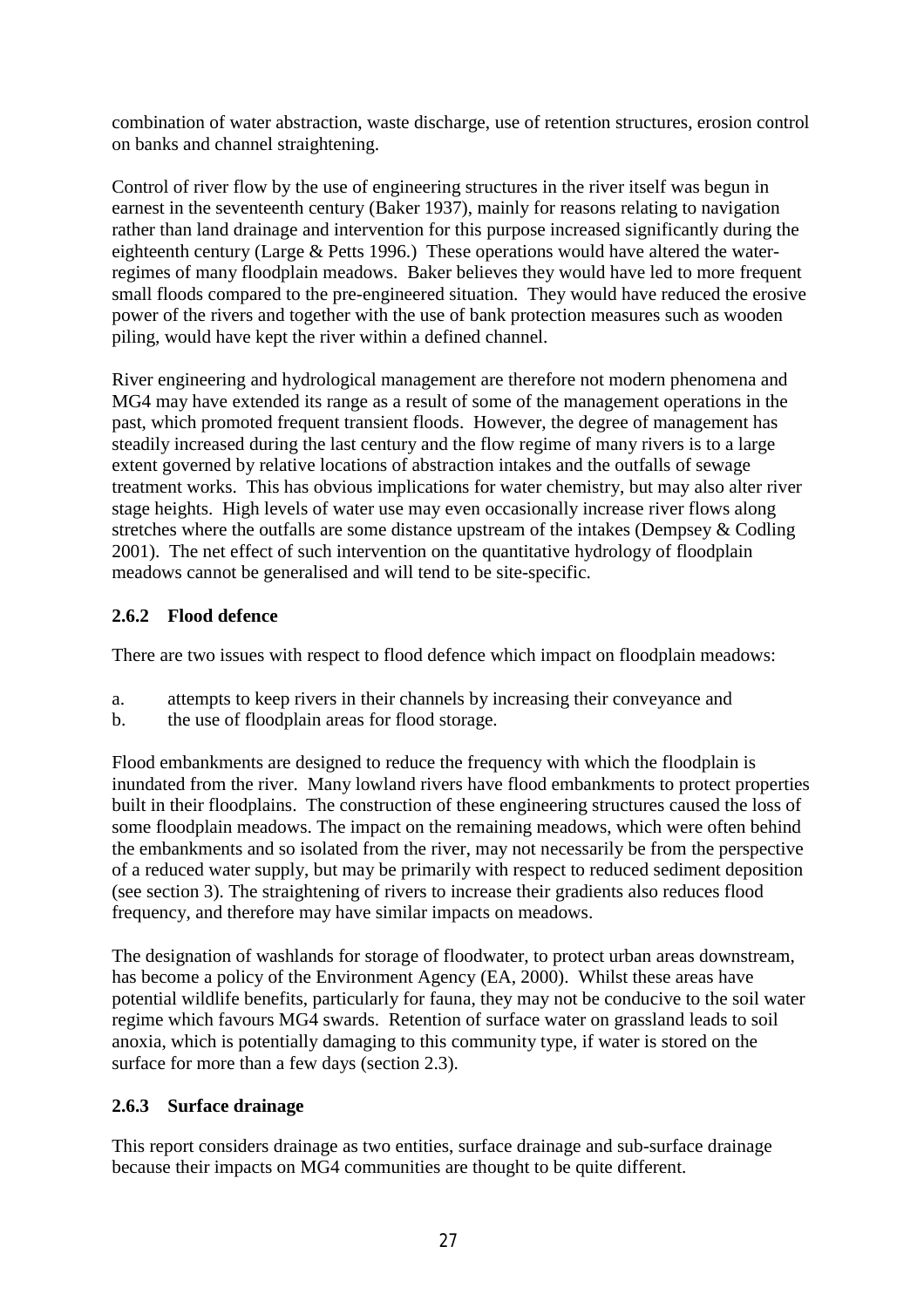combination of water abstraction, waste discharge, use of retention structures, erosion control on banks and channel straightening.

Control of river flow by the use of engineering structures in the river itself was begun in earnest in the seventeenth century (Baker 1937), mainly for reasons relating to navigation rather than land drainage and intervention for this purpose increased significantly during the eighteenth century (Large & Petts 1996.) These operations would have altered the water-regimes of many floodplain meadows. Baker believes they would have led to more frequent small floods compared to the pre-engineered situation. They would have reduced the erosive power of the rivers and together with the use of bank protection measures such as wooden piling, would have kept the river within a defined channel.

River engineering and hydrological management are therefore not modern phenomena and MG4 may have extended its range as a result of some of the management operations in the past, which promoted frequent transient floods. However, the degree of management has steadily increased during the last century and the flow regime of many rivers is to a large extent governed by relative locations of abstraction intakes and the outfalls of sewage treatment works. This has obvious implications for water chemistry, but may also alter river stage heights. High levels of water use may even occasionally increase river flows along stretches where the outfalls are some distance upstream of the intakes (Dempsey & Codling 2001). The net effect of such intervention on the quantitative hydrology of floodplain meadows cannot be generalised and will tend to be site-specific.

### 2.6.2 Flood defence

There are two issues with respect to flood defence which impact on floodplain meadows:

a. attempts to keep rivers in their channels by increasing their conveyance and
b. the use of floodplain areas for flood storage.

Flood embankments are designed to reduce the frequency with which the floodplain is inundated from the river. Many lowland rivers have flood embankments to protect properties built in their floodplains. The construction of these engineering structures caused the loss of some floodplain meadows. The impact on the remaining meadows, which were often behind the embankments and so isolated from the river, may not necessarily be from the perspective of a reduced water supply, but may be primarily with respect to reduced sediment deposition (see section 3). The straightening of rivers to increase their gradients also reduces flood frequency, and therefore may have similar impacts on meadows.

The designation of washlands for storage of floodwater, to protect urban areas downstream, has become a policy of the Environment Agency (EA, 2000). Whilst these areas have potential wildlife benefits, particularly for fauna, they may not be conducive to the soil water regime which favours MG4 swards. Retention of surface water on grassland leads to soil anoxia, which is potentially damaging to this community type, if water is stored on the surface for more than a few days (section 2.3).

### 2.6.3 Surface drainage

This report considers drainage as two entities, surface drainage and sub-surface drainage because their impacts on MG4 communities are thought to be quite different.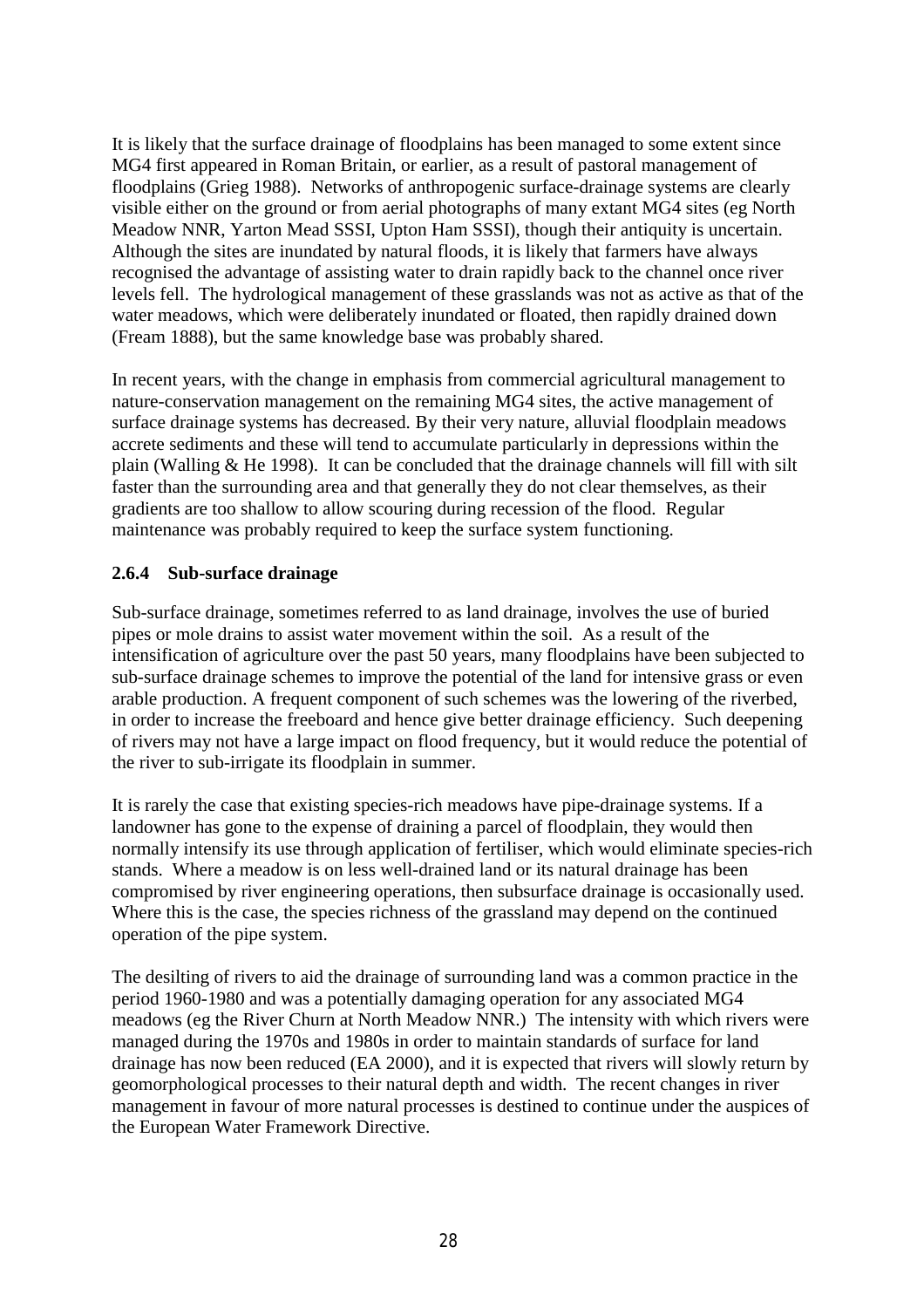It is likely that the surface drainage of floodplains has been managed to some extent since MG4 first appeared in Roman Britain, or earlier, as a result of pastoral management of floodplains (Grieg 1988). Networks of anthropogenic surface-drainage systems are clearly visible either on the ground or from aerial photographs of many extant MG4 sites (eg North Meadow NNR, Yarton Mead SSSI, Upton Ham SSSI), though their antiquity is uncertain. Although the sites are inundated by natural floods, it is likely that farmers have always recognised the advantage of assisting water to drain rapidly back to the channel once river levels fell. The hydrological management of these grasslands was not as active as that of the water meadows, which were deliberately inundated or floated, then rapidly drained down (Fream 1888), but the same knowledge base was probably shared.

In recent years, with the change in emphasis from commercial agricultural management to nature-conservation management on the remaining MG4 sites, the active management of surface drainage systems has decreased. By their very nature, alluvial floodplain meadows accrete sediments and these will tend to accumulate particularly in depressions within the plain (Walling & He 1998). It can be concluded that the drainage channels will fill with silt faster than the surrounding area and that generally they do not clear themselves, as their gradients are too shallow to allow scouring during recession of the flood. Regular maintenance was probably required to keep the surface system functioning.

### 2.6.4 Sub-surface drainage

Sub-surface drainage, sometimes referred to as land drainage, involves the use of buried pipes or mole drains to assist water movement within the soil. As a result of the intensification of agriculture over the past 50 years, many floodplains have been subjected to sub-surface drainage schemes to improve the potential of the land for intensive grass or even arable production. A frequent component of such schemes was the lowering of the riverbed, in order to increase the freeboard and hence give better drainage efficiency. Such deepening of rivers may not have a large impact on flood frequency, but it would reduce the potential of the river to sub-irrigate its floodplain in summer.

It is rarely the case that existing species-rich meadows have pipe-drainage systems. If a landowner has gone to the expense of draining a parcel of floodplain, they would then normally intensify its use through application of fertiliser, which would eliminate species-rich stands. Where a meadow is on less well-drained land or its natural drainage has been compromised by river engineering operations, then subsurface drainage is occasionally used. Where this is the case, the species richness of the grassland may depend on the continued operation of the pipe system.

The desilting of rivers to aid the drainage of surrounding land was a common practice in the period 1960-1980 and was a potentially damaging operation for any associated MG4 meadows (eg the River Churn at North Meadow NNR.) The intensity with which rivers were managed during the 1970s and 1980s in order to maintain standards of surface for land drainage has now been reduced (EA 2000), and it is expected that rivers will slowly return by geomorphological processes to their natural depth and width. The recent changes in river management in favour of more natural processes is destined to continue under the auspices of the European Water Framework Directive.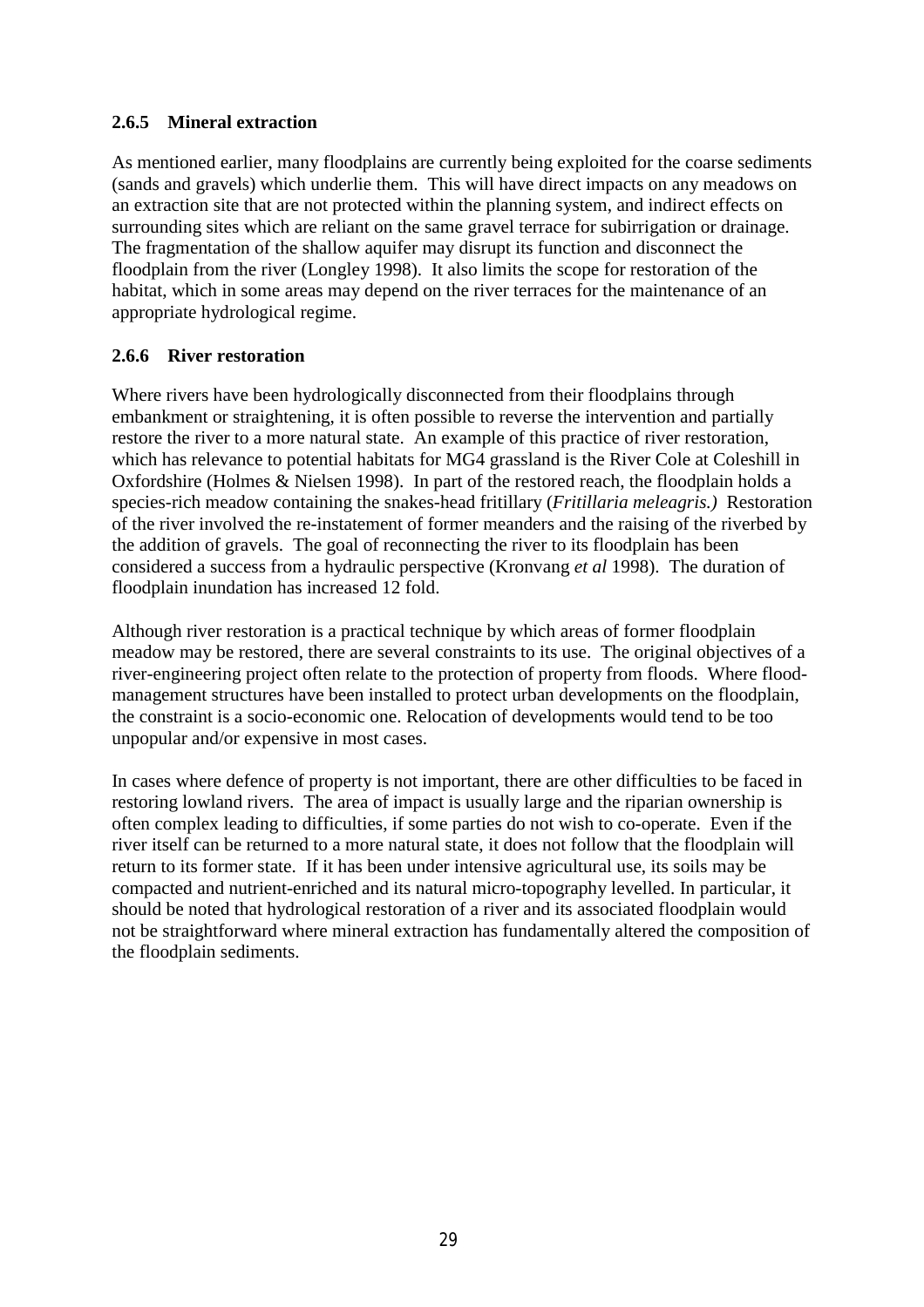### 2.6.5 Mineral extraction

As mentioned earlier, many floodplains are currently being exploited for the coarse sediments (sands and gravels) which underlie them. This will have direct impacts on any meadows on an extraction site that are not protected within the planning system, and indirect effects on surrounding sites which are reliant on the same gravel terrace for subirrigation or drainage. The fragmentation of the shallow aquifer may disrupt its function and disconnect the floodplain from the river (Longley 1998). It also limits the scope for restoration of the habitat, which in some areas may depend on the river terraces for the maintenance of an appropriate hydrological regime.

### 2.6.6 River restoration

Where rivers have been hydrologically disconnected from their floodplains through embankment or straightening, it is often possible to reverse the intervention and partially restore the river to a more natural state. An example of this practice of river restoration, which has relevance to potential habitats for MG4 grassland is the River Cole at Coleshill in Oxfordshire (Holmes & Nielsen 1998). In part of the restored reach, the floodplain holds a species-rich meadow containing the snakes-head fritillary (*Fritillaria meleagris.)* Restoration of the river involved the re-instatement of former meanders and the raising of the riverbed by the addition of gravels. The goal of reconnecting the river to its floodplain has been considered a success from a hydraulic perspective (Kronvang *et al* 1998). The duration of floodplain inundation has increased 12 fold.

Although river restoration is a practical technique by which areas of former floodplain meadow may be restored, there are several constraints to its use. The original objectives of a river-engineering project often relate to the protection of property from floods. Where flood-management structures have been installed to protect urban developments on the floodplain, the constraint is a socio-economic one. Relocation of developments would tend to be too unpopular and/or expensive in most cases.

In cases where defence of property is not important, there are other difficulties to be faced in restoring lowland rivers. The area of impact is usually large and the riparian ownership is often complex leading to difficulties, if some parties do not wish to co-operate. Even if the river itself can be returned to a more natural state, it does not follow that the floodplain will return to its former state. If it has been under intensive agricultural use, its soils may be compacted and nutrient-enriched and its natural micro-topography levelled. In particular, it should be noted that hydrological restoration of a river and its associated floodplain would not be straightforward where mineral extraction has fundamentally altered the composition of the floodplain sediments.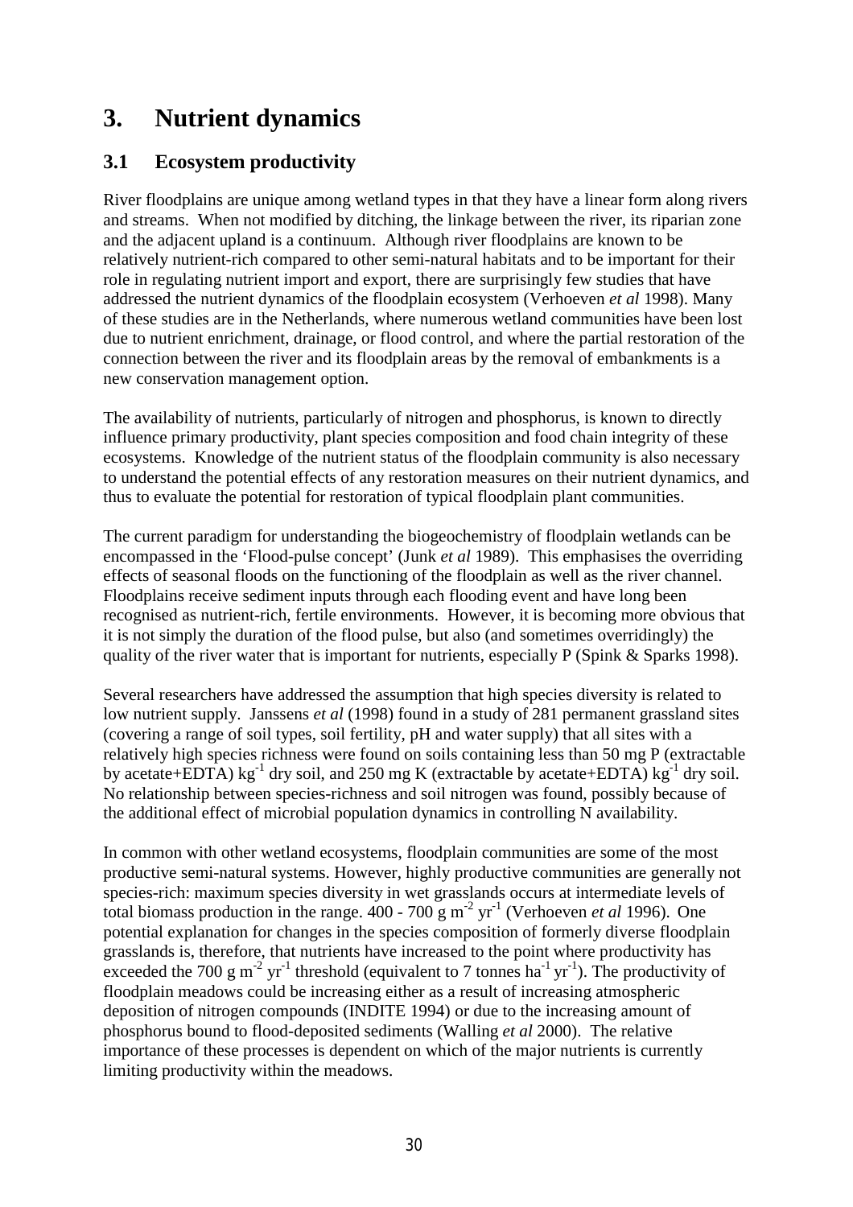# 3. Nutrient dynamics

## 3.1 Ecosystem productivity

River floodplains are unique among wetland types in that they have a linear form along rivers and streams. When not modified by ditching, the linkage between the river, its riparian zone and the adjacent upland is a continuum. Although river floodplains are known to be relatively nutrient-rich compared to other semi-natural habitats and to be important for their role in regulating nutrient import and export, there are surprisingly few studies that have addressed the nutrient dynamics of the floodplain ecosystem (Verhoeven *et al* 1998). Many of these studies are in the Netherlands, where numerous wetland communities have been lost due to nutrient enrichment, drainage, or flood control, and where the partial restoration of the connection between the river and its floodplain areas by the removal of embankments is a new conservation management option.

The availability of nutrients, particularly of nitrogen and phosphorus, is known to directly influence primary productivity, plant species composition and food chain integrity of these ecosystems. Knowledge of the nutrient status of the floodplain community is also necessary to understand the potential effects of any restoration measures on their nutrient dynamics, and thus to evaluate the potential for restoration of typical floodplain plant communities.

The current paradigm for understanding the biogeochemistry of floodplain wetlands can be encompassed in the 'Flood-pulse concept' (Junk *et al* 1989). This emphasises the overriding effects of seasonal floods on the functioning of the floodplain as well as the river channel. Floodplains receive sediment inputs through each flooding event and have long been recognised as nutrient-rich, fertile environments. However, it is becoming more obvious that it is not simply the duration of the flood pulse, but also (and sometimes overridingly) the quality of the river water that is important for nutrients, especially P (Spink & Sparks 1998).

Several researchers have addressed the assumption that high species diversity is related to low nutrient supply. Janssens *et al* (1998) found in a study of 281 permanent grassland sites (covering a range of soil types, soil fertility, pH and water supply) that all sites with a relatively high species richness were found on soils containing less than 50 mg P (extractable by acetate+EDTA) $kg^{-1}$ dry soil, and 250 mg K (extractable by acetate+EDTA) $kg^{-1}$ dry soil. No relationship between species-richness and soil nitrogen was found, possibly because of the additional effect of microbial population dynamics in controlling N availability.

In common with other wetland ecosystems, floodplain communities are some of the most productive semi-natural systems. However, highly productive communities are generally not species-rich: maximum species diversity in wet grasslands occurs at intermediate levels of total biomass production in the range. 400 - 700 g $m^{-2}$ $yr^{-1}$ (Verhoeven *et al* 1996). One potential explanation for changes in the species composition of formerly diverse floodplain grasslands is, therefore, that nutrients have increased to the point where productivity has exceeded the 700 g $m^{-2}$ $yr^{-1}$ threshold (equivalent to 7 tonnes $ha^{-1}$ $yr^{-1}$). The productivity of floodplain meadows could be increasing either as a result of increasing atmospheric deposition of nitrogen compounds (INDITE 1994) or due to the increasing amount of phosphorus bound to flood-deposited sediments (Walling *et al* 2000). The relative importance of these processes is dependent on which of the major nutrients is currently limiting productivity within the meadows.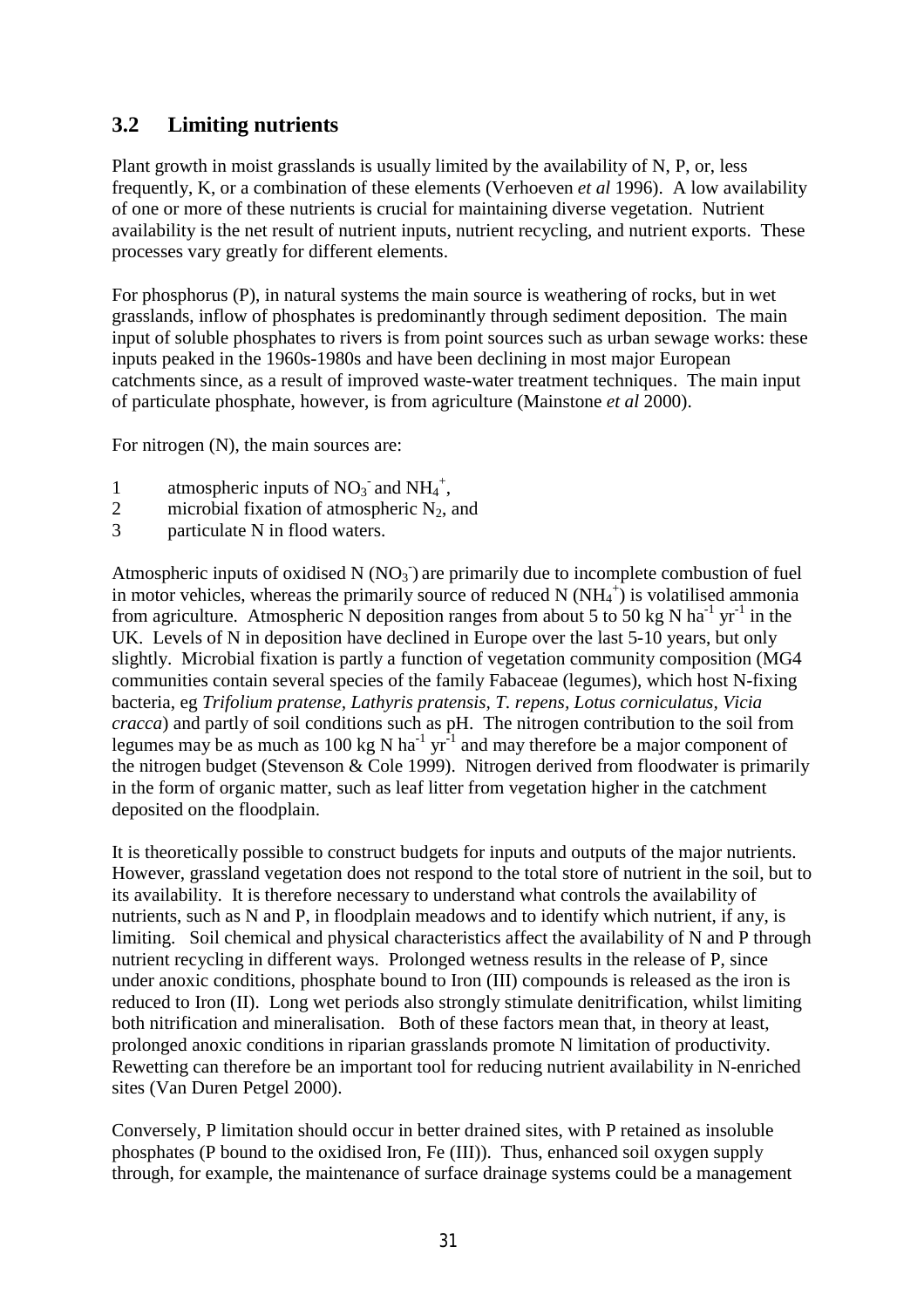## 3.2 Limiting nutrients

Plant growth in moist grasslands is usually limited by the availability of N, P, or, less frequently, K, or a combination of these elements (Verhoeven *et al* 1996). A low availability of one or more of these nutrients is crucial for maintaining diverse vegetation. Nutrient availability is the net result of nutrient inputs, nutrient recycling, and nutrient exports. These processes vary greatly for different elements.

For phosphorus (P), in natural systems the main source is weathering of rocks, but in wet grasslands, inflow of phosphates is predominantly through sediment deposition. The main input of soluble phosphates to rivers is from point sources such as urban sewage works: these inputs peaked in the 1960s-1980s and have been declining in most major European catchments since, as a result of improved waste-water treatment techniques. The main input of particulate phosphate, however, is from agriculture (Mainstone *et al* 2000).

For nitrogen (N), the main sources are:

1. atmospheric inputs of $NO_3^-$ and $NH_4^+$,
2. microbial fixation of atmospheric $N_2$, and
3. particulate N in flood waters.

Atmospheric inputs of oxidised N ($NO_3^-$) are primarily due to incomplete combustion of fuel in motor vehicles, whereas the primarily source of reduced N ($NH_4^+$) is volatilised ammonia from agriculture. Atmospheric N deposition ranges from about 5 to 50 kg N $ha^{-1}$ $yr^{-1}$ in the UK. Levels of N in deposition have declined in Europe over the last 5-10 years, but only slightly. Microbial fixation is partly a function of vegetation community composition (MG4 communities contain several species of the family Fabaceae (legumes), which host N-fixing bacteria, eg *Trifolium pratense, Lathyris pratensis, T. repens, Lotus corniculatus, Vicia cracca*) and partly of soil conditions such as pH. The nitrogen contribution to the soil from legumes may be as much as 100 kg N $ha^{-1}$ $yr^{-1}$ and may therefore be a major component of the nitrogen budget (Stevenson & Cole 1999). Nitrogen derived from floodwater is primarily in the form of organic matter, such as leaf litter from vegetation higher in the catchment deposited on the floodplain.

It is theoretically possible to construct budgets for inputs and outputs of the major nutrients. However, grassland vegetation does not respond to the total store of nutrient in the soil, but to its availability. It is therefore necessary to understand what controls the availability of nutrients, such as N and P, in floodplain meadows and to identify which nutrient, if any, is limiting. Soil chemical and physical characteristics affect the availability of N and P through nutrient recycling in different ways. Prolonged wetness results in the release of P, since under anoxic conditions, phosphate bound to Iron (III) compounds is released as the iron is reduced to Iron (II). Long wet periods also strongly stimulate denitrification, whilst limiting both nitrification and mineralisation. Both of these factors mean that, in theory at least, prolonged anoxic conditions in riparian grasslands promote N limitation of productivity. Rewetting can therefore be an important tool for reducing nutrient availability in N-enriched sites (Van Duren Petgel 2000).

Conversely, P limitation should occur in better drained sites, with P retained as insoluble phosphates (P bound to the oxidised Iron, Fe (III)). Thus, enhanced soil oxygen supply through, for example, the maintenance of surface drainage systems could be a management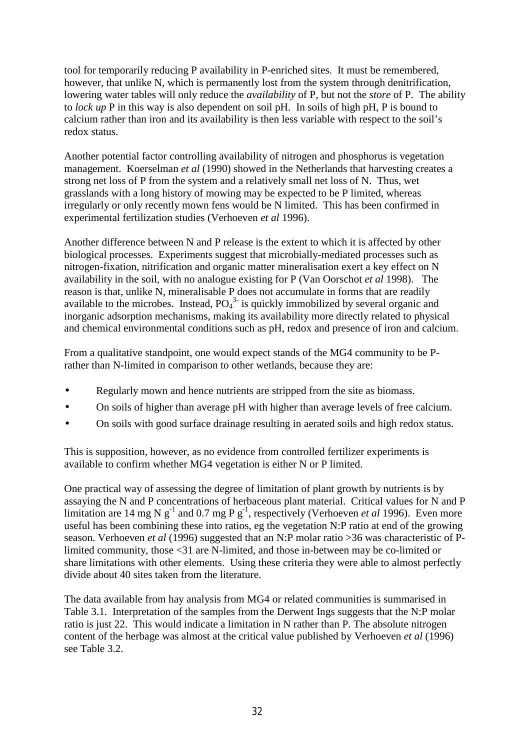tool for temporarily reducing P availability in P-enriched sites. It must be remembered, however, that unlike N, which is permanently lost from the system through denitrification, lowering water tables will only reduce the *availability* of P, but not the *store* of P. The ability to *lock up* P in this way is also dependent on soil pH. In soils of high pH, P is bound to calcium rather than iron and its availability is then less variable with respect to the soil's redox status.

Another potential factor controlling availability of nitrogen and phosphorus is vegetation management. Koerselman *et al* (1990) showed in the Netherlands that harvesting creates a strong net loss of P from the system and a relatively small net loss of N. Thus, wet grasslands with a long history of mowing may be expected to be P limited, whereas irregularly or only recently mown fens would be N limited. This has been confirmed in experimental fertilization studies (Verhoeven *et al* 1996).

Another difference between N and P release is the extent to which it is affected by other biological processes. Experiments suggest that microbially-mediated processes such as nitrogen-fixation, nitrification and organic matter mineralisation exert a key effect on N availability in the soil, with no analogue existing for P (Van Oorschot *et al* 1998). The reason is that, unlike N, mineralisable P does not accumulate in forms that are readily available to the microbes. Instead, $PO_4^{3-}$ is quickly immobilized by several organic and inorganic adsorption mechanisms, making its availability more directly related to physical and chemical environmental conditions such as pH, redox and presence of iron and calcium.

From a qualitative standpoint, one would expect stands of the MG4 community to be P- rather than N-limited in comparison to other wetlands, because they are:

- Regularly mown and hence nutrients are stripped from the site as biomass.
- On soils of higher than average pH with higher than average levels of free calcium.
- On soils with good surface drainage resulting in aerated soils and high redox status.

This is supposition, however, as no evidence from controlled fertilizer experiments is available to confirm whether MG4 vegetation is either N or P limited.

One practical way of assessing the degree of limitation of plant growth by nutrients is by assaying the N and P concentrations of herbaceous plant material. Critical values for N and P limitation are 14 mg N $g^{-1}$ and 0.7 mg P $g^{-1}$, respectively (Verhoeven *et al* 1996). Even more useful has been combining these into ratios, eg the vegetation N:P ratio at end of the growing season. Verhoeven *et al* (1996) suggested that an N:P molar ratio >36 was characteristic of P-limited community, those <31 are N-limited, and those in-between may be co-limited or share limitations with other elements. Using these criteria they were able to almost perfectly divide about 40 sites taken from the literature.

The data available from hay analysis from MG4 or related communities is summarised in Table 3.1. Interpretation of the samples from the Derwent Ings suggests that the N:P molar ratio is just 22. This would indicate a limitation in N rather than P. The absolute nitrogen content of the herbage was almost at the critical value published by Verhoeven *et al* (1996) see Table 3.2.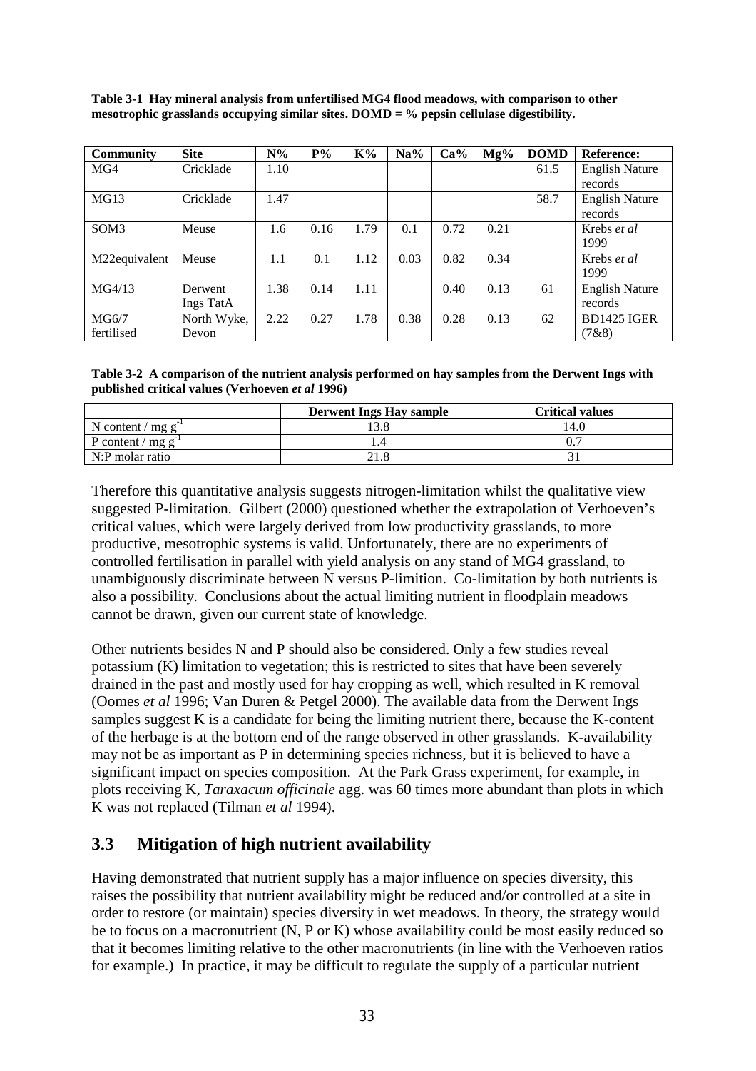**Table 3-1 Hay mineral analysis from unfertilised MG4 flood meadows, with comparison to other mesotrophic grasslands occupying similar sites. DOMD = % pepsin cellulase digestibility.**

| Community | Site | N% | P% | K% | Na% | Ca% | Mg% | DOMD | Reference: |
|---|---|---|---|---|---|---|---|---|---|
| MG4 | Cricklade | 1.10 | | | | | | 61.5 | English Nature records |
| MG13 | Cricklade | 1.47 | | | | | | 58.7 | English Nature records |
| SOM3 | Meuse | 1.6 | 0.16 | 1.79 | 0.1 | 0.72 | 0.21 | | Krebs *et al* 1999 |
| M22equivalent | Meuse | 1.1 | 0.1 | 1.12 | 0.03 | 0.82 | 0.34 | | Krebs *et al* 1999 |
| MG4/13 | Derwent Ings TatA | 1.38 | 0.14 | 1.11 | | 0.40 | 0.13 | 61 | English Nature records |
| MG6/7 fertilised | North Wyke, Devon | 2.22 | 0.27 | 1.78 | 0.38 | 0.28 | 0.13 | 62 | BD1425 IGER (7&8) |

**Table 3-2 A comparison of the nutrient analysis performed on hay samples from the Derwent Ings with published critical values (Verhoeven *et al* 1996)**

| | Derwent Ings Hay sample | Critical values |
|---|---|---|
| N content / mg $g^{-1}$ | 13.8 | 14.0 |
| P content / mg $g^{-1}$ | 1.4 | 0.7 |
| N:P molar ratio | 21.8 | 31 |

Therefore this quantitative analysis suggests nitrogen-limitation whilst the qualitative view suggested P-limitation. Gilbert (2000) questioned whether the extrapolation of Verhoeven's critical values, which were largely derived from low productivity grasslands, to more productive, mesotrophic systems is valid. Unfortunately, there are no experiments of controlled fertilisation in parallel with yield analysis on any stand of MG4 grassland, to unambiguously discriminate between N versus P-limition. Co-limitation by both nutrients is also a possibility. Conclusions about the actual limiting nutrient in floodplain meadows cannot be drawn, given our current state of knowledge.

Other nutrients besides N and P should also be considered. Only a few studies reveal potassium (K) limitation to vegetation; this is restricted to sites that have been severely drained in the past and mostly used for hay cropping as well, which resulted in K removal (Oomes *et al* 1996; Van Duren & Petgel 2000). The available data from the Derwent Ings samples suggest K is a candidate for being the limiting nutrient there, because the K-content of the herbage is at the bottom end of the range observed in other grasslands. K-availability may not be as important as P in determining species richness, but it is believed to have a significant impact on species composition. At the Park Grass experiment, for example, in plots receiving K, *Taraxacum officinale* agg. was 60 times more abundant than plots in which K was not replaced (Tilman *et al* 1994).

## 3.3 Mitigation of high nutrient availability

Having demonstrated that nutrient supply has a major influence on species diversity, this raises the possibility that nutrient availability might be reduced and/or controlled at a site in order to restore (or maintain) species diversity in wet meadows. In theory, the strategy would be to focus on a macronutrient (N, P or K) whose availability could be most easily reduced so that it becomes limiting relative to the other macronutrients (in line with the Verhoeven ratios for example.) In practice, it may be difficult to regulate the supply of a particular nutrient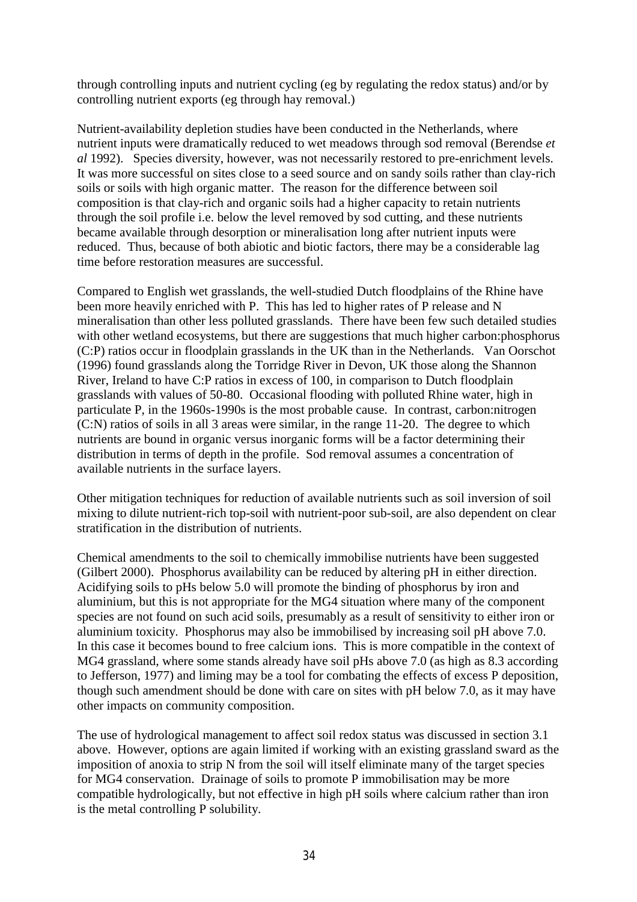through controlling inputs and nutrient cycling (eg by regulating the redox status) and/or by controlling nutrient exports (eg through hay removal.)

Nutrient-availability depletion studies have been conducted in the Netherlands, where nutrient inputs were dramatically reduced to wet meadows through sod removal (Berendse *et al* 1992). Species diversity, however, was not necessarily restored to pre-enrichment levels. It was more successful on sites close to a seed source and on sandy soils rather than clay-rich soils or soils with high organic matter. The reason for the difference between soil composition is that clay-rich and organic soils had a higher capacity to retain nutrients through the soil profile i.e. below the level removed by sod cutting, and these nutrients became available through desorption or mineralisation long after nutrient inputs were reduced. Thus, because of both abiotic and biotic factors, there may be a considerable lag time before restoration measures are successful.

Compared to English wet grasslands, the well-studied Dutch floodplains of the Rhine have been more heavily enriched with P. This has led to higher rates of P release and N mineralisation than other less polluted grasslands. There have been few such detailed studies with other wetland ecosystems, but there are suggestions that much higher carbon:phosphorus (C:P) ratios occur in floodplain grasslands in the UK than in the Netherlands. Van Oorschot (1996) found grasslands along the Torridge River in Devon, UK those along the Shannon River, Ireland to have C:P ratios in excess of 100, in comparison to Dutch floodplain grasslands with values of 50-80. Occasional flooding with polluted Rhine water, high in particulate P, in the 1960s-1990s is the most probable cause. In contrast, carbon:nitrogen (C:N) ratios of soils in all 3 areas were similar, in the range 11-20. The degree to which nutrients are bound in organic versus inorganic forms will be a factor determining their distribution in terms of depth in the profile. Sod removal assumes a concentration of available nutrients in the surface layers.

Other mitigation techniques for reduction of available nutrients such as soil inversion of soil mixing to dilute nutrient-rich top-soil with nutrient-poor sub-soil, are also dependent on clear stratification in the distribution of nutrients.

Chemical amendments to the soil to chemically immobilise nutrients have been suggested (Gilbert 2000). Phosphorus availability can be reduced by altering pH in either direction. Acidifying soils to pHs below 5.0 will promote the binding of phosphorus by iron and aluminium, but this is not appropriate for the MG4 situation where many of the component species are not found on such acid soils, presumably as a result of sensitivity to either iron or aluminium toxicity. Phosphorus may also be immobilised by increasing soil pH above 7.0. In this case it becomes bound to free calcium ions. This is more compatible in the context of MG4 grassland, where some stands already have soil pHs above 7.0 (as high as 8.3 according to Jefferson, 1977) and liming may be a tool for combating the effects of excess P deposition, though such amendment should be done with care on sites with pH below 7.0, as it may have other impacts on community composition.

The use of hydrological management to affect soil redox status was discussed in section 3.1 above. However, options are again limited if working with an existing grassland sward as the imposition of anoxia to strip N from the soil will itself eliminate many of the target species for MG4 conservation. Drainage of soils to promote P immobilisation may be more compatible hydrologically, but not effective in high pH soils where calcium rather than iron is the metal controlling P solubility.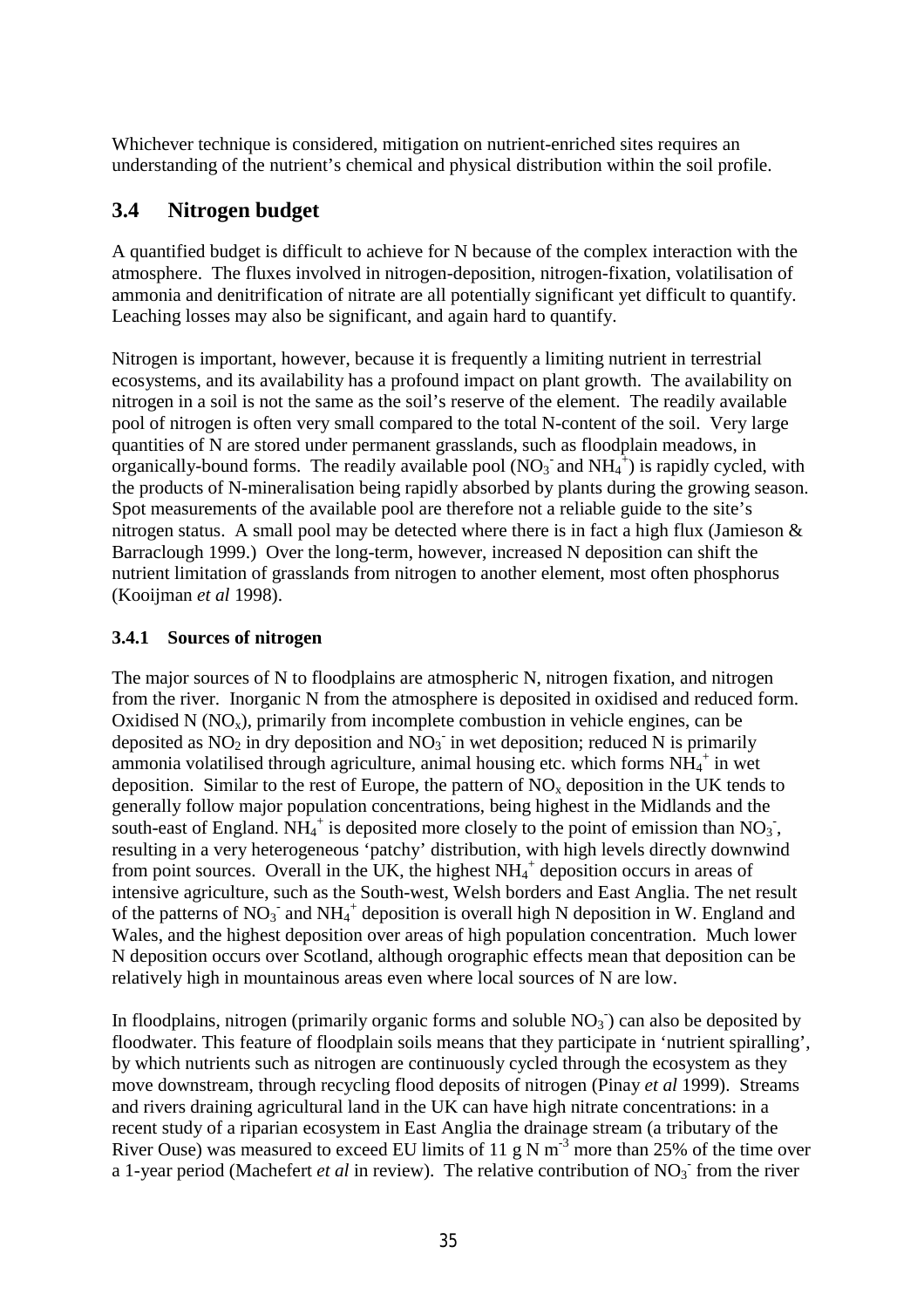Whichever technique is considered, mitigation on nutrient-enriched sites requires an understanding of the nutrient's chemical and physical distribution within the soil profile.

## 3.4 Nitrogen budget

A quantified budget is difficult to achieve for N because of the complex interaction with the atmosphere. The fluxes involved in nitrogen-deposition, nitrogen-fixation, volatilisation of ammonia and denitrification of nitrate are all potentially significant yet difficult to quantify. Leaching losses may also be significant, and again hard to quantify.

Nitrogen is important, however, because it is frequently a limiting nutrient in terrestrial ecosystems, and its availability has a profound impact on plant growth. The availability on nitrogen in a soil is not the same as the soil's reserve of the element. The readily available pool of nitrogen is often very small compared to the total N-content of the soil. Very large quantities of N are stored under permanent grasslands, such as floodplain meadows, in organically-bound forms. The readily available pool ($NO_3^-$ and $NH_4^+$) is rapidly cycled, with the products of N-mineralisation being rapidly absorbed by plants during the growing season. Spot measurements of the available pool are therefore not a reliable guide to the site's nitrogen status. A small pool may be detected where there is in fact a high flux (Jamieson & Barraclough 1999.) Over the long-term, however, increased N deposition can shift the nutrient limitation of grasslands from nitrogen to another element, most often phosphorus (Kooijman *et al* 1998).

### 3.4.1 Sources of nitrogen

The major sources of N to floodplains are atmospheric N, nitrogen fixation, and nitrogen from the river. Inorganic N from the atmosphere is deposited in oxidised and reduced form. Oxidised N ($NO_x$), primarily from incomplete combustion in vehicle engines, can be deposited as $NO_2$ in dry deposition and $NO_3^-$ in wet deposition; reduced N is primarily ammonia volatilised through agriculture, animal housing etc. which forms $NH_4^+$ in wet deposition. Similar to the rest of Europe, the pattern of $NO_x$ deposition in the UK tends to generally follow major population concentrations, being highest in the Midlands and the south-east of England. $NH_4^+$ is deposited more closely to the point of emission than $NO_3^-$, resulting in a very heterogeneous 'patchy' distribution, with high levels directly downwind from point sources. Overall in the UK, the highest $NH_4^+$ deposition occurs in areas of intensive agriculture, such as the South-west, Welsh borders and East Anglia. The net result of the patterns of $NO_3^-$ and $NH_4^+$ deposition is overall high N deposition in W. England and Wales, and the highest deposition over areas of high population concentration. Much lower N deposition occurs over Scotland, although orographic effects mean that deposition can be relatively high in mountainous areas even where local sources of N are low.

In floodplains, nitrogen (primarily organic forms and soluble $NO_3^-$) can also be deposited by floodwater. This feature of floodplain soils means that they participate in 'nutrient spiralling', by which nutrients such as nitrogen are continuously cycled through the ecosystem as they move downstream, through recycling flood deposits of nitrogen (Pinay *et al* 1999). Streams and rivers draining agricultural land in the UK can have high nitrate concentrations: in a recent study of a riparian ecosystem in East Anglia the drainage stream (a tributary of the River Ouse) was measured to exceed EU limits of 11 g N $m^{-3}$ more than 25% of the time over a 1-year period (Machefert *et al* in review). The relative contribution of $NO_3^-$ from the river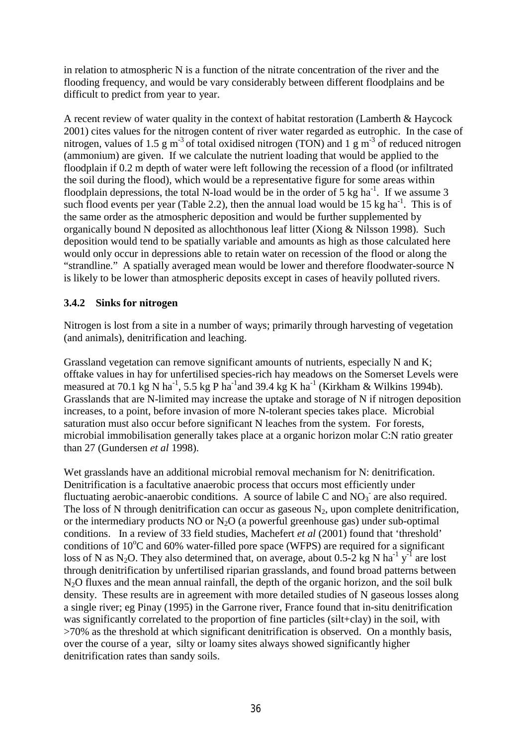in relation to atmospheric N is a function of the nitrate concentration of the river and the flooding frequency, and would be vary considerably between different floodplains and be difficult to predict from year to year.

A recent review of water quality in the context of habitat restoration (Lamberth & Haycock 2001) cites values for the nitrogen content of river water regarded as eutrophic. In the case of nitrogen, values of 1.5 g $m^{-3}$ of total oxidised nitrogen (TON) and 1 g $m^{-3}$ of reduced nitrogen (ammonium) are given. If we calculate the nutrient loading that would be applied to the floodplain if 0.2 m depth of water were left following the recession of a flood (or infiltrated the soil during the flood), which would be a representative figure for some areas within floodplain depressions, the total N-load would be in the order of 5 kg $ha^{-1}$. If we assume 3 such flood events per year (Table 2.2), then the annual load would be 15 kg $ha^{-1}$. This is of the same order as the atmospheric deposition and would be further supplemented by organically bound N deposited as allochthonous leaf litter (Xiong & Nilsson 1998). Such deposition would tend to be spatially variable and amounts as high as those calculated here would only occur in depressions able to retain water on recession of the flood or along the "strandline." A spatially averaged mean would be lower and therefore floodwater-source N is likely to be lower than atmospheric deposits except in cases of heavily polluted rivers.

### 3.4.2 Sinks for nitrogen

Nitrogen is lost from a site in a number of ways; primarily through harvesting of vegetation (and animals), denitrification and leaching.

Grassland vegetation can remove significant amounts of nutrients, especially N and K; offtake values in hay for unfertilised species-rich hay meadows on the Somerset Levels were measured at 70.1 kg N $ha^{-1}$, 5.5 kg P $ha^{-1}$and 39.4 kg K $ha^{-1}$ (Kirkham & Wilkins 1994b). Grasslands that are N-limited may increase the uptake and storage of N if nitrogen deposition increases, to a point, before invasion of more N-tolerant species takes place. Microbial saturation must also occur before significant N leaches from the system. For forests, microbial immobilisation generally takes place at a organic horizon molar C:N ratio greater than 27 (Gundersen *et al* 1998).

Wet grasslands have an additional microbial removal mechanism for N: denitrification. Denitrification is a facultative anaerobic process that occurs most efficiently under fluctuating aerobic-anaerobic conditions. A source of labile C and $NO_3^-$ are also required. The loss of N through denitrification can occur as gaseous $N_2$, upon complete denitrification, or the intermediary products NO or $N_2O$ (a powerful greenhouse gas) under sub-optimal conditions. In a review of 33 field studies, Machefert *et al* (2001) found that 'threshold' conditions of 10°C and 60% water-filled pore space (WFPS) are required for a significant loss of N as $N_2O$. They also determined that, on average, about 0.5-2 kg N $ha^{-1}$ $y^{-1}$ are lost through denitrification by unfertilised riparian grasslands, and found broad patterns between $N_2O$ fluxes and the mean annual rainfall, the depth of the organic horizon, and the soil bulk density. These results are in agreement with more detailed studies of N gaseous losses along a single river; eg Pinay (1995) in the Garrone river, France found that in-situ denitrification was significantly correlated to the proportion of fine particles (silt+clay) in the soil, with >70% as the threshold at which significant denitrification is observed. On a monthly basis, over the course of a year, silty or loamy sites always showed significantly higher denitrification rates than sandy soils.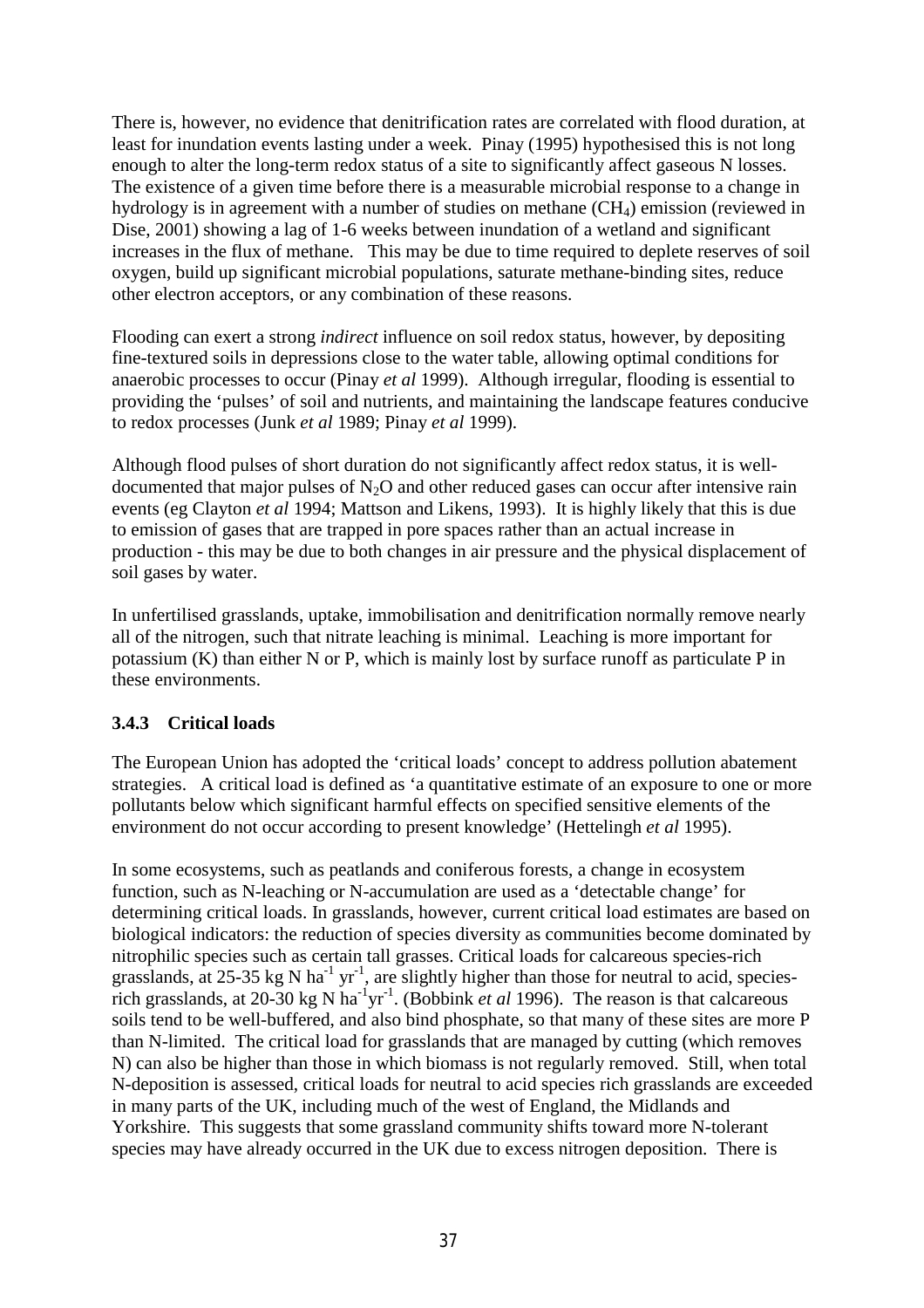There is, however, no evidence that denitrification rates are correlated with flood duration, at least for inundation events lasting under a week. Pinay (1995) hypothesised this is not long enough to alter the long-term redox status of a site to significantly affect gaseous N losses. The existence of a given time before there is a measurable microbial response to a change in hydrology is in agreement with a number of studies on methane ($CH_4$) emission (reviewed in Dise, 2001) showing a lag of 1-6 weeks between inundation of a wetland and significant increases in the flux of methane. This may be due to time required to deplete reserves of soil oxygen, build up significant microbial populations, saturate methane-binding sites, reduce other electron acceptors, or any combination of these reasons.

Flooding can exert a strong *indirect* influence on soil redox status, however, by depositing fine-textured soils in depressions close to the water table, allowing optimal conditions for anaerobic processes to occur (Pinay *et al* 1999). Although irregular, flooding is essential to providing the 'pulses' of soil and nutrients, and maintaining the landscape features conducive to redox processes (Junk *et al* 1989; Pinay *et al* 1999).

Although flood pulses of short duration do not significantly affect redox status, it is well-documented that major pulses of $N_2O$ and other reduced gases can occur after intensive rain events (eg Clayton *et al* 1994; Mattson and Likens, 1993). It is highly likely that this is due to emission of gases that are trapped in pore spaces rather than an actual increase in production - this may be due to both changes in air pressure and the physical displacement of soil gases by water.

In unfertilised grasslands, uptake, immobilisation and denitrification normally remove nearly all of the nitrogen, such that nitrate leaching is minimal. Leaching is more important for potassium (K) than either N or P, which is mainly lost by surface runoff as particulate P in these environments.

### 3.4.3 Critical loads

The European Union has adopted the 'critical loads' concept to address pollution abatement strategies. A critical load is defined as 'a quantitative estimate of an exposure to one or more pollutants below which significant harmful effects on specified sensitive elements of the environment do not occur according to present knowledge' (Hettelingh *et al* 1995).

In some ecosystems, such as peatlands and coniferous forests, a change in ecosystem function, such as N-leaching or N-accumulation are used as a 'detectable change' for determining critical loads. In grasslands, however, current critical load estimates are based on biological indicators: the reduction of species diversity as communities become dominated by nitrophilic species such as certain tall grasses. Critical loads for calcareous species-rich grasslands, at 25-35 kg N $ha^{-1}$ $yr^{-1}$, are slightly higher than those for neutral to acid, species-rich grasslands, at 20-30 kg N $ha^{-1}yr^{-1}$. (Bobbink *et al* 1996). The reason is that calcareous soils tend to be well-buffered, and also bind phosphate, so that many of these sites are more P than N-limited. The critical load for grasslands that are managed by cutting (which removes N) can also be higher than those in which biomass is not regularly removed. Still, when total N-deposition is assessed, critical loads for neutral to acid species rich grasslands are exceeded in many parts of the UK, including much of the west of England, the Midlands and Yorkshire. This suggests that some grassland community shifts toward more N-tolerant species may have already occurred in the UK due to excess nitrogen deposition. There is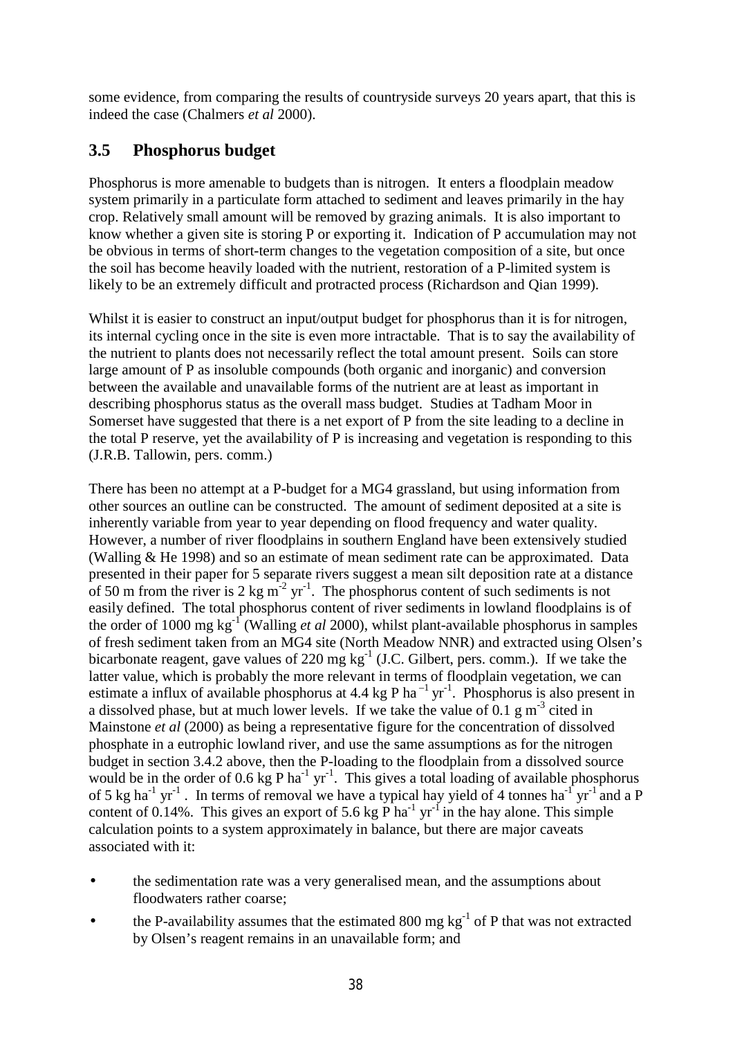some evidence, from comparing the results of countryside surveys 20 years apart, that this is indeed the case (Chalmers *et al* 2000).

## 3.5 Phosphorus budget

Phosphorus is more amenable to budgets than is nitrogen. It enters a floodplain meadow system primarily in a particulate form attached to sediment and leaves primarily in the hay crop. Relatively small amount will be removed by grazing animals. It is also important to know whether a given site is storing P or exporting it. Indication of P accumulation may not be obvious in terms of short-term changes to the vegetation composition of a site, but once the soil has become heavily loaded with the nutrient, restoration of a P-limited system is likely to be an extremely difficult and protracted process (Richardson and Qian 1999).

Whilst it is easier to construct an input/output budget for phosphorus than it is for nitrogen, its internal cycling once in the site is even more intractable. That is to say the availability of the nutrient to plants does not necessarily reflect the total amount present. Soils can store large amount of P as insoluble compounds (both organic and inorganic) and conversion between the available and unavailable forms of the nutrient are at least as important in describing phosphorus status as the overall mass budget. Studies at Tadham Moor in Somerset have suggested that there is a net export of P from the site leading to a decline in the total P reserve, yet the availability of P is increasing and vegetation is responding to this (J.R.B. Tallowin, pers. comm.)

There has been no attempt at a P-budget for a MG4 grassland, but using information from other sources an outline can be constructed. The amount of sediment deposited at a site is inherently variable from year to year depending on flood frequency and water quality. However, a number of river floodplains in southern England have been extensively studied (Walling & He 1998) and so an estimate of mean sediment rate can be approximated. Data presented in their paper for 5 separate rivers suggest a mean silt deposition rate at a distance of 50 m from the river is 2 kg $m^{-2}$ $yr^{-1}$. The phosphorus content of such sediments is not easily defined. The total phosphorus content of river sediments in lowland floodplains is of the order of 1000 mg $kg^{-1}$ (Walling *et al* 2000), whilst plant-available phosphorus in samples of fresh sediment taken from an MG4 site (North Meadow NNR) and extracted using Olsen's bicarbonate reagent, gave values of 220 mg $kg^{-1}$ (J.C. Gilbert, pers. comm.). If we take the latter value, which is probably the more relevant in terms of floodplain vegetation, we can estimate a influx of available phosphorus at 4.4 kg P $ha^{-1}$ $yr^{-1}$. Phosphorus is also present in a dissolved phase, but at much lower levels. If we take the value of 0.1 g $m^{-3}$ cited in Mainstone *et al* (2000) as being a representative figure for the concentration of dissolved phosphate in a eutrophic lowland river, and use the same assumptions as for the nitrogen budget in section 3.4.2 above, then the P-loading to the floodplain from a dissolved source would be in the order of 0.6 kg P $ha^{-1}$ $yr^{-1}$. This gives a total loading of available phosphorus of 5 kg $ha^{-1}$ $yr^{-1}$. In terms of removal we have a typical hay yield of 4 tonnes $ha^{-1}$ $yr^{-1}$ and a P content of 0.14%. This gives an export of 5.6 kg P $ha^{-1}$ $yr^{-1}$ in the hay alone. This simple calculation points to a system approximately in balance, but there are major caveats associated with it:

- the sedimentation rate was a very generalised mean, and the assumptions about floodwaters rather coarse;
- the P-availability assumes that the estimated 800 mg $kg^{-1}$ of P that was not extracted by Olsen's reagent remains in an unavailable form; and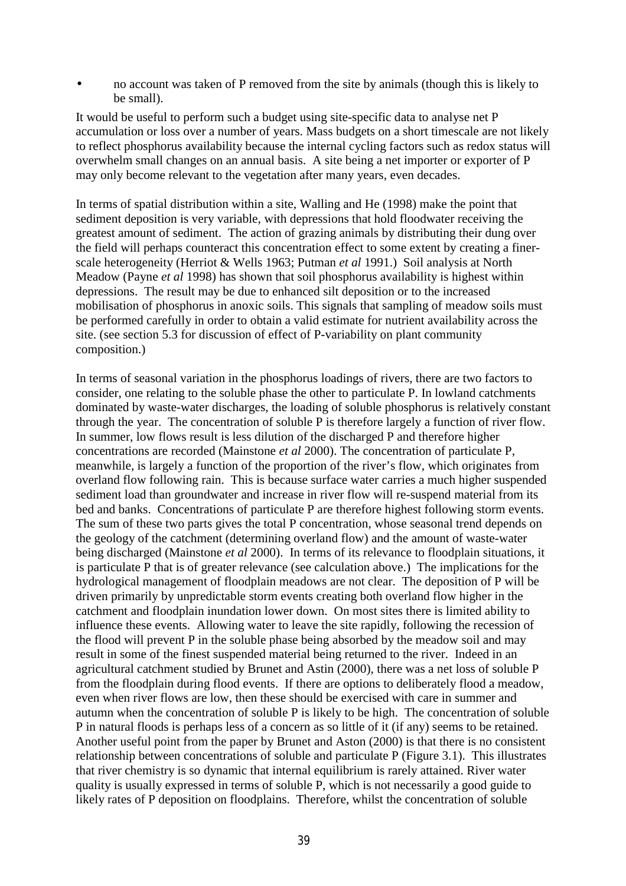- no account was taken of P removed from the site by animals (though this is likely to be small).

It would be useful to perform such a budget using site-specific data to analyse net P accumulation or loss over a number of years. Mass budgets on a short timescale are not likely to reflect phosphorus availability because the internal cycling factors such as redox status will overwhelm small changes on an annual basis. A site being a net importer or exporter of P may only become relevant to the vegetation after many years, even decades.

In terms of spatial distribution within a site, Walling and He (1998) make the point that sediment deposition is very variable, with depressions that hold floodwater receiving the greatest amount of sediment. The action of grazing animals by distributing their dung over the field will perhaps counteract this concentration effect to some extent by creating a finer-scale heterogeneity (Herriot & Wells 1963; Putman *et al* 1991.) Soil analysis at North Meadow (Payne *et al* 1998) has shown that soil phosphorus availability is highest within depressions. The result may be due to enhanced silt deposition or to the increased mobilisation of phosphorus in anoxic soils. This signals that sampling of meadow soils must be performed carefully in order to obtain a valid estimate for nutrient availability across the site. (see section 5.3 for discussion of effect of P-variability on plant community composition.)

In terms of seasonal variation in the phosphorus loadings of rivers, there are two factors to consider, one relating to the soluble phase the other to particulate P. In lowland catchments dominated by waste-water discharges, the loading of soluble phosphorus is relatively constant through the year. The concentration of soluble P is therefore largely a function of river flow. In summer, low flows result is less dilution of the discharged P and therefore higher concentrations are recorded (Mainstone *et al* 2000). The concentration of particulate P, meanwhile, is largely a function of the proportion of the river's flow, which originates from overland flow following rain. This is because surface water carries a much higher suspended sediment load than groundwater and increase in river flow will re-suspend material from its bed and banks. Concentrations of particulate P are therefore highest following storm events. The sum of these two parts gives the total P concentration, whose seasonal trend depends on the geology of the catchment (determining overland flow) and the amount of waste-water being discharged (Mainstone *et al* 2000). In terms of its relevance to floodplain situations, it is particulate P that is of greater relevance (see calculation above.) The implications for the hydrological management of floodplain meadows are not clear. The deposition of P will be driven primarily by unpredictable storm events creating both overland flow higher in the catchment and floodplain inundation lower down. On most sites there is limited ability to influence these events. Allowing water to leave the site rapidly, following the recession of the flood will prevent P in the soluble phase being absorbed by the meadow soil and may result in some of the finest suspended material being returned to the river. Indeed in an agricultural catchment studied by Brunet and Astin (2000), there was a net loss of soluble P from the floodplain during flood events. If there are options to deliberately flood a meadow, even when river flows are low, then these should be exercised with care in summer and autumn when the concentration of soluble P is likely to be high. The concentration of soluble P in natural floods is perhaps less of a concern as so little of it (if any) seems to be retained. Another useful point from the paper by Brunet and Aston (2000) is that there is no consistent relationship between concentrations of soluble and particulate P (Figure 3.1). This illustrates that river chemistry is so dynamic that internal equilibrium is rarely attained. River water quality is usually expressed in terms of soluble P, which is not necessarily a good guide to likely rates of P deposition on floodplains. Therefore, whilst the concentration of soluble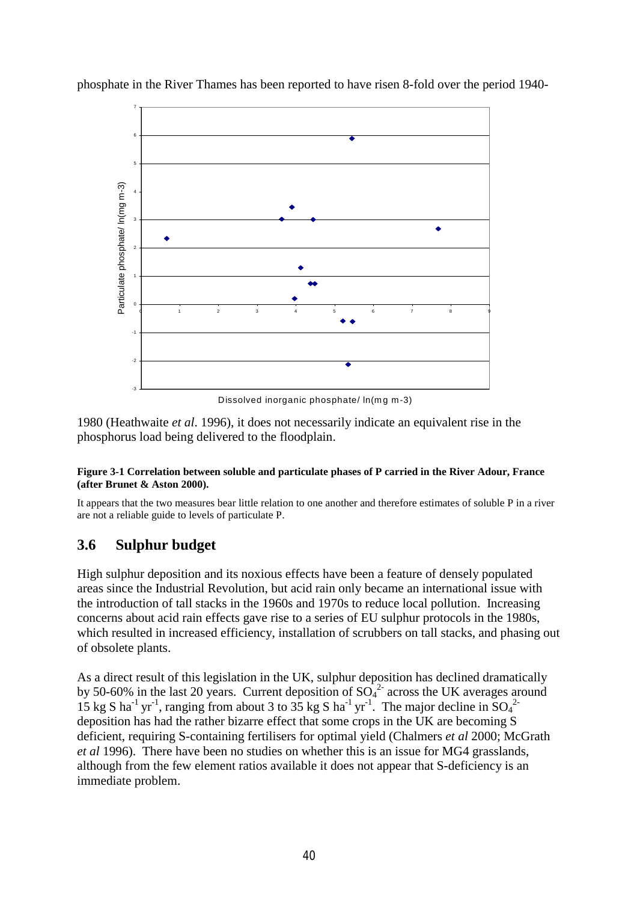phosphate in the River Thames has been reported to have risen 8-fold over the period 1940-1980 (Heathwaite *et al*. 1996), it does not necessarily indicate an equivalent rise in the phosphorus load being delivered to the floodplain.

**Figure 3-1 Correlation between soluble and particulate phases of P carried in the River Adour, France (after Brunet & Aston 2000).**

It appears that the two measures bear little relation to one another and therefore estimates of soluble P in a river are not a reliable guide to levels of particulate P.

## 3.6 Sulphur budget

High sulphur deposition and its noxious effects have been a feature of densely populated areas since the Industrial Revolution, but acid rain only became an international issue with the introduction of tall stacks in the 1960s and 1970s to reduce local pollution. Increasing concerns about acid rain effects gave rise to a series of EU sulphur protocols in the 1980s, which resulted in increased efficiency, installation of scrubbers on tall stacks, and phasing out of obsolete plants.

As a direct result of this legislation in the UK, sulphur deposition has declined dramatically by 50-60% in the last 20 years. Current deposition of $SO_4^{2-}$ across the UK averages around 15 kg S $ha^{-1}$ $yr^{-1}$, ranging from about 3 to 35 kg S $ha^{-1}$ $yr^{-1}$. The major decline in $SO_4^{2-}$ deposition has had the rather bizarre effect that some crops in the UK are becoming S deficient, requiring S-containing fertilisers for optimal yield (Chalmers *et al* 2000; McGrath *et al* 1996). There have been no studies on whether this is an issue for MG4 grasslands, although from the few element ratios available it does not appear that S-deficiency is an immediate problem.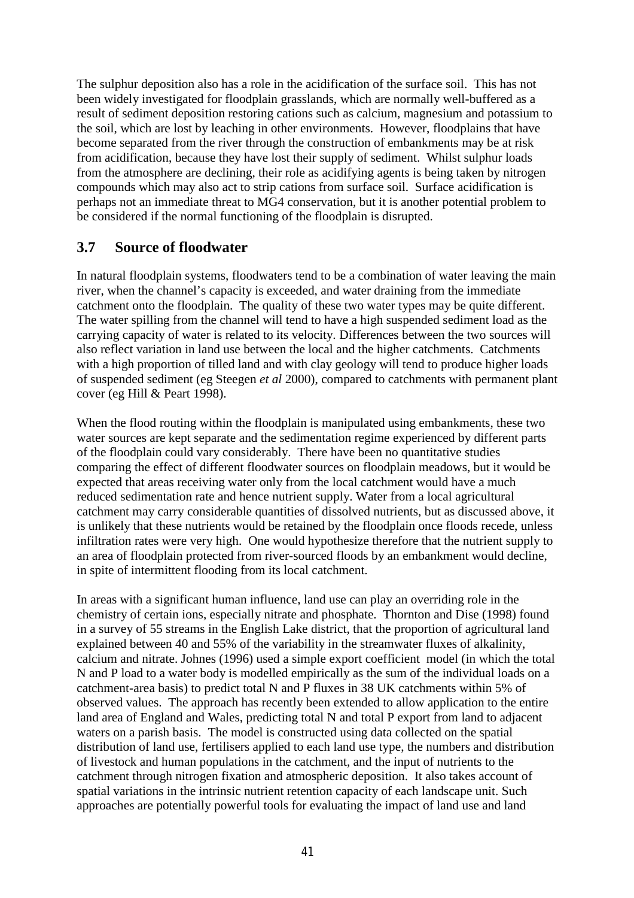The sulphur deposition also has a role in the acidification of the surface soil. This has not been widely investigated for floodplain grasslands, which are normally well-buffered as a result of sediment deposition restoring cations such as calcium, magnesium and potassium to the soil, which are lost by leaching in other environments. However, floodplains that have become separated from the river through the construction of embankments may be at risk from acidification, because they have lost their supply of sediment. Whilst sulphur loads from the atmosphere are declining, their role as acidifying agents is being taken by nitrogen compounds which may also act to strip cations from surface soil. Surface acidification is perhaps not an immediate threat to MG4 conservation, but it is another potential problem to be considered if the normal functioning of the floodplain is disrupted.

## 3.7 Source of floodwater

In natural floodplain systems, floodwaters tend to be a combination of water leaving the main river, when the channel's capacity is exceeded, and water draining from the immediate catchment onto the floodplain. The quality of these two water types may be quite different. The water spilling from the channel will tend to have a high suspended sediment load as the carrying capacity of water is related to its velocity. Differences between the two sources will also reflect variation in land use between the local and the higher catchments. Catchments with a high proportion of tilled land and with clay geology will tend to produce higher loads of suspended sediment (eg Steegen *et al* 2000), compared to catchments with permanent plant cover (eg Hill & Peart 1998).

When the flood routing within the floodplain is manipulated using embankments, these two water sources are kept separate and the sedimentation regime experienced by different parts of the floodplain could vary considerably. There have been no quantitative studies comparing the effect of different floodwater sources on floodplain meadows, but it would be expected that areas receiving water only from the local catchment would have a much reduced sedimentation rate and hence nutrient supply. Water from a local agricultural catchment may carry considerable quantities of dissolved nutrients, but as discussed above, it is unlikely that these nutrients would be retained by the floodplain once floods recede, unless infiltration rates were very high. One would hypothesize therefore that the nutrient supply to an area of floodplain protected from river-sourced floods by an embankment would decline, in spite of intermittent flooding from its local catchment.

In areas with a significant human influence, land use can play an overriding role in the chemistry of certain ions, especially nitrate and phosphate. Thornton and Dise (1998) found in a survey of 55 streams in the English Lake district, that the proportion of agricultural land explained between 40 and 55% of the variability in the streamwater fluxes of alkalinity, calcium and nitrate. Johnes (1996) used a simple export coefficient model (in which the total N and P load to a water body is modelled empirically as the sum of the individual loads on a catchment-area basis) to predict total N and P fluxes in 38 UK catchments within 5% of observed values. The approach has recently been extended to allow application to the entire land area of England and Wales, predicting total N and total P export from land to adjacent waters on a parish basis. The model is constructed using data collected on the spatial distribution of land use, fertilisers applied to each land use type, the numbers and distribution of livestock and human populations in the catchment, and the input of nutrients to the catchment through nitrogen fixation and atmospheric deposition. It also takes account of spatial variations in the intrinsic nutrient retention capacity of each landscape unit. Such approaches are potentially powerful tools for evaluating the impact of land use and land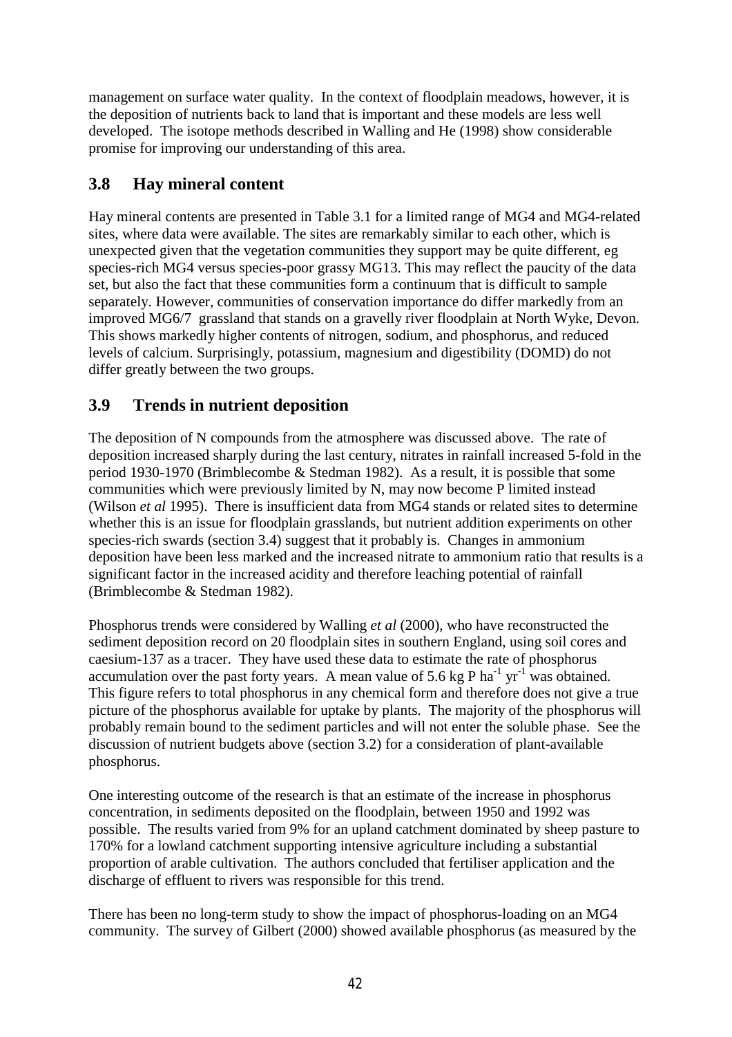management on surface water quality. In the context of floodplain meadows, however, it is the deposition of nutrients back to land that is important and these models are less well developed. The isotope methods described in Walling and He (1998) show considerable promise for improving our understanding of this area.

## 3.8 Hay mineral content

Hay mineral contents are presented in Table 3.1 for a limited range of MG4 and MG4-related sites, where data were available. The sites are remarkably similar to each other, which is unexpected given that the vegetation communities they support may be quite different, eg species-rich MG4 versus species-poor grassy MG13. This may reflect the paucity of the data set, but also the fact that these communities form a continuum that is difficult to sample separately. However, communities of conservation importance do differ markedly from an improved MG6/7 grassland that stands on a gravelly river floodplain at North Wyke, Devon. This shows markedly higher contents of nitrogen, sodium, and phosphorus, and reduced levels of calcium. Surprisingly, potassium, magnesium and digestibility (DOMD) do not differ greatly between the two groups.

## 3.9 Trends in nutrient deposition

The deposition of N compounds from the atmosphere was discussed above. The rate of deposition increased sharply during the last century, nitrates in rainfall increased 5-fold in the period 1930-1970 (Brimblecombe & Stedman 1982). As a result, it is possible that some communities which were previously limited by N, may now become P limited instead (Wilson *et al* 1995). There is insufficient data from MG4 stands or related sites to determine whether this is an issue for floodplain grasslands, but nutrient addition experiments on other species-rich swards (section 3.4) suggest that it probably is. Changes in ammonium deposition have been less marked and the increased nitrate to ammonium ratio that results is a significant factor in the increased acidity and therefore leaching potential of rainfall (Brimblecombe & Stedman 1982).

Phosphorus trends were considered by Walling *et al* (2000), who have reconstructed the sediment deposition record on 20 floodplain sites in southern England, using soil cores and caesium-137 as a tracer. They have used these data to estimate the rate of phosphorus accumulation over the past forty years. A mean value of 5.6 kg P $ha^{-1}$ $yr^{-1}$ was obtained. This figure refers to total phosphorus in any chemical form and therefore does not give a true picture of the phosphorus available for uptake by plants. The majority of the phosphorus will probably remain bound to the sediment particles and will not enter the soluble phase. See the discussion of nutrient budgets above (section 3.2) for a consideration of plant-available phosphorus.

One interesting outcome of the research is that an estimate of the increase in phosphorus concentration, in sediments deposited on the floodplain, between 1950 and 1992 was possible. The results varied from 9% for an upland catchment dominated by sheep pasture to 170% for a lowland catchment supporting intensive agriculture including a substantial proportion of arable cultivation. The authors concluded that fertiliser application and the discharge of effluent to rivers was responsible for this trend.

There has been no long-term study to show the impact of phosphorus-loading on an MG4 community. The survey of Gilbert (2000) showed available phosphorus (as measured by the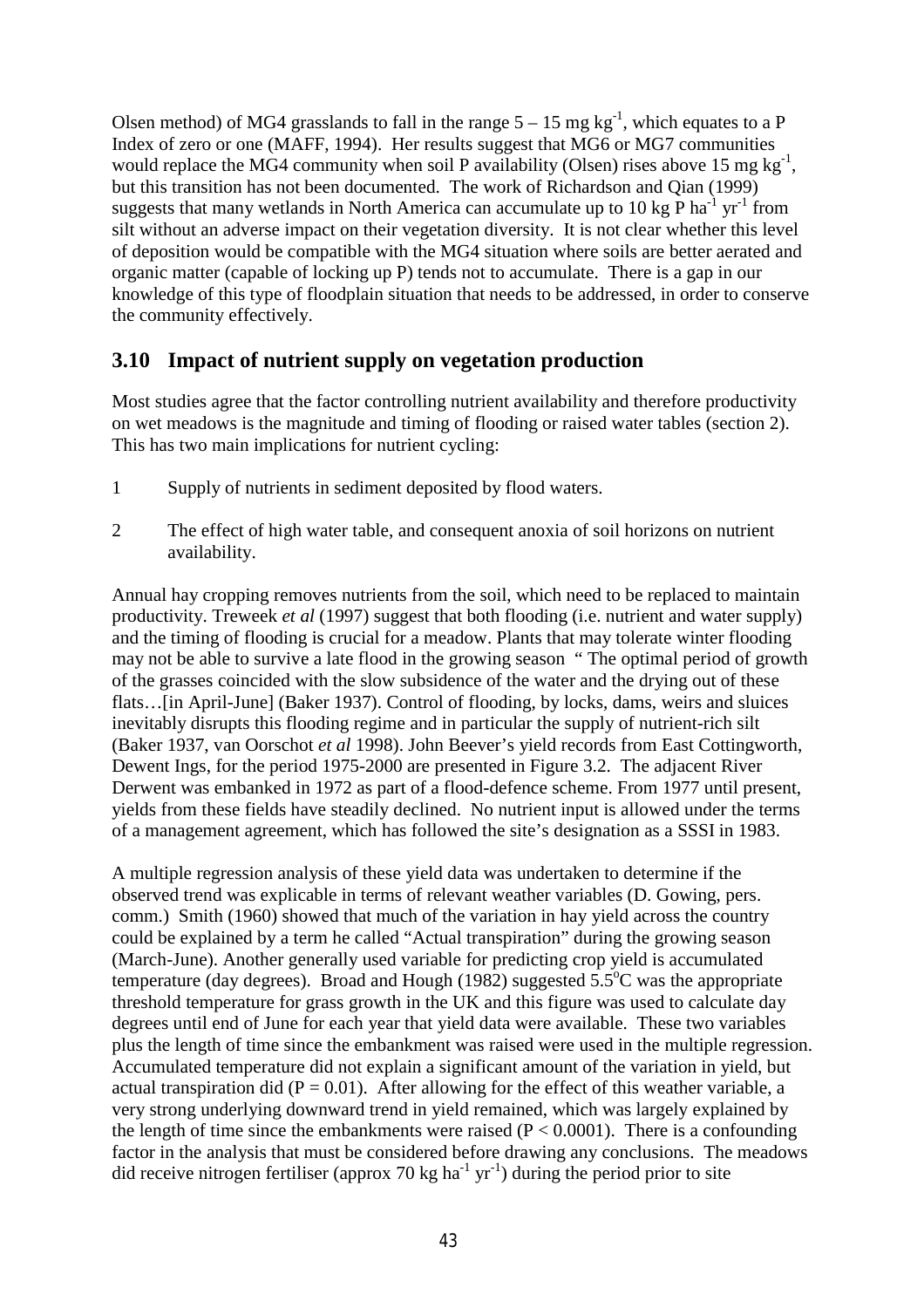Olsen method) of MG4 grasslands to fall in the range 5 – 15 mg $kg^{-1}$, which equates to a P Index of zero or one (MAFF, 1994). Her results suggest that MG6 or MG7 communities would replace the MG4 community when soil P availability (Olsen) rises above 15 mg $kg^{-1}$, but this transition has not been documented. The work of Richardson and Qian (1999) suggests that many wetlands in North America can accumulate up to 10 kg P $ha^{-1}$ $yr^{-1}$ from silt without an adverse impact on their vegetation diversity. It is not clear whether this level of deposition would be compatible with the MG4 situation where soils are better aerated and organic matter (capable of locking up P) tends not to accumulate. There is a gap in our knowledge of this type of floodplain situation that needs to be addressed, in order to conserve the community effectively.

## 3.10 Impact of nutrient supply on vegetation production

Most studies agree that the factor controlling nutrient availability and therefore productivity on wet meadows is the magnitude and timing of flooding or raised water tables (section 2). This has two main implications for nutrient cycling:

1. Supply of nutrients in sediment deposited by flood waters.
2. The effect of high water table, and consequent anoxia of soil horizons on nutrient availability.

Annual hay cropping removes nutrients from the soil, which need to be replaced to maintain productivity. Treweek *et al* (1997) suggest that both flooding (i.e. nutrient and water supply) and the timing of flooding is crucial for a meadow. Plants that may tolerate winter flooding may not be able to survive a late flood in the growing season " The optimal period of growth of the grasses coincided with the slow subsidence of the water and the drying out of these flats…[in April-June] (Baker 1937). Control of flooding, by locks, dams, weirs and sluices inevitably disrupts this flooding regime and in particular the supply of nutrient-rich silt (Baker 1937, van Oorschot *et al* 1998). John Beever's yield records from East Cottingworth, Dewent Ings, for the period 1975-2000 are presented in Figure 3.2. The adjacent River Derwent was embanked in 1972 as part of a flood-defence scheme. From 1977 until present, yields from these fields have steadily declined. No nutrient input is allowed under the terms of a management agreement, which has followed the site's designation as a SSSI in 1983.

A multiple regression analysis of these yield data was undertaken to determine if the observed trend was explicable in terms of relevant weather variables (D. Gowing, pers. comm.) Smith (1960) showed that much of the variation in hay yield across the country could be explained by a term he called "Actual transpiration" during the growing season (March-June). Another generally used variable for predicting crop yield is accumulated temperature (day degrees). Broad and Hough (1982) suggested 5.5$^{o}$C was the appropriate threshold temperature for grass growth in the UK and this figure was used to calculate day degrees until end of June for each year that yield data were available. These two variables plus the length of time since the embankment was raised were used in the multiple regression. Accumulated temperature did not explain a significant amount of the variation in yield, but actual transpiration did ($P = 0.01$). After allowing for the effect of this weather variable, a very strong underlying downward trend in yield remained, which was largely explained by the length of time since the embankments were raised ($P < 0.0001$). There is a confounding factor in the analysis that must be considered before drawing any conclusions. The meadows did receive nitrogen fertiliser (approx 70 kg $ha^{-1}$ $yr^{-1}$) during the period prior to site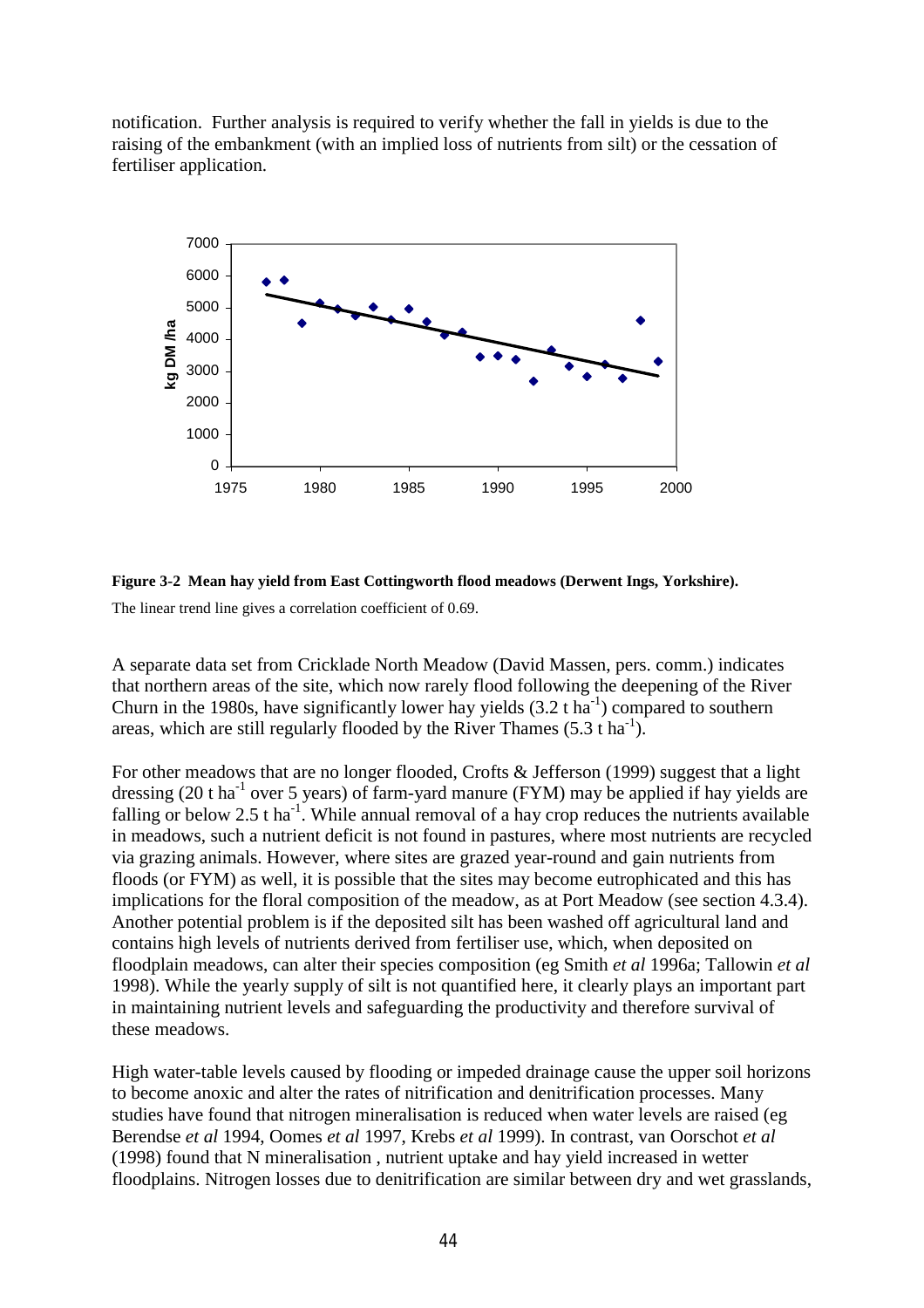notification. Further analysis is required to verify whether the fall in yields is due to the raising of the embankment (with an implied loss of nutrients from silt) or the cessation of fertiliser application.

**Figure 3-2 Mean hay yield from East Cottingworth flood meadows (Derwent Ings, Yorkshire).**

The linear trend line gives a correlation coefficient of 0.69.

A separate data set from Cricklade North Meadow (David Massen, pers. comm.) indicates that northern areas of the site, which now rarely flood following the deepening of the River Churn in the 1980s, have significantly lower hay yields (3.2 t $ha^{-1}$) compared to southern areas, which are still regularly flooded by the River Thames (5.3 t $ha^{-1}$).

For other meadows that are no longer flooded, Crofts & Jefferson (1999) suggest that a light dressing (20 t $ha^{-1}$ over 5 years) of farm-yard manure (FYM) may be applied if hay yields are falling or below 2.5 t $ha^{-1}$. While annual removal of a hay crop reduces the nutrients available in meadows, such a nutrient deficit is not found in pastures, where most nutrients are recycled via grazing animals. However, where sites are grazed year-round and gain nutrients from floods (or FYM) as well, it is possible that the sites may become eutrophicated and this has implications for the floral composition of the meadow, as at Port Meadow (see section 4.3.4). Another potential problem is if the deposited silt has been washed off agricultural land and contains high levels of nutrients derived from fertiliser use, which, when deposited on floodplain meadows, can alter their species composition (eg Smith *et al* 1996a; Tallowin *et al* 1998). While the yearly supply of silt is not quantified here, it clearly plays an important part in maintaining nutrient levels and safeguarding the productivity and therefore survival of these meadows.

High water-table levels caused by flooding or impeded drainage cause the upper soil horizons to become anoxic and alter the rates of nitrification and denitrification processes. Many studies have found that nitrogen mineralisation is reduced when water levels are raised (eg Berendse *et al* 1994, Oomes *et al* 1997, Krebs *et al* 1999). In contrast, van Oorschot *et al* (1998) found that N mineralisation , nutrient uptake and hay yield increased in wetter floodplains. Nitrogen losses due to denitrification are similar between dry and wet grasslands,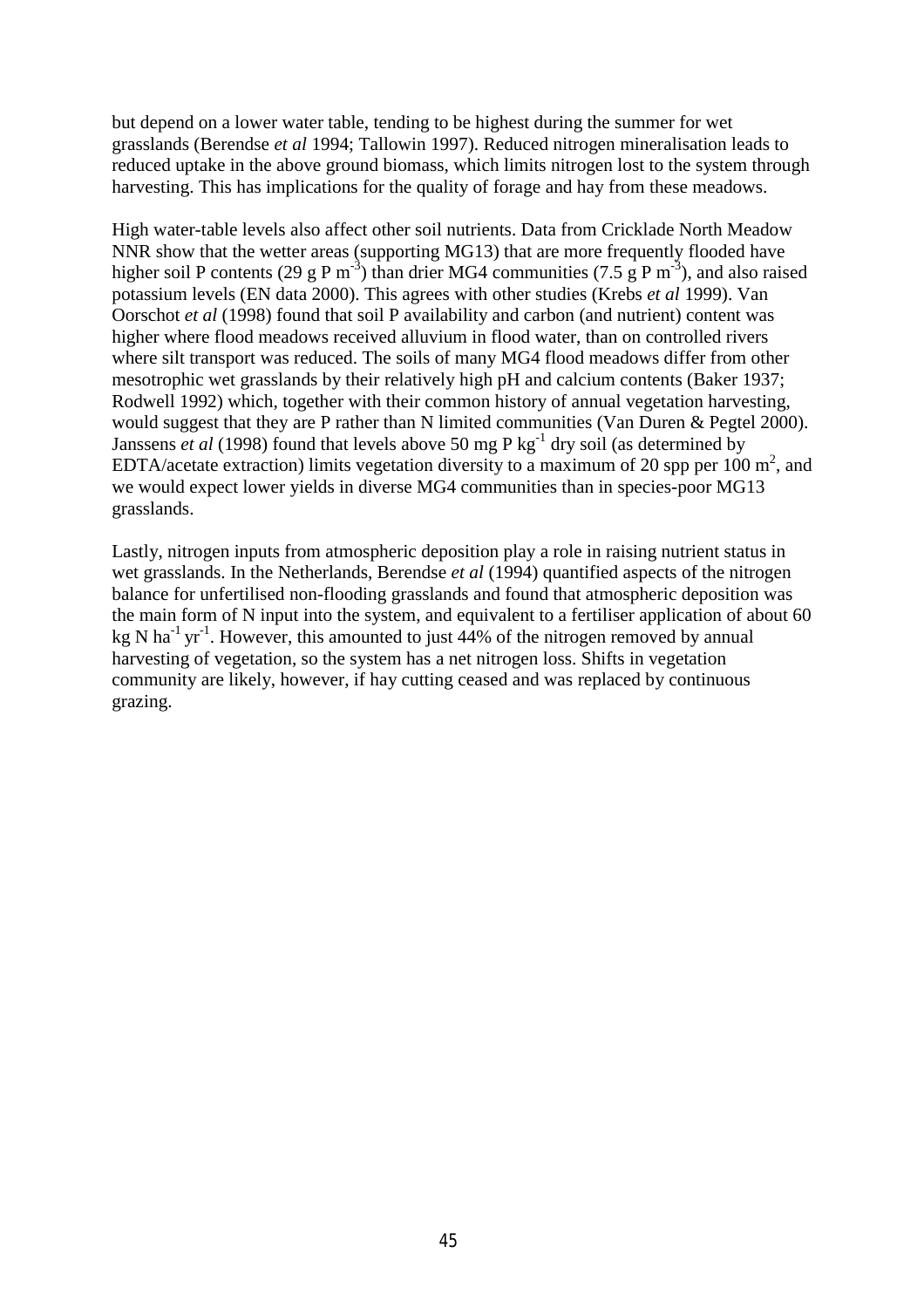but depend on a lower water table, tending to be highest during the summer for wet grasslands (Berendse *et al* 1994; Tallowin 1997). Reduced nitrogen mineralisation leads to reduced uptake in the above ground biomass, which limits nitrogen lost to the system through harvesting. This has implications for the quality of forage and hay from these meadows.

High water-table levels also affect other soil nutrients. Data from Cricklade North Meadow NNR show that the wetter areas (supporting MG13) that are more frequently flooded have higher soil P contents (29 g P $m^{-3}$) than drier MG4 communities (7.5 g P $m^{-3}$), and also raised potassium levels (EN data 2000). This agrees with other studies (Krebs *et al* 1999). Van Oorschot *et al* (1998) found that soil P availability and carbon (and nutrient) content was higher where flood meadows received alluvium in flood water, than on controlled rivers where silt transport was reduced. The soils of many MG4 flood meadows differ from other mesotrophic wet grasslands by their relatively high pH and calcium contents (Baker 1937; Rodwell 1992) which, together with their common history of annual vegetation harvesting, would suggest that they are P rather than N limited communities (Van Duren & Pegtel 2000). Janssens *et al* (1998) found that levels above 50 mg P $kg^{-1}$ dry soil (as determined by EDTA/acetate extraction) limits vegetation diversity to a maximum of 20 spp per 100 $m^2$, and we would expect lower yields in diverse MG4 communities than in species-poor MG13 grasslands.

Lastly, nitrogen inputs from atmospheric deposition play a role in raising nutrient status in wet grasslands. In the Netherlands, Berendse *et al* (1994) quantified aspects of the nitrogen balance for unfertilised non-flooding grasslands and found that atmospheric deposition was the main form of N input into the system, and equivalent to a fertiliser application of about 60 kg N $ha^{-1}$ $yr^{-1}$. However, this amounted to just 44% of the nitrogen removed by annual harvesting of vegetation, so the system has a net nitrogen loss. Shifts in vegetation community are likely, however, if hay cutting ceased and was replaced by continuous grazing.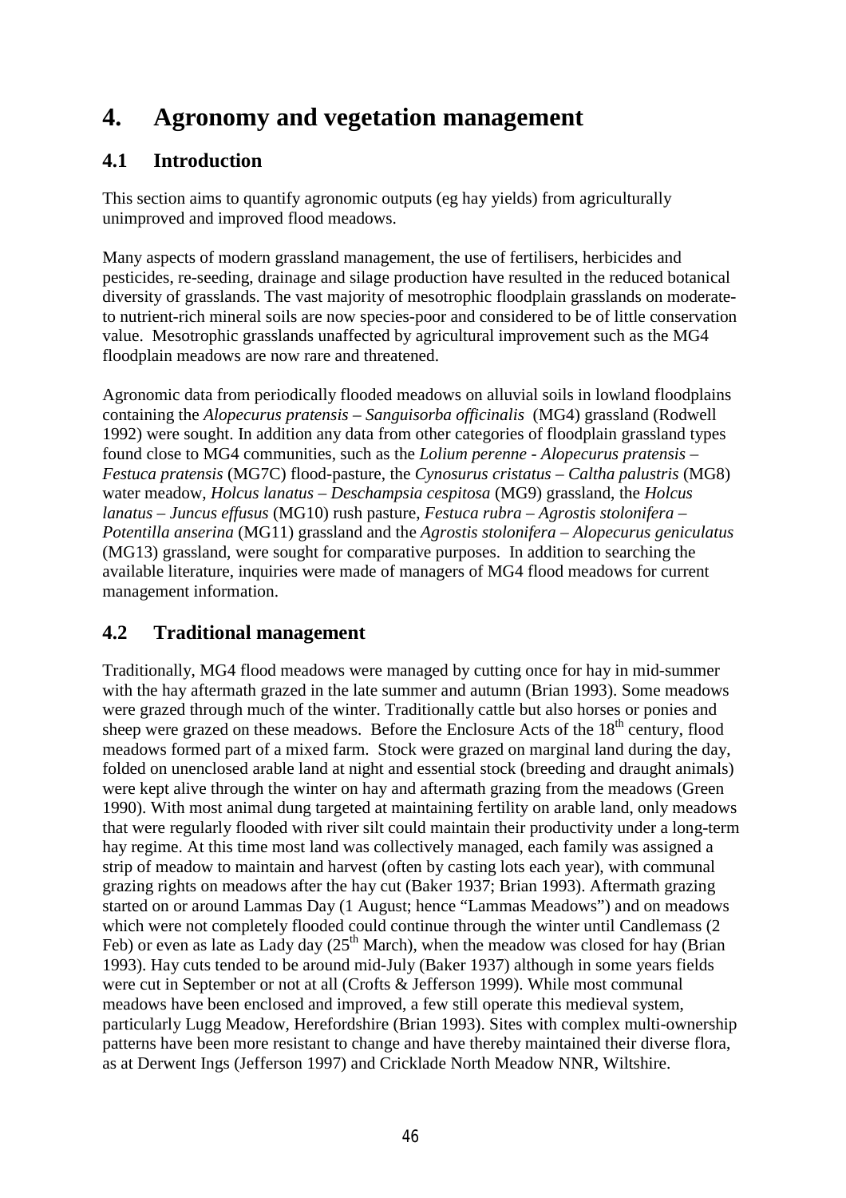# 4. Agronomy and vegetation management

## 4.1 Introduction

This section aims to quantify agronomic outputs (eg hay yields) from agriculturally unimproved and improved flood meadows.

Many aspects of modern grassland management, the use of fertilisers, herbicides and pesticides, re-seeding, drainage and silage production have resulted in the reduced botanical diversity of grasslands. The vast majority of mesotrophic floodplain grasslands on moderate-to nutrient-rich mineral soils are now species-poor and considered to be of little conservation value. Mesotrophic grasslands unaffected by agricultural improvement such as the MG4 floodplain meadows are now rare and threatened.

Agronomic data from periodically flooded meadows on alluvial soils in lowland floodplains containing the *Alopecurus pratensis – Sanguisorba officinalis* (MG4) grassland (Rodwell 1992) were sought. In addition any data from other categories of floodplain grassland types found close to MG4 communities, such as the *Lolium perenne - Alopecurus pratensis – Festuca pratensis* (MG7C) flood-pasture, the *Cynosurus cristatus – Caltha palustris* (MG8) water meadow, *Holcus lanatus – Deschampsia cespitosa* (MG9) grassland, the *Holcus lanatus – Juncus effusus* (MG10) rush pasture, *Festuca rubra – Agrostis stolonifera – Potentilla anserina* (MG11) grassland and the *Agrostis stolonifera – Alopecurus geniculatus* (MG13) grassland, were sought for comparative purposes. In addition to searching the available literature, inquiries were made of managers of MG4 flood meadows for current management information.

## 4.2 Traditional management

Traditionally, MG4 flood meadows were managed by cutting once for hay in mid-summer with the hay aftermath grazed in the late summer and autumn (Brian 1993). Some meadows were grazed through much of the winter. Traditionally cattle but also horses or ponies and sheep were grazed on these meadows. Before the Enclosure Acts of the 18th century, flood meadows formed part of a mixed farm. Stock were grazed on marginal land during the day, folded on unenclosed arable land at night and essential stock (breeding and draught animals) were kept alive through the winter on hay and aftermath grazing from the meadows (Green 1990). With most animal dung targeted at maintaining fertility on arable land, only meadows that were regularly flooded with river silt could maintain their productivity under a long-term hay regime. At this time most land was collectively managed, each family was assigned a strip of meadow to maintain and harvest (often by casting lots each year), with communal grazing rights on meadows after the hay cut (Baker 1937; Brian 1993). Aftermath grazing started on or around Lammas Day (1 August; hence "Lammas Meadows") and on meadows which were not completely flooded could continue through the winter until Candlemass (2 Feb) or even as late as Lady day (25th March), when the meadow was closed for hay (Brian 1993). Hay cuts tended to be around mid-July (Baker 1937) although in some years fields were cut in September or not at all (Crofts & Jefferson 1999). While most communal meadows have been enclosed and improved, a few still operate this medieval system, particularly Lugg Meadow, Herefordshire (Brian 1993). Sites with complex multi-ownership patterns have been more resistant to change and have thereby maintained their diverse flora, as at Derwent Ings (Jefferson 1997) and Cricklade North Meadow NNR, Wiltshire.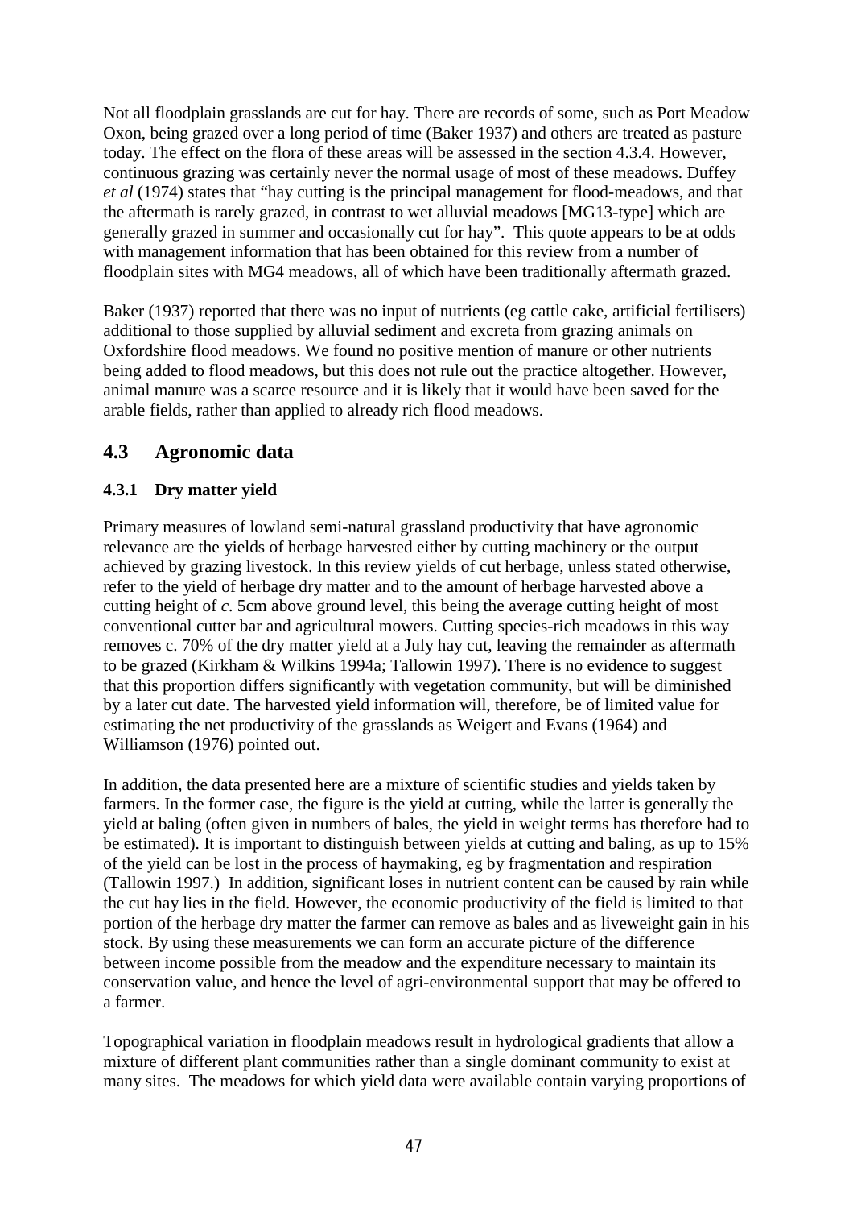Not all floodplain grasslands are cut for hay. There are records of some, such as Port Meadow Oxon, being grazed over a long period of time (Baker 1937) and others are treated as pasture today. The effect on the flora of these areas will be assessed in the section 4.3.4. However, continuous grazing was certainly never the normal usage of most of these meadows. Duffey *et al* (1974) states that "hay cutting is the principal management for flood-meadows, and that the aftermath is rarely grazed, in contrast to wet alluvial meadows [MG13-type] which are generally grazed in summer and occasionally cut for hay". This quote appears to be at odds with management information that has been obtained for this review from a number of floodplain sites with MG4 meadows, all of which have been traditionally aftermath grazed.

Baker (1937) reported that there was no input of nutrients (eg cattle cake, artificial fertilisers) additional to those supplied by alluvial sediment and excreta from grazing animals on Oxfordshire flood meadows. We found no positive mention of manure or other nutrients being added to flood meadows, but this does not rule out the practice altogether. However, animal manure was a scarce resource and it is likely that it would have been saved for the arable fields, rather than applied to already rich flood meadows.

## 4.3 Agronomic data

### 4.3.1 Dry matter yield

Primary measures of lowland semi-natural grassland productivity that have agronomic relevance are the yields of herbage harvested either by cutting machinery or the output achieved by grazing livestock. In this review yields of cut herbage, unless stated otherwise, refer to the yield of herbage dry matter and to the amount of herbage harvested above a cutting height of *c*. 5cm above ground level, this being the average cutting height of most conventional cutter bar and agricultural mowers. Cutting species-rich meadows in this way removes c. 70% of the dry matter yield at a July hay cut, leaving the remainder as aftermath to be grazed (Kirkham & Wilkins 1994a; Tallowin 1997). There is no evidence to suggest that this proportion differs significantly with vegetation community, but will be diminished by a later cut date. The harvested yield information will, therefore, be of limited value for estimating the net productivity of the grasslands as Weigert and Evans (1964) and Williamson (1976) pointed out.

In addition, the data presented here are a mixture of scientific studies and yields taken by farmers. In the former case, the figure is the yield at cutting, while the latter is generally the yield at baling (often given in numbers of bales, the yield in weight terms has therefore had to be estimated). It is important to distinguish between yields at cutting and baling, as up to 15% of the yield can be lost in the process of haymaking, eg by fragmentation and respiration (Tallowin 1997.) In addition, significant loses in nutrient content can be caused by rain while the cut hay lies in the field. However, the economic productivity of the field is limited to that portion of the herbage dry matter the farmer can remove as bales and as liveweight gain in his stock. By using these measurements we can form an accurate picture of the difference between income possible from the meadow and the expenditure necessary to maintain its conservation value, and hence the level of agri-environmental support that may be offered to a farmer.

Topographical variation in floodplain meadows result in hydrological gradients that allow a mixture of different plant communities rather than a single dominant community to exist at many sites. The meadows for which yield data were available contain varying proportions of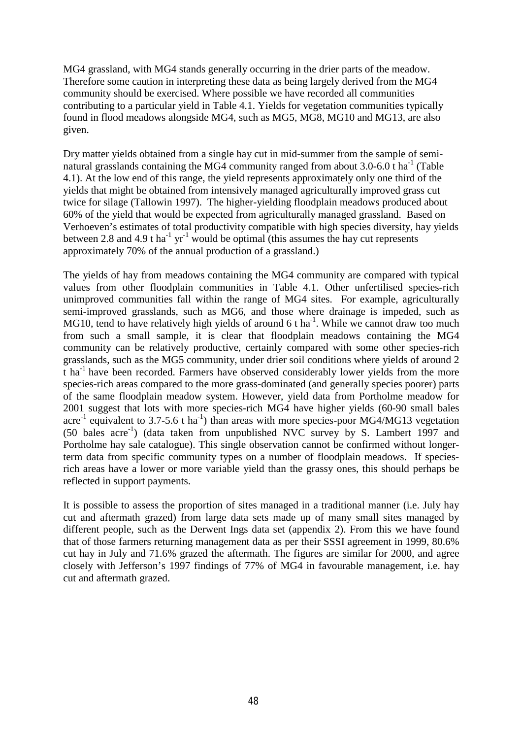MG4 grassland, with MG4 stands generally occurring in the drier parts of the meadow. Therefore some caution in interpreting these data as being largely derived from the MG4 community should be exercised. Where possible we have recorded all communities contributing to a particular yield in Table 4.1. Yields for vegetation communities typically found in flood meadows alongside MG4, such as MG5, MG8, MG10 and MG13, are also given.

Dry matter yields obtained from a single hay cut in mid-summer from the sample of semi-natural grasslands containing the MG4 community ranged from about 3.0-6.0 t $ha^{-1}$ (Table 4.1). At the low end of this range, the yield represents approximately only one third of the yields that might be obtained from intensively managed agriculturally improved grass cut twice for silage (Tallowin 1997). The higher-yielding floodplain meadows produced about 60% of the yield that would be expected from agriculturally managed grassland. Based on Verhoeven's estimates of total productivity compatible with high species diversity, hay yields between 2.8 and 4.9 t $ha^{-1}$ $yr^{-1}$ would be optimal (this assumes the hay cut represents approximately 70% of the annual production of a grassland.)

The yields of hay from meadows containing the MG4 community are compared with typical values from other floodplain communities in Table 4.1. Other unfertilised species-rich unimproved communities fall within the range of MG4 sites. For example, agriculturally semi-improved grasslands, such as MG6, and those where drainage is impeded, such as MG10, tend to have relatively high yields of around 6 t $ha^{-1}$. While we cannot draw too much from such a small sample, it is clear that floodplain meadows containing the MG4 community can be relatively productive, certainly compared with some other species-rich grasslands, such as the MG5 community, under drier soil conditions where yields of around 2 t $ha^{-1}$ have been recorded. Farmers have observed considerably lower yields from the more species-rich areas compared to the more grass-dominated (and generally species poorer) parts of the same floodplain meadow system. However, yield data from Portholme meadow for 2001 suggest that lots with more species-rich MG4 have higher yields (60-90 small bales $acre^{-1}$ equivalent to 3.7-5.6 t $ha^{-1}$) than areas with more species-poor MG4/MG13 vegetation (50 bales $acre^{-1}$) (data taken from unpublished NVC survey by S. Lambert 1997 and Portholme hay sale catalogue). This single observation cannot be confirmed without longer-term data from specific community types on a number of floodplain meadows. If species-rich areas have a lower or more variable yield than the grassy ones, this should perhaps be reflected in support payments.

It is possible to assess the proportion of sites managed in a traditional manner (i.e. July hay cut and aftermath grazed) from large data sets made up of many small sites managed by different people, such as the Derwent Ings data set (appendix 2). From this we have found that of those farmers returning management data as per their SSSI agreement in 1999, 80.6% cut hay in July and 71.6% grazed the aftermath. The figures are similar for 2000, and agree closely with Jefferson's 1997 findings of 77% of MG4 in favourable management, i.e. hay cut and aftermath grazed.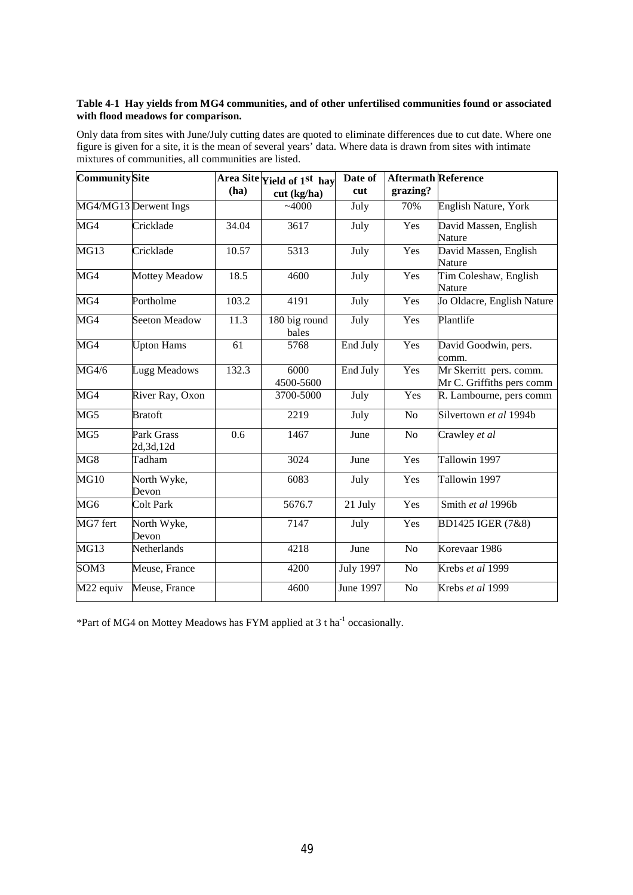**Table 4-1 Hay yields from MG4 communities, and of other unfertilised communities found or associated with flood meadows for comparison.**

Only data from sites with June/July cutting dates are quoted to eliminate differences due to cut date. Where one figure is given for a site, it is the mean of several years' data. Where data is drawn from sites with intimate mixtures of communities, all communities are listed.

| Community | Site | Area Site (ha) | Yield of 1st hay cut (kg/ha) | Date of cut | Aftermath grazing? | Reference |
|---|---|---|---|---|---|---|
| MG4/MG13 | Derwent Ings | | ~4000 | July | 70% | English Nature, York |
| MG4 | Cricklade | 34.04 | 3617 | July | Yes | David Massen, English Nature |
| MG13 | Cricklade | 10.57 | 5313 | July | Yes | David Massen, English Nature |
| MG4 | Mottey Meadow | 18.5 | 4600 | July | Yes | Tim Coleshaw, English Nature |
| MG4 | Portholme | 103.2 | 4191 | July | Yes | Jo Oldacre, English Nature |
| MG4 | Seeton Meadow | 11.3 | 180 big round bales | July | Yes | Plantlife |
| MG4 | Upton Hams | 61 | 5768 | End July | Yes | David Goodwin, pers. comm. |
| MG4/6 | Lugg Meadows | 132.3 | 6000<br>4500-5600 | End July | Yes | Mr Skerritt pers. comm.<br>Mr C. Griffiths pers comm |
| MG4 | River Ray, Oxon | | 3700-5000 | July | Yes | R. Lambourne, pers comm |
| MG5 | Bratoft | | 2219 | July | No | Silvertown *et al* 1994b |
| MG5 | Park Grass 2d,3d,12d | 0.6 | 1467 | June | No | Crawley *et al* |
| MG8 | Tadham | | 3024 | June | Yes | Tallowin 1997 |
| MG10 | North Wyke, Devon | | 6083 | July | Yes | Tallowin 1997 |
| MG6 | Colt Park | | 5676.7 | 21 July | Yes | Smith *et al* 1996b |
| MG7 fert | North Wyke, Devon | | 7147 | July | Yes | BD1425 IGER (7&8) |
| MG13 | Netherlands | | 4218 | June | No | Korevaar 1986 |
| SOM3 | Meuse, France | | 4200 | July 1997 | No | Krebs *et al* 1999 |
| M22 equiv | Meuse, France | | 4600 | June 1997 | No | Krebs *et al* 1999 |

*Part of MG4 on Mottey Meadows has FYM applied at 3 t $ha^{-1}$ occasionally.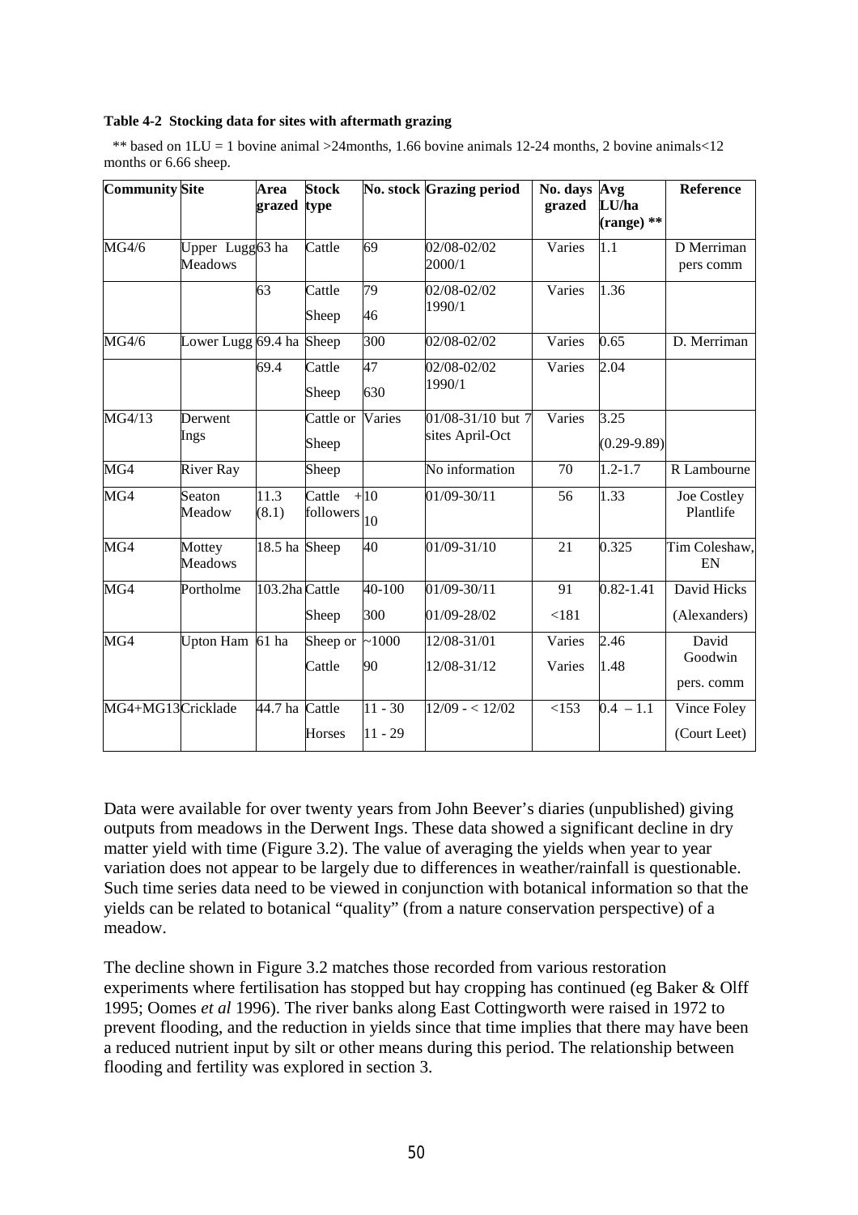**Table 4-2 Stocking data for sites with aftermath grazing**

** based on 1LU = 1 bovine animal >24months, 1.66 bovine animals 12-24 months, 2 bovine animals<12 months or 6.66 sheep.

| Community | Site | Area grazed | Stock type | No. stock | Grazing period | No. days grazed | Avg LU/ha (range) ** | Reference |
|---|---|---|---|---|---|---|---|---|
| MG4/6 | Upper Lugg Meadows | 63 ha | Cattle | 69 | 02/08-02/02 2000/1 | Varies | 1.1 | D Merriman pers comm |
| | | 63 | Cattle<br>Sheep | 79<br>46 | 02/08-02/02 1990/1 | Varies | 1.36 | |
| MG4/6 | Lower Lugg | 69.4 ha | Sheep | 300 | 02/08-02/02 | Varies | 0.65 | D. Merriman |
| | | 69.4 | Cattle<br>Sheep | 47<br>630 | 02/08-02/02 1990/1 | Varies | 2.04 | |
| MG4/13 | Derwent Ings | | Cattle or Sheep | Varies | 01/08-31/10 but 7 sites April-Oct | Varies | 3.25 (0.29-9.89) | |
| MG4 | River Ray | | Sheep | | No information | 70 | 1.2-1.7 | R Lambourne |
| MG4 | Seaton Meadow | 11.3 (8.1) | Cattle + followers | 10<br>10 | 01/09-30/11 | 56 | 1.33 | Joe Costley Plantlife |
| MG4 | Mottey Meadows | 18.5 ha | Sheep | 40 | 01/09-31/10 | 21 | 0.325 | Tim Coleshaw, EN |
| MG4 | Portholme | 103.2ha | Cattle<br>Sheep | 40-100<br>300 | 01/09-30/11<br>01/09-28/02 | 91<br><181 | 0.82-1.41 | David Hicks (Alexanders) |
| MG4 | Upton Ham | 61 ha | Sheep or<br>Cattle | ~1000<br>90 | 12/08-31/01<br>12/08-31/12 | Varies<br>Varies | 2.46<br>1.48 | David Goodwin pers. comm |
| MG4+MG13 | Cricklade | 44.7 ha | Cattle<br>Horses | 11 - 30<br>11 - 29 | 12/09 - < 12/02 | <153 | 0.4 – 1.1 | Vince Foley (Court Leet) |

Data were available for over twenty years from John Beever's diaries (unpublished) giving outputs from meadows in the Derwent Ings. These data showed a significant decline in dry matter yield with time (Figure 3.2). The value of averaging the yields when year to year variation does not appear to be largely due to differences in weather/rainfall is questionable. Such time series data need to be viewed in conjunction with botanical information so that the yields can be related to botanical "quality" (from a nature conservation perspective) of a meadow.

The decline shown in Figure 3.2 matches those recorded from various restoration experiments where fertilisation has stopped but hay cropping has continued (eg Baker & Olff 1995; Oomes *et al* 1996). The river banks along East Cottingworth were raised in 1972 to prevent flooding, and the reduction in yields since that time implies that there may have been a reduced nutrient input by silt or other means during this period. The relationship between flooding and fertility was explored in section 3.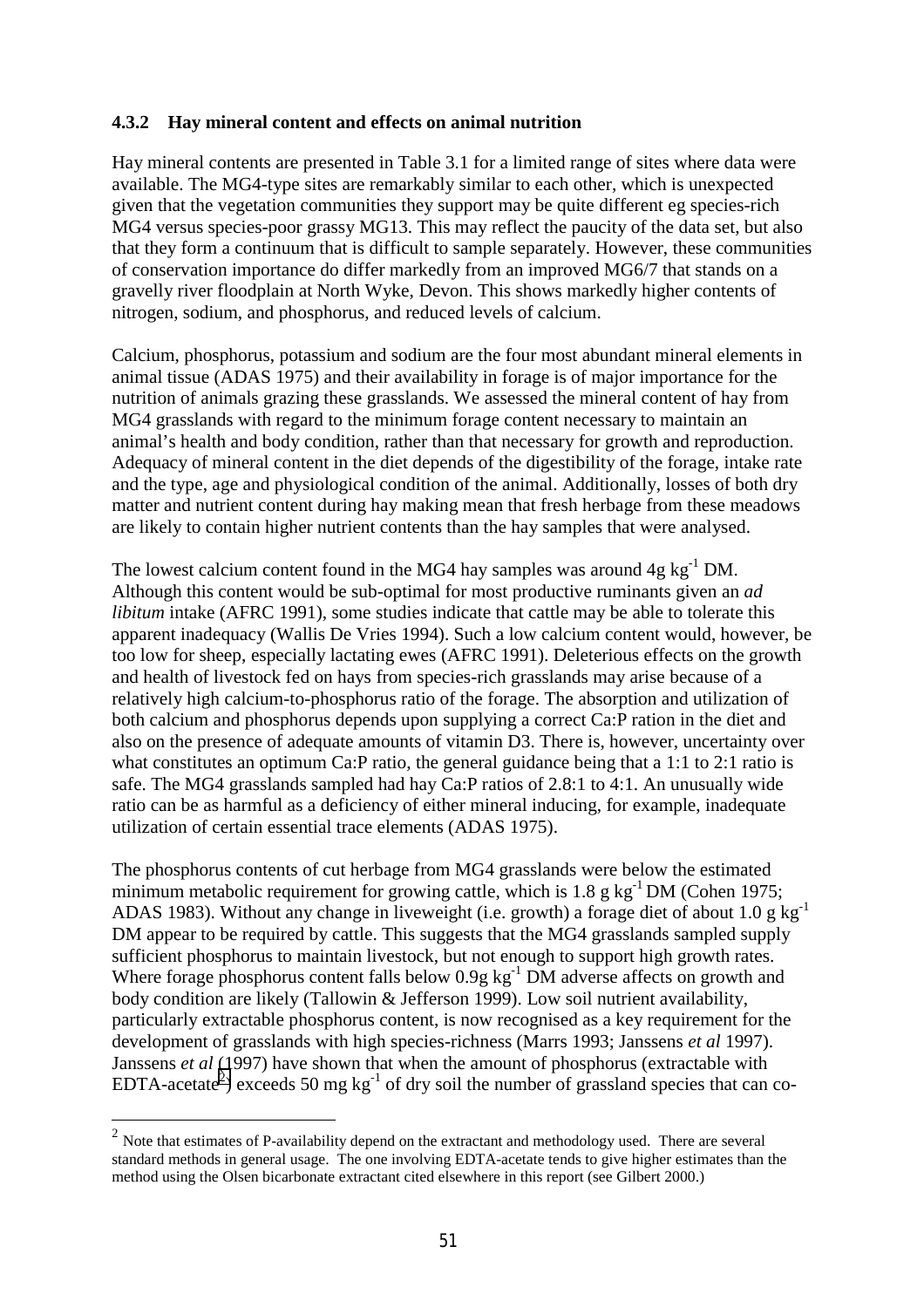### 4.3.2 Hay mineral content and effects on animal nutrition

Hay mineral contents are presented in Table 3.1 for a limited range of sites where data were available. The MG4-type sites are remarkably similar to each other, which is unexpected given that the vegetation communities they support may be quite different eg species-rich MG4 versus species-poor grassy MG13. This may reflect the paucity of the data set, but also that they form a continuum that is difficult to sample separately. However, these communities of conservation importance do differ markedly from an improved MG6/7 that stands on a gravelly river floodplain at North Wyke, Devon. This shows markedly higher contents of nitrogen, sodium, and phosphorus, and reduced levels of calcium.

Calcium, phosphorus, potassium and sodium are the four most abundant mineral elements in animal tissue (ADAS 1975) and their availability in forage is of major importance for the nutrition of animals grazing these grasslands. We assessed the mineral content of hay from MG4 grasslands with regard to the minimum forage content necessary to maintain an animal's health and body condition, rather than that necessary for growth and reproduction. Adequacy of mineral content in the diet depends of the digestibility of the forage, intake rate and the type, age and physiological condition of the animal. Additionally, losses of both dry matter and nutrient content during hay making mean that fresh herbage from these meadows are likely to contain higher nutrient contents than the hay samples that were analysed.

The lowest calcium content found in the MG4 hay samples was around 4g $kg^{-1}$ DM. Although this content would be sub-optimal for most productive ruminants given an *ad libitum* intake (AFRC 1991), some studies indicate that cattle may be able to tolerate this apparent inadequacy (Wallis De Vries 1994). Such a low calcium content would, however, be too low for sheep, especially lactating ewes (AFRC 1991). Deleterious effects on the growth and health of livestock fed on hays from species-rich grasslands may arise because of a relatively high calcium-to-phosphorus ratio of the forage. The absorption and utilization of both calcium and phosphorus depends upon supplying a correct Ca:P ration in the diet and also on the presence of adequate amounts of vitamin D3. There is, however, uncertainty over what constitutes an optimum Ca:P ratio, the general guidance being that a 1:1 to 2:1 ratio is safe. The MG4 grasslands sampled had hay Ca:P ratios of 2.8:1 to 4:1. An unusually wide ratio can be as harmful as a deficiency of either mineral inducing, for example, inadequate utilization of certain essential trace elements (ADAS 1975).

The phosphorus contents of cut herbage from MG4 grasslands were below the estimated minimum metabolic requirement for growing cattle, which is 1.8 g $kg^{-1}$ DM (Cohen 1975; ADAS 1983). Without any change in liveweight (i.e. growth) a forage diet of about 1.0 g $kg^{-1}$ DM appear to be required by cattle. This suggests that the MG4 grasslands sampled supply sufficient phosphorus to maintain livestock, but not enough to support high growth rates. Where forage phosphorus content falls below 0.9g $kg^{-1}$ DM adverse affects on growth and body condition are likely (Tallowin & Jefferson 1999). Low soil nutrient availability, particularly extractable phosphorus content, is now recognised as a key requirement for the development of grasslands with high species-richness (Marrs 1993; Janssens *et al* 1997). Janssens *et al* (1997) have shown that when the amount of phosphorus (extractable with EDTA-acetate[2]) exceeds 50 mg $kg^{-1}$ of dry soil the number of grassland species that can co-

[2] Note that estimates of P-availability depend on the extractant and methodology used. There are several standard methods in general usage. The one involving EDTA-acetate tends to give higher estimates than the method using the Olsen bicarbonate extractant cited elsewhere in this report (see Gilbert 2000.)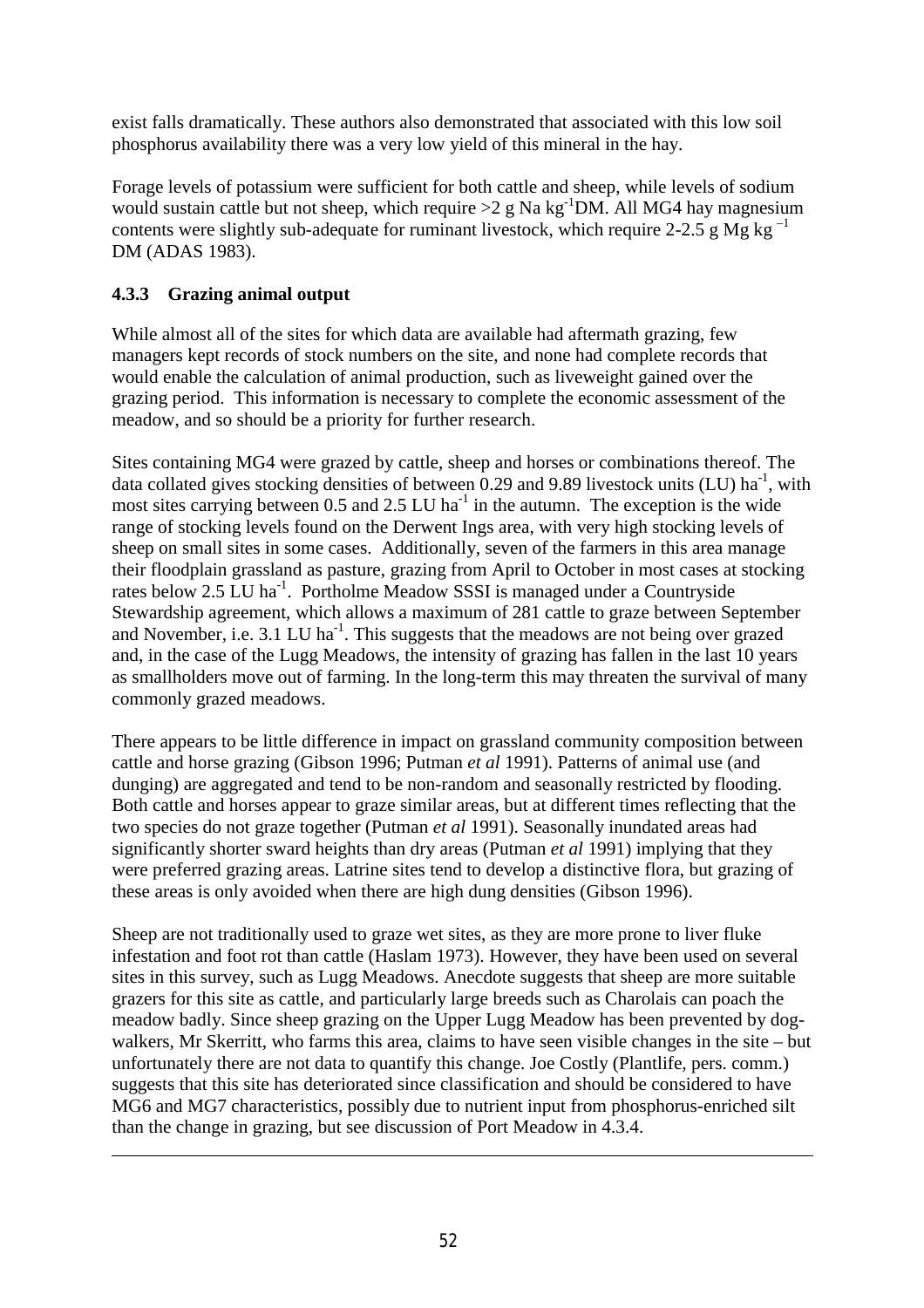exist falls dramatically. These authors also demonstrated that associated with this low soil phosphorus availability there was a very low yield of this mineral in the hay.

Forage levels of potassium were sufficient for both cattle and sheep, while levels of sodium would sustain cattle but not sheep, which require >2 g Na $kg^{-1}$DM. All MG4 hay magnesium contents were slightly sub-adequate for ruminant livestock, which require 2-2.5 g Mg $kg^{-1}$ DM (ADAS 1983).

### 4.3.3 Grazing animal output

While almost all of the sites for which data are available had aftermath grazing, few managers kept records of stock numbers on the site, and none had complete records that would enable the calculation of animal production, such as liveweight gained over the grazing period. This information is necessary to complete the economic assessment of the meadow, and so should be a priority for further research.

Sites containing MG4 were grazed by cattle, sheep and horses or combinations thereof. The data collated gives stocking densities of between 0.29 and 9.89 livestock units (LU) $ha^{-1}$, with most sites carrying between 0.5 and 2.5 LU $ha^{-1}$ in the autumn. The exception is the wide range of stocking levels found on the Derwent Ings area, with very high stocking levels of sheep on small sites in some cases. Additionally, seven of the farmers in this area manage their floodplain grassland as pasture, grazing from April to October in most cases at stocking rates below 2.5 LU $ha^{-1}$. Portholme Meadow SSSI is managed under a Countryside Stewardship agreement, which allows a maximum of 281 cattle to graze between September and November, i.e. 3.1 LU $ha^{-1}$. This suggests that the meadows are not being over grazed and, in the case of the Lugg Meadows, the intensity of grazing has fallen in the last 10 years as smallholders move out of farming. In the long-term this may threaten the survival of many commonly grazed meadows.

There appears to be little difference in impact on grassland community composition between cattle and horse grazing (Gibson 1996; Putman *et al* 1991). Patterns of animal use (and dunging) are aggregated and tend to be non-random and seasonally restricted by flooding. Both cattle and horses appear to graze similar areas, but at different times reflecting that the two species do not graze together (Putman *et al* 1991). Seasonally inundated areas had significantly shorter sward heights than dry areas (Putman *et al* 1991) implying that they were preferred grazing areas. Latrine sites tend to develop a distinctive flora, but grazing of these areas is only avoided when there are high dung densities (Gibson 1996).

Sheep are not traditionally used to graze wet sites, as they are more prone to liver fluke infestation and foot rot than cattle (Haslam 1973). However, they have been used on several sites in this survey, such as Lugg Meadows. Anecdote suggests that sheep are more suitable grazers for this site as cattle, and particularly large breeds such as Charolais can poach the meadow badly. Since sheep grazing on the Upper Lugg Meadow has been prevented by dog-walkers, Mr Skerritt, who farms this area, claims to have seen visible changes in the site – but unfortunately there are not data to quantify this change. Joe Costly (Plantlife, pers. comm.) suggests that this site has deteriorated since classification and should be considered to have MG6 and MG7 characteristics, possibly due to nutrient input from phosphorus-enriched silt than the change in grazing, but see discussion of Port Meadow in 4.3.4.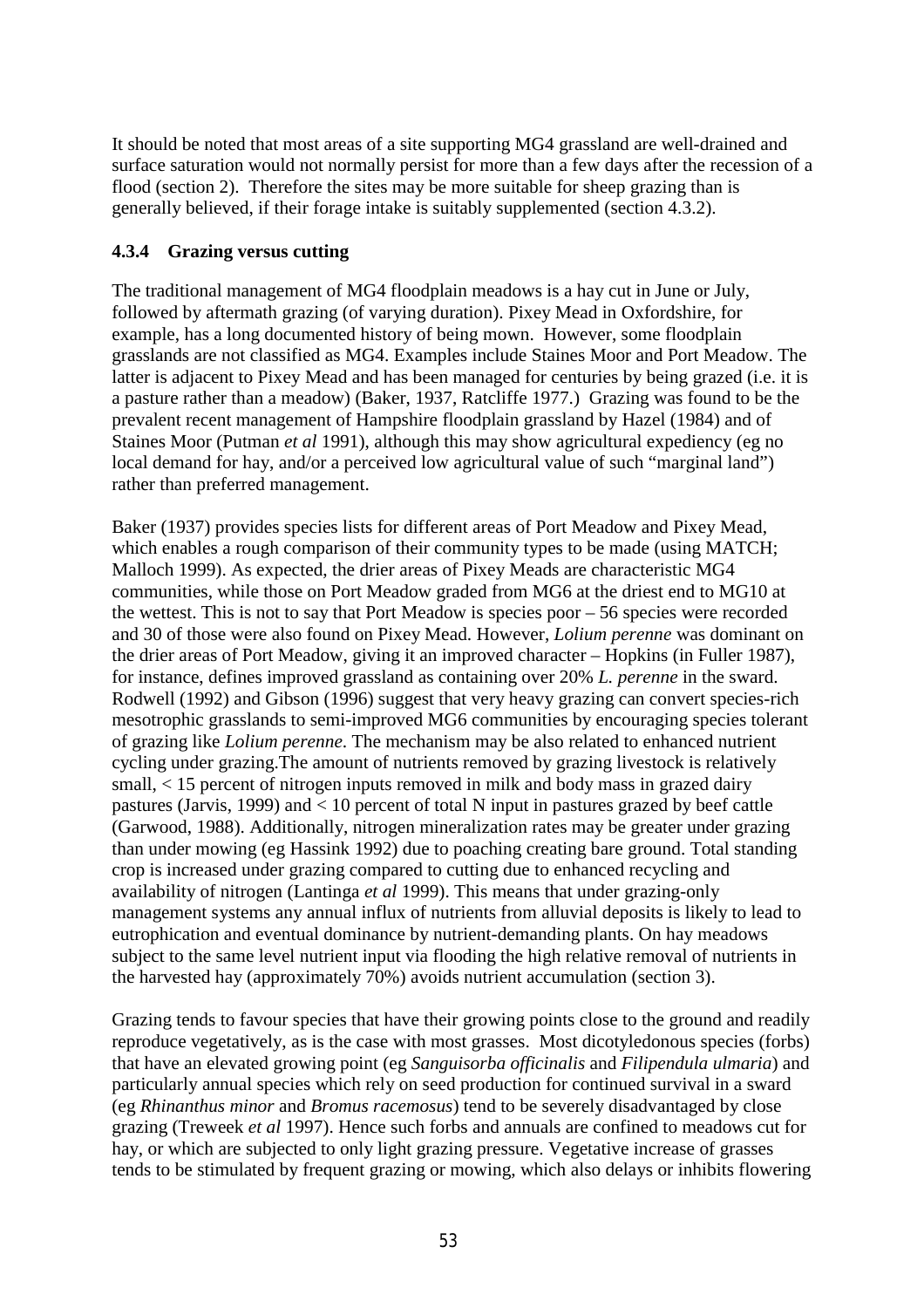It should be noted that most areas of a site supporting MG4 grassland are well-drained and surface saturation would not normally persist for more than a few days after the recession of a flood (section 2). Therefore the sites may be more suitable for sheep grazing than is generally believed, if their forage intake is suitably supplemented (section 4.3.2).

### 4.3.4 Grazing versus cutting

The traditional management of MG4 floodplain meadows is a hay cut in June or July, followed by aftermath grazing (of varying duration). Pixey Mead in Oxfordshire, for example, has a long documented history of being mown. However, some floodplain grasslands are not classified as MG4. Examples include Staines Moor and Port Meadow. The latter is adjacent to Pixey Mead and has been managed for centuries by being grazed (i.e. it is a pasture rather than a meadow) (Baker, 1937, Ratcliffe 1977.) Grazing was found to be the prevalent recent management of Hampshire floodplain grassland by Hazel (1984) and of Staines Moor (Putman *et al* 1991), although this may show agricultural expediency (eg no local demand for hay, and/or a perceived low agricultural value of such "marginal land") rather than preferred management.

Baker (1937) provides species lists for different areas of Port Meadow and Pixey Mead, which enables a rough comparison of their community types to be made (using MATCH; Malloch 1999). As expected, the drier areas of Pixey Meads are characteristic MG4 communities, while those on Port Meadow graded from MG6 at the driest end to MG10 at the wettest. This is not to say that Port Meadow is species poor – 56 species were recorded and 30 of those were also found on Pixey Mead. However, *Lolium perenne* was dominant on the drier areas of Port Meadow, giving it an improved character – Hopkins (in Fuller 1987), for instance, defines improved grassland as containing over 20% *L. perenne* in the sward. Rodwell (1992) and Gibson (1996) suggest that very heavy grazing can convert species-rich mesotrophic grasslands to semi-improved MG6 communities by encouraging species tolerant of grazing like *Lolium perenne*. The mechanism may be also related to enhanced nutrient cycling under grazing.The amount of nutrients removed by grazing livestock is relatively small, < 15 percent of nitrogen inputs removed in milk and body mass in grazed dairy pastures (Jarvis, 1999) and < 10 percent of total N input in pastures grazed by beef cattle (Garwood, 1988). Additionally, nitrogen mineralization rates may be greater under grazing than under mowing (eg Hassink 1992) due to poaching creating bare ground. Total standing crop is increased under grazing compared to cutting due to enhanced recycling and availability of nitrogen (Lantinga *et al* 1999). This means that under grazing-only management systems any annual influx of nutrients from alluvial deposits is likely to lead to eutrophication and eventual dominance by nutrient-demanding plants. On hay meadows subject to the same level nutrient input via flooding the high relative removal of nutrients in the harvested hay (approximately 70%) avoids nutrient accumulation (section 3).

Grazing tends to favour species that have their growing points close to the ground and readily reproduce vegetatively, as is the case with most grasses. Most dicotyledonous species (forbs) that have an elevated growing point (eg *Sanguisorba officinalis* and *Filipendula ulmaria*) and particularly annual species which rely on seed production for continued survival in a sward (eg *Rhinanthus minor* and *Bromus racemosus*) tend to be severely disadvantaged by close grazing (Treweek *et al* 1997). Hence such forbs and annuals are confined to meadows cut for hay, or which are subjected to only light grazing pressure. Vegetative increase of grasses tends to be stimulated by frequent grazing or mowing, which also delays or inhibits flowering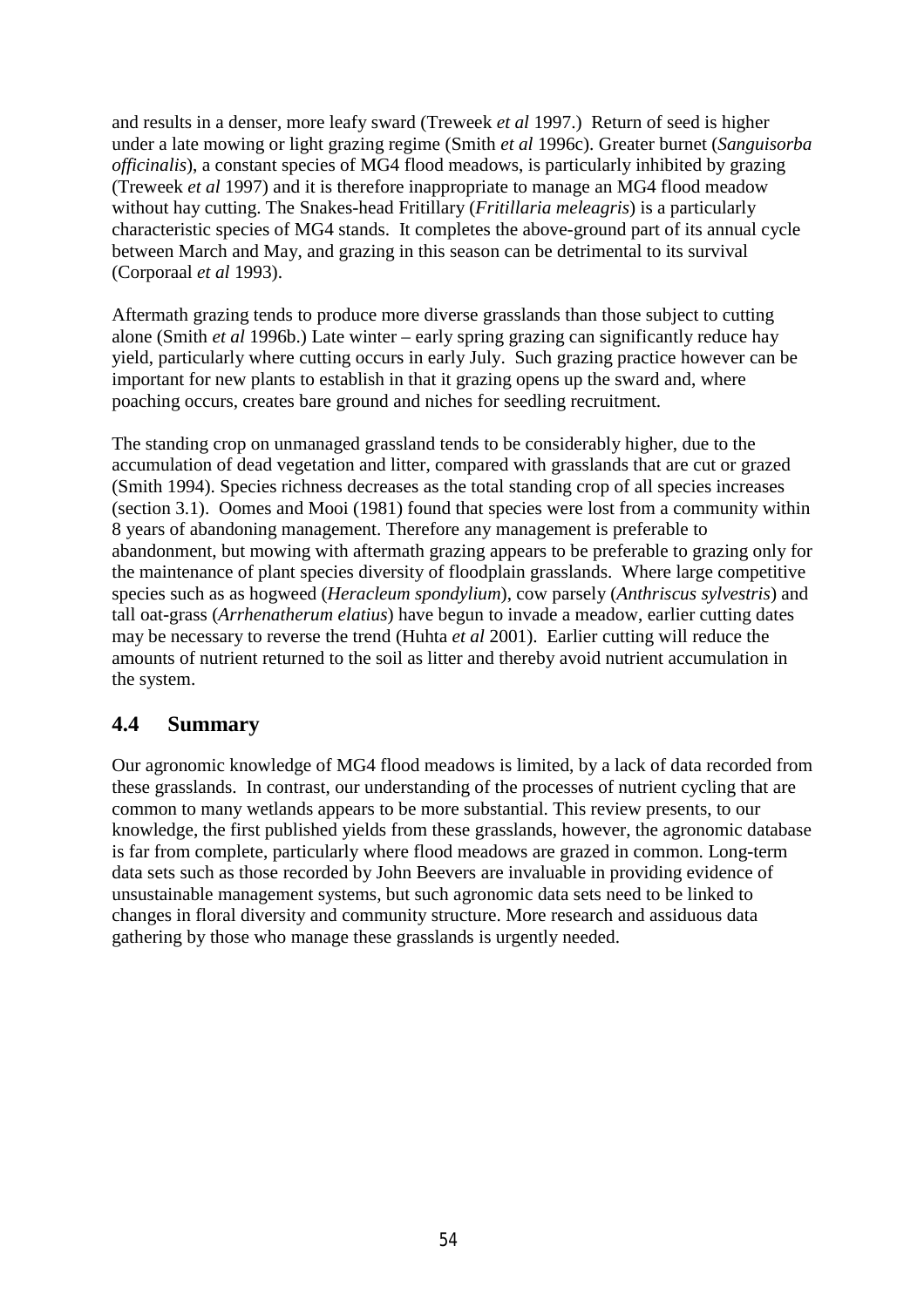and results in a denser, more leafy sward (Treweek *et al* 1997.) Return of seed is higher under a late mowing or light grazing regime (Smith *et al* 1996c). Greater burnet (*Sanguisorba officinalis*), a constant species of MG4 flood meadows, is particularly inhibited by grazing (Treweek *et al* 1997) and it is therefore inappropriate to manage an MG4 flood meadow without hay cutting. The Snakes-head Fritillary (*Fritillaria meleagris*) is a particularly characteristic species of MG4 stands. It completes the above-ground part of its annual cycle between March and May, and grazing in this season can be detrimental to its survival (Corporaal *et al* 1993).

Aftermath grazing tends to produce more diverse grasslands than those subject to cutting alone (Smith *et al* 1996b.) Late winter – early spring grazing can significantly reduce hay yield, particularly where cutting occurs in early July. Such grazing practice however can be important for new plants to establish in that it grazing opens up the sward and, where poaching occurs, creates bare ground and niches for seedling recruitment.

The standing crop on unmanaged grassland tends to be considerably higher, due to the accumulation of dead vegetation and litter, compared with grasslands that are cut or grazed (Smith 1994). Species richness decreases as the total standing crop of all species increases (section 3.1). Oomes and Mooi (1981) found that species were lost from a community within 8 years of abandoning management. Therefore any management is preferable to abandonment, but mowing with aftermath grazing appears to be preferable to grazing only for the maintenance of plant species diversity of floodplain grasslands. Where large competitive species such as as hogweed (*Heracleum spondylium*), cow parsely (*Anthriscus sylvestris*) and tall oat-grass (*Arrhenatherum elatius*) have begun to invade a meadow, earlier cutting dates may be necessary to reverse the trend (Huhta *et al* 2001). Earlier cutting will reduce the amounts of nutrient returned to the soil as litter and thereby avoid nutrient accumulation in the system.

## 4.4 Summary

Our agronomic knowledge of MG4 flood meadows is limited, by a lack of data recorded from these grasslands. In contrast, our understanding of the processes of nutrient cycling that are common to many wetlands appears to be more substantial. This review presents, to our knowledge, the first published yields from these grasslands, however, the agronomic database is far from complete, particularly where flood meadows are grazed in common. Long-term data sets such as those recorded by John Beevers are invaluable in providing evidence of unsustainable management systems, but such agronomic data sets need to be linked to changes in floral diversity and community structure. More research and assiduous data gathering by those who manage these grasslands is urgently needed.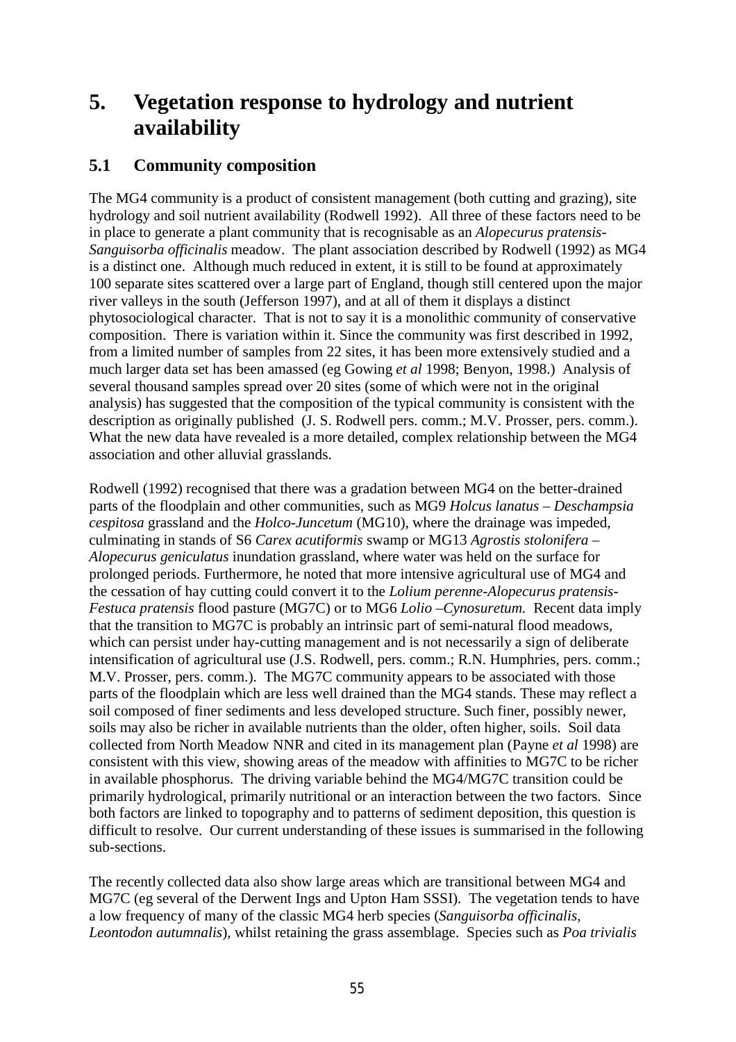# 5. Vegetation response to hydrology and nutrient availability

## 5.1 Community composition

The MG4 community is a product of consistent management (both cutting and grazing), site hydrology and soil nutrient availability (Rodwell 1992). All three of these factors need to be in place to generate a plant community that is recognisable as an *Alopecurus pratensis-Sanguisorba officinalis* meadow. The plant association described by Rodwell (1992) as MG4 is a distinct one. Although much reduced in extent, it is still to be found at approximately 100 separate sites scattered over a large part of England, though still centered upon the major river valleys in the south (Jefferson 1997), and at all of them it displays a distinct phytosociological character. That is not to say it is a monolithic community of conservative composition. There is variation within it. Since the community was first described in 1992, from a limited number of samples from 22 sites, it has been more extensively studied and a much larger data set has been amassed (eg Gowing *et al* 1998; Benyon, 1998.) Analysis of several thousand samples spread over 20 sites (some of which were not in the original analysis) has suggested that the composition of the typical community is consistent with the description as originally published (J. S. Rodwell pers. comm.; M.V. Prosser, pers. comm.). What the new data have revealed is a more detailed, complex relationship between the MG4 association and other alluvial grasslands.

Rodwell (1992) recognised that there was a gradation between MG4 on the better-drained parts of the floodplain and other communities, such as MG9 *Holcus lanatus – Deschampsia cespitosa* grassland and the *Holco-Juncetum* (MG10), where the drainage was impeded, culminating in stands of S6 *Carex acutiformis* swamp or MG13 *Agrostis stolonifera – Alopecurus geniculatus* inundation grassland, where water was held on the surface for prolonged periods. Furthermore, he noted that more intensive agricultural use of MG4 and the cessation of hay cutting could convert it to the *Lolium perenne-Alopecurus pratensis-Festuca pratensis* flood pasture (MG7C) or to MG6 *Lolio –Cynosuretum.* Recent data imply that the transition to MG7C is probably an intrinsic part of semi-natural flood meadows, which can persist under hay-cutting management and is not necessarily a sign of deliberate intensification of agricultural use (J.S. Rodwell, pers. comm.; R.N. Humphries, pers. comm.; M.V. Prosser, pers. comm.). The MG7C community appears to be associated with those parts of the floodplain which are less well drained than the MG4 stands. These may reflect a soil composed of finer sediments and less developed structure. Such finer, possibly newer, soils may also be richer in available nutrients than the older, often higher, soils. Soil data collected from North Meadow NNR and cited in its management plan (Payne *et al* 1998) are consistent with this view, showing areas of the meadow with affinities to MG7C to be richer in available phosphorus. The driving variable behind the MG4/MG7C transition could be primarily hydrological, primarily nutritional or an interaction between the two factors. Since both factors are linked to topography and to patterns of sediment deposition, this question is difficult to resolve. Our current understanding of these issues is summarised in the following sub-sections.

The recently collected data also show large areas which are transitional between MG4 and MG7C (eg several of the Derwent Ings and Upton Ham SSSI). The vegetation tends to have a low frequency of many of the classic MG4 herb species (*Sanguisorba officinalis, Leontodon autumnalis*), whilst retaining the grass assemblage. Species such as *Poa trivialis*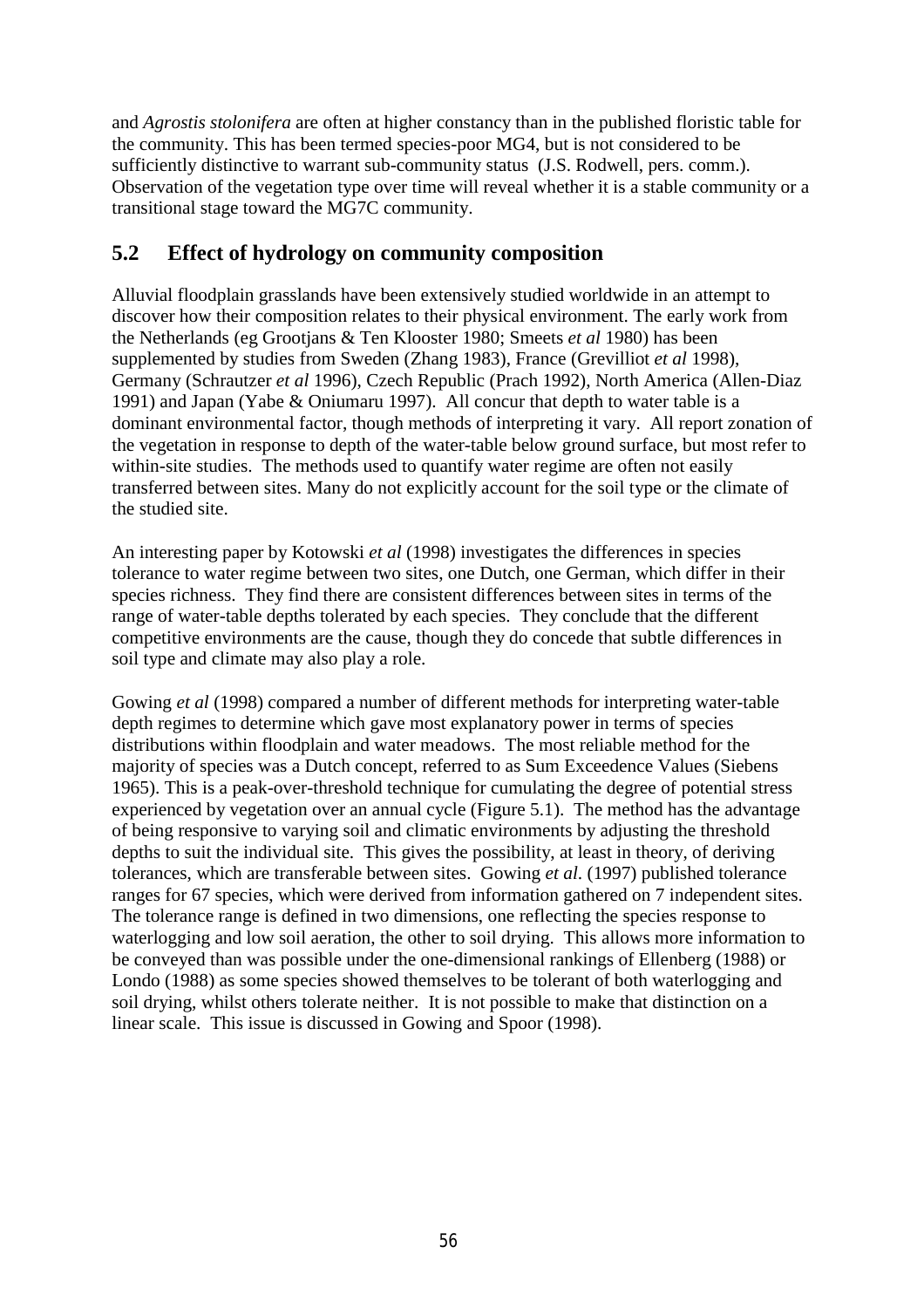and *Agrostis stolonifera* are often at higher constancy than in the published floristic table for the community. This has been termed species-poor MG4, but is not considered to be sufficiently distinctive to warrant sub-community status (J.S. Rodwell, pers. comm.). Observation of the vegetation type over time will reveal whether it is a stable community or a transitional stage toward the MG7C community.

## 5.2 Effect of hydrology on community composition

Alluvial floodplain grasslands have been extensively studied worldwide in an attempt to discover how their composition relates to their physical environment. The early work from the Netherlands (eg Grootjans & Ten Klooster 1980; Smeets *et al* 1980) has been supplemented by studies from Sweden (Zhang 1983), France (Grevilliot *et al* 1998), Germany (Schrautzer *et al* 1996), Czech Republic (Prach 1992), North America (Allen-Diaz 1991) and Japan (Yabe & Oniumaru 1997). All concur that depth to water table is a dominant environmental factor, though methods of interpreting it vary. All report zonation of the vegetation in response to depth of the water-table below ground surface, but most refer to within-site studies. The methods used to quantify water regime are often not easily transferred between sites. Many do not explicitly account for the soil type or the climate of the studied site.

An interesting paper by Kotowski *et al* (1998) investigates the differences in species tolerance to water regime between two sites, one Dutch, one German, which differ in their species richness. They find there are consistent differences between sites in terms of the range of water-table depths tolerated by each species. They conclude that the different competitive environments are the cause, though they do concede that subtle differences in soil type and climate may also play a role.

Gowing *et al* (1998) compared a number of different methods for interpreting water-table depth regimes to determine which gave most explanatory power in terms of species distributions within floodplain and water meadows. The most reliable method for the majority of species was a Dutch concept, referred to as Sum Exceedence Values (Siebens 1965). This is a peak-over-threshold technique for cumulating the degree of potential stress experienced by vegetation over an annual cycle (Figure 5.1). The method has the advantage of being responsive to varying soil and climatic environments by adjusting the threshold depths to suit the individual site. This gives the possibility, at least in theory, of deriving tolerances, which are transferable between sites. Gowing *et al*. (1997) published tolerance ranges for 67 species, which were derived from information gathered on 7 independent sites. The tolerance range is defined in two dimensions, one reflecting the species response to waterlogging and low soil aeration, the other to soil drying. This allows more information to be conveyed than was possible under the one-dimensional rankings of Ellenberg (1988) or Londo (1988) as some species showed themselves to be tolerant of both waterlogging and soil drying, whilst others tolerate neither. It is not possible to make that distinction on a linear scale. This issue is discussed in Gowing and Spoor (1998).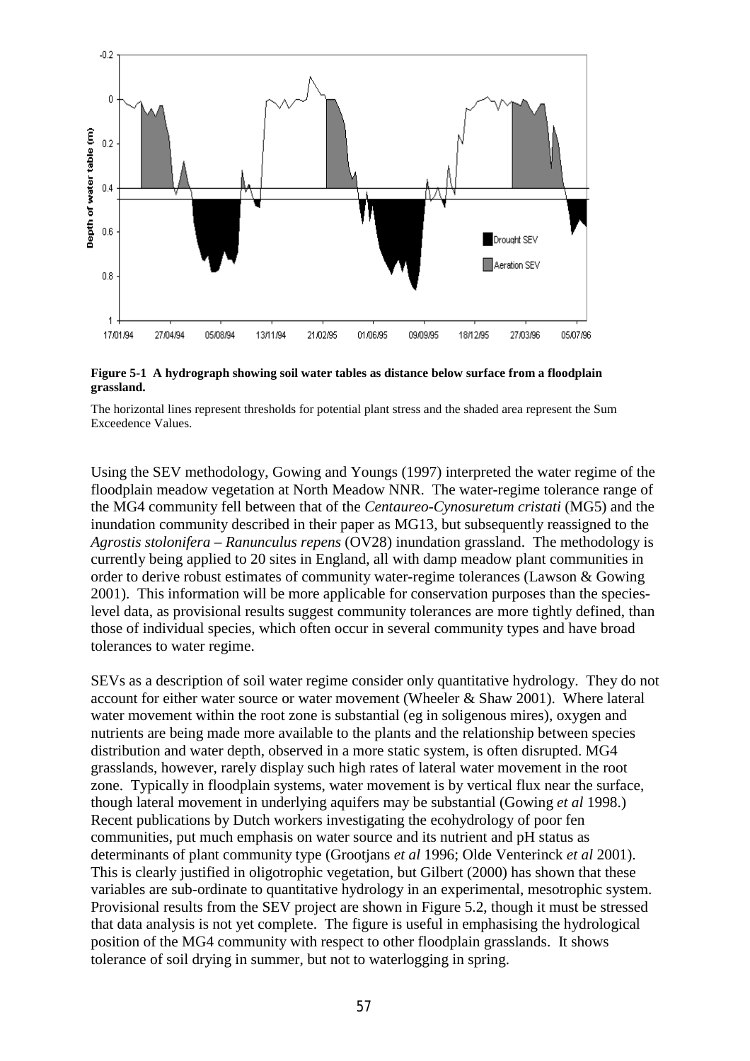**Figure 5-1 A hydrograph showing soil water tables as distance below surface from a floodplain grassland.**

The horizontal lines represent thresholds for potential plant stress and the shaded area represent the Sum Exceedence Values.

Using the SEV methodology, Gowing and Youngs (1997) interpreted the water regime of the floodplain meadow vegetation at North Meadow NNR. The water-regime tolerance range of the MG4 community fell between that of the *Centaureo-Cynosuretum cristati* (MG5) and the inundation community described in their paper as MG13, but subsequently reassigned to the *Agrostis stolonifera – Ranunculus repens* (OV28) inundation grassland. The methodology is currently being applied to 20 sites in England, all with damp meadow plant communities in order to derive robust estimates of community water-regime tolerances (Lawson & Gowing 2001). This information will be more applicable for conservation purposes than the species-level data, as provisional results suggest community tolerances are more tightly defined, than those of individual species, which often occur in several community types and have broad tolerances to water regime.

SEVs as a description of soil water regime consider only quantitative hydrology. They do not account for either water source or water movement (Wheeler & Shaw 2001). Where lateral water movement within the root zone is substantial (eg in soligenous mires), oxygen and nutrients are being made more available to the plants and the relationship between species distribution and water depth, observed in a more static system, is often disrupted. MG4 grasslands, however, rarely display such high rates of lateral water movement in the root zone. Typically in floodplain systems, water movement is by vertical flux near the surface, though lateral movement in underlying aquifers may be substantial (Gowing *et al* 1998.) Recent publications by Dutch workers investigating the ecohydrology of poor fen communities, put much emphasis on water source and its nutrient and pH status as determinants of plant community type (Grootjans *et al* 1996; Olde Venterinck *et al* 2001). This is clearly justified in oligotrophic vegetation, but Gilbert (2000) has shown that these variables are sub-ordinate to quantitative hydrology in an experimental, mesotrophic system. Provisional results from the SEV project are shown in Figure 5.2, though it must be stressed that data analysis is not yet complete. The figure is useful in emphasising the hydrological position of the MG4 community with respect to other floodplain grasslands. It shows tolerance of soil drying in summer, but not to waterlogging in spring.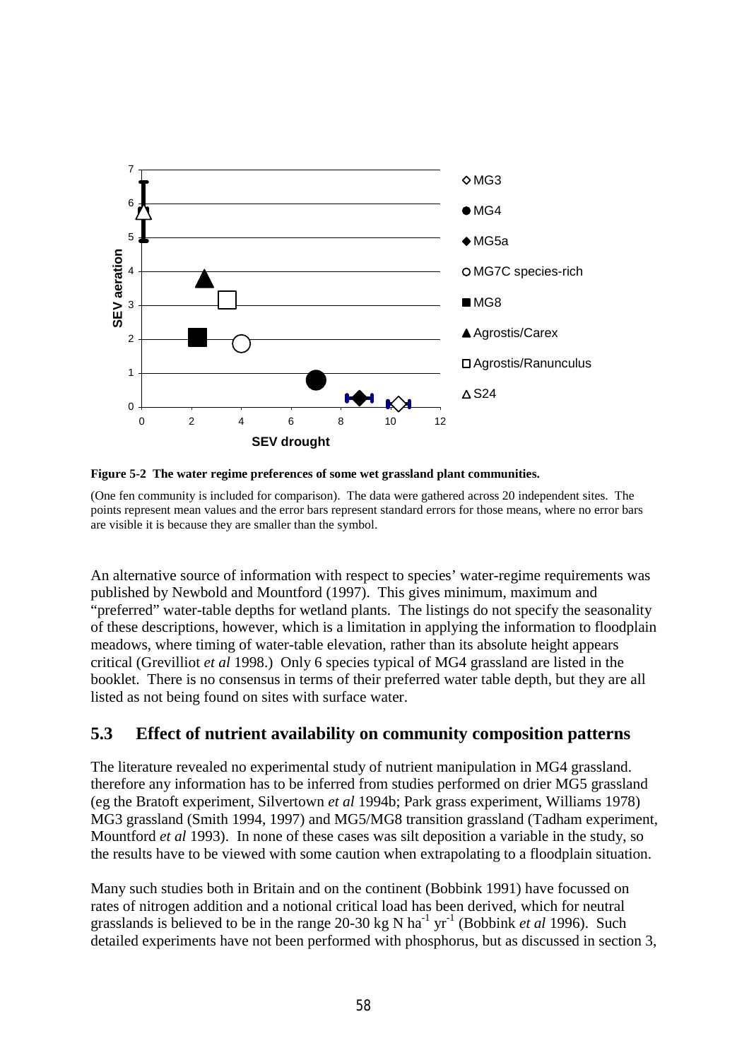**Figure 5-2 The water regime preferences of some wet grassland plant communities.**

(One fen community is included for comparison). The data were gathered across 20 independent sites. The points represent mean values and the error bars represent standard errors for those means, where no error bars are visible it is because they are smaller than the symbol.

An alternative source of information with respect to species' water-regime requirements was published by Newbold and Mountford (1997). This gives minimum, maximum and "preferred" water-table depths for wetland plants. The listings do not specify the seasonality of these descriptions, however, which is a limitation in applying the information to floodplain meadows, where timing of water-table elevation, rather than its absolute height appears critical (Grevilliot *et al* 1998.) Only 6 species typical of MG4 grassland are listed in the booklet. There is no consensus in terms of their preferred water table depth, but they are all listed as not being found on sites with surface water.

## 5.3 Effect of nutrient availability on community composition patterns

The literature revealed no experimental study of nutrient manipulation in MG4 grassland. therefore any information has to be inferred from studies performed on drier MG5 grassland (eg the Bratoft experiment, Silvertown *et al* 1994b; Park grass experiment, Williams 1978) MG3 grassland (Smith 1994, 1997) and MG5/MG8 transition grassland (Tadham experiment, Mountford *et al* 1993). In none of these cases was silt deposition a variable in the study, so the results have to be viewed with some caution when extrapolating to a floodplain situation.

Many such studies both in Britain and on the continent (Bobbink 1991) have focussed on rates of nitrogen addition and a notional critical load has been derived, which for neutral grasslands is believed to be in the range 20-30 kg N $ha^{-1}$ $yr^{-1}$ (Bobbink *et al* 1996). Such detailed experiments have not been performed with phosphorus, but as discussed in section 3,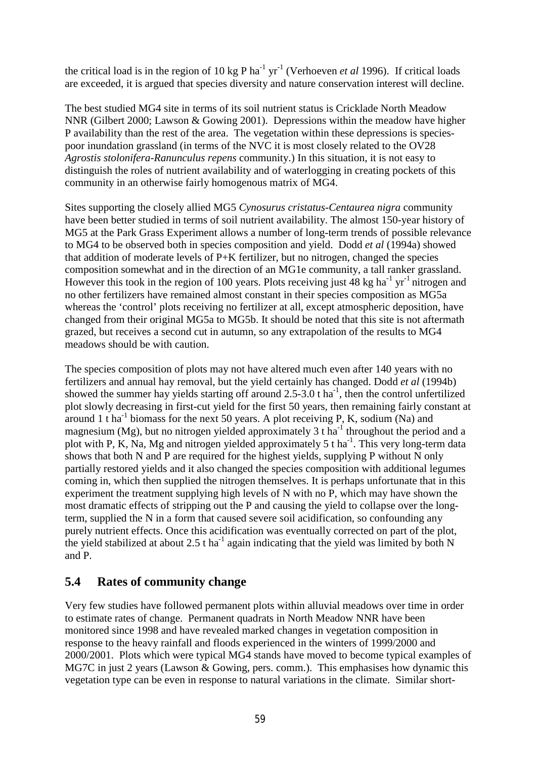the critical load is in the region of 10 kg P $ha^{-1}$ $yr^{-1}$ (Verhoeven *et al* 1996). If critical loads are exceeded, it is argued that species diversity and nature conservation interest will decline.

The best studied MG4 site in terms of its soil nutrient status is Cricklade North Meadow NNR (Gilbert 2000; Lawson & Gowing 2001). Depressions within the meadow have higher P availability than the rest of the area. The vegetation within these depressions is species-poor inundation grassland (in terms of the NVC it is most closely related to the OV28 *Agrostis stolonifera-Ranunculus repens* community.) In this situation, it is not easy to distinguish the roles of nutrient availability and of waterlogging in creating pockets of this community in an otherwise fairly homogenous matrix of MG4.

Sites supporting the closely allied MG5 *Cynosurus cristatus-Centaurea nigra* community have been better studied in terms of soil nutrient availability. The almost 150-year history of MG5 at the Park Grass Experiment allows a number of long-term trends of possible relevance to MG4 to be observed both in species composition and yield. Dodd *et al* (1994a) showed that addition of moderate levels of P+K fertilizer, but no nitrogen, changed the species composition somewhat and in the direction of an MG1e community, a tall ranker grassland. However this took in the region of 100 years. Plots receiving just 48 kg $ha^{-1}$ $yr^{-1}$ nitrogen and no other fertilizers have remained almost constant in their species composition as MG5a whereas the 'control' plots receiving no fertilizer at all, except atmospheric deposition, have changed from their original MG5a to MG5b. It should be noted that this site is not aftermath grazed, but receives a second cut in autumn, so any extrapolation of the results to MG4 meadows should be with caution.

The species composition of plots may not have altered much even after 140 years with no fertilizers and annual hay removal, but the yield certainly has changed. Dodd *et al* (1994b) showed the summer hay yields starting off around 2.5-3.0 t $ha^{-1}$, then the control unfertilized plot slowly decreasing in first-cut yield for the first 50 years, then remaining fairly constant at around 1 t $ha^{-1}$ biomass for the next 50 years. A plot receiving P, K, sodium (Na) and magnesium (Mg), but no nitrogen yielded approximately 3 t $ha^{-1}$ throughout the period and a plot with P, K, Na, Mg and nitrogen yielded approximately 5 t $ha^{-1}$. This very long-term data shows that both N and P are required for the highest yields, supplying P without N only partially restored yields and it also changed the species composition with additional legumes coming in, which then supplied the nitrogen themselves. It is perhaps unfortunate that in this experiment the treatment supplying high levels of N with no P, which may have shown the most dramatic effects of stripping out the P and causing the yield to collapse over the long-term, supplied the N in a form that caused severe soil acidification, so confounding any purely nutrient effects. Once this acidification was eventually corrected on part of the plot, the yield stabilized at about 2.5 t $ha^{-1}$ again indicating that the yield was limited by both N and P.

## 5.4 Rates of community change

Very few studies have followed permanent plots within alluvial meadows over time in order to estimate rates of change. Permanent quadrats in North Meadow NNR have been monitored since 1998 and have revealed marked changes in vegetation composition in response to the heavy rainfall and floods experienced in the winters of 1999/2000 and 2000/2001. Plots which were typical MG4 stands have moved to become typical examples of MG7C in just 2 years (Lawson & Gowing, pers. comm.). This emphasises how dynamic this vegetation type can be even in response to natural variations in the climate. Similar short-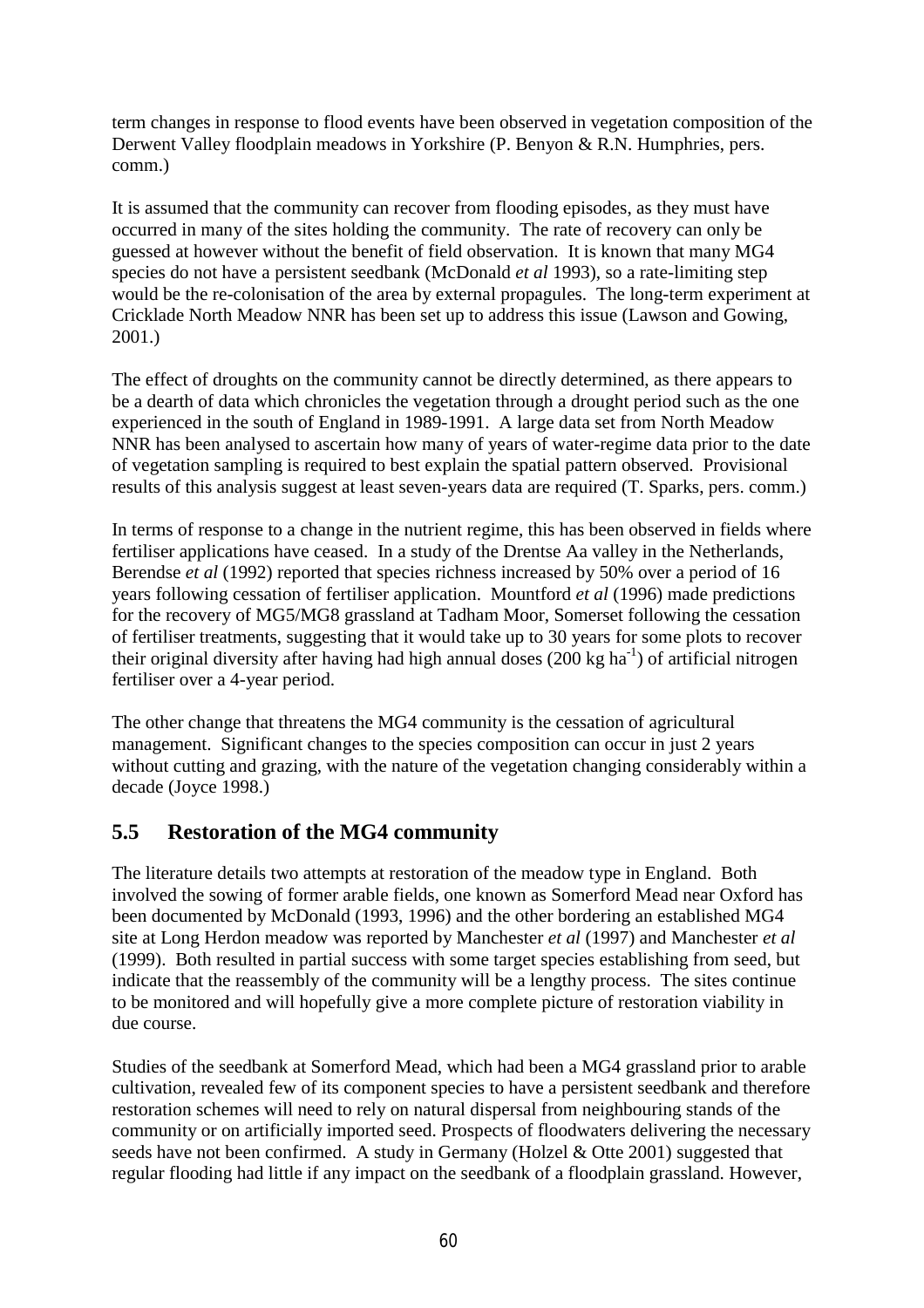term changes in response to flood events have been observed in vegetation composition of the Derwent Valley floodplain meadows in Yorkshire (P. Benyon & R.N. Humphries, pers. comm.)

It is assumed that the community can recover from flooding episodes, as they must have occurred in many of the sites holding the community. The rate of recovery can only be guessed at however without the benefit of field observation. It is known that many MG4 species do not have a persistent seedbank (McDonald *et al* 1993), so a rate-limiting step would be the re-colonisation of the area by external propagules. The long-term experiment at Cricklade North Meadow NNR has been set up to address this issue (Lawson and Gowing, 2001.)

The effect of droughts on the community cannot be directly determined, as there appears to be a dearth of data which chronicles the vegetation through a drought period such as the one experienced in the south of England in 1989-1991. A large data set from North Meadow NNR has been analysed to ascertain how many of years of water-regime data prior to the date of vegetation sampling is required to best explain the spatial pattern observed. Provisional results of this analysis suggest at least seven-years data are required (T. Sparks, pers. comm.)

In terms of response to a change in the nutrient regime, this has been observed in fields where fertiliser applications have ceased. In a study of the Drentse Aa valley in the Netherlands, Berendse *et al* (1992) reported that species richness increased by 50% over a period of 16 years following cessation of fertiliser application. Mountford *et al* (1996) made predictions for the recovery of MG5/MG8 grassland at Tadham Moor, Somerset following the cessation of fertiliser treatments, suggesting that it would take up to 30 years for some plots to recover their original diversity after having had high annual doses (200 kg $ha^{-1}$) of artificial nitrogen fertiliser over a 4-year period.

The other change that threatens the MG4 community is the cessation of agricultural management. Significant changes to the species composition can occur in just 2 years without cutting and grazing, with the nature of the vegetation changing considerably within a decade (Joyce 1998.)

## 5.5 Restoration of the MG4 community

The literature details two attempts at restoration of the meadow type in England. Both involved the sowing of former arable fields, one known as Somerford Mead near Oxford has been documented by McDonald (1993, 1996) and the other bordering an established MG4 site at Long Herdon meadow was reported by Manchester *et al* (1997) and Manchester *et al* (1999). Both resulted in partial success with some target species establishing from seed, but indicate that the reassembly of the community will be a lengthy process. The sites continue to be monitored and will hopefully give a more complete picture of restoration viability in due course.

Studies of the seedbank at Somerford Mead, which had been a MG4 grassland prior to arable cultivation, revealed few of its component species to have a persistent seedbank and therefore restoration schemes will need to rely on natural dispersal from neighbouring stands of the community or on artificially imported seed. Prospects of floodwaters delivering the necessary seeds have not been confirmed. A study in Germany (Holzel & Otte 2001) suggested that regular flooding had little if any impact on the seedbank of a floodplain grassland. However,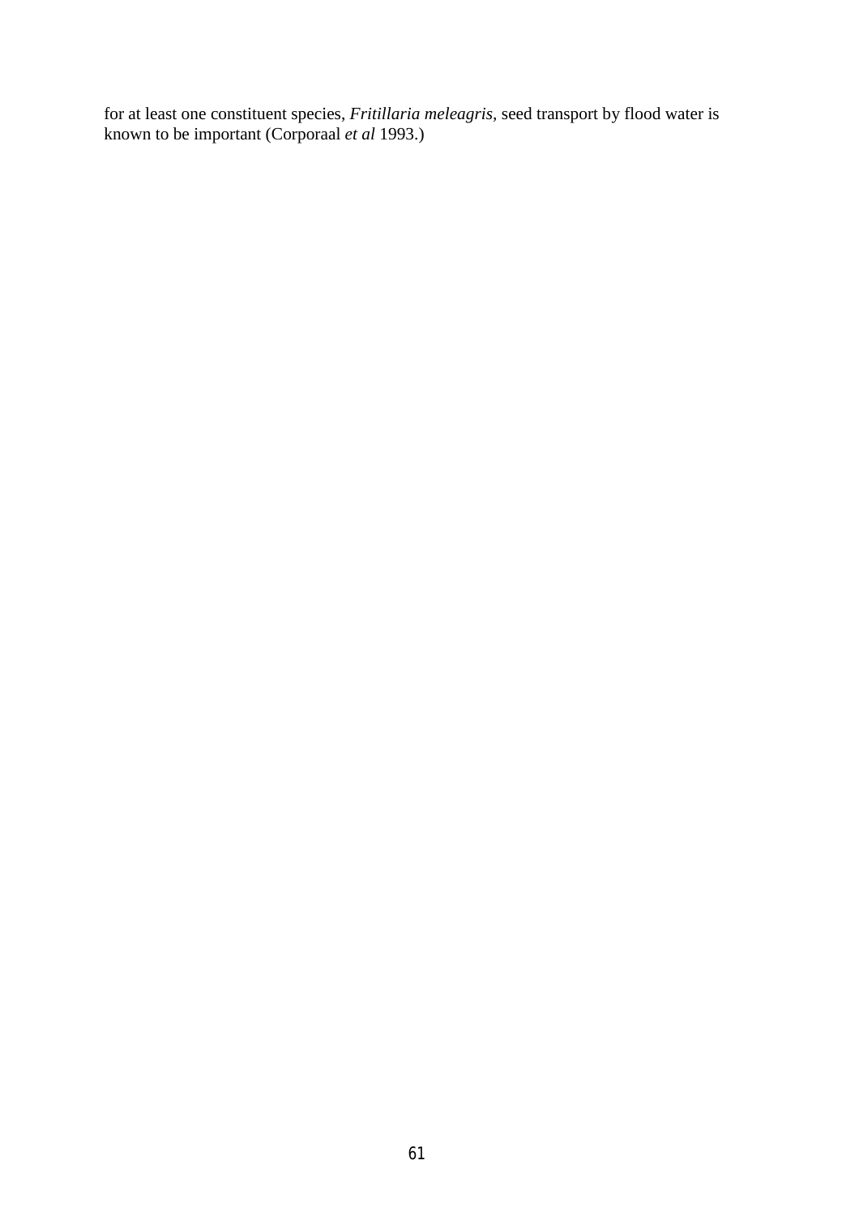for at least one constituent species, *Fritillaria meleagris*, seed transport by flood water is known to be important (Corporaal *et al* 1993.)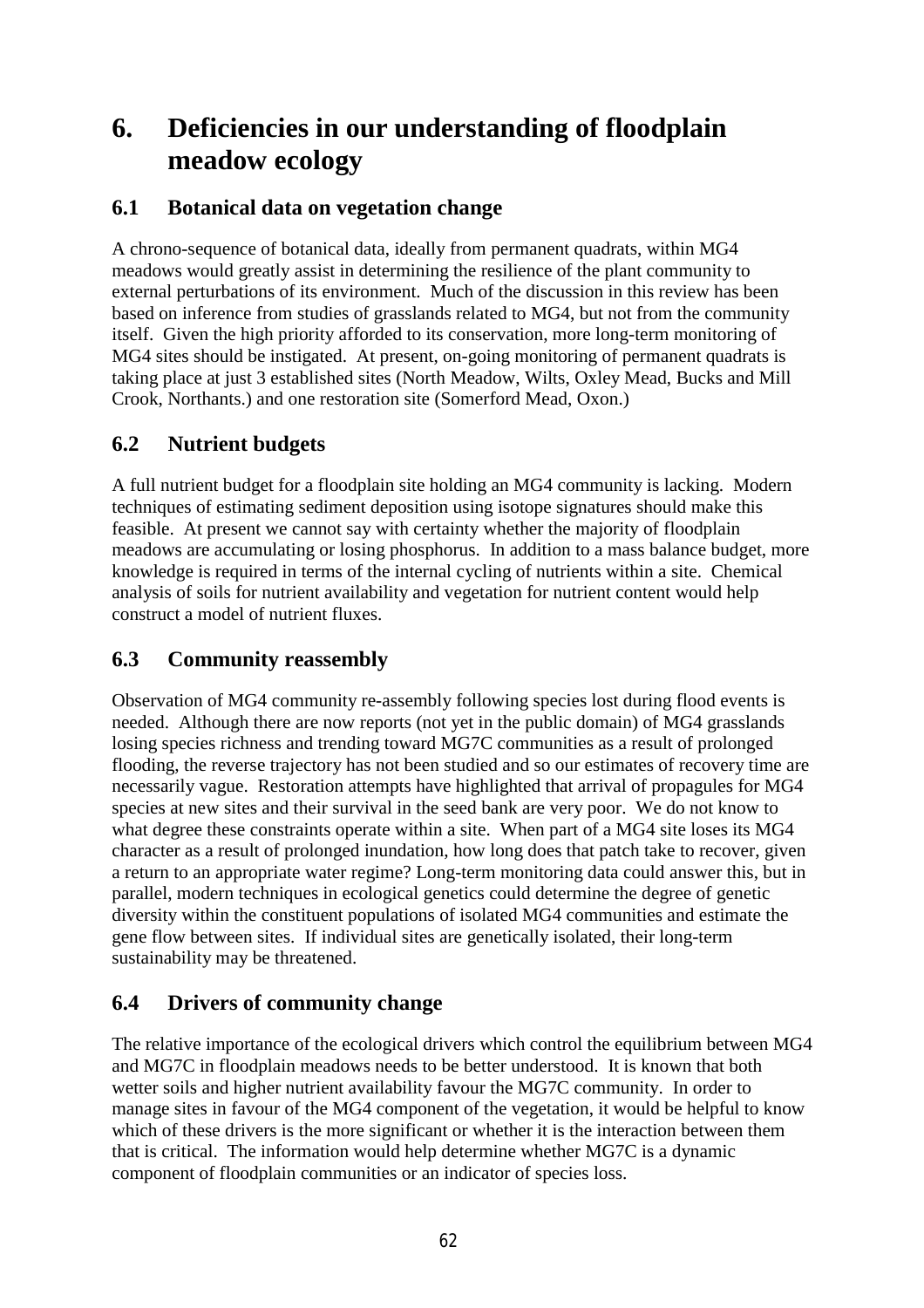# 6. Deficiencies in our understanding of floodplain meadow ecology

## 6.1 Botanical data on vegetation change

A chrono-sequence of botanical data, ideally from permanent quadrats, within MG4 meadows would greatly assist in determining the resilience of the plant community to external perturbations of its environment. Much of the discussion in this review has been based on inference from studies of grasslands related to MG4, but not from the community itself. Given the high priority afforded to its conservation, more long-term monitoring of MG4 sites should be instigated. At present, on-going monitoring of permanent quadrats is taking place at just 3 established sites (North Meadow, Wilts, Oxley Mead, Bucks and Mill Crook, Northants.) and one restoration site (Somerford Mead, Oxon.)

## 6.2 Nutrient budgets

A full nutrient budget for a floodplain site holding an MG4 community is lacking. Modern techniques of estimating sediment deposition using isotope signatures should make this feasible. At present we cannot say with certainty whether the majority of floodplain meadows are accumulating or losing phosphorus. In addition to a mass balance budget, more knowledge is required in terms of the internal cycling of nutrients within a site. Chemical analysis of soils for nutrient availability and vegetation for nutrient content would help construct a model of nutrient fluxes.

## 6.3 Community reassembly

Observation of MG4 community re-assembly following species lost during flood events is needed. Although there are now reports (not yet in the public domain) of MG4 grasslands losing species richness and trending toward MG7C communities as a result of prolonged flooding, the reverse trajectory has not been studied and so our estimates of recovery time are necessarily vague. Restoration attempts have highlighted that arrival of propagules for MG4 species at new sites and their survival in the seed bank are very poor. We do not know to what degree these constraints operate within a site. When part of a MG4 site loses its MG4 character as a result of prolonged inundation, how long does that patch take to recover, given a return to an appropriate water regime? Long-term monitoring data could answer this, but in parallel, modern techniques in ecological genetics could determine the degree of genetic diversity within the constituent populations of isolated MG4 communities and estimate the gene flow between sites. If individual sites are genetically isolated, their long-term sustainability may be threatened.

## 6.4 Drivers of community change

The relative importance of the ecological drivers which control the equilibrium between MG4 and MG7C in floodplain meadows needs to be better understood. It is known that both wetter soils and higher nutrient availability favour the MG7C community. In order to manage sites in favour of the MG4 component of the vegetation, it would be helpful to know which of these drivers is the more significant or whether it is the interaction between them that is critical. The information would help determine whether MG7C is a dynamic component of floodplain communities or an indicator of species loss.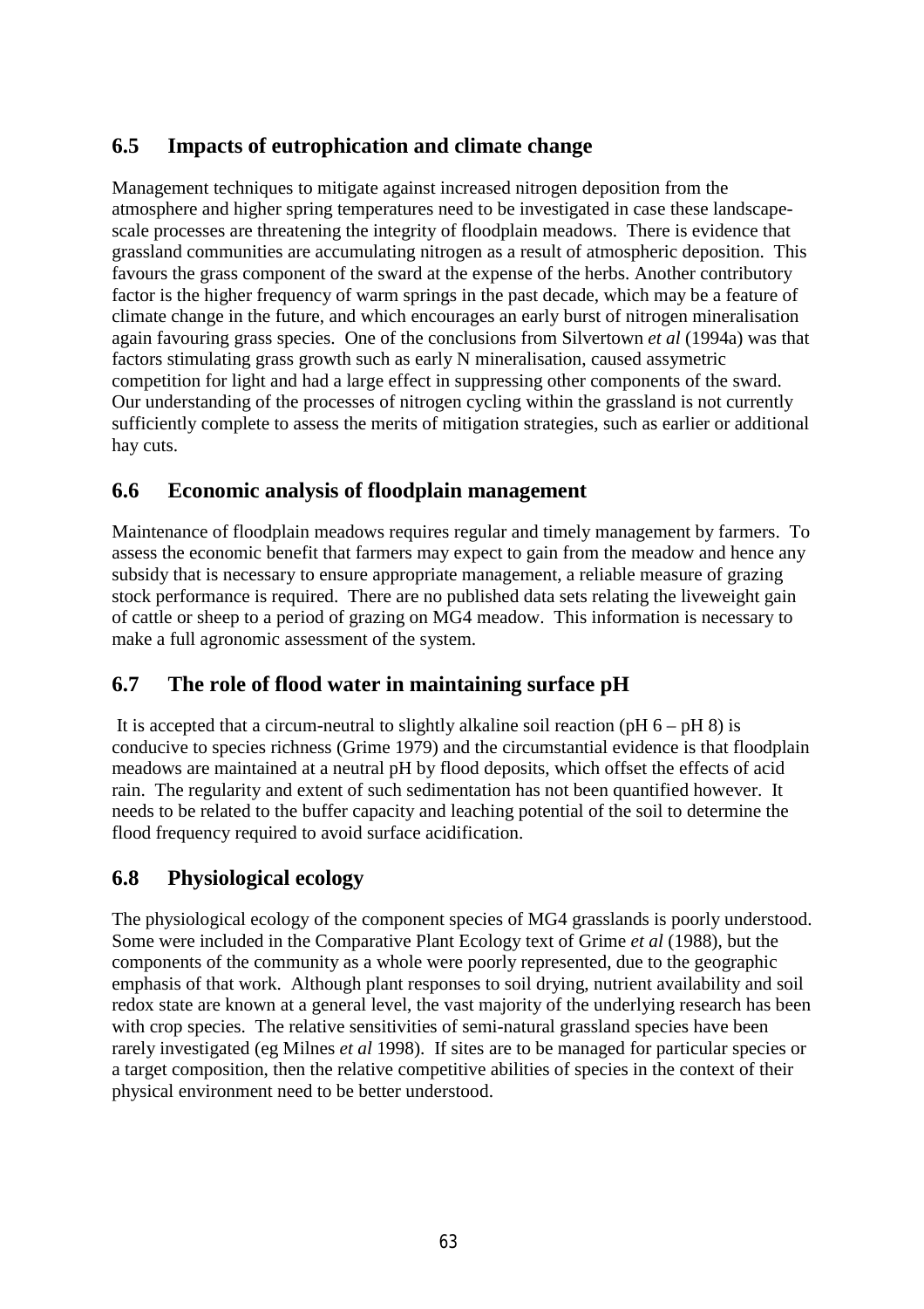## 6.5 Impacts of eutrophication and climate change

Management techniques to mitigate against increased nitrogen deposition from the atmosphere and higher spring temperatures need to be investigated in case these landscape-scale processes are threatening the integrity of floodplain meadows. There is evidence that grassland communities are accumulating nitrogen as a result of atmospheric deposition. This favours the grass component of the sward at the expense of the herbs. Another contributory factor is the higher frequency of warm springs in the past decade, which may be a feature of climate change in the future, and which encourages an early burst of nitrogen mineralisation again favouring grass species. One of the conclusions from Silvertown *et al* (1994a) was that factors stimulating grass growth such as early N mineralisation, caused assymetric competition for light and had a large effect in suppressing other components of the sward. Our understanding of the processes of nitrogen cycling within the grassland is not currently sufficiently complete to assess the merits of mitigation strategies, such as earlier or additional hay cuts.

## 6.6 Economic analysis of floodplain management

Maintenance of floodplain meadows requires regular and timely management by farmers. To assess the economic benefit that farmers may expect to gain from the meadow and hence any subsidy that is necessary to ensure appropriate management, a reliable measure of grazing stock performance is required. There are no published data sets relating the liveweight gain of cattle or sheep to a period of grazing on MG4 meadow. This information is necessary to make a full agronomic assessment of the system.

## 6.7 The role of flood water in maintaining surface pH

It is accepted that a circum-neutral to slightly alkaline soil reaction (pH 6 – pH 8) is conducive to species richness (Grime 1979) and the circumstantial evidence is that floodplain meadows are maintained at a neutral pH by flood deposits, which offset the effects of acid rain. The regularity and extent of such sedimentation has not been quantified however. It needs to be related to the buffer capacity and leaching potential of the soil to determine the flood frequency required to avoid surface acidification.

## 6.8 Physiological ecology

The physiological ecology of the component species of MG4 grasslands is poorly understood. Some were included in the Comparative Plant Ecology text of Grime *et al* (1988), but the components of the community as a whole were poorly represented, due to the geographic emphasis of that work. Although plant responses to soil drying, nutrient availability and soil redox state are known at a general level, the vast majority of the underlying research has been with crop species. The relative sensitivities of semi-natural grassland species have been rarely investigated (eg Milnes *et al* 1998). If sites are to be managed for particular species or a target composition, then the relative competitive abilities of species in the context of their physical environment need to be better understood.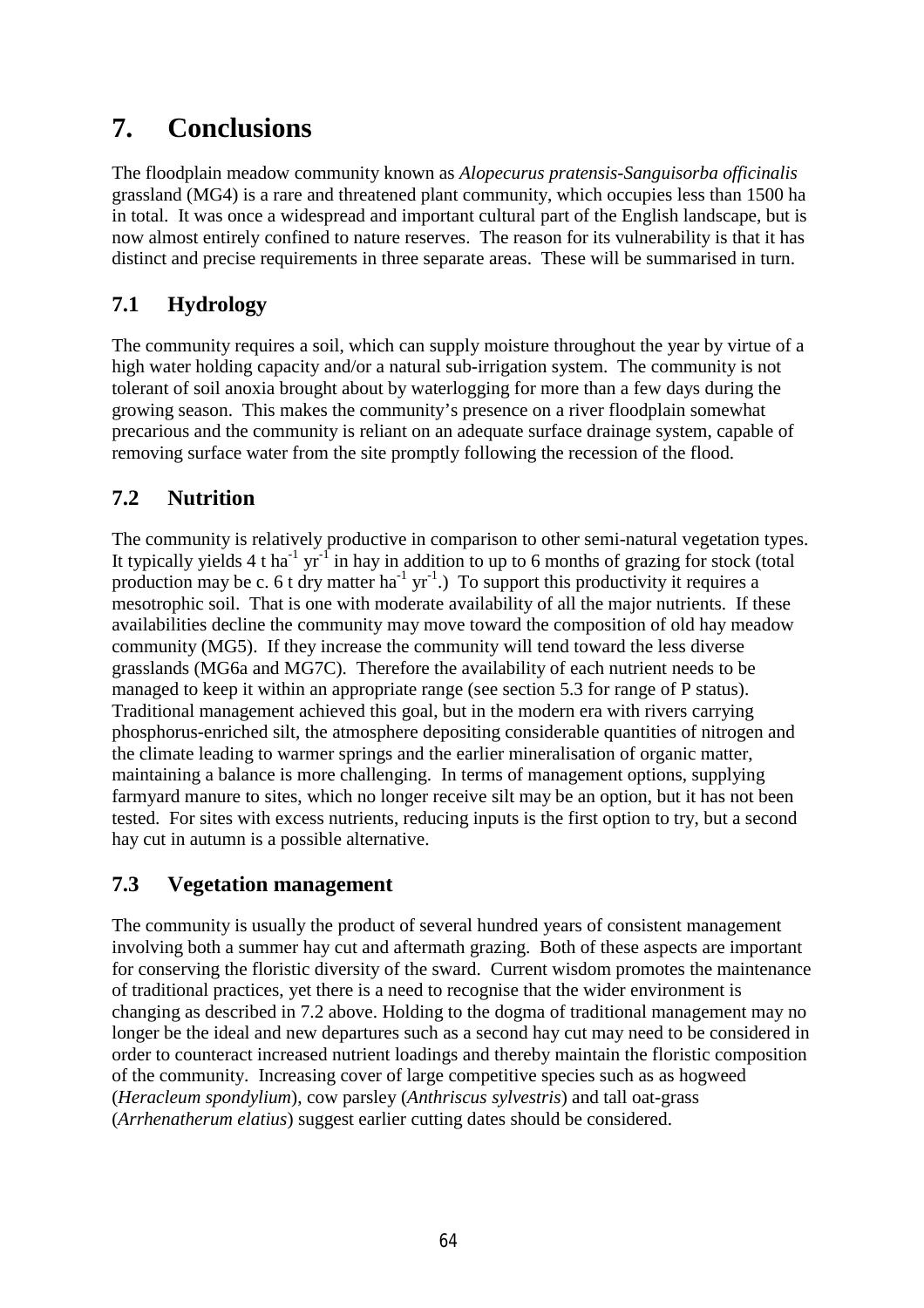# 7. Conclusions

The floodplain meadow community known as *Alopecurus pratensis-Sanguisorba officinalis* grassland (MG4) is a rare and threatened plant community, which occupies less than 1500 ha in total. It was once a widespread and important cultural part of the English landscape, but is now almost entirely confined to nature reserves. The reason for its vulnerability is that it has distinct and precise requirements in three separate areas. These will be summarised in turn.

## 7.1 Hydrology

The community requires a soil, which can supply moisture throughout the year by virtue of a high water holding capacity and/or a natural sub-irrigation system. The community is not tolerant of soil anoxia brought about by waterlogging for more than a few days during the growing season. This makes the community's presence on a river floodplain somewhat precarious and the community is reliant on an adequate surface drainage system, capable of removing surface water from the site promptly following the recession of the flood.

## 7.2 Nutrition

The community is relatively productive in comparison to other semi-natural vegetation types. It typically yields 4 t $ha^{-1}$ $yr^{-1}$ in hay in addition to up to 6 months of grazing for stock (total production may be c. 6 t dry matter $ha^{-1}$ $yr^{-1}$.) To support this productivity it requires a mesotrophic soil. That is one with moderate availability of all the major nutrients. If these availabilities decline the community may move toward the composition of old hay meadow community (MG5). If they increase the community will tend toward the less diverse grasslands (MG6a and MG7C). Therefore the availability of each nutrient needs to be managed to keep it within an appropriate range (see section 5.3 for range of P status). Traditional management achieved this goal, but in the modern era with rivers carrying phosphorus-enriched silt, the atmosphere depositing considerable quantities of nitrogen and the climate leading to warmer springs and the earlier mineralisation of organic matter, maintaining a balance is more challenging. In terms of management options, supplying farmyard manure to sites, which no longer receive silt may be an option, but it has not been tested. For sites with excess nutrients, reducing inputs is the first option to try, but a second hay cut in autumn is a possible alternative.

## 7.3 Vegetation management

The community is usually the product of several hundred years of consistent management involving both a summer hay cut and aftermath grazing. Both of these aspects are important for conserving the floristic diversity of the sward. Current wisdom promotes the maintenance of traditional practices, yet there is a need to recognise that the wider environment is changing as described in 7.2 above. Holding to the dogma of traditional management may no longer be the ideal and new departures such as a second hay cut may need to be considered in order to counteract increased nutrient loadings and thereby maintain the floristic composition of the community. Increasing cover of large competitive species such as as hogweed (*Heracleum spondylium*), cow parsley (*Anthriscus sylvestris*) and tall oat-grass (*Arrhenatherum elatius*) suggest earlier cutting dates should be considered.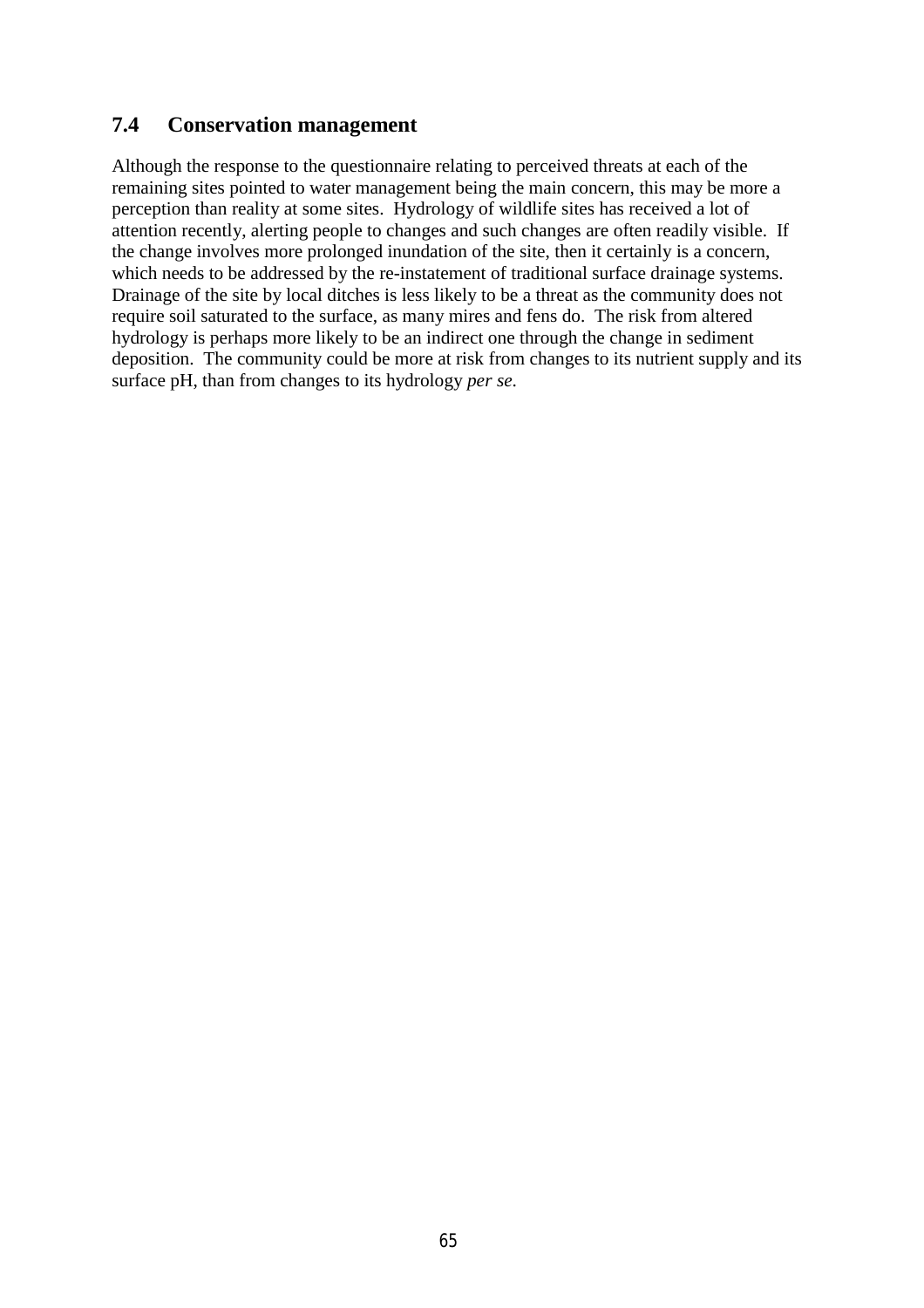## 7.4 Conservation management

Although the response to the questionnaire relating to perceived threats at each of the remaining sites pointed to water management being the main concern, this may be more a perception than reality at some sites. Hydrology of wildlife sites has received a lot of attention recently, alerting people to changes and such changes are often readily visible. If the change involves more prolonged inundation of the site, then it certainly is a concern, which needs to be addressed by the re-instatement of traditional surface drainage systems. Drainage of the site by local ditches is less likely to be a threat as the community does not require soil saturated to the surface, as many mires and fens do. The risk from altered hydrology is perhaps more likely to be an indirect one through the change in sediment deposition. The community could be more at risk from changes to its nutrient supply and its surface pH, than from changes to its hydrology *per se.*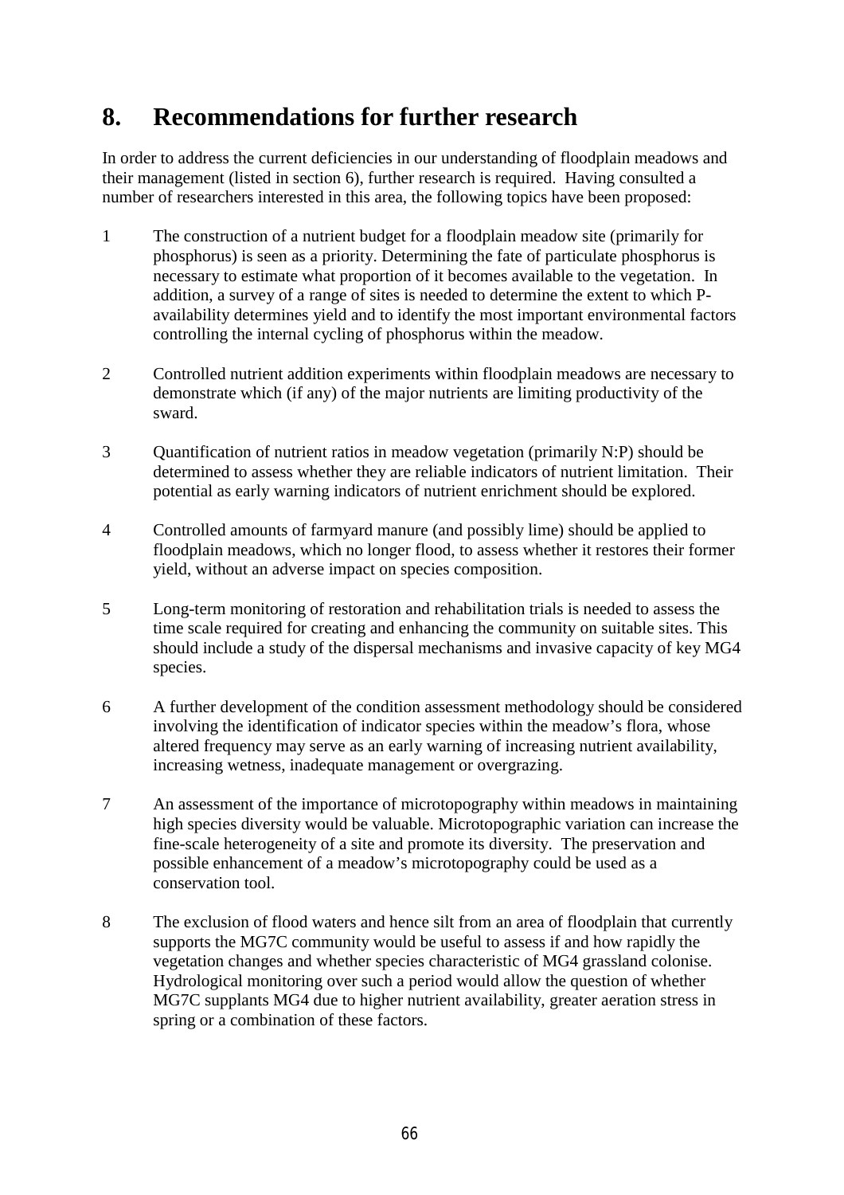# 8. Recommendations for further research

In order to address the current deficiencies in our understanding of floodplain meadows and their management (listed in section 6), further research is required. Having consulted a number of researchers interested in this area, the following topics have been proposed:

1. The construction of a nutrient budget for a floodplain meadow site (primarily for phosphorus) is seen as a priority. Determining the fate of particulate phosphorus is necessary to estimate what proportion of it becomes available to the vegetation. In addition, a survey of a range of sites is needed to determine the extent to which P-availability determines yield and to identify the most important environmental factors controlling the internal cycling of phosphorus within the meadow.

2. Controlled nutrient addition experiments within floodplain meadows are necessary to demonstrate which (if any) of the major nutrients are limiting productivity of the sward.

3. Quantification of nutrient ratios in meadow vegetation (primarily N:P) should be determined to assess whether they are reliable indicators of nutrient limitation. Their potential as early warning indicators of nutrient enrichment should be explored.

4. Controlled amounts of farmyard manure (and possibly lime) should be applied to floodplain meadows, which no longer flood, to assess whether it restores their former yield, without an adverse impact on species composition.

5. Long-term monitoring of restoration and rehabilitation trials is needed to assess the time scale required for creating and enhancing the community on suitable sites. This should include a study of the dispersal mechanisms and invasive capacity of key MG4 species.

6. A further development of the condition assessment methodology should be considered involving the identification of indicator species within the meadow's flora, whose altered frequency may serve as an early warning of increasing nutrient availability, increasing wetness, inadequate management or overgrazing.

7. An assessment of the importance of microtopography within meadows in maintaining high species diversity would be valuable. Microtopographic variation can increase the fine-scale heterogeneity of a site and promote its diversity. The preservation and possible enhancement of a meadow's microtopography could be used as a conservation tool.

8. The exclusion of flood waters and hence silt from an area of floodplain that currently supports the MG7C community would be useful to assess if and how rapidly the vegetation changes and whether species characteristic of MG4 grassland colonise. Hydrological monitoring over such a period would allow the question of whether MG7C supplants MG4 due to higher nutrient availability, greater aeration stress in spring or a combination of these factors.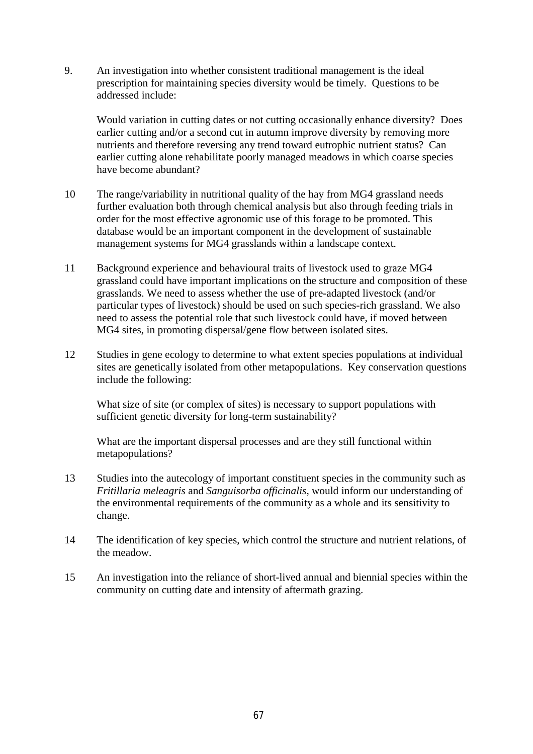9. An investigation into whether consistent traditional management is the ideal prescription for maintaining species diversity would be timely. Questions to be addressed include:

   Would variation in cutting dates or not cutting occasionally enhance diversity? Does earlier cutting and/or a second cut in autumn improve diversity by removing more nutrients and therefore reversing any trend toward eutrophic nutrient status? Can earlier cutting alone rehabilitate poorly managed meadows in which coarse species have become abundant?

10 The range/variability in nutritional quality of the hay from MG4 grassland needs further evaluation both through chemical analysis but also through feeding trials in order for the most effective agronomic use of this forage to be promoted. This database would be an important component in the development of sustainable management systems for MG4 grasslands within a landscape context.

11 Background experience and behavioural traits of livestock used to graze MG4 grassland could have important implications on the structure and composition of these grasslands. We need to assess whether the use of pre-adapted livestock (and/or particular types of livestock) should be used on such species-rich grassland. We also need to assess the potential role that such livestock could have, if moved between MG4 sites, in promoting dispersal/gene flow between isolated sites.

12 Studies in gene ecology to determine to what extent species populations at individual sites are genetically isolated from other metapopulations. Key conservation questions include the following:

   What size of site (or complex of sites) is necessary to support populations with sufficient genetic diversity for long-term sustainability?

   What are the important dispersal processes and are they still functional within metapopulations?

13 Studies into the autecology of important constituent species in the community such as *Fritillaria meleagris* and *Sanguisorba officinalis,* would inform our understanding of the environmental requirements of the community as a whole and its sensitivity to change.

14 The identification of key species, which control the structure and nutrient relations, of the meadow.

15 An investigation into the reliance of short-lived annual and biennial species within the community on cutting date and intensity of aftermath grazing.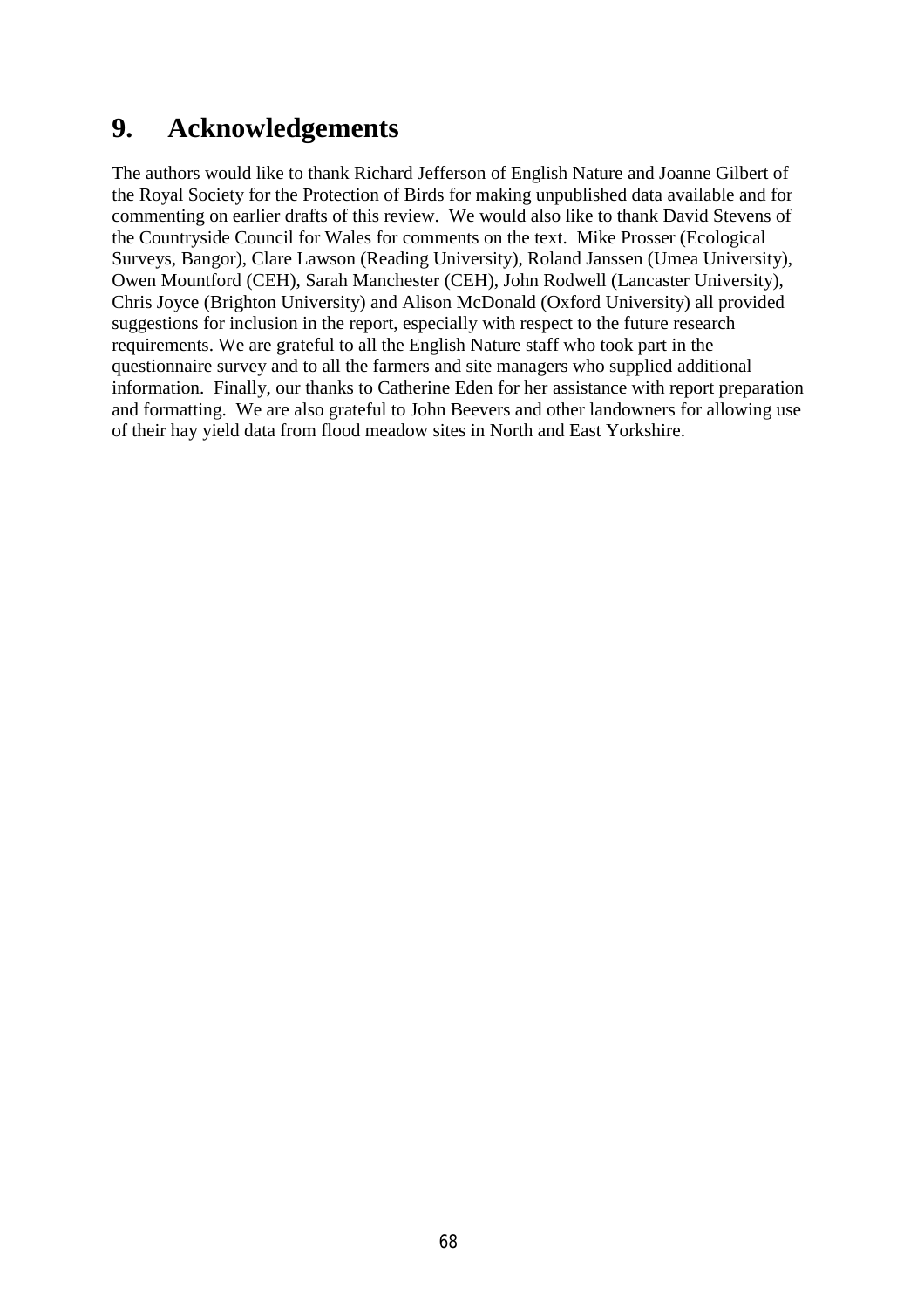# 9. Acknowledgements

The authors would like to thank Richard Jefferson of English Nature and Joanne Gilbert of the Royal Society for the Protection of Birds for making unpublished data available and for commenting on earlier drafts of this review. We would also like to thank David Stevens of the Countryside Council for Wales for comments on the text. Mike Prosser (Ecological Surveys, Bangor), Clare Lawson (Reading University), Roland Janssen (Umea University), Owen Mountford (CEH), Sarah Manchester (CEH), John Rodwell (Lancaster University), Chris Joyce (Brighton University) and Alison McDonald (Oxford University) all provided suggestions for inclusion in the report, especially with respect to the future research requirements. We are grateful to all the English Nature staff who took part in the questionnaire survey and to all the farmers and site managers who supplied additional information. Finally, our thanks to Catherine Eden for her assistance with report preparation and formatting. We are also grateful to John Beevers and other landowners for allowing use of their hay yield data from flood meadow sites in North and East Yorkshire.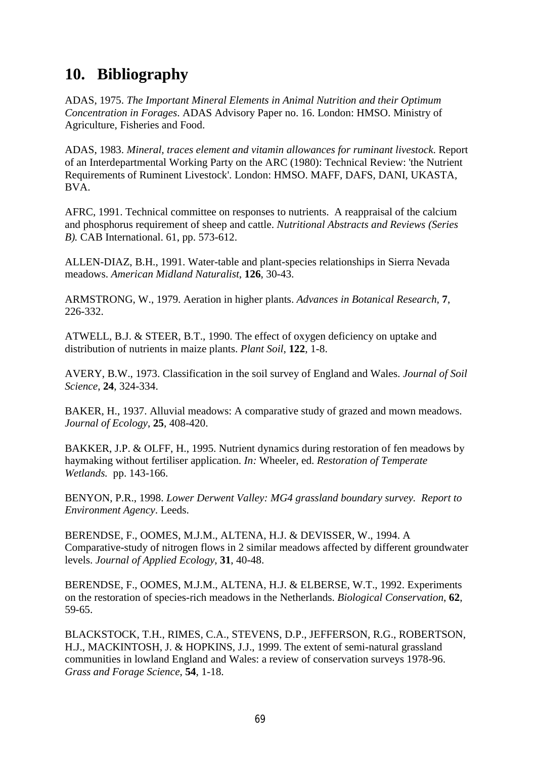# 10. Bibliography

ADAS, 1975. *The Important Mineral Elements in Animal Nutrition and their Optimum Concentration in Forages*. ADAS Advisory Paper no. 16. London: HMSO. Ministry of Agriculture, Fisheries and Food.

ADAS, 1983. *Mineral, traces element and vitamin allowances for ruminant livestock*. Report of an Interdepartmental Working Party on the ARC (1980): Technical Review: 'the Nutrient Requirements of Ruminent Livestock'. London: HMSO. MAFF, DAFS, DANI, UKASTA, BVA.

AFRC, 1991. Technical committee on responses to nutrients. A reappraisal of the calcium and phosphorus requirement of sheep and cattle. *Nutritional Abstracts and Reviews (Series B).* CAB International. 61, pp. 573-612.

ALLEN-DIAZ, B.H., 1991. Water-table and plant-species relationships in Sierra Nevada meadows. *American Midland Naturalist*, **126**, 30-43.

ARMSTRONG, W., 1979. Aeration in higher plants. *Advances in Botanical Research*, **7**, 226-332.

ATWELL, B.J. & STEER, B.T., 1990. The effect of oxygen deficiency on uptake and distribution of nutrients in maize plants. *Plant Soil*, **122**, 1-8.

AVERY, B.W., 1973. Classification in the soil survey of England and Wales. *Journal of Soil Science*, **24**, 324-334.

BAKER, H., 1937. Alluvial meadows: A comparative study of grazed and mown meadows. *Journal of Ecology*, **25**, 408-420.

BAKKER, J.P. & OLFF, H., 1995. Nutrient dynamics during restoration of fen meadows by haymaking without fertiliser application. *In:* Wheeler, ed. *Restoration of Temperate Wetlands.* pp. 143-166.

BENYON, P.R., 1998. *Lower Derwent Valley: MG4 grassland boundary survey. Report to Environment Agency*. Leeds.

BERENDSE, F., OOMES, M.J.M., ALTENA, H.J. & DEVISSER, W., 1994. A Comparative-study of nitrogen flows in 2 similar meadows affected by different groundwater levels. *Journal of Applied Ecology*, **31**, 40-48.

BERENDSE, F., OOMES, M.J.M., ALTENA, H.J. & ELBERSE, W.T., 1992. Experiments on the restoration of species-rich meadows in the Netherlands. *Biological Conservation*, **62**, 59-65.

BLACKSTOCK, T.H., RIMES, C.A., STEVENS, D.P., JEFFERSON, R.G., ROBERTSON, H.J., MACKINTOSH, J. & HOPKINS, J.J., 1999. The extent of semi-natural grassland communities in lowland England and Wales: a review of conservation surveys 1978-96. *Grass and Forage Science*, **54**, 1-18.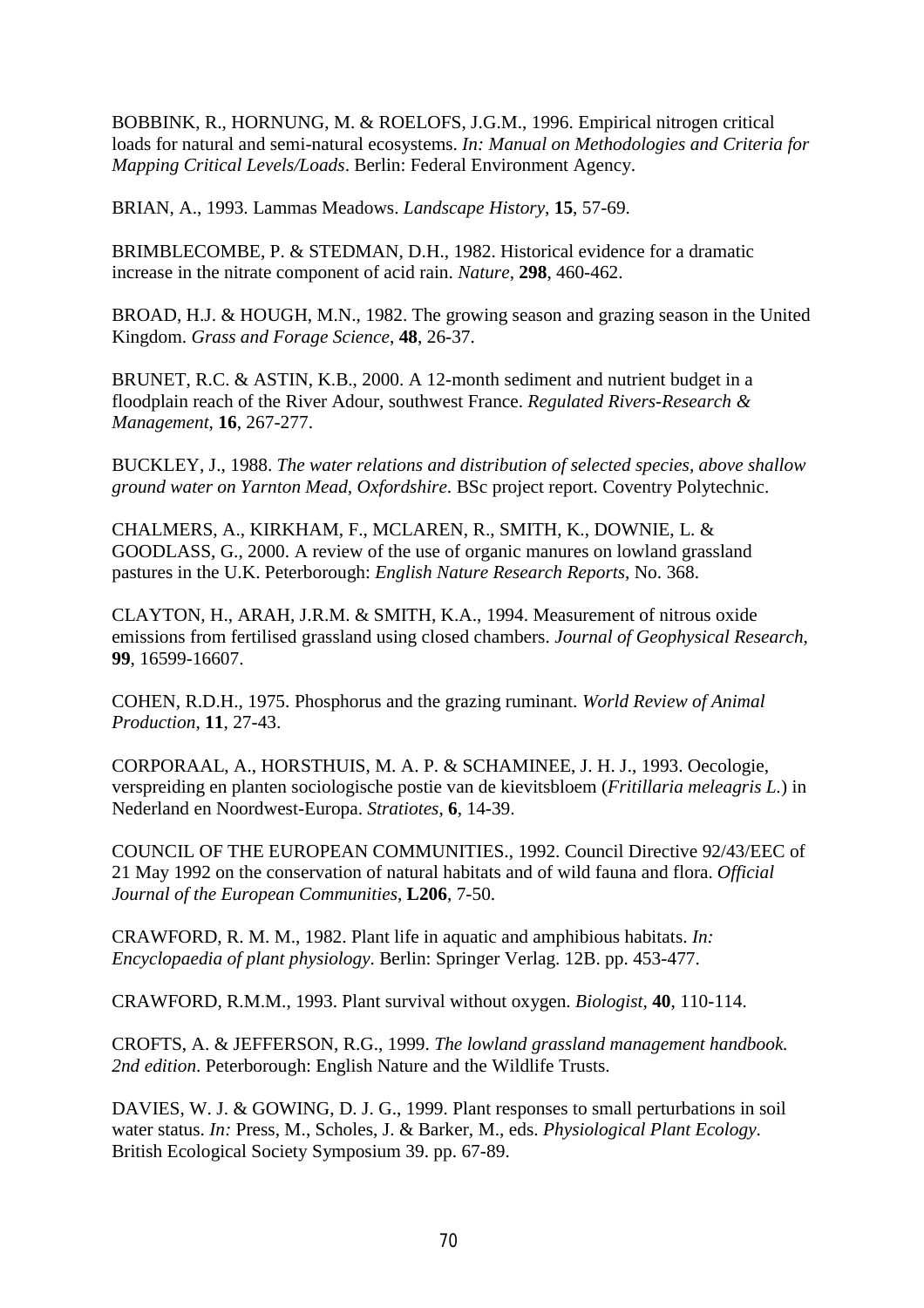BOBBINK, R., HORNUNG, M. & ROELOFS, J.G.M., 1996. Empirical nitrogen critical loads for natural and semi-natural ecosystems. *In: Manual on Methodologies and Criteria for Mapping Critical Levels/Loads*. Berlin: Federal Environment Agency.

BRIAN, A., 1993. Lammas Meadows. *Landscape History*, **15**, 57-69.

BRIMBLECOMBE, P. & STEDMAN, D.H., 1982. Historical evidence for a dramatic increase in the nitrate component of acid rain. *Nature*, **298**, 460-462.

BROAD, H.J. & HOUGH, M.N., 1982. The growing season and grazing season in the United Kingdom. *Grass and Forage Science*, **48**, 26-37.

BRUNET, R.C. & ASTIN, K.B., 2000. A 12-month sediment and nutrient budget in a floodplain reach of the River Adour, southwest France. *Regulated Rivers-Research & Management*, **16**, 267-277.

BUCKLEY, J., 1988. *The water relations and distribution of selected species, above shallow ground water on Yarnton Mead, Oxfordshire*. BSc project report. Coventry Polytechnic.

CHALMERS, A., KIRKHAM, F., MCLAREN, R., SMITH, K., DOWNIE, L. & GOODLASS, G., 2000. A review of the use of organic manures on lowland grassland pastures in the U.K. Peterborough: *English Nature Research Reports*, No. 368.

CLAYTON, H., ARAH, J.R.M. & SMITH, K.A., 1994. Measurement of nitrous oxide emissions from fertilised grassland using closed chambers. *Journal of Geophysical Research*, **99**, 16599-16607.

COHEN, R.D.H., 1975. Phosphorus and the grazing ruminant. *World Review of Animal Production*, **11**, 27-43.

CORPORAAL, A., HORSTHUIS, M. A. P. & SCHAMINEE, J. H. J., 1993. Oecologie, verspreiding en planten sociologische postie van de kievitsbloem (*Fritillaria meleagris L.*) in Nederland en Noordwest-Europa. *Stratiotes*, **6**, 14-39.

COUNCIL OF THE EUROPEAN COMMUNITIES., 1992. Council Directive 92/43/EEC of 21 May 1992 on the conservation of natural habitats and of wild fauna and flora. *Official Journal of the European Communities*, **L206**, 7-50.

CRAWFORD, R. M. M., 1982. Plant life in aquatic and amphibious habitats. *In: Encyclopaedia of plant physiology*. Berlin: Springer Verlag. 12B. pp. 453-477.

CRAWFORD, R.M.M., 1993. Plant survival without oxygen. *Biologist*, **40**, 110-114.

CROFTS, A. & JEFFERSON, R.G., 1999. *The lowland grassland management handbook. 2nd edition*. Peterborough: English Nature and the Wildlife Trusts.

DAVIES, W. J. & GOWING, D. J. G., 1999. Plant responses to small perturbations in soil water status. *In:* Press, M., Scholes, J. & Barker, M., eds. *Physiological Plant Ecology*. British Ecological Society Symposium 39. pp. 67-89.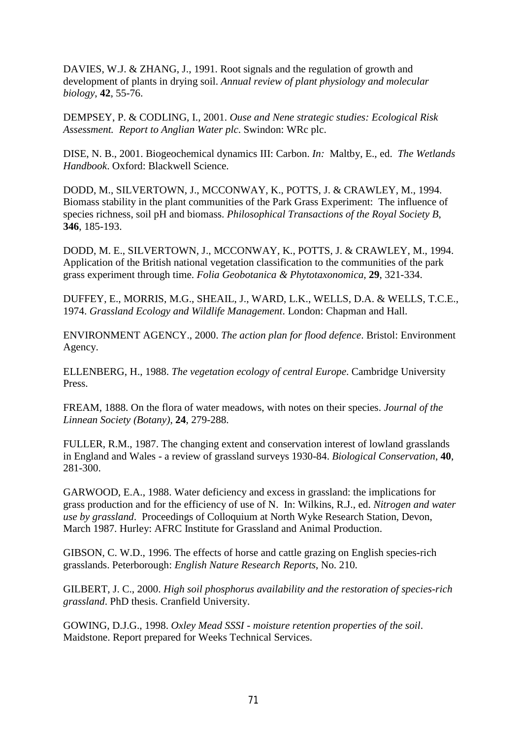DAVIES, W.J. & ZHANG, J., 1991. Root signals and the regulation of growth and development of plants in drying soil. *Annual review of plant physiology and molecular biology*, **42**, 55-76.

DEMPSEY, P. & CODLING, I., 2001. *Ouse and Nene strategic studies: Ecological Risk Assessment. Report to Anglian Water plc*. Swindon: WRc plc.

DISE, N. B., 2001. Biogeochemical dynamics III: Carbon. *In:* Maltby, E., ed. *The Wetlands Handbook*. Oxford: Blackwell Science.

DODD, M., SILVERTOWN, J., MCCONWAY, K., POTTS, J. & CRAWLEY, M., 1994. Biomass stability in the plant communities of the Park Grass Experiment: The influence of species richness, soil pH and biomass. *Philosophical Transactions of the Royal Society B*, **346**, 185-193.

DODD, M. E., SILVERTOWN, J., MCCONWAY, K., POTTS, J. & CRAWLEY, M., 1994. Application of the British national vegetation classification to the communities of the park grass experiment through time. *Folia Geobotanica & Phytotaxonomica*, **29**, 321-334.

DUFFEY, E., MORRIS, M.G., SHEAIL, J., WARD, L.K., WELLS, D.A. & WELLS, T.C.E., 1974. *Grassland Ecology and Wildlife Management*. London: Chapman and Hall.

ENVIRONMENT AGENCY., 2000. *The action plan for flood defence*. Bristol: Environment Agency.

ELLENBERG, H., 1988. *The vegetation ecology of central Europe*. Cambridge University Press.

FREAM, 1888. On the flora of water meadows, with notes on their species. *Journal of the Linnean Society (Botany)*, **24**, 279-288.

FULLER, R.M., 1987. The changing extent and conservation interest of lowland grasslands in England and Wales - a review of grassland surveys 1930-84. *Biological Conservation*, **40**, 281-300.

GARWOOD, E.A., 1988. Water deficiency and excess in grassland: the implications for grass production and for the efficiency of use of N. In: Wilkins, R.J., ed. *Nitrogen and water use by grassland*. Proceedings of Colloquium at North Wyke Research Station, Devon, March 1987. Hurley: AFRC Institute for Grassland and Animal Production.

GIBSON, C. W.D., 1996. The effects of horse and cattle grazing on English species-rich grasslands. Peterborough: *English Nature Research Reports*, No. 210.

GILBERT, J. C., 2000. *High soil phosphorus availability and the restoration of species-rich grassland*. PhD thesis. Cranfield University.

GOWING, D.J.G., 1998. *Oxley Mead SSSI - moisture retention properties of the soil*. Maidstone. Report prepared for Weeks Technical Services.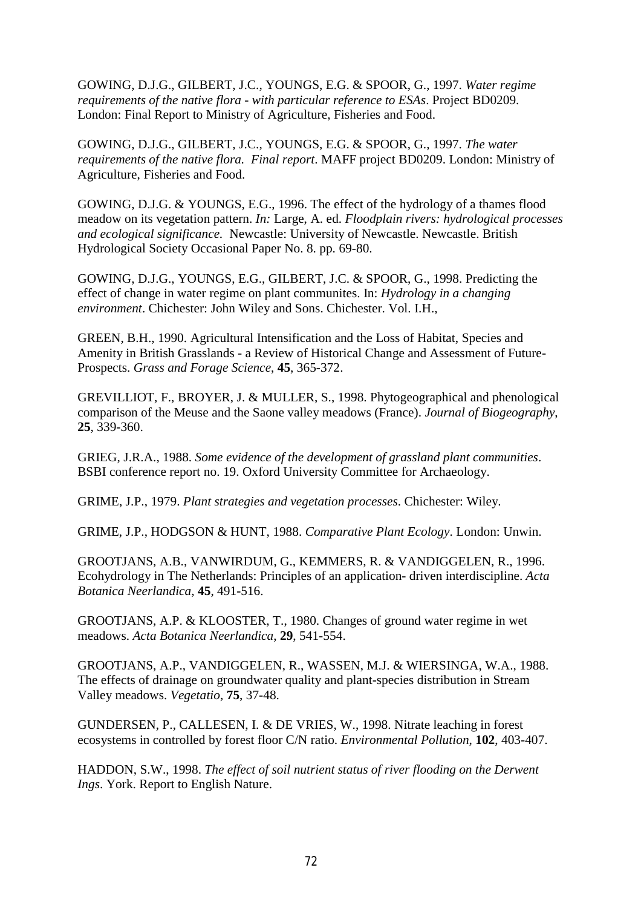GOWING, D.J.G., GILBERT, J.C., YOUNGS, E.G. & SPOOR, G., 1997. *Water regime requirements of the native flora - with particular reference to ESAs*. Project BD0209. London: Final Report to Ministry of Agriculture, Fisheries and Food.

GOWING, D.J.G., GILBERT, J.C., YOUNGS, E.G. & SPOOR, G., 1997. *The water requirements of the native flora. Final report*. MAFF project BD0209. London: Ministry of Agriculture, Fisheries and Food.

GOWING, D.J.G. & YOUNGS, E.G., 1996. The effect of the hydrology of a thames flood meadow on its vegetation pattern. *In:* Large, A. ed. *Floodplain rivers: hydrological processes and ecological significance.* Newcastle: University of Newcastle. Newcastle. British Hydrological Society Occasional Paper No. 8. pp. 69-80.

GOWING, D.J.G., YOUNGS, E.G., GILBERT, J.C. & SPOOR, G., 1998. Predicting the effect of change in water regime on plant communites. In: *Hydrology in a changing environment*. Chichester: John Wiley and Sons. Chichester. Vol. I.H.,

GREEN, B.H., 1990. Agricultural Intensification and the Loss of Habitat, Species and Amenity in British Grasslands - a Review of Historical Change and Assessment of Future-Prospects. *Grass and Forage Science*, **45**, 365-372.

GREVILLIOT, F., BROYER, J. & MULLER, S., 1998. Phytogeographical and phenological comparison of the Meuse and the Saone valley meadows (France). *Journal of Biogeography*, **25**, 339-360.

GRIEG, J.R.A., 1988. *Some evidence of the development of grassland plant communities*. BSBI conference report no. 19. Oxford University Committee for Archaeology.

GRIME, J.P., 1979. *Plant strategies and vegetation processes*. Chichester: Wiley.

GRIME, J.P., HODGSON & HUNT, 1988. *Comparative Plant Ecology*. London: Unwin.

GROOTJANS, A.B., VANWIRDUM, G., KEMMERS, R. & VANDIGGELEN, R., 1996. Ecohydrology in The Netherlands: Principles of an application- driven interdiscipline. *Acta Botanica Neerlandica*, **45**, 491-516.

GROOTJANS, A.P. & KLOOSTER, T., 1980. Changes of ground water regime in wet meadows. *Acta Botanica Neerlandica*, **29**, 541-554.

GROOTJANS, A.P., VANDIGGELEN, R., WASSEN, M.J. & WIERSINGA, W.A., 1988. The effects of drainage on groundwater quality and plant-species distribution in Stream Valley meadows. *Vegetatio*, **75**, 37-48.

GUNDERSEN, P., CALLESEN, I. & DE VRIES, W., 1998. Nitrate leaching in forest ecosystems in controlled by forest floor C/N ratio. *Environmental Pollution*, **102**, 403-407.

HADDON, S.W., 1998. *The effect of soil nutrient status of river flooding on the Derwent Ings*. York. Report to English Nature.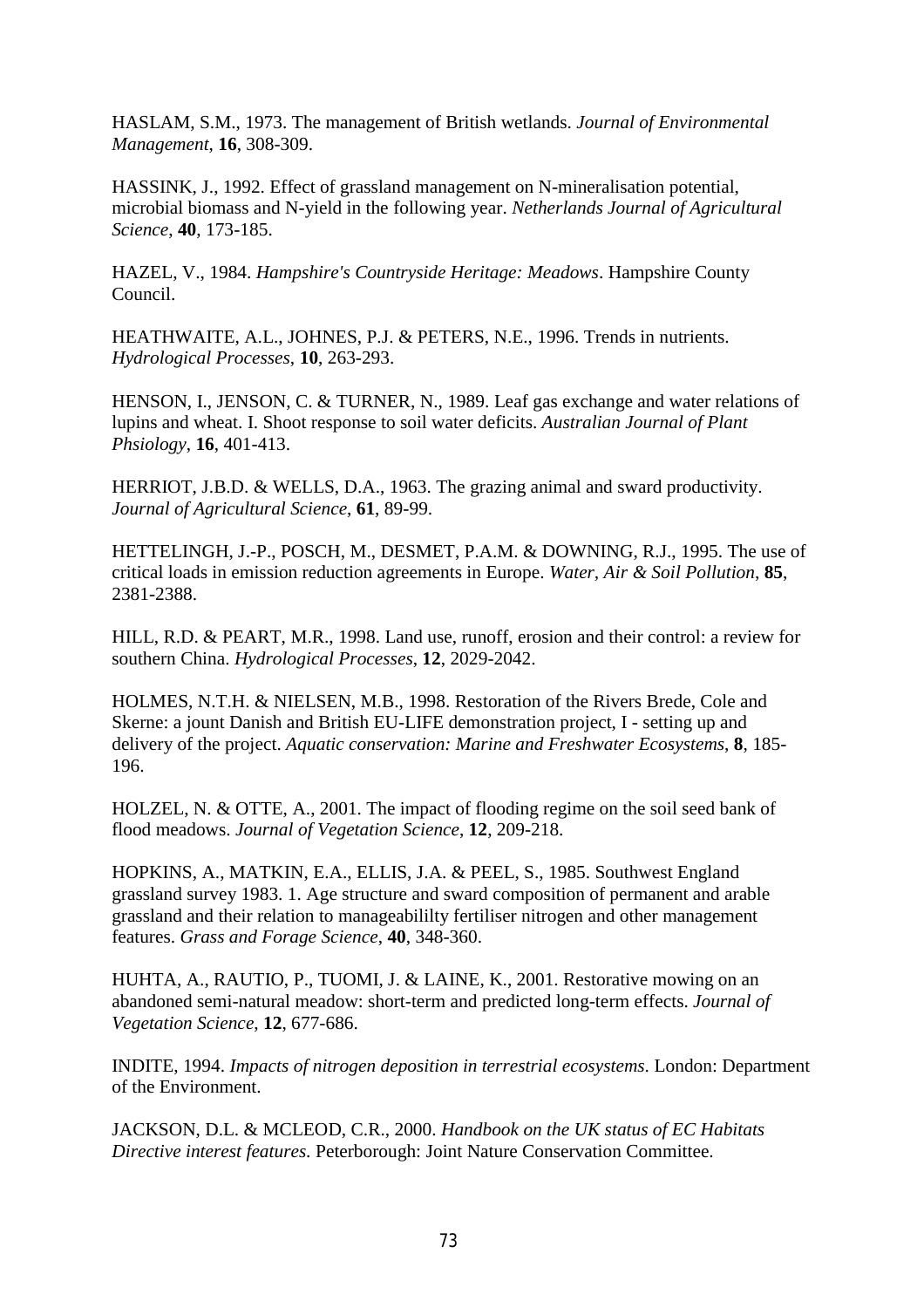HASLAM, S.M., 1973. The management of British wetlands. *Journal of Environmental Management*, **16**, 308-309.

HASSINK, J., 1992. Effect of grassland management on N-mineralisation potential, microbial biomass and N-yield in the following year. *Netherlands Journal of Agricultural Science*, **40**, 173-185.

HAZEL, V., 1984. *Hampshire's Countryside Heritage: Meadows*. Hampshire County Council.

HEATHWAITE, A.L., JOHNES, P.J. & PETERS, N.E., 1996. Trends in nutrients. *Hydrological Processes*, **10**, 263-293.

HENSON, I., JENSON, C. & TURNER, N., 1989. Leaf gas exchange and water relations of lupins and wheat. I. Shoot response to soil water deficits. *Australian Journal of Plant Phsiology*, **16**, 401-413.

HERRIOT, J.B.D. & WELLS, D.A., 1963. The grazing animal and sward productivity. *Journal of Agricultural Science*, **61**, 89-99.

HETTELINGH, J.-P., POSCH, M., DESMET, P.A.M. & DOWNING, R.J., 1995. The use of critical loads in emission reduction agreements in Europe. *Water, Air & Soil Pollution*, **85**, 2381-2388.

HILL, R.D. & PEART, M.R., 1998. Land use, runoff, erosion and their control: a review for southern China. *Hydrological Processes*, **12**, 2029-2042.

HOLMES, N.T.H. & NIELSEN, M.B., 1998. Restoration of the Rivers Brede, Cole and Skerne: a jount Danish and British EU-LIFE demonstration project, I - setting up and delivery of the project. *Aquatic conservation: Marine and Freshwater Ecosystems*, **8**, 185-196.

HOLZEL, N. & OTTE, A., 2001. The impact of flooding regime on the soil seed bank of flood meadows. *Journal of Vegetation Science*, **12**, 209-218.

HOPKINS, A., MATKIN, E.A., ELLIS, J.A. & PEEL, S., 1985. Southwest England grassland survey 1983. 1. Age structure and sward composition of permanent and arable grassland and their relation to manageabililty fertiliser nitrogen and other management features. *Grass and Forage Science*, **40**, 348-360.

HUHTA, A., RAUTIO, P., TUOMI, J. & LAINE, K., 2001. Restorative mowing on an abandoned semi-natural meadow: short-term and predicted long-term effects. *Journal of Vegetation Science*, **12**, 677-686.

INDITE, 1994. *Impacts of nitrogen deposition in terrestrial ecosystems*. London: Department of the Environment.

JACKSON, D.L. & MCLEOD, C.R., 2000. *Handbook on the UK status of EC Habitats Directive interest features.* Peterborough: Joint Nature Conservation Committee.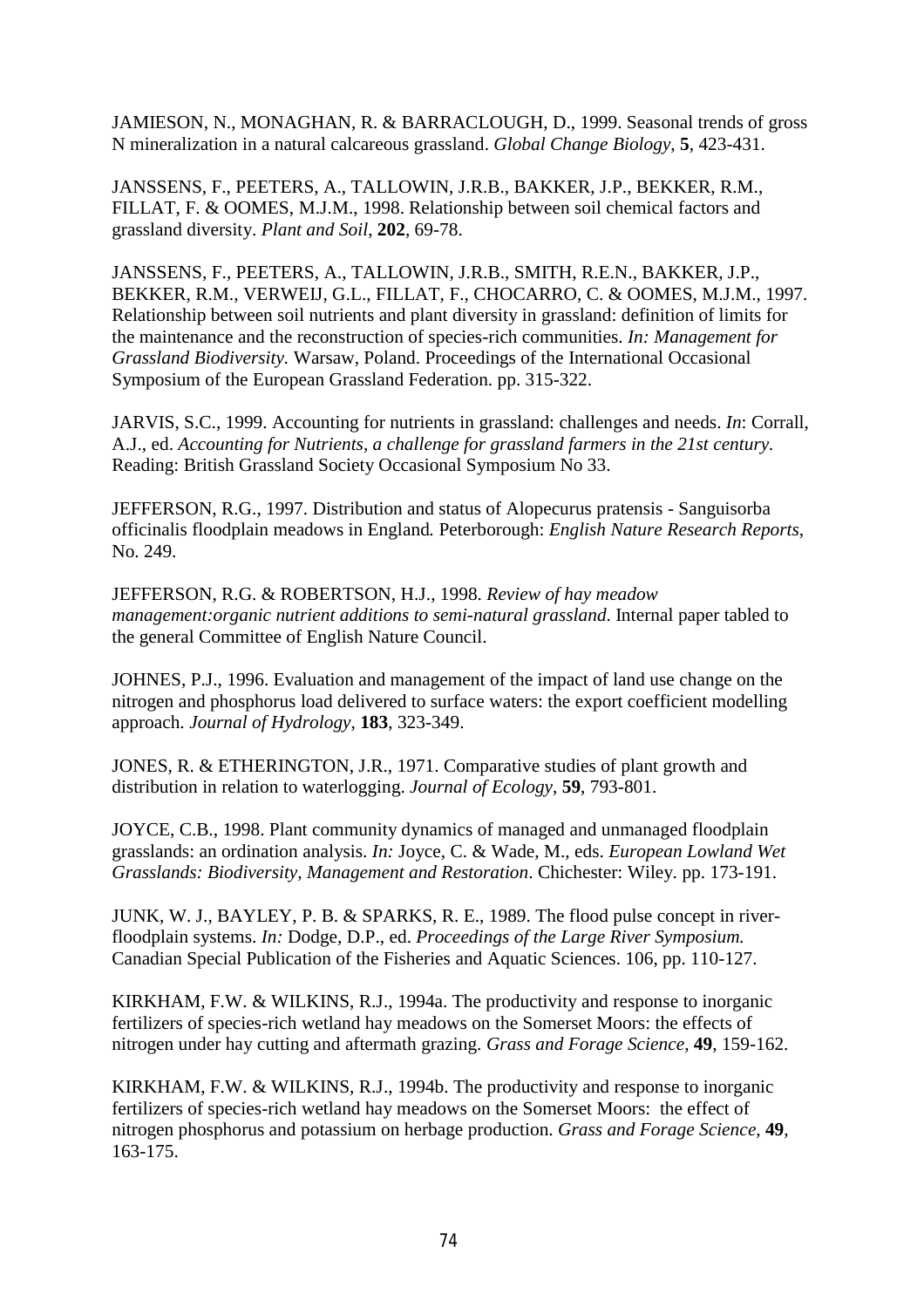JAMIESON, N., MONAGHAN, R. & BARRACLOUGH, D., 1999. Seasonal trends of gross N mineralization in a natural calcareous grassland. *Global Change Biology*, **5**, 423-431.

JANSSENS, F., PEETERS, A., TALLOWIN, J.R.B., BAKKER, J.P., BEKKER, R.M., FILLAT, F. & OOMES, M.J.M., 1998. Relationship between soil chemical factors and grassland diversity. *Plant and Soil*, **202**, 69-78.

JANSSENS, F., PEETERS, A., TALLOWIN, J.R.B., SMITH, R.E.N., BAKKER, J.P., BEKKER, R.M., VERWEIJ, G.L., FILLAT, F., CHOCARRO, C. & OOMES, M.J.M., 1997. Relationship between soil nutrients and plant diversity in grassland: definition of limits for the maintenance and the reconstruction of species-rich communities. *In: Management for Grassland Biodiversity.* Warsaw, Poland. Proceedings of the International Occasional Symposium of the European Grassland Federation. pp. 315-322.

JARVIS, S.C., 1999. Accounting for nutrients in grassland: challenges and needs. *In*: Corrall, A.J., ed. *Accounting for Nutrients, a challenge for grassland farmers in the 21st century.* Reading: British Grassland Society Occasional Symposium No 33.

JEFFERSON, R.G., 1997. Distribution and status of Alopecurus pratensis - Sanguisorba officinalis floodplain meadows in England*.* Peterborough: *English Nature Research Reports*, No. 249.

JEFFERSON, R.G. & ROBERTSON, H.J., 1998. *Review of hay meadow management:organic nutrient additions to semi-natural grassland.* Internal paper tabled to the general Committee of English Nature Council.

JOHNES, P.J., 1996. Evaluation and management of the impact of land use change on the nitrogen and phosphorus load delivered to surface waters: the export coefficient modelling approach. *Journal of Hydrology*, **183**, 323-349.

JONES, R. & ETHERINGTON, J.R., 1971. Comparative studies of plant growth and distribution in relation to waterlogging. *Journal of Ecology*, **59**, 793-801.

JOYCE, C.B., 1998. Plant community dynamics of managed and unmanaged floodplain grasslands: an ordination analysis. *In:* Joyce, C. & Wade, M., eds. *European Lowland Wet Grasslands: Biodiversity, Management and Restoration*. Chichester: Wiley. pp. 173-191.

JUNK, W. J., BAYLEY, P. B. & SPARKS, R. E., 1989. The flood pulse concept in river-floodplain systems. *In:* Dodge, D.P., ed. *Proceedings of the Large River Symposium.* Canadian Special Publication of the Fisheries and Aquatic Sciences. 106, pp. 110-127.

KIRKHAM, F.W. & WILKINS, R.J., 1994a. The productivity and response to inorganic fertilizers of species-rich wetland hay meadows on the Somerset Moors: the effects of nitrogen under hay cutting and aftermath grazing. *Grass and Forage Science*, **49**, 159-162.

KIRKHAM, F.W. & WILKINS, R.J., 1994b. The productivity and response to inorganic fertilizers of species-rich wetland hay meadows on the Somerset Moors: the effect of nitrogen phosphorus and potassium on herbage production. *Grass and Forage Science*, **49**, 163-175.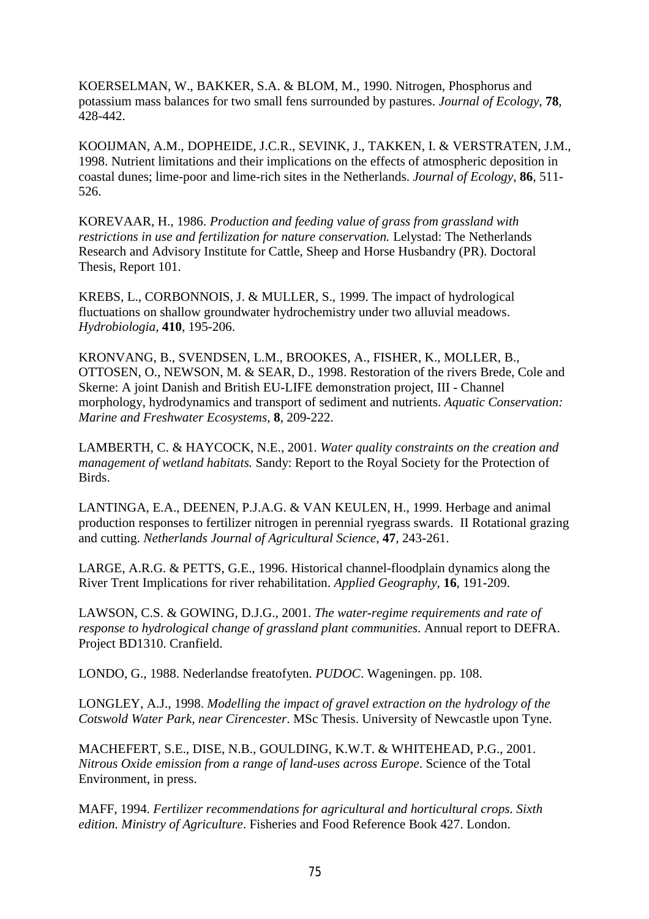KOERSELMAN, W., BAKKER, S.A. & BLOM, M., 1990. Nitrogen, Phosphorus and potassium mass balances for two small fens surrounded by pastures. *Journal of Ecology*, **78**, 428-442.

KOOIJMAN, A.M., DOPHEIDE, J.C.R., SEVINK, J., TAKKEN, I. & VERSTRATEN, J.M., 1998. Nutrient limitations and their implications on the effects of atmospheric deposition in coastal dunes; lime-poor and lime-rich sites in the Netherlands. *Journal of Ecology*, **86**, 511-526.

KOREVAAR, H., 1986. *Production and feeding value of grass from grassland with restrictions in use and fertilization for nature conservation.* Lelystad: The Netherlands Research and Advisory Institute for Cattle, Sheep and Horse Husbandry (PR). Doctoral Thesis, Report 101.

KREBS, L., CORBONNOIS, J. & MULLER, S., 1999. The impact of hydrological fluctuations on shallow groundwater hydrochemistry under two alluvial meadows. *Hydrobiologia*, **410**, 195-206.

KRONVANG, B., SVENDSEN, L.M., BROOKES, A., FISHER, K., MOLLER, B., OTTOSEN, O., NEWSON, M. & SEAR, D., 1998. Restoration of the rivers Brede, Cole and Skerne: A joint Danish and British EU-LIFE demonstration project, III - Channel morphology, hydrodynamics and transport of sediment and nutrients. *Aquatic Conservation: Marine and Freshwater Ecosystems*, **8**, 209-222.

LAMBERTH, C. & HAYCOCK, N.E., 2001. *Water quality constraints on the creation and management of wetland habitats.* Sandy: Report to the Royal Society for the Protection of Birds.

LANTINGA, E.A., DEENEN, P.J.A.G. & VAN KEULEN, H., 1999. Herbage and animal production responses to fertilizer nitrogen in perennial ryegrass swards. II Rotational grazing and cutting. *Netherlands Journal of Agricultural Science*, **47**, 243-261.

LARGE, A.R.G. & PETTS, G.E., 1996. Historical channel-floodplain dynamics along the River Trent Implications for river rehabilitation. *Applied Geography*, **16**, 191-209.

LAWSON, C.S. & GOWING, D.J.G., 2001. *The water-regime requirements and rate of response to hydrological change of grassland plant communities*. Annual report to DEFRA. Project BD1310. Cranfield.

LONDO, G., 1988. Nederlandse freatofyten. *PUDOC*. Wageningen. pp. 108.

LONGLEY, A.J., 1998. *Modelling the impact of gravel extraction on the hydrology of the Cotswold Water Park, near Cirencester*. MSc Thesis. University of Newcastle upon Tyne.

MACHEFERT, S.E., DISE, N.B., GOULDING, K.W.T. & WHITEHEAD, P.G., 2001. *Nitrous Oxide emission from a range of land-uses across Europe*. Science of the Total Environment, in press.

MAFF, 1994. *Fertilizer recommendations for agricultural and horticultural crops. Sixth edition. Ministry of Agriculture*. Fisheries and Food Reference Book 427. London.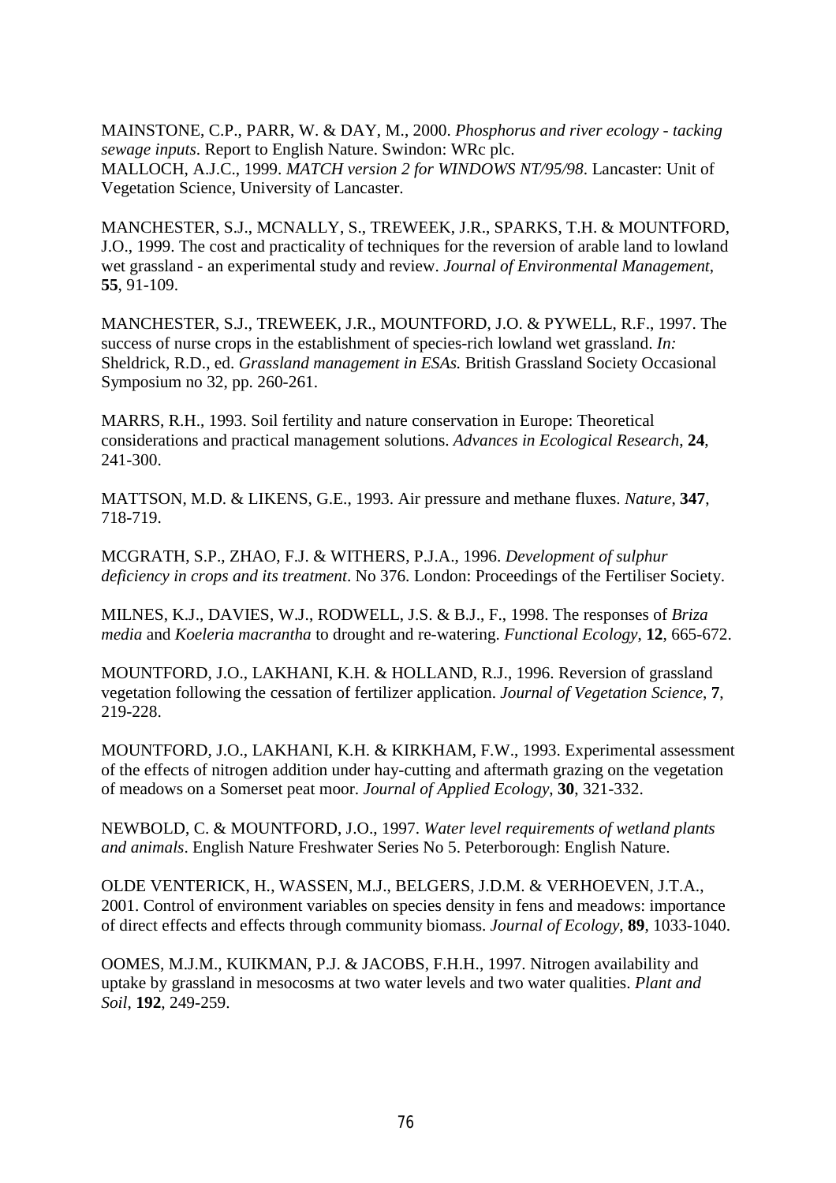MAINSTONE, C.P., PARR, W. & DAY, M., 2000. *Phosphorus and river ecology - tacking sewage inputs*. Report to English Nature. Swindon: WRc plc.
MALLOCH, A.J.C., 1999. *MATCH version 2 for WINDOWS NT/95/98*. Lancaster: Unit of Vegetation Science, University of Lancaster.

MANCHESTER, S.J., MCNALLY, S., TREWEEK, J.R., SPARKS, T.H. & MOUNTFORD, J.O., 1999. The cost and practicality of techniques for the reversion of arable land to lowland wet grassland - an experimental study and review. *Journal of Environmental Management*, **55**, 91-109.

MANCHESTER, S.J., TREWEEK, J.R., MOUNTFORD, J.O. & PYWELL, R.F., 1997. The success of nurse crops in the establishment of species-rich lowland wet grassland. *In:* Sheldrick, R.D., ed. *Grassland management in ESAs.* British Grassland Society Occasional Symposium no 32, pp. 260-261.

MARRS, R.H., 1993. Soil fertility and nature conservation in Europe: Theoretical considerations and practical management solutions. *Advances in Ecological Research*, **24**, 241-300.

MATTSON, M.D. & LIKENS, G.E., 1993. Air pressure and methane fluxes. *Nature*, **347**, 718-719.

MCGRATH, S.P., ZHAO, F.J. & WITHERS, P.J.A., 1996. *Development of sulphur deficiency in crops and its treatment*. No 376. London: Proceedings of the Fertiliser Society.

MILNES, K.J., DAVIES, W.J., RODWELL, J.S. & B.J., F., 1998. The responses of *Briza media* and *Koeleria macrantha* to drought and re-watering. *Functional Ecology*, **12**, 665-672.

MOUNTFORD, J.O., LAKHANI, K.H. & HOLLAND, R.J., 1996. Reversion of grassland vegetation following the cessation of fertilizer application. *Journal of Vegetation Science*, **7**, 219-228.

MOUNTFORD, J.O., LAKHANI, K.H. & KIRKHAM, F.W., 1993. Experimental assessment of the effects of nitrogen addition under hay-cutting and aftermath grazing on the vegetation of meadows on a Somerset peat moor. *Journal of Applied Ecology*, **30**, 321-332.

NEWBOLD, C. & MOUNTFORD, J.O., 1997. *Water level requirements of wetland plants and animals*. English Nature Freshwater Series No 5. Peterborough: English Nature.

OLDE VENTERICK, H., WASSEN, M.J., BELGERS, J.D.M. & VERHOEVEN, J.T.A., 2001. Control of environment variables on species density in fens and meadows: importance of direct effects and effects through community biomass. *Journal of Ecology*, **89**, 1033-1040.

OOMES, M.J.M., KUIKMAN, P.J. & JACOBS, F.H.H., 1997. Nitrogen availability and uptake by grassland in mesocosms at two water levels and two water qualities. *Plant and Soil*, **192**, 249-259.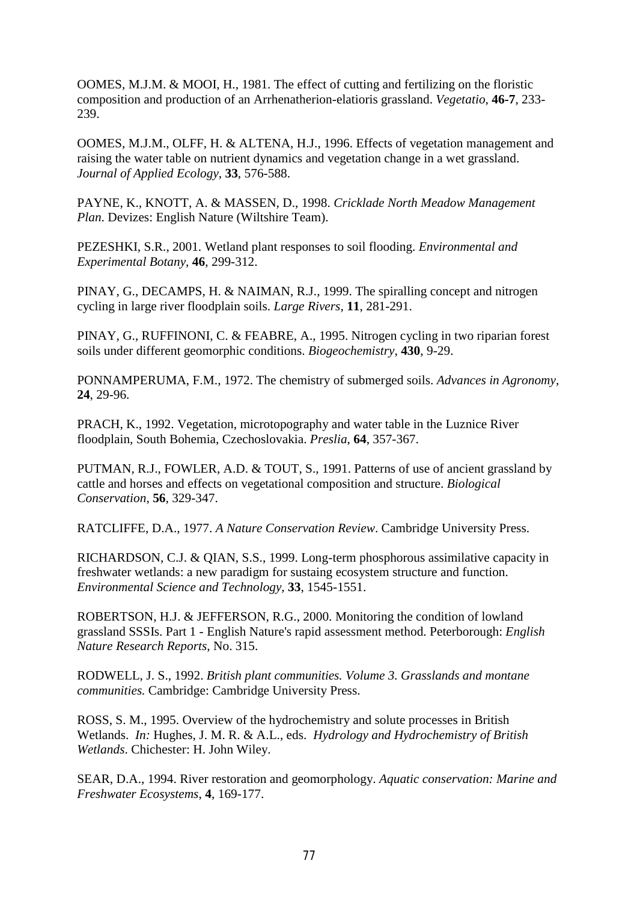OOMES, M.J.M. & MOOI, H., 1981. The effect of cutting and fertilizing on the floristic composition and production of an Arrhenatherion-elatioris grassland. *Vegetatio*, **46-7**, 233-239.

OOMES, M.J.M., OLFF, H. & ALTENA, H.J., 1996. Effects of vegetation management and raising the water table on nutrient dynamics and vegetation change in a wet grassland. *Journal of Applied Ecology*, **33**, 576-588.

PAYNE, K., KNOTT, A. & MASSEN, D., 1998. *Cricklade North Meadow Management Plan*. Devizes: English Nature (Wiltshire Team).

PEZESHKI, S.R., 2001. Wetland plant responses to soil flooding. *Environmental and Experimental Botany*, **46**, 299-312.

PINAY, G., DECAMPS, H. & NAIMAN, R.J., 1999. The spiralling concept and nitrogen cycling in large river floodplain soils. *Large Rivers*, **11**, 281-291.

PINAY, G., RUFFINONI, C. & FEABRE, A., 1995. Nitrogen cycling in two riparian forest soils under different geomorphic conditions. *Biogeochemistry*, **430**, 9-29.

PONNAMPERUMA, F.M., 1972. The chemistry of submerged soils. *Advances in Agronomy*, **24**, 29-96.

PRACH, K., 1992. Vegetation, microtopography and water table in the Luznice River floodplain, South Bohemia, Czechoslovakia. *Preslia*, **64**, 357-367.

PUTMAN, R.J., FOWLER, A.D. & TOUT, S., 1991. Patterns of use of ancient grassland by cattle and horses and effects on vegetational composition and structure. *Biological Conservation*, **56**, 329-347.

RATCLIFFE, D.A., 1977. *A Nature Conservation Review*. Cambridge University Press.

RICHARDSON, C.J. & QIAN, S.S., 1999. Long-term phosphorous assimilative capacity in freshwater wetlands: a new paradigm for sustaing ecosystem structure and function. *Environmental Science and Technology*, **33**, 1545-1551.

ROBERTSON, H.J. & JEFFERSON, R.G., 2000. Monitoring the condition of lowland grassland SSSIs. Part 1 - English Nature's rapid assessment method. Peterborough: *English Nature Research Reports*, No. 315.

RODWELL, J. S., 1992. *British plant communities. Volume 3. Grasslands and montane communities.* Cambridge: Cambridge University Press.

ROSS, S. M., 1995. Overview of the hydrochemistry and solute processes in British Wetlands. *In:* Hughes, J. M. R. & A.L., eds. *Hydrology and Hydrochemistry of British Wetlands*. Chichester: H. John Wiley.

SEAR, D.A., 1994. River restoration and geomorphology. *Aquatic conservation: Marine and Freshwater Ecosystems*, **4**, 169-177.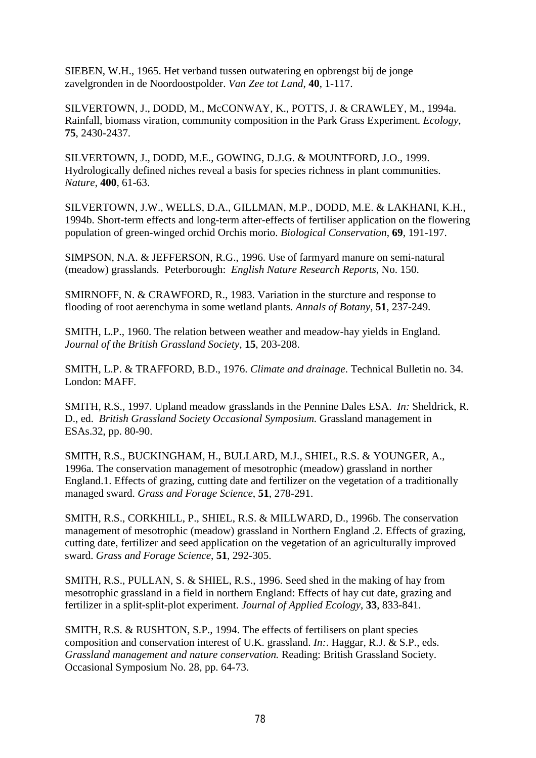SIEBEN, W.H., 1965. Het verband tussen outwatering en opbrengst bij de jonge zavelgronden in de Noordoostpolder. *Van Zee tot Land*, **40**, 1-117.

SILVERTOWN, J., DODD, M., McCONWAY, K., POTTS, J. & CRAWLEY, M., 1994a. Rainfall, biomass viration, community composition in the Park Grass Experiment. *Ecology*, **75**, 2430-2437.

SILVERTOWN, J., DODD, M.E., GOWING, D.J.G. & MOUNTFORD, J.O., 1999. Hydrologically defined niches reveal a basis for species richness in plant communities. *Nature*, **400**, 61-63.

SILVERTOWN, J.W., WELLS, D.A., GILLMAN, M.P., DODD, M.E. & LAKHANI, K.H., 1994b. Short-term effects and long-term after-effects of fertiliser application on the flowering population of green-winged orchid Orchis morio. *Biological Conservation*, **69**, 191-197.

SIMPSON, N.A. & JEFFERSON, R.G., 1996. Use of farmyard manure on semi-natural (meadow) grasslands. Peterborough: *English Nature Research Reports*, No. 150.

SMIRNOFF, N. & CRAWFORD, R., 1983. Variation in the sturcture and response to flooding of root aerenchyma in some wetland plants. *Annals of Botany*, **51**, 237-249.

SMITH, L.P., 1960. The relation between weather and meadow-hay yields in England. *Journal of the British Grassland Society*, **15**, 203-208.

SMITH, L.P. & TRAFFORD, B.D., 1976. *Climate and drainage*. Technical Bulletin no. 34. London: MAFF.

SMITH, R.S., 1997. Upland meadow grasslands in the Pennine Dales ESA. *In:* Sheldrick, R. D., ed. *British Grassland Society Occasional Symposium.* Grassland management in ESAs.32, pp. 80-90.

SMITH, R.S., BUCKINGHAM, H., BULLARD, M.J., SHIEL, R.S. & YOUNGER, A., 1996a. The conservation management of mesotrophic (meadow) grassland in norther England.1. Effects of grazing, cutting date and fertilizer on the vegetation of a traditionally managed sward. *Grass and Forage Science*, **51**, 278-291.

SMITH, R.S., CORKHILL, P., SHIEL, R.S. & MILLWARD, D., 1996b. The conservation management of mesotrophic (meadow) grassland in Northern England .2. Effects of grazing, cutting date, fertilizer and seed application on the vegetation of an agriculturally improved sward. *Grass and Forage Science*, **51**, 292-305.

SMITH, R.S., PULLAN, S. & SHIEL, R.S., 1996. Seed shed in the making of hay from mesotrophic grassland in a field in northern England: Effects of hay cut date, grazing and fertilizer in a split-split-plot experiment. *Journal of Applied Ecology*, **33**, 833-841.

SMITH, R.S. & RUSHTON, S.P., 1994. The effects of fertilisers on plant species composition and conservation interest of U.K. grassland. *In:*. Haggar, R.J. & S.P., eds. *Grassland management and nature conservation.* Reading: British Grassland Society. Occasional Symposium No. 28, pp. 64-73.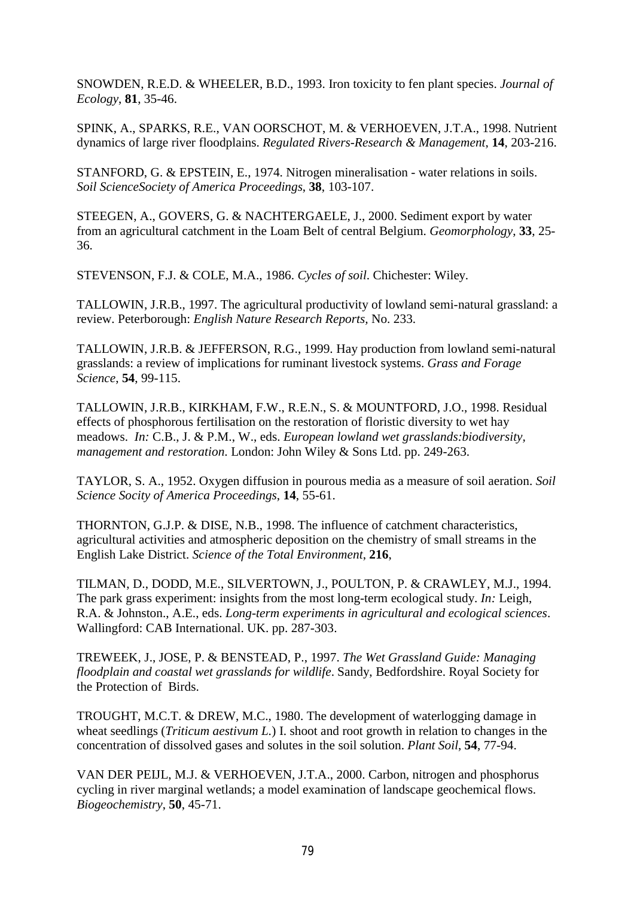SNOWDEN, R.E.D. & WHEELER, B.D., 1993. Iron toxicity to fen plant species. *Journal of Ecology*, **81**, 35-46.

SPINK, A., SPARKS, R.E., VAN OORSCHOT, M. & VERHOEVEN, J.T.A., 1998. Nutrient dynamics of large river floodplains. *Regulated Rivers-Research & Management*, **14**, 203-216.

STANFORD, G. & EPSTEIN, E., 1974. Nitrogen mineralisation - water relations in soils. *Soil ScienceSociety of America Proceedings*, **38**, 103-107.

STEEGEN, A., GOVERS, G. & NACHTERGAELE, J., 2000. Sediment export by water from an agricultural catchment in the Loam Belt of central Belgium. *Geomorphology*, **33**, 25-36.

STEVENSON, F.J. & COLE, M.A., 1986. *Cycles of soil*. Chichester: Wiley.

TALLOWIN, J.R.B., 1997. The agricultural productivity of lowland semi-natural grassland: a review. Peterborough: *English Nature Research Reports*, No. 233.

TALLOWIN, J.R.B. & JEFFERSON, R.G., 1999. Hay production from lowland semi-natural grasslands: a review of implications for ruminant livestock systems. *Grass and Forage Science*, **54**, 99-115.

TALLOWIN, J.R.B., KIRKHAM, F.W., R.E.N., S. & MOUNTFORD, J.O., 1998. Residual effects of phosphorous fertilisation on the restoration of floristic diversity to wet hay meadows. *In:* C.B., J. & P.M., W., eds. *European lowland wet grasslands:biodiversity, management and restoration*. London: John Wiley & Sons Ltd. pp. 249-263.

TAYLOR, S. A., 1952. Oxygen diffusion in pourous media as a measure of soil aeration. *Soil Science Socity of America Proceedings*, **14**, 55-61.

THORNTON, G.J.P. & DISE, N.B., 1998. The influence of catchment characteristics, agricultural activities and atmospheric deposition on the chemistry of small streams in the English Lake District. *Science of the Total Environment*, **216**,

TILMAN, D., DODD, M.E., SILVERTOWN, J., POULTON, P. & CRAWLEY, M.J., 1994. The park grass experiment: insights from the most long-term ecological study. *In:* Leigh, R.A. & Johnston., A.E., eds. *Long-term experiments in agricultural and ecological sciences*. Wallingford: CAB International. UK. pp. 287-303.

TREWEEK, J., JOSE, P. & BENSTEAD, P., 1997. *The Wet Grassland Guide: Managing floodplain and coastal wet grasslands for wildlife*. Sandy, Bedfordshire. Royal Society for the Protection of Birds.

TROUGHT, M.C.T. & DREW, M.C., 1980. The development of waterlogging damage in wheat seedlings (*Triticum aestivum L*.) I. shoot and root growth in relation to changes in the concentration of dissolved gases and solutes in the soil solution. *Plant Soil*, **54**, 77-94.

VAN DER PEIJL, M.J. & VERHOEVEN, J.T.A., 2000. Carbon, nitrogen and phosphorus cycling in river marginal wetlands; a model examination of landscape geochemical flows. *Biogeochemistry*, **50**, 45-71.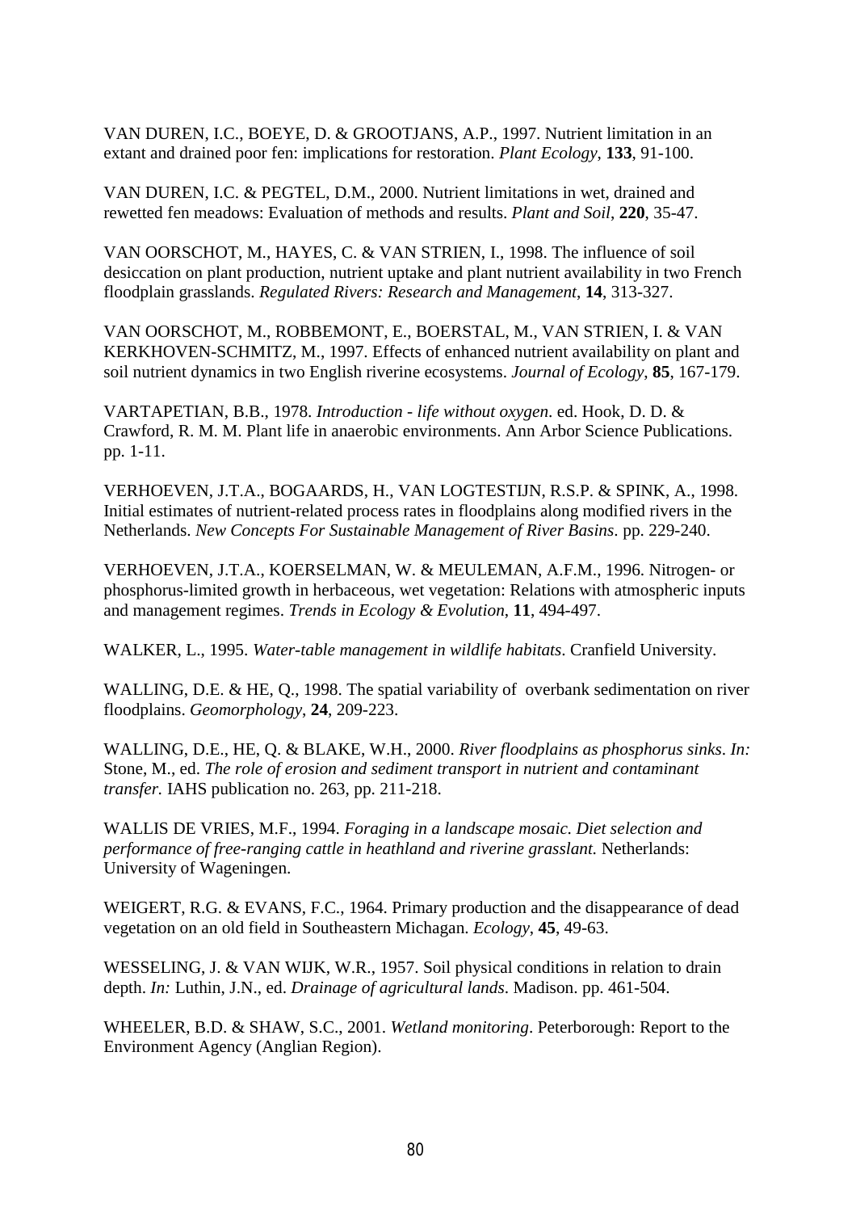VAN DUREN, I.C., BOEYE, D. & GROOTJANS, A.P., 1997. Nutrient limitation in an extant and drained poor fen: implications for restoration. *Plant Ecology*, **133**, 91-100.

VAN DUREN, I.C. & PEGTEL, D.M., 2000. Nutrient limitations in wet, drained and rewetted fen meadows: Evaluation of methods and results. *Plant and Soil*, **220**, 35-47.

VAN OORSCHOT, M., HAYES, C. & VAN STRIEN, I., 1998. The influence of soil desiccation on plant production, nutrient uptake and plant nutrient availability in two French floodplain grasslands. *Regulated Rivers: Research and Management*, **14**, 313-327.

VAN OORSCHOT, M., ROBBEMONT, E., BOERSTAL, M., VAN STRIEN, I. & VAN KERKHOVEN-SCHMITZ, M., 1997. Effects of enhanced nutrient availability on plant and soil nutrient dynamics in two English riverine ecosystems. *Journal of Ecology*, **85**, 167-179.

VARTAPETIAN, B.B., 1978. *Introduction - life without oxygen*. ed. Hook, D. D. & Crawford, R. M. M. Plant life in anaerobic environments. Ann Arbor Science Publications. pp. 1-11.

VERHOEVEN, J.T.A., BOGAARDS, H., VAN LOGTESTIJN, R.S.P. & SPINK, A., 1998. Initial estimates of nutrient-related process rates in floodplains along modified rivers in the Netherlands. *New Concepts For Sustainable Management of River Basins*. pp. 229-240.

VERHOEVEN, J.T.A., KOERSELMAN, W. & MEULEMAN, A.F.M., 1996. Nitrogen- or phosphorus-limited growth in herbaceous, wet vegetation: Relations with atmospheric inputs and management regimes. *Trends in Ecology & Evolution*, **11**, 494-497.

WALKER, L., 1995. *Water-table management in wildlife habitats*. Cranfield University.

WALLING, D.E. & HE, Q., 1998. The spatial variability of overbank sedimentation on river floodplains. *Geomorphology*, **24**, 209-223.

WALLING, D.E., HE, Q. & BLAKE, W.H., 2000. *River floodplains as phosphorus sinks*. *In:* Stone, M., ed. *The role of erosion and sediment transport in nutrient and contaminant transfer.* IAHS publication no. 263, pp. 211-218.

WALLIS DE VRIES, M.F., 1994. *Foraging in a landscape mosaic. Diet selection and performance of free-ranging cattle in heathland and riverine grasslant.* Netherlands: University of Wageningen.

WEIGERT, R.G. & EVANS, F.C., 1964. Primary production and the disappearance of dead vegetation on an old field in Southeastern Michagan. *Ecology*, **45**, 49-63.

WESSELING, J. & VAN WIJK, W.R., 1957. Soil physical conditions in relation to drain depth. *In:* Luthin, J.N., ed. *Drainage of agricultural lands*. Madison. pp. 461-504.

WHEELER, B.D. & SHAW, S.C., 2001. *Wetland monitoring*. Peterborough: Report to the Environment Agency (Anglian Region).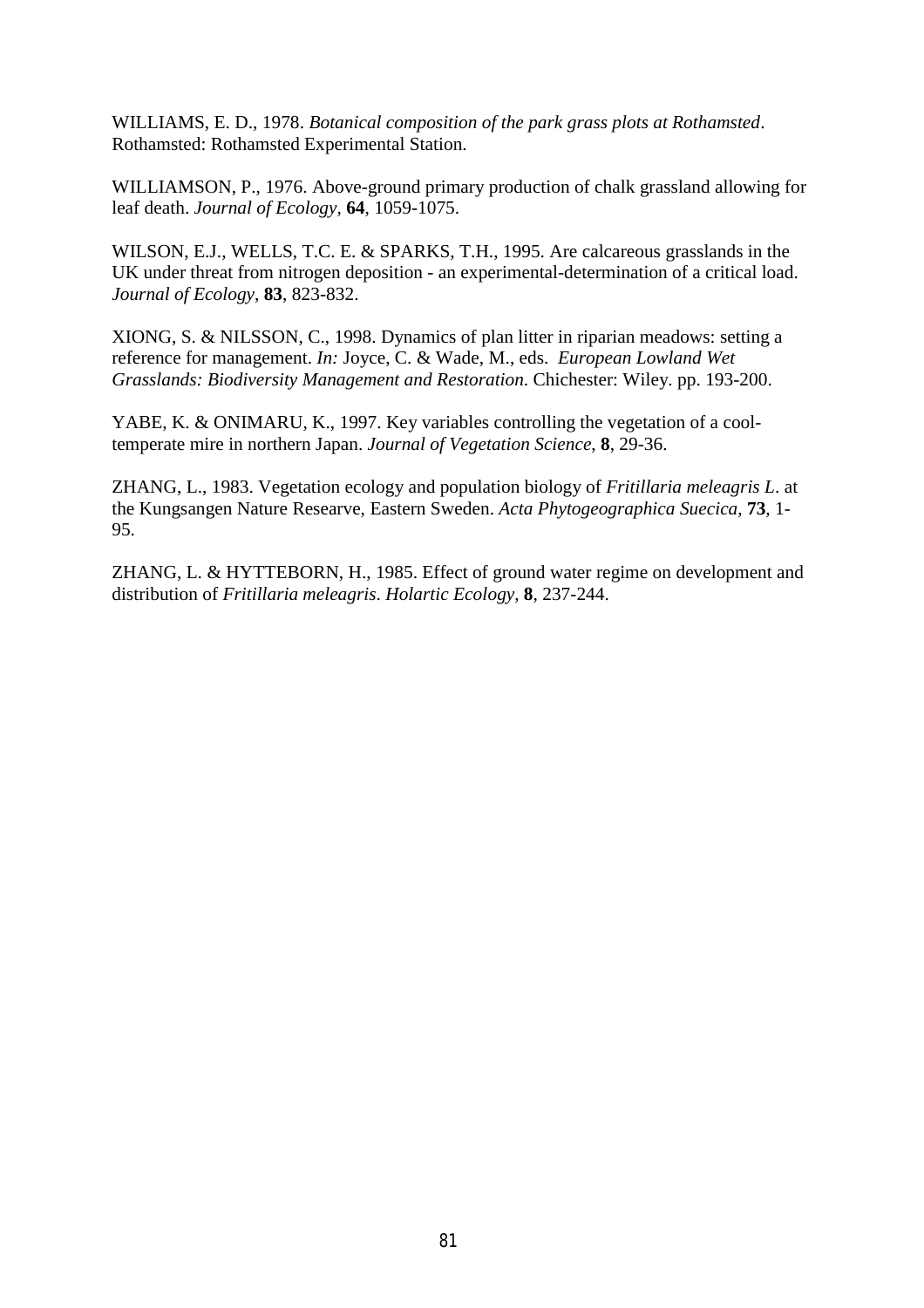WILLIAMS, E. D., 1978. *Botanical composition of the park grass plots at Rothamsted*. Rothamsted: Rothamsted Experimental Station.

WILLIAMSON, P., 1976. Above-ground primary production of chalk grassland allowing for leaf death. *Journal of Ecology*, **64**, 1059-1075.

WILSON, E.J., WELLS, T.C. E. & SPARKS, T.H., 1995. Are calcareous grasslands in the UK under threat from nitrogen deposition - an experimental-determination of a critical load. *Journal of Ecology*, **83**, 823-832.

XIONG, S. & NILSSON, C., 1998. Dynamics of plan litter in riparian meadows: setting a reference for management. *In:* Joyce, C. & Wade, M., eds. *European Lowland Wet Grasslands: Biodiversity Management and Restoration*. Chichester: Wiley. pp. 193-200.

YABE, K. & ONIMARU, K., 1997. Key variables controlling the vegetation of a cool-temperate mire in northern Japan. *Journal of Vegetation Science*, **8**, 29-36.

ZHANG, L., 1983. Vegetation ecology and population biology of *Fritillaria meleagris L*. at the Kungsangen Nature Researve, Eastern Sweden. *Acta Phytogeographica Suecica*, **73**, 1-95.

ZHANG, L. & HYTTEBORN, H., 1985. Effect of ground water regime on development and distribution of *Fritillaria meleagris*. *Holartic Ecology*, **8**, 237-244.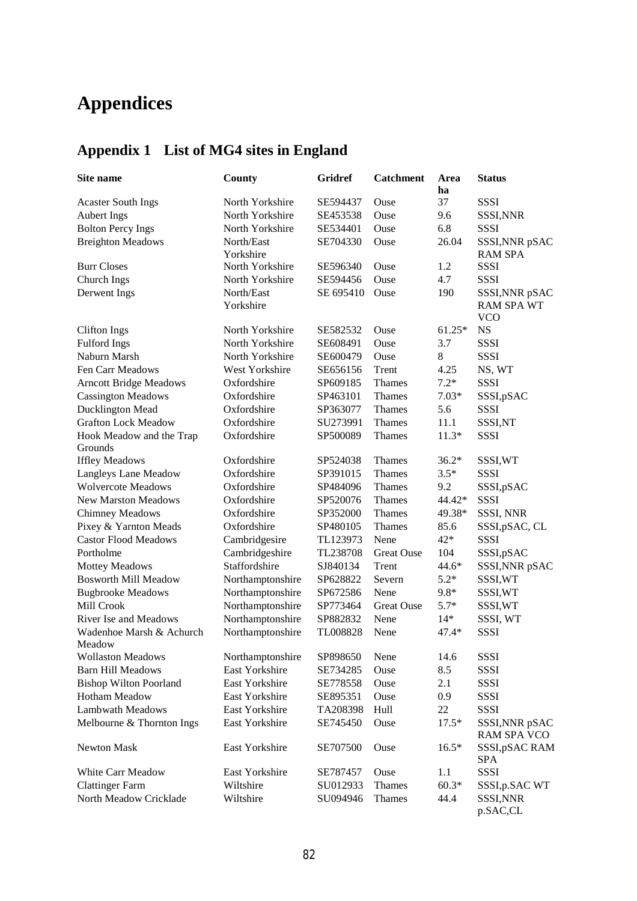# Appendices

## Appendix 1 List of MG4 sites in England

| Site name | County | Gridref | Catchment | Area ha | Status |
|---|---|---|---|---|---|
| Acaster South Ings | North Yorkshire | SE594437 | Ouse | 37 | SSSI |
| Aubert Ings | North Yorkshire | SE453538 | Ouse | 9.6 | SSSI,NNR |
| Bolton Percy Ings | North Yorkshire | SE534401 | Ouse | 6.8 | SSSI |
| Breighton Meadows | North/East Yorkshire | SE704330 | Ouse | 26.04 | SSSI,NNR pSAC RAM SPA |
| Burr Closes | North Yorkshire | SE596340 | Ouse | 1.2 | SSSI |
| Church Ings | North Yorkshire | SE594456 | Ouse | 4.7 | SSSI |
| Derwent Ings | North/East Yorkshire | SE 695410 | Ouse | 190 | SSSI,NNR pSAC RAM SPA WT VCO |
| Clifton Ings | North Yorkshire | SE582532 | Ouse | 61.25* | NS |
| Fulford Ings | North Yorkshire | SE608491 | Ouse | 3.7 | SSSI |
| Naburn Marsh | North Yorkshire | SE600479 | Ouse | 8 | SSSI |
| Fen Carr Meadows | West Yorkshire | SE656156 | Trent | 4.25 | NS, WT |
| Arncott Bridge Meadows | Oxfordshire | SP609185 | Thames | 7.2* | SSSI |
| Cassington Meadows | Oxfordshire | SP463101 | Thames | 7.03* | SSSI,pSAC |
| Ducklington Mead | Oxfordshire | SP363077 | Thames | 5.6 | SSSI |
| Grafton Lock Meadow | Oxfordshire | SU273991 | Thames | 11.1 | SSSI,NT |
| Hook Meadow and the Trap Grounds | Oxfordshire | SP500089 | Thames | 11.3* | SSSI |
| Iffley Meadows | Oxfordshire | SP524038 | Thames | 36.2* | SSSI,WT |
| Langleys Lane Meadow | Oxfordshire | SP391015 | Thames | 3.5* | SSSI |
| Wolvercote Meadows | Oxfordshire | SP484096 | Thames | 9.2 | SSSI,pSAC |
| New Marston Meadows | Oxfordshire | SP520076 | Thames | 44.42* | SSSI |
| Chimney Meadows | Oxfordshire | SP352000 | Thames | 49.38* | SSSI, NNR |
| Pixey & Yarnton Meads | Oxfordshire | SP480105 | Thames | 85.6 | SSSI,pSAC, CL |
| Castor Flood Meadows | Cambridgesire | TL123973 | Nene | 42* | SSSI |
| Portholme | Cambridgeshire | TL238708 | Great Ouse | 104 | SSSI,pSAC |
| Mottey Meadows | Staffordshire | SJ840134 | Trent | 44.6* | SSSI,NNR pSAC |
| Bosworth Mill Meadow | Northamptonshire | SP628822 | Severn | 5.2* | SSSI,WT |
| Bugbrooke Meadows | Northamptonshire | SP672586 | Nene | 9.8* | SSSI,WT |
| Mill Crook | Northamptonshire | SP773464 | Great Ouse | 5.7* | SSSI,WT |
| River Ise and Meadows | Northamptonshire | SP882832 | Nene | 14* | SSSI, WT |
| Wadenhoe Marsh & Achurch Meadow | Northamptonshire | TL008828 | Nene | 47.4* | SSSI |
| Wollaston Meadows | Northamptonshire | SP898650 | Nene | 14.6 | SSSI |
| Barn Hill Meadows | East Yorkshire | SE734285 | Ouse | 8.5 | SSSI |
| Bishop Wilton Poorland | East Yorkshire | SE778558 | Ouse | 2.1 | SSSI |
| Hotham Meadow | East Yorkshire | SE895351 | Ouse | 0.9 | SSSI |
| Lambwath Meadows | East Yorkshire | TA208398 | Hull | 22 | SSSI |
| Melbourne & Thornton Ings | East Yorkshire | SE745450 | Ouse | 17.5* | SSSI,NNR pSAC RAM SPA VCO |
| Newton Mask | East Yorkshire | SE707500 | Ouse | 16.5* | SSSI,pSAC RAM SPA |
| White Carr Meadow | East Yorkshire | SE787457 | Ouse | 1.1 | SSSI |
| Clattinger Farm | Wiltshire | SU012933 | Thames | 60.3* | SSSI,p.SAC WT |
| North Meadow Cricklade | Wiltshire | SU094946 | Thames | 44.4 | SSSI,NNR p.SAC,CL |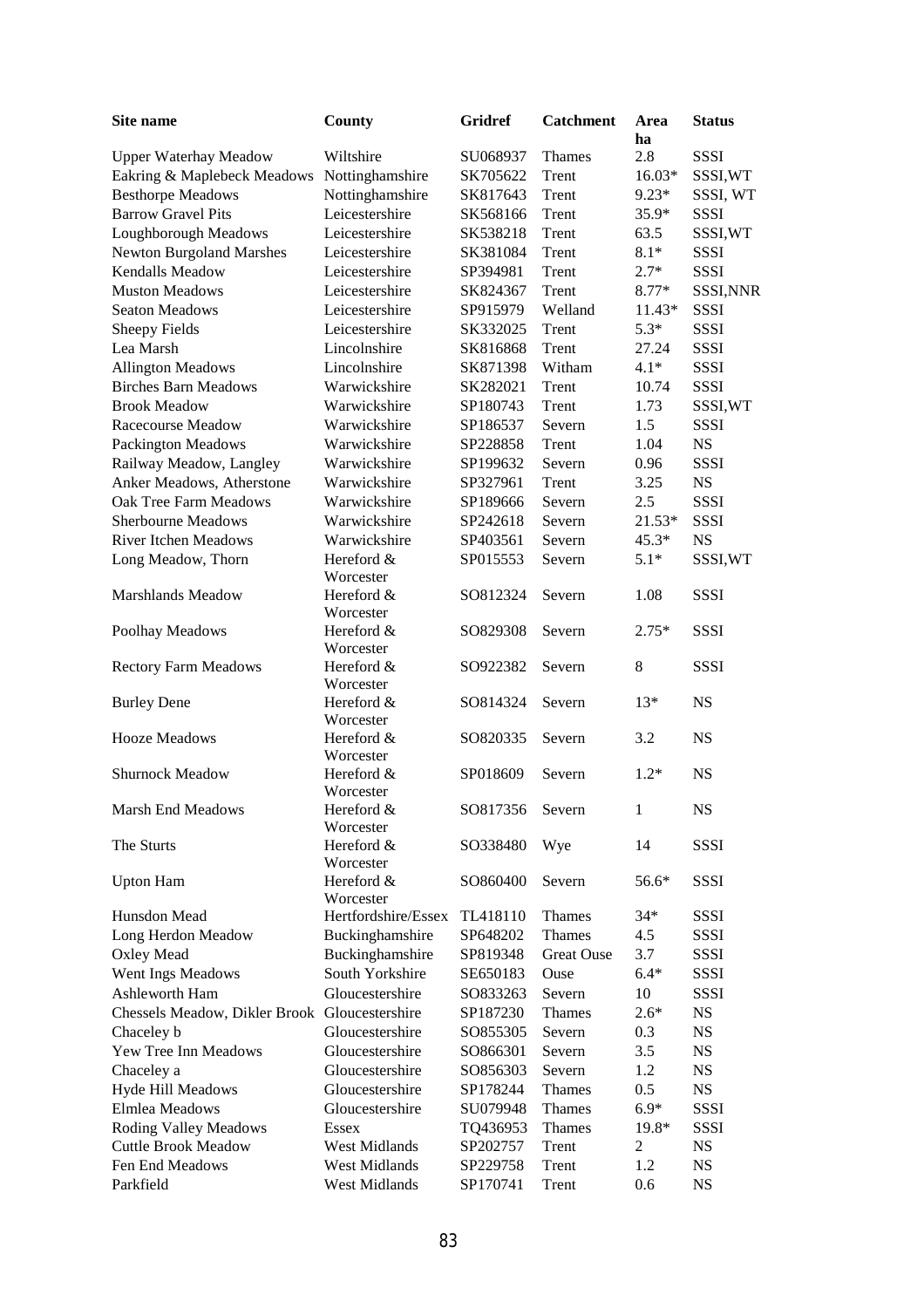| Site name | County | Gridref | Catchment | Area ha | Status |
|---|---|---|---|---|---|
| Upper Waterhay Meadow | Wiltshire | SU068937 | Thames | 2.8 | SSSI |
| Eakring & Maplebeck Meadows | Nottinghamshire | SK705622 | Trent | 16.03* | SSSI,WT |
| Besthorpe Meadows | Nottinghamshire | SK817643 | Trent | 9.23* | SSSI, WT |
| Barrow Gravel Pits | Leicestershire | SK568166 | Trent | 35.9* | SSSI |
| Loughborough Meadows | Leicestershire | SK538218 | Trent | 63.5 | SSSI,WT |
| Newton Burgoland Marshes | Leicestershire | SK381084 | Trent | 8.1* | SSSI |
| Kendalls Meadow | Leicestershire | SP394981 | Trent | 2.7* | SSSI |
| Muston Meadows | Leicestershire | SK824367 | Trent | 8.77* | SSSI,NNR |
| Seaton Meadows | Leicestershire | SP915979 | Welland | 11.43* | SSSI |
| Sheepy Fields | Leicestershire | SK332025 | Trent | 5.3* | SSSI |
| Lea Marsh | Lincolnshire | SK816868 | Trent | 27.24 | SSSI |
| Allington Meadows | Lincolnshire | SK871398 | Witham | 4.1* | SSSI |
| Birches Barn Meadows | Warwickshire | SK282021 | Trent | 10.74 | SSSI |
| Brook Meadow | Warwickshire | SP180743 | Trent | 1.73 | SSSI,WT |
| Racecourse Meadow | Warwickshire | SP186537 | Severn | 1.5 | SSSI |
| Packington Meadows | Warwickshire | SP228858 | Trent | 1.04 | NS |
| Railway Meadow, Langley | Warwickshire | SP199632 | Severn | 0.96 | SSSI |
| Anker Meadows, Atherstone | Warwickshire | SP327961 | Trent | 3.25 | NS |
| Oak Tree Farm Meadows | Warwickshire | SP189666 | Severn | 2.5 | SSSI |
| Sherbourne Meadows | Warwickshire | SP242618 | Severn | 21.53* | SSSI |
| River Itchen Meadows | Warwickshire | SP403561 | Severn | 45.3* | NS |
| Long Meadow, Thorn | Hereford & Worcester | SP015553 | Severn | 5.1* | SSSI,WT |
| Marshlands Meadow | Hereford & Worcester | SO812324 | Severn | 1.08 | SSSI |
| Poolhay Meadows | Hereford & Worcester | SO829308 | Severn | 2.75* | SSSI |
| Rectory Farm Meadows | Hereford & Worcester | SO922382 | Severn | 8 | SSSI |
| Burley Dene | Hereford & Worcester | SO814324 | Severn | 13* | NS |
| Hooze Meadows | Hereford & Worcester | SO820335 | Severn | 3.2 | NS |
| Shurnock Meadow | Hereford & Worcester | SP018609 | Severn | 1.2* | NS |
| Marsh End Meadows | Hereford & Worcester | SO817356 | Severn | 1 | NS |
| The Sturts | Hereford & Worcester | SO338480 | Wye | 14 | SSSI |
| Upton Ham | Hereford & Worcester | SO860400 | Severn | 56.6* | SSSI |
| Hunsdon Mead | Hertfordshire/Essex | TL418110 | Thames | 34* | SSSI |
| Long Herdon Meadow | Buckinghamshire | SP648202 | Thames | 4.5 | SSSI |
| Oxley Mead | Buckinghamshire | SP819348 | Great Ouse | 3.7 | SSSI |
| Went Ings Meadows | South Yorkshire | SE650183 | Ouse | 6.4* | SSSI |
| Ashleworth Ham | Gloucestershire | SO833263 | Severn | 10 | SSSI |
| Chessels Meadow, Dikler Brook | Gloucestershire | SP187230 | Thames | 2.6* | NS |
| Chaceley b | Gloucestershire | SO855305 | Severn | 0.3 | NS |
| Yew Tree Inn Meadows | Gloucestershire | SO866301 | Severn | 3.5 | NS |
| Chaceley a | Gloucestershire | SO856303 | Severn | 1.2 | NS |
| Hyde Hill Meadows | Gloucestershire | SP178244 | Thames | 0.5 | NS |
| Elmlea Meadows | Gloucestershire | SU079948 | Thames | 6.9* | SSSI |
| Roding Valley Meadows | Essex | TQ436953 | Thames | 19.8* | SSSI |
| Cuttle Brook Meadow | West Midlands | SP202757 | Trent | 2 | NS |
| Fen End Meadows | West Midlands | SP229758 | Trent | 1.2 | NS |
| Parkfield | West Midlands | SP170741 | Trent | 0.6 | NS |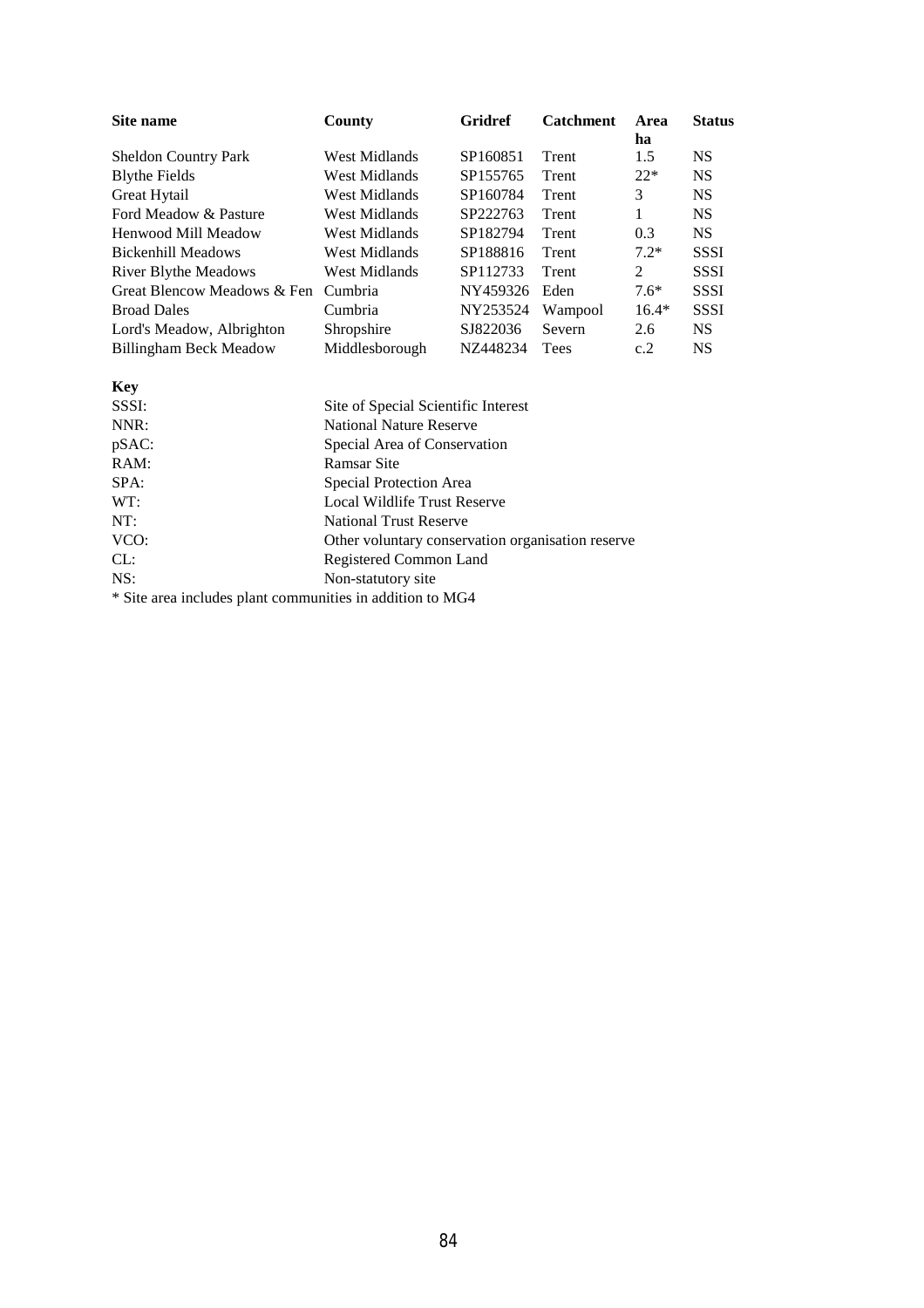| Site name | County | Gridref | Catchment | Area ha | Status |
|---|---|---|---|---|---|
| Sheldon Country Park | West Midlands | SP160851 | Trent | 1.5 | NS |
| Blythe Fields | West Midlands | SP155765 | Trent | 22* | NS |
| Great Hytail | West Midlands | SP160784 | Trent | 3 | NS |
| Ford Meadow & Pasture | West Midlands | SP222763 | Trent | 1 | NS |
| Henwood Mill Meadow | West Midlands | SP182794 | Trent | 0.3 | NS |
| Bickenhill Meadows | West Midlands | SP188816 | Trent | 7.2* | SSSI |
| River Blythe Meadows | West Midlands | SP112733 | Trent | 2 | SSSI |
| Great Blencow Meadows & Fen | Cumbria | NY459326 | Eden | 7.6* | SSSI |
| Broad Dales | Cumbria | NY253524 | Wampool | 16.4* | SSSI |
| Lord's Meadow, Albrighton | Shropshire | SJ822036 | Severn | 2.6 | NS |
| Billingham Beck Meadow | Middlesborough | NZ448234 | Tees | c.2 | NS |

**Key**

| | |
|---|---|
| SSSI: | Site of Special Scientific Interest |
| NNR: | National Nature Reserve |
| pSAC: | Special Area of Conservation |
| RAM: | Ramsar Site |
| SPA: | Special Protection Area |
| WT: | Local Wildlife Trust Reserve |
| NT: | National Trust Reserve |
| VCO: | Other voluntary conservation organisation reserve |
| CL: | Registered Common Land |
| NS: | Non-statutory site |

* Site area includes plant communities in addition to MG4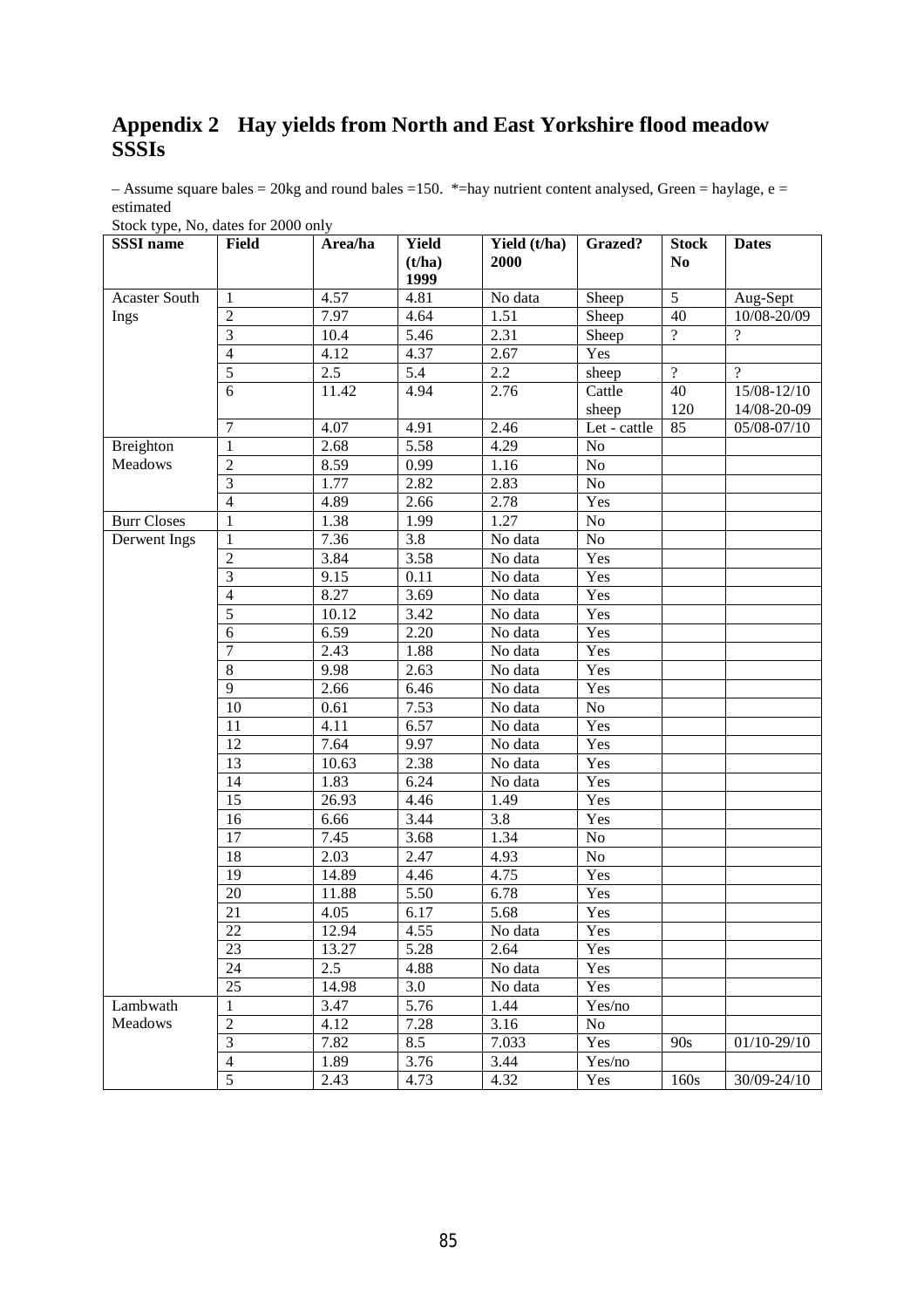## Appendix 2 Hay yields from North and East Yorkshire flood meadow SSSIs

– Assume square bales = 20kg and round bales =150. *=hay nutrient content analysed, Green = haylage, e = estimated

Stock type, No, dates for 2000 only

| SSSI name | Field | Area/ha | Yield (t/ha) 1999 | Yield (t/ha) 2000 | Grazed? | Stock No | Dates |
|---|---|---|---|---|---|---|---|
| Acaster South Ings | 1 | 4.57 | 4.81 | No data | Sheep | 5 | Aug-Sept |
| | 2 | 7.97 | 4.64 | 1.51 | Sheep | 40 | 10/08-20/09 |
| | 3 | 10.4 | 5.46 | 2.31 | Sheep | ? | ? |
| | 4 | 4.12 | 4.37 | 2.67 | Yes | | |
| | 5 | 2.5 | 5.4 | 2.2 | sheep | ? | ? |
| | 6 | 11.42 | 4.94 | 2.76 | Cattle sheep | 40 120 | 15/08-12/10 14/08-20-09 |
| | 7 | 4.07 | 4.91 | 2.46 | Let - cattle | 85 | 05/08-07/10 |
| Breighton Meadows | 1 | 2.68 | 5.58 | 4.29 | No | | |
| | 2 | 8.59 | 0.99 | 1.16 | No | | |
| | 3 | 1.77 | 2.82 | 2.83 | No | | |
| | 4 | 4.89 | 2.66 | 2.78 | Yes | | |
| Burr Closes | 1 | 1.38 | 1.99 | 1.27 | No | | |
| Derwent Ings | 1 | 7.36 | 3.8 | No data | No | | |
| | 2 | 3.84 | 3.58 | No data | Yes | | |
| | 3 | 9.15 | 0.11 | No data | Yes | | |
| | 4 | 8.27 | 3.69 | No data | Yes | | |
| | 5 | 10.12 | 3.42 | No data | Yes | | |
| | 6 | 6.59 | 2.20 | No data | Yes | | |
| | 7 | 2.43 | 1.88 | No data | Yes | | |
| | 8 | 9.98 | 2.63 | No data | Yes | | |
| | 9 | 2.66 | 6.46 | No data | Yes | | |
| | 10 | 0.61 | 7.53 | No data | No | | |
| | 11 | 4.11 | 6.57 | No data | Yes | | |
| | 12 | 7.64 | 9.97 | No data | Yes | | |
| | 13 | 10.63 | 2.38 | No data | Yes | | |
| | 14 | 1.83 | 6.24 | No data | Yes | | |
| | 15 | 26.93 | 4.46 | 1.49 | Yes | | |
| | 16 | 6.66 | 3.44 | 3.8 | Yes | | |
| | 17 | 7.45 | 3.68 | 1.34 | No | | |
| | 18 | 2.03 | 2.47 | 4.93 | No | | |
| | 19 | 14.89 | 4.46 | 4.75 | Yes | | |
| | 20 | 11.88 | 5.50 | 6.78 | Yes | | |
| | 21 | 4.05 | 6.17 | 5.68 | Yes | | |
| | 22 | 12.94 | 4.55 | No data | Yes | | |
| | 23 | 13.27 | 5.28 | 2.64 | Yes | | |
| | 24 | 2.5 | 4.88 | No data | Yes | | |
| | 25 | 14.98 | 3.0 | No data | Yes | | |
| Lambwath Meadows | 1 | 3.47 | 5.76 | 1.44 | Yes/no | | |
| | 2 | 4.12 | 7.28 | 3.16 | No | | |
| | 3 | 7.82 | 8.5 | 7.033 | Yes | 90s | 01/10-29/10 |
| | 4 | 1.89 | 3.76 | 3.44 | Yes/no | | |
| | 5 | 2.43 | 4.73 | 4.32 | Yes | 160s | 30/09-24/10 |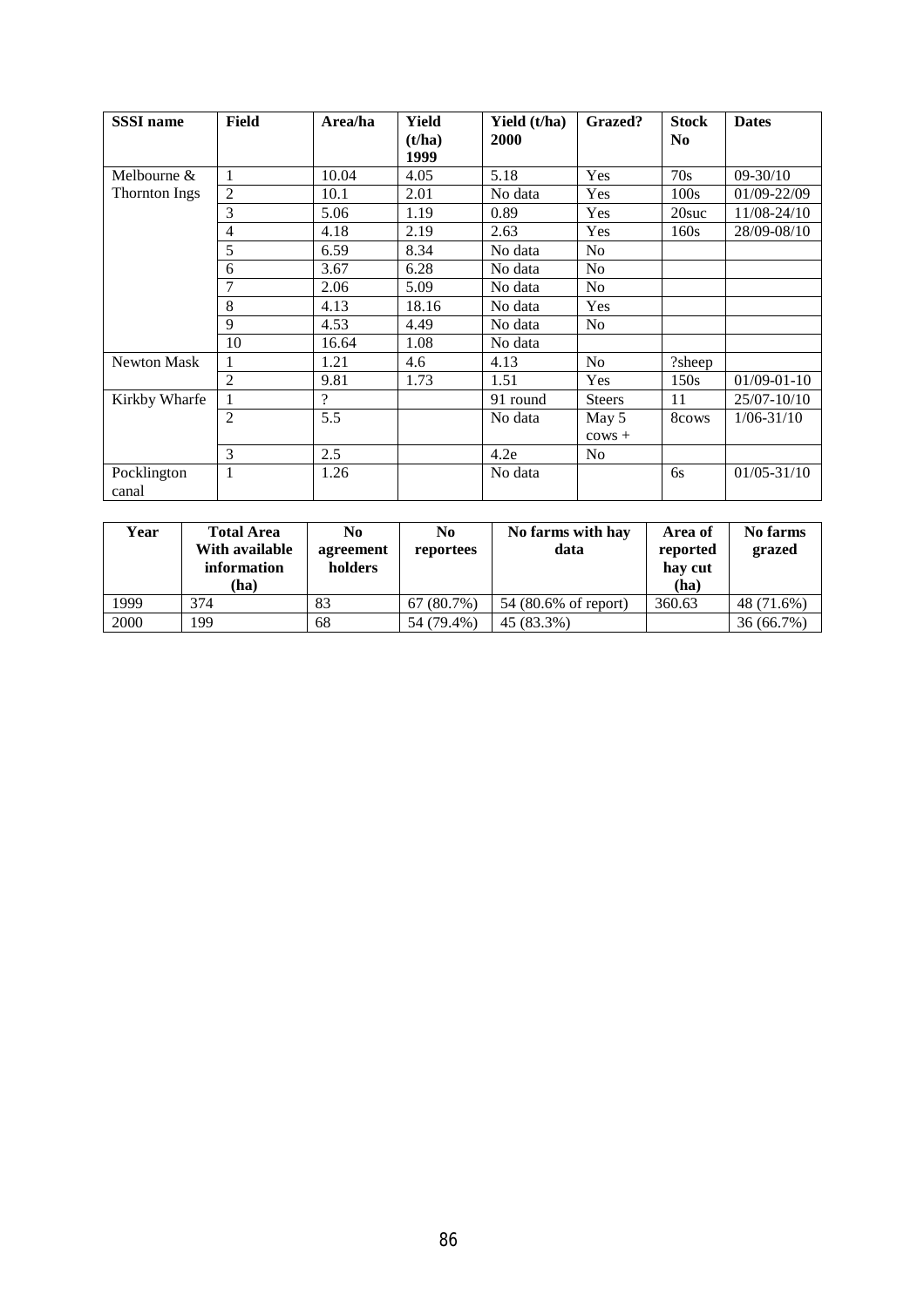| SSSI name | Field | Area/ha | Yield (t/ha) 1999 | Yield (t/ha) 2000 | Grazed? | Stock No | Dates |
|---|---|---|---|---|---|---|---|
| Melbourne & Thornton Ings | 1 | 10.04 | 4.05 | 5.18 | Yes | 70s | 09-30/10 |
| | 2 | 10.1 | 2.01 | No data | Yes | 100s | 01/09-22/09 |
| | 3 | 5.06 | 1.19 | 0.89 | Yes | 20suc | 11/08-24/10 |
| | 4 | 4.18 | 2.19 | 2.63 | Yes | 160s | 28/09-08/10 |
| | 5 | 6.59 | 8.34 | No data | No | | |
| | 6 | 3.67 | 6.28 | No data | No | | |
| | 7 | 2.06 | 5.09 | No data | No | | |
| | 8 | 4.13 | 18.16 | No data | Yes | | |
| | 9 | 4.53 | 4.49 | No data | No | | |
| | 10 | 16.64 | 1.08 | No data | | | |
| Newton Mask | 1 | 1.21 | 4.6 | 4.13 | No | ?sheep | |
| | 2 | 9.81 | 1.73 | 1.51 | Yes | 150s | 01/09-01-10 |
| Kirkby Wharfe | 1 | ? | | 91 round | Steers | 11 | 25/07-10/10 |
| | 2 | 5.5 | | No data | May 5 cows + | 8cows | 1/06-31/10 |
| | 3 | 2.5 | | 4.2e | No | | |
| Pocklington canal | 1 | 1.26 | | No data | | 6s | 01/05-31/10 |

| Year | Total Area With available information (ha) | No agreement holders | No reportees | No farms with hay data | Area of reported hay cut (ha) | No farms grazed |
|---|---|---|---|---|---|---|
| 1999 | 374 | 83 | 67 (80.7%) | 54 (80.6% of report) | 360.63 | 48 (71.6%) |
| 2000 | 199 | 68 | 54 (79.4%) | 45 (83.3%) | | 36 (66.7%) |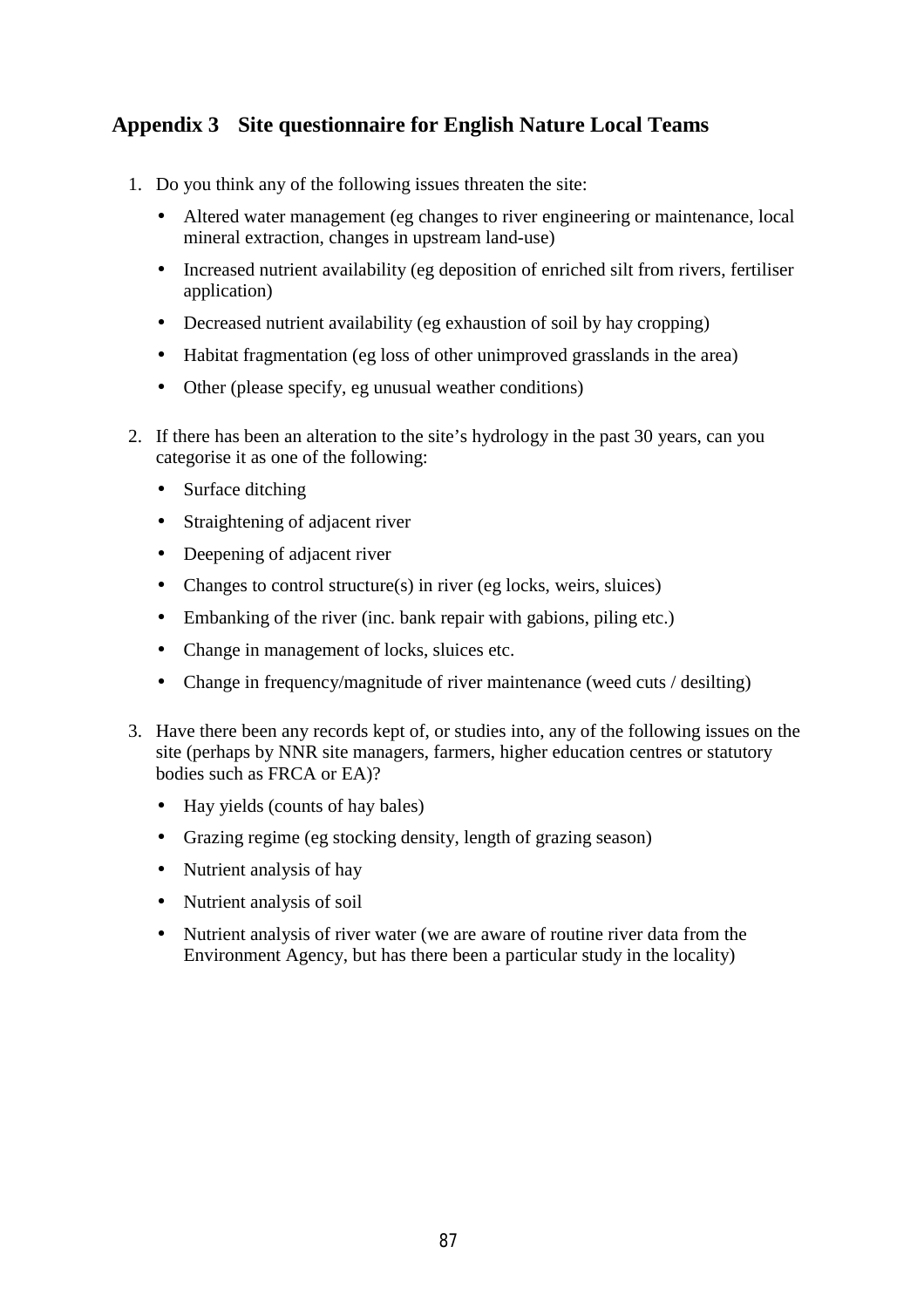## Appendix 3 Site questionnaire for English Nature Local Teams

1. Do you think any of the following issues threaten the site:
   - Altered water management (eg changes to river engineering or maintenance, local mineral extraction, changes in upstream land-use)
   - Increased nutrient availability (eg deposition of enriched silt from rivers, fertiliser application)
   - Decreased nutrient availability (eg exhaustion of soil by hay cropping)
   - Habitat fragmentation (eg loss of other unimproved grasslands in the area)
   - Other (please specify, eg unusual weather conditions)

2. If there has been an alteration to the site's hydrology in the past 30 years, can you categorise it as one of the following:
   - Surface ditching
   - Straightening of adjacent river
   - Deepening of adjacent river
   - Changes to control structure(s) in river (eg locks, weirs, sluices)
   - Embanking of the river (inc. bank repair with gabions, piling etc.)
   - Change in management of locks, sluices etc.
   - Change in frequency/magnitude of river maintenance (weed cuts / desilting)

3. Have there been any records kept of, or studies into, any of the following issues on the site (perhaps by NNR site managers, farmers, higher education centres or statutory bodies such as FRCA or EA)?
   - Hay yields (counts of hay bales)
   - Grazing regime (eg stocking density, length of grazing season)
   - Nutrient analysis of hay
   - Nutrient analysis of soil
   - Nutrient analysis of river water (we are aware of routine river data from the Environment Agency, but has there been a particular study in the locality)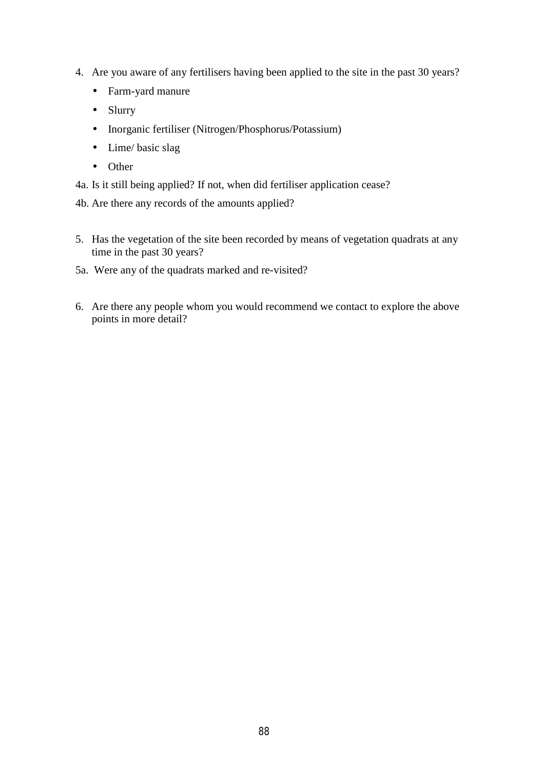4. Are you aware of any fertilisers having been applied to the site in the past 30 years?
    - Farm-yard manure
    - Slurry
    - Inorganic fertiliser (Nitrogen/Phosphorus/Potassium)
    - Lime/ basic slag
    - Other

4a. Is it still being applied? If not, when did fertiliser application cease?

4b. Are there any records of the amounts applied?

5. Has the vegetation of the site been recorded by means of vegetation quadrats at any time in the past 30 years?

5a. Were any of the quadrats marked and re-visited?

6. Are there any people whom you would recommend we contact to explore the above points in more detail?